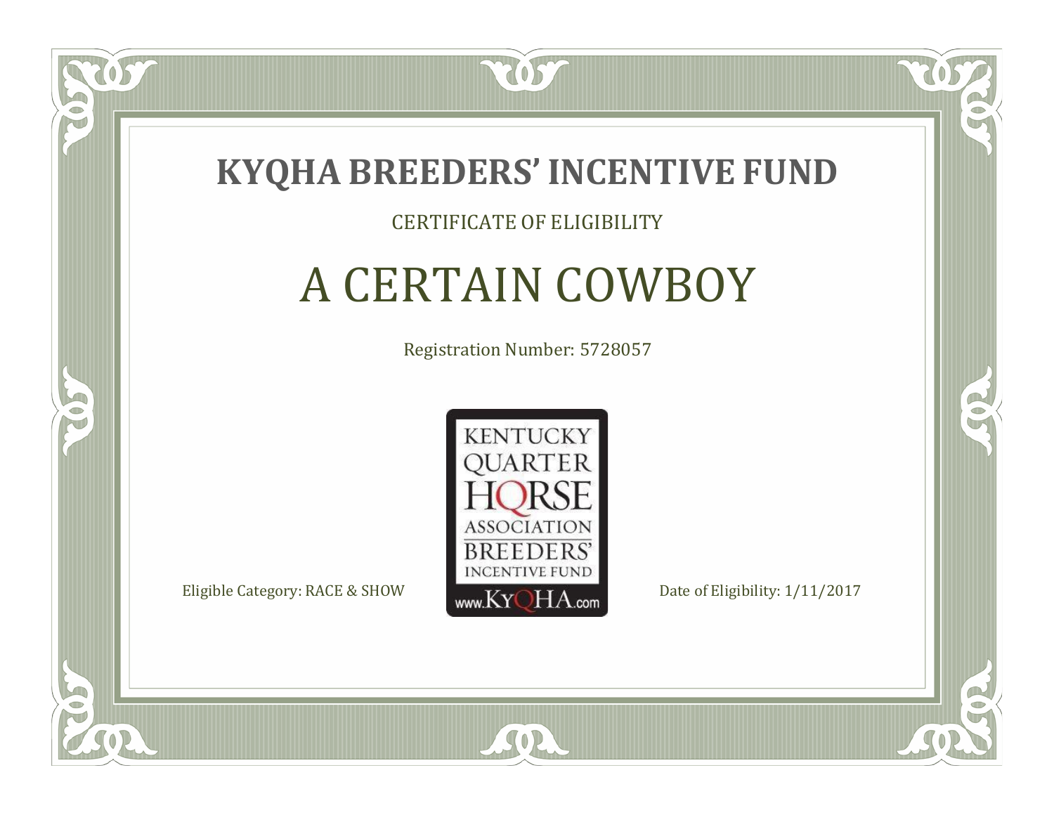# KYQHA BREEDERS' INCENTIVE FUND

CERTIFICATE OF ELIGIBILITY

## A CERTAIN COWBOY

Registration Number: 5728057

KENTUCKY QUARTER HORSE ASSOCIATION BREEDERS' INCENTIVE FUND www.KyQHA.com

Eligible Category: RACE & SHOW

Date of Eligibility: 1/11/2017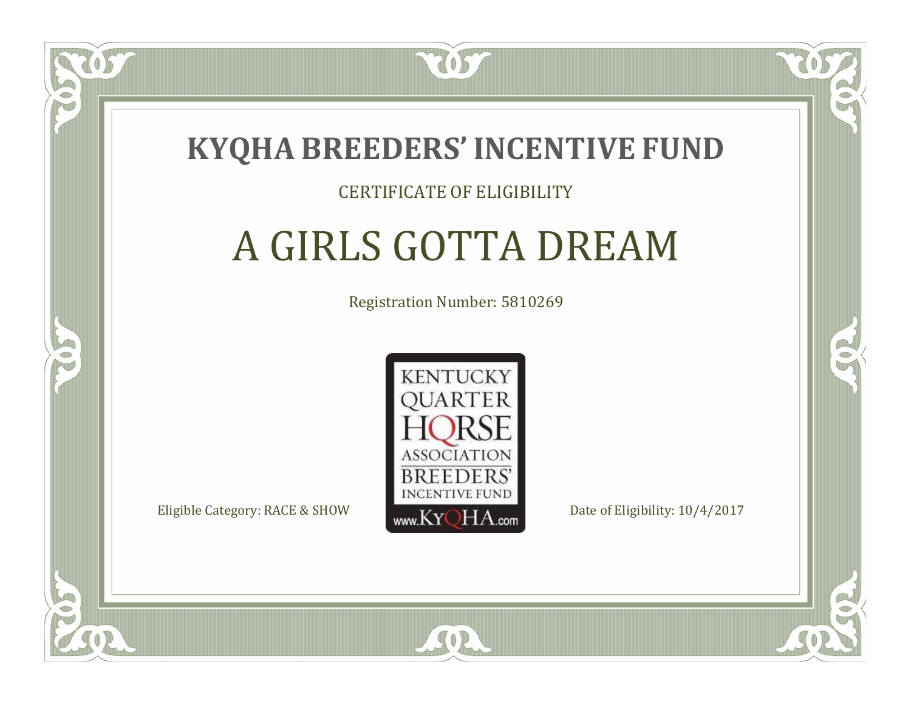# KYQHA BREEDERS' INCENTIVE FUND

CERTIFICATE OF ELIGIBILITY

## A GIRLS GOTTA DREAM

Registration Number: 5810269

KENTUCKY
QUARTER
HORSE
ASSOCIATION
BREEDERS'
INCENTIVE FUND
www.KyQHA.com

Eligible Category: RACE & SHOW

Date of Eligibility: 10/4/2017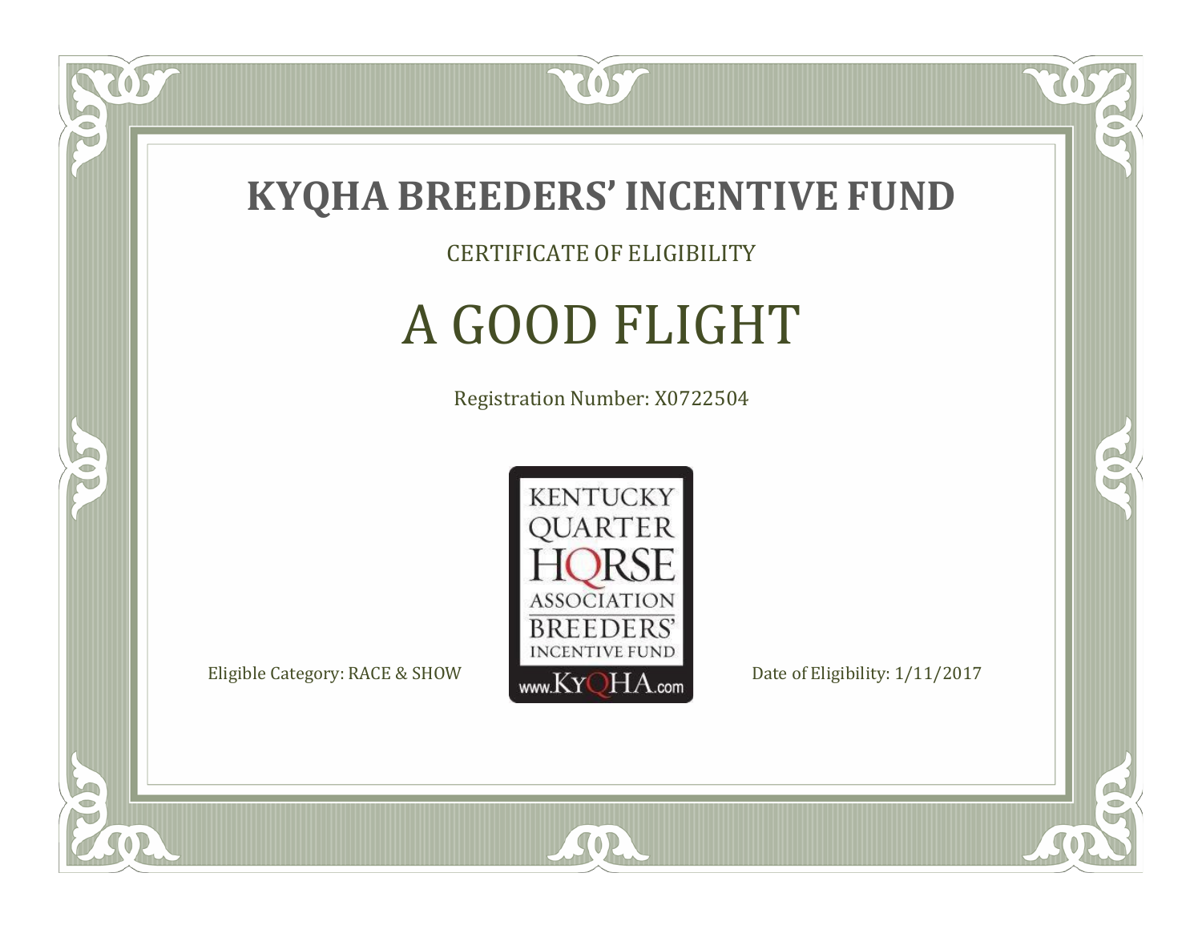# KYQHA BREEDERS' INCENTIVE FUND

CERTIFICATE OF ELIGIBILITY

## A GOOD FLIGHT

Registration Number: X0722504

KENTUCKY QUARTER HORSE ASSOCIATION BREEDERS' INCENTIVE FUND www.KyQHA.com

Eligible Category: RACE & SHOW

Date of Eligibility: 1/11/2017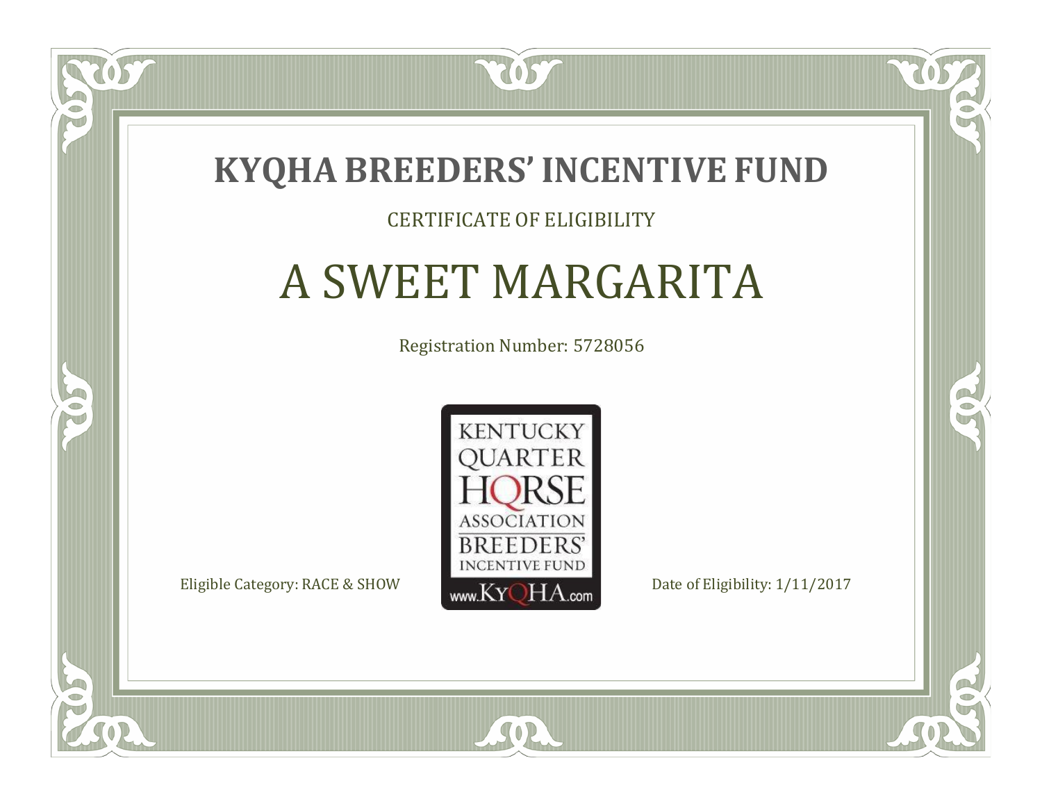# KYQHA BREEDERS' INCENTIVE FUND

CERTIFICATE OF ELIGIBILITY

## A SWEET MARGARITA

Registration Number: 5728056

KENTUCKY QUARTER HORSE ASSOCIATION BREEDERS' INCENTIVE FUND www.KyQHA.com

Eligible Category: RACE & SHOW

Date of Eligibility: 1/11/2017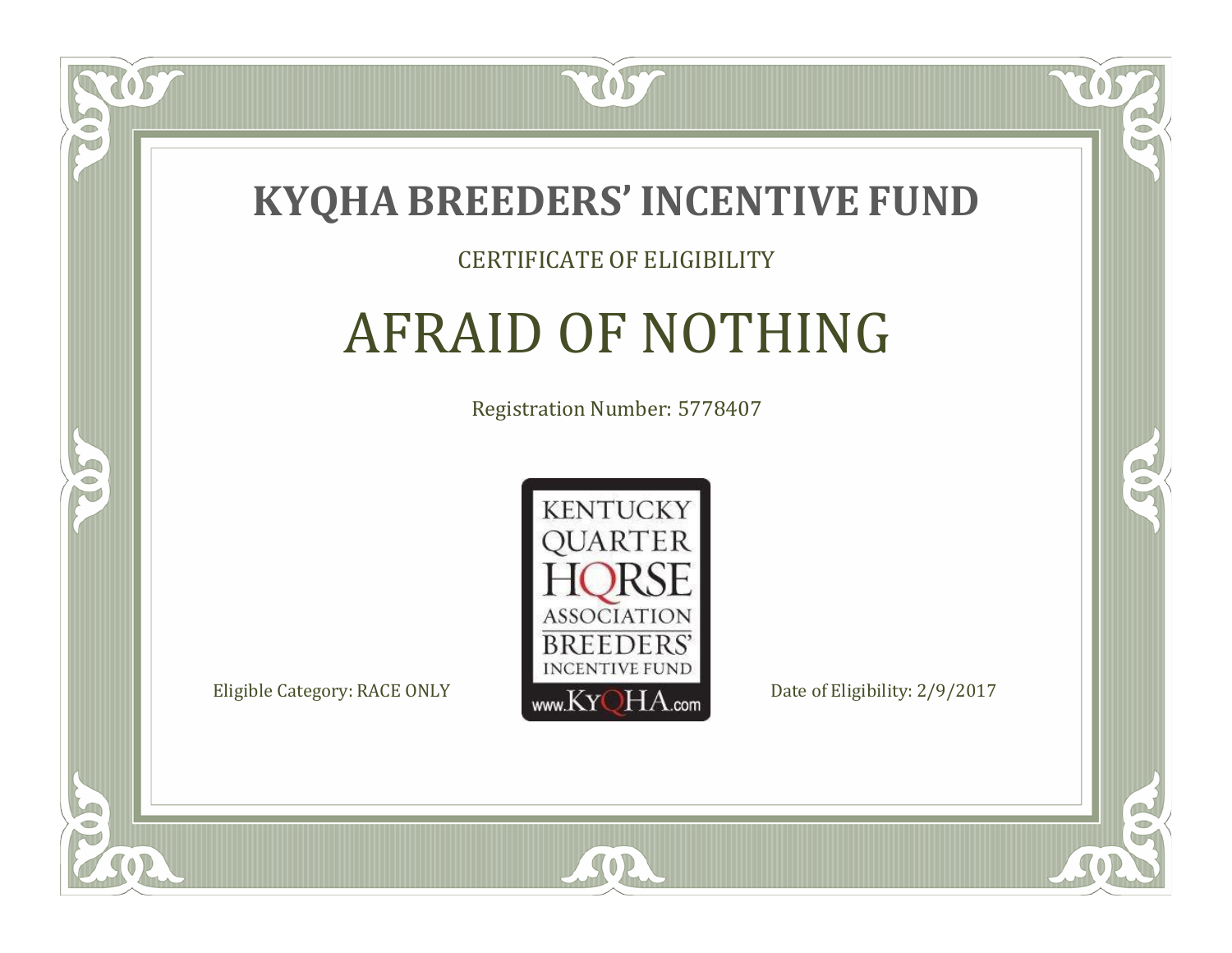# KYQHA BREEDERS' INCENTIVE FUND

CERTIFICATE OF ELIGIBILITY

## AFRAID OF NOTHING

Registration Number: 5778407

KENTUCKY QUARTER HORSE ASSOCIATION BREEDERS' INCENTIVE FUND www.KyQHA.com

Eligible Category: RACE ONLY

Date of Eligibility: 2/9/2017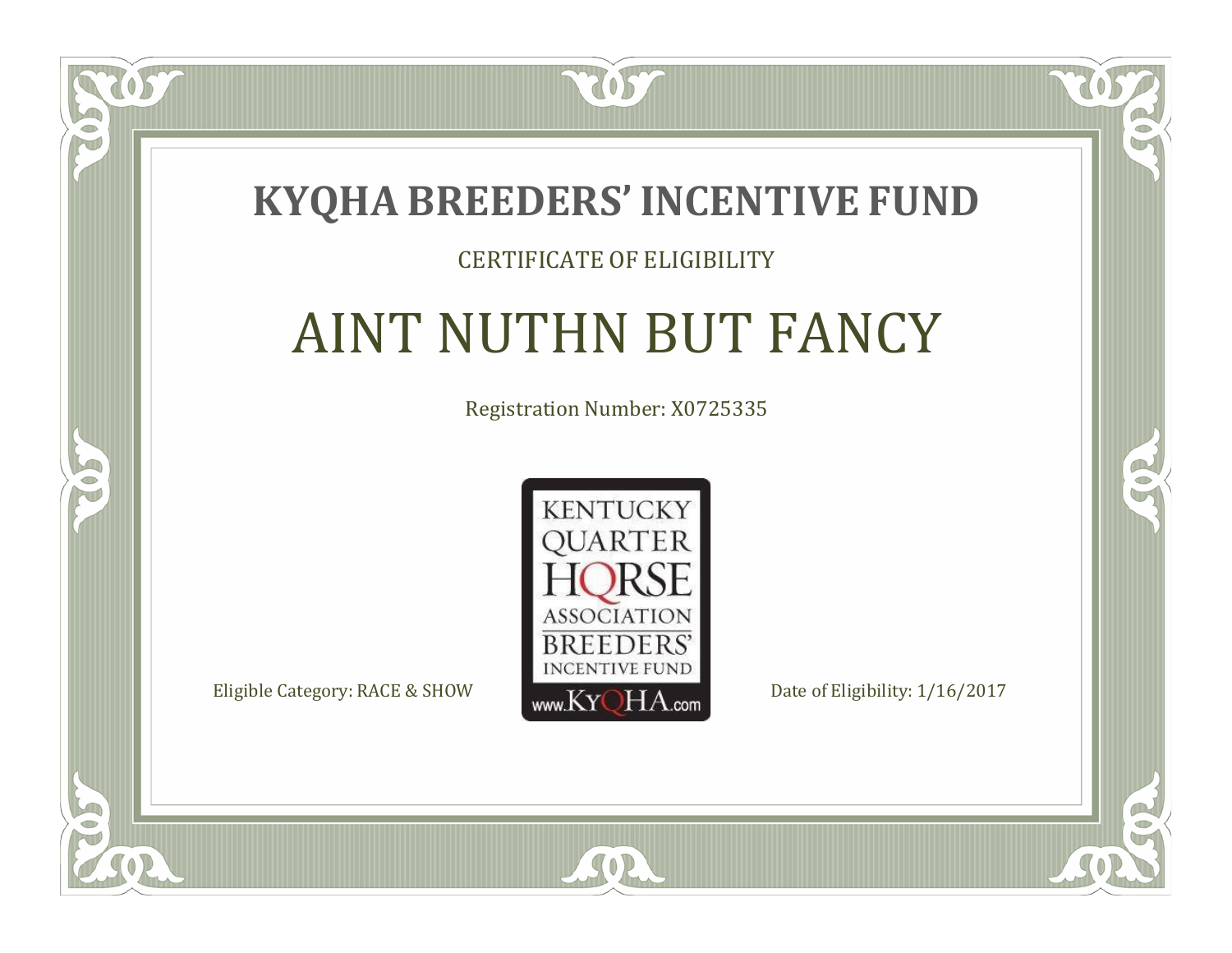# KYQHA BREEDERS' INCENTIVE FUND

CERTIFICATE OF ELIGIBILITY

## AINT NUTHN BUT FANCY

Registration Number: X0725335

KENTUCKY QUARTER HORSE ASSOCIATION BREEDERS' INCENTIVE FUND
www.KyQHA.com

Eligible Category: RACE & SHOW

Date of Eligibility: 1/16/2017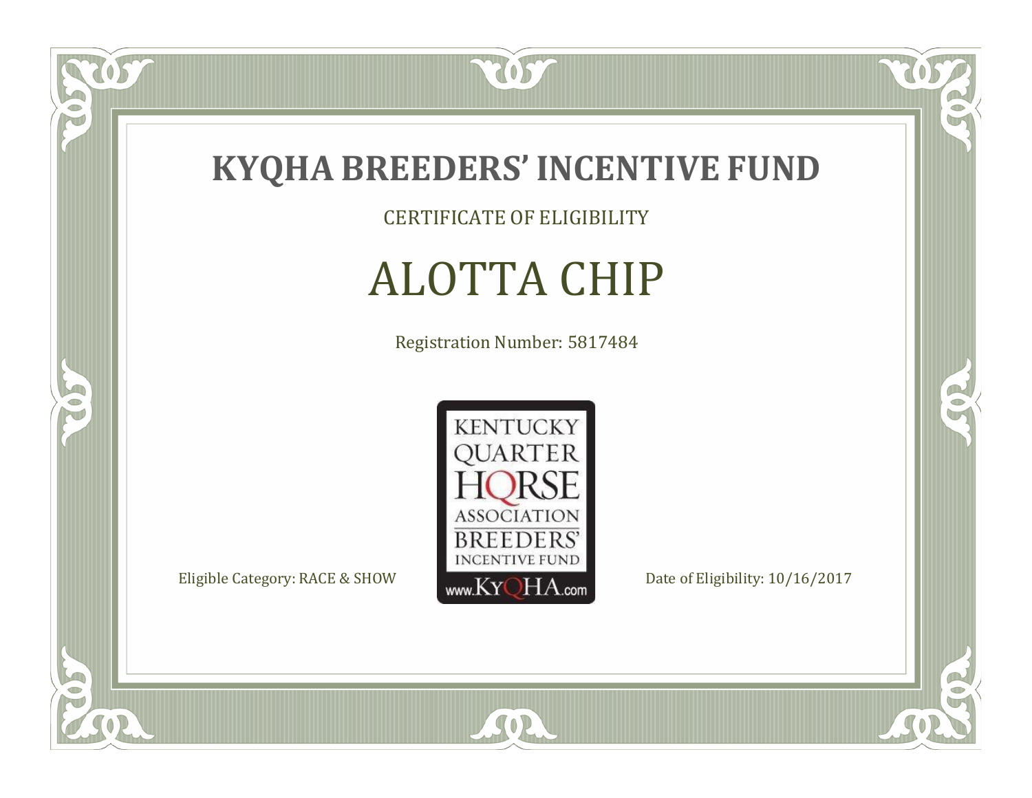# KYQHA BREEDERS' INCENTIVE FUND

CERTIFICATE OF ELIGIBILITY

## ALOTTA CHIP

Registration Number: 5817484

KENTUCKY QUARTER HORSE ASSOCIATION BREEDERS' INCENTIVE FUND www.KyQHA.com

Eligible Category: RACE & SHOW

Date of Eligibility: 10/16/2017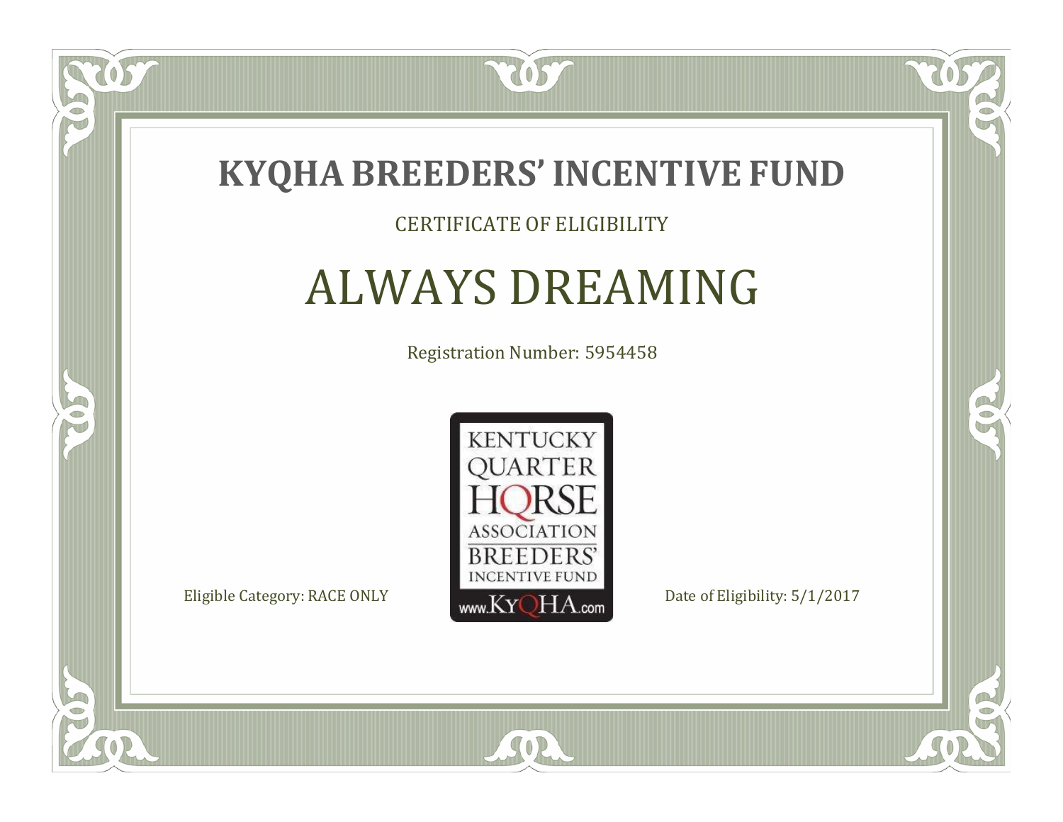# KYQHA BREEDERS' INCENTIVE FUND

CERTIFICATE OF ELIGIBILITY

## ALWAYS DREAMING

Registration Number: 5954458

KENTUCKY QUARTER HORSE ASSOCIATION BREEDERS' INCENTIVE FUND www.KyQHA.com

Eligible Category: RACE ONLY

Date of Eligibility: 5/1/2017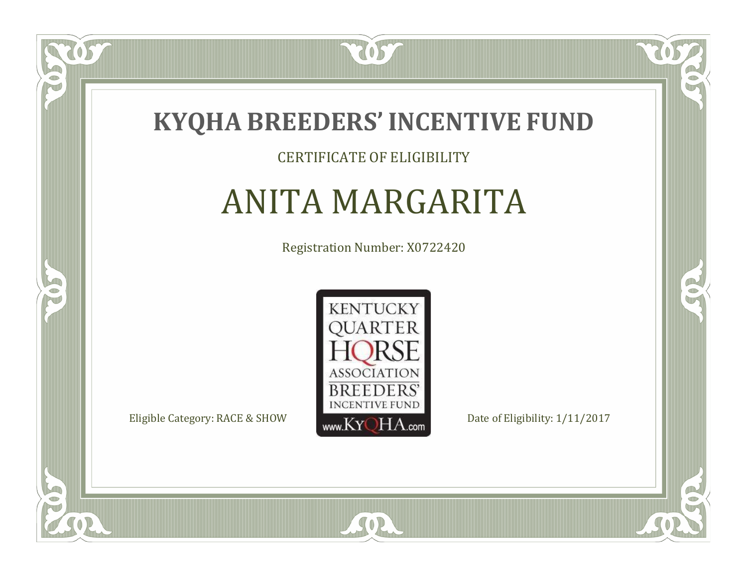# KYQHA BREEDERS' INCENTIVE FUND

CERTIFICATE OF ELIGIBILITY

## ANITA MARGARITA

Registration Number: X0722420

KENTUCKY QUARTER HORSE ASSOCIATION BREEDERS' INCENTIVE FUND www.KyQHA.com

Eligible Category: RACE & SHOW

Date of Eligibility: 1/11/2017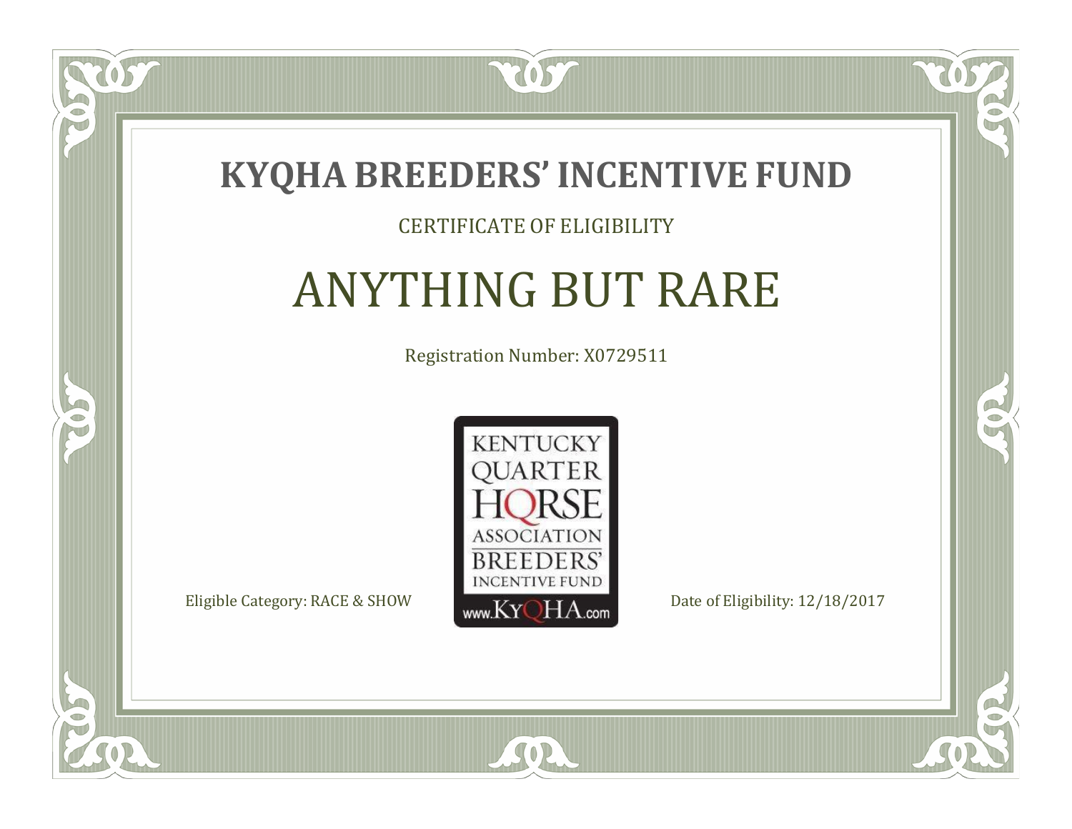# KYQHA BREEDERS' INCENTIVE FUND

CERTIFICATE OF ELIGIBILITY

## ANYTHING BUT RARE

Registration Number: X0729511

KENTUCKY QUARTER HORSE ASSOCIATION BREEDERS' INCENTIVE FUND www.KyQHA.com

Eligible Category: RACE & SHOW

Date of Eligibility: 12/18/2017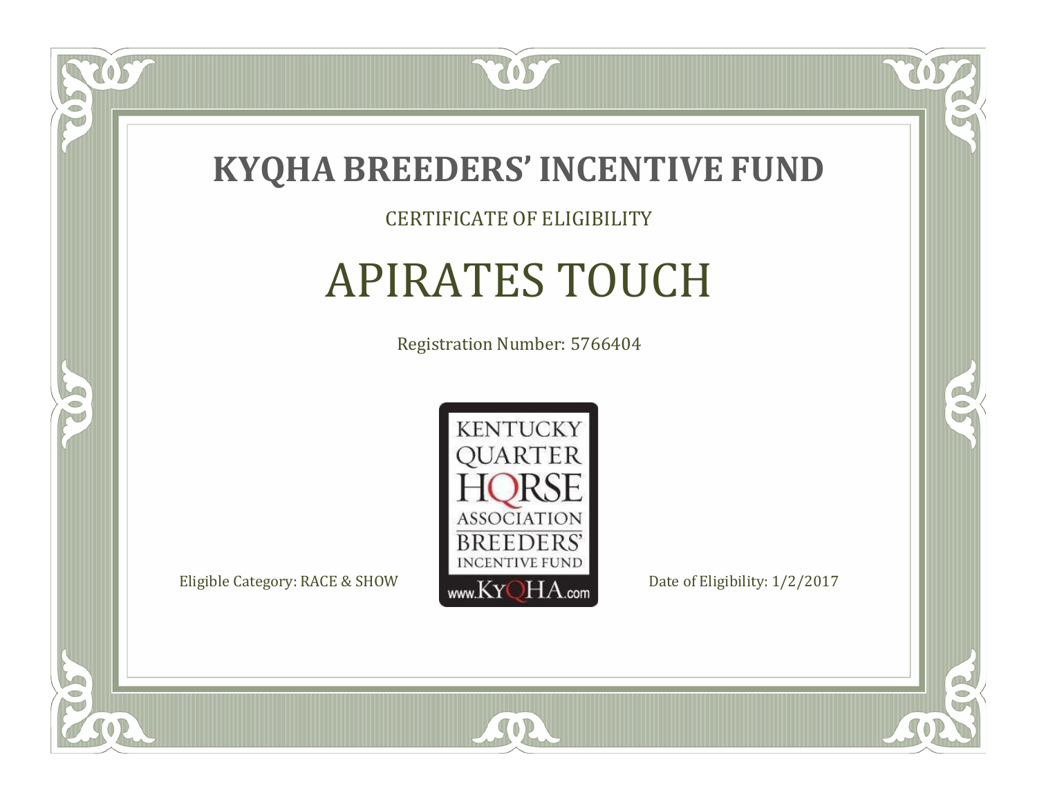# KYQHA BREEDERS' INCENTIVE FUND

CERTIFICATE OF ELIGIBILITY

## APIRATES TOUCH

Registration Number: 5766404

KENTUCKY QUARTER HORSE ASSOCIATION BREEDERS' INCENTIVE FUND www.KyQHA.com

Eligible Category: RACE & SHOW

Date of Eligibility: 1/2/2017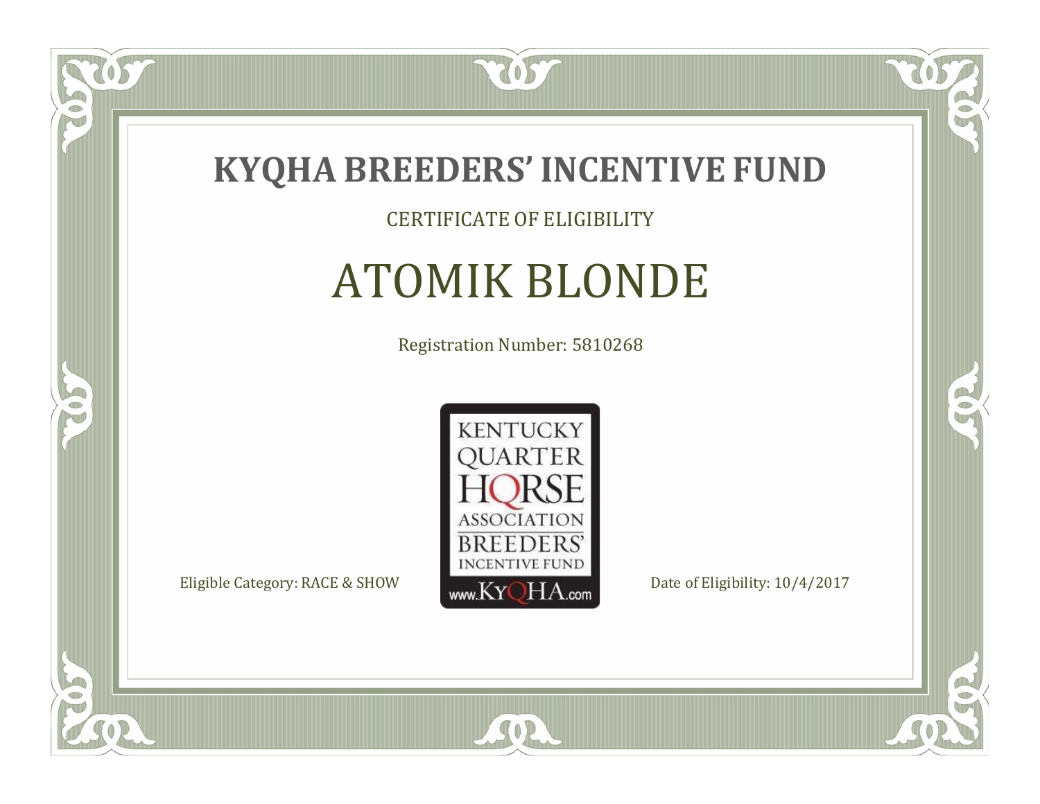# KYQHA BREEDERS' INCENTIVE FUND

CERTIFICATE OF ELIGIBILITY

## ATOMIK BLONDE

Registration Number: 5810268

KENTUCKY QUARTER HORSE ASSOCIATION BREEDERS' INCENTIVE FUND www.KyQHA.com

Eligible Category: RACE & SHOW

Date of Eligibility: 10/4/2017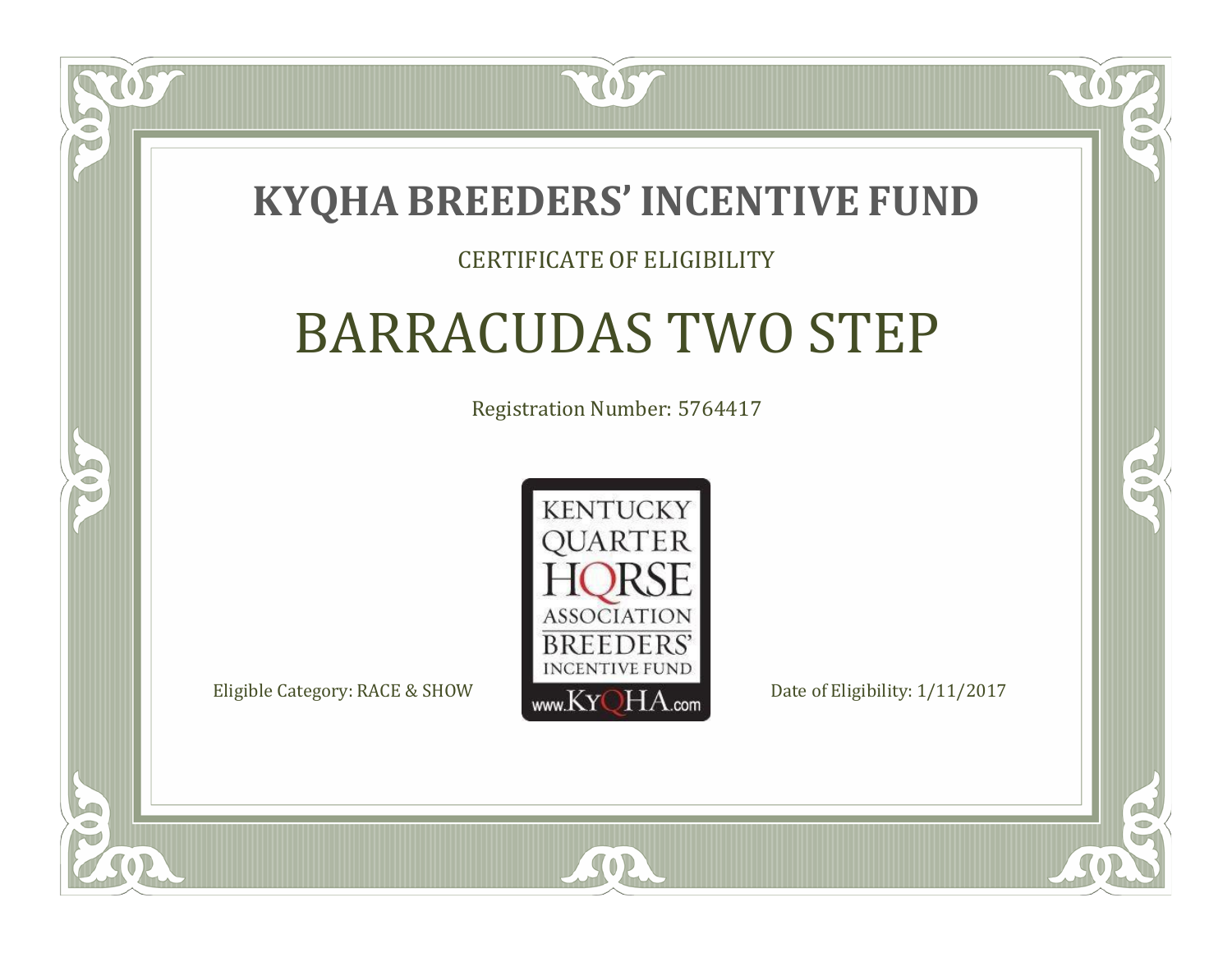# KYQHA BREEDERS' INCENTIVE FUND

CERTIFICATE OF ELIGIBILITY

## BARRACUDAS TWO STEP

Registration Number: 5764417

KENTUCKY QUARTER HORSE ASSOCIATION BREEDERS' INCENTIVE FUND www.KyQHA.com

Eligible Category: RACE & SHOW

Date of Eligibility: 1/11/2017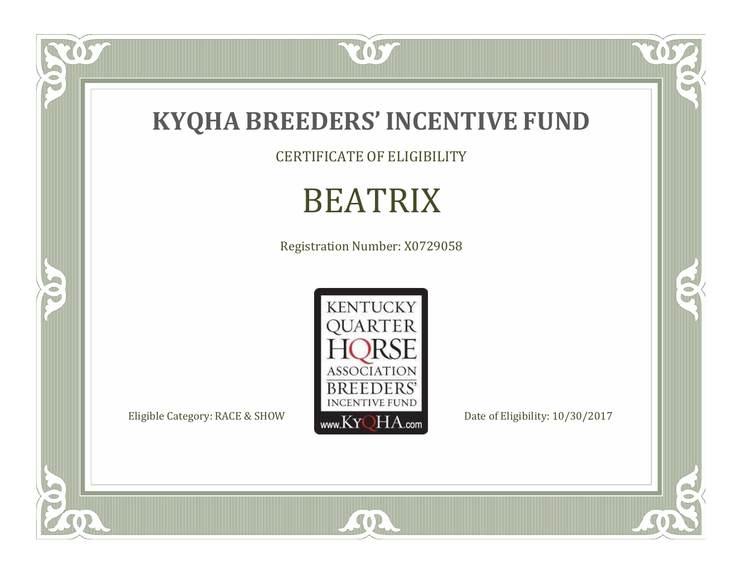# KYQHA BREEDERS' INCENTIVE FUND

CERTIFICATE OF ELIGIBILITY

## BEATRIX

Registration Number: X0729058

KENTUCKY QUARTER HORSE ASSOCIATION BREEDERS' INCENTIVE FUND
www.KyQHA.com

Eligible Category: RACE & SHOW

Date of Eligibility: 10/30/2017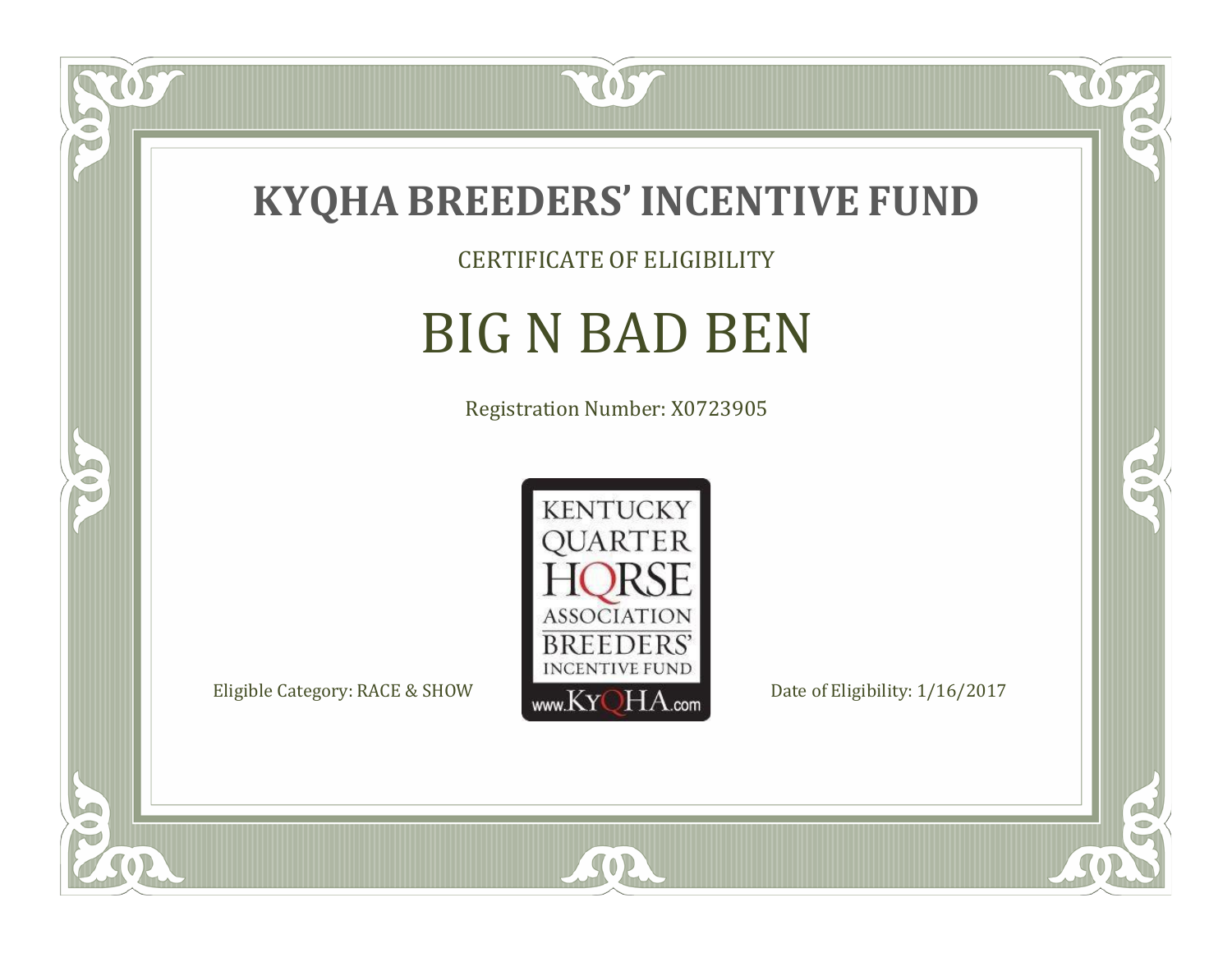# KYQHA BREEDERS' INCENTIVE FUND

CERTIFICATE OF ELIGIBILITY

## BIG N BAD BEN

Registration Number: X0723905

KENTUCKY QUARTER HORSE ASSOCIATION BREEDERS' INCENTIVE FUND www.KyQHA.com

Eligible Category: RACE & SHOW

Date of Eligibility: 1/16/2017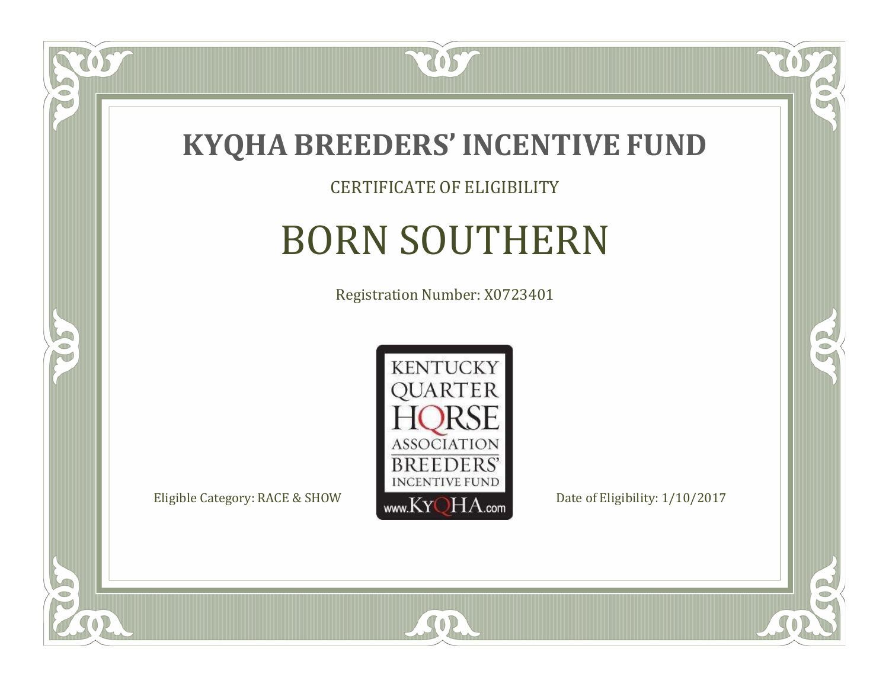# KYQHA BREEDERS' INCENTIVE FUND

CERTIFICATE OF ELIGIBILITY

## BORN SOUTHERN

Registration Number: X0723401

KENTUCKY QUARTER HORSE ASSOCIATION BREEDERS' INCENTIVE FUND www.KyQHA.com

Eligible Category: RACE & SHOW

Date of Eligibility: 1/10/2017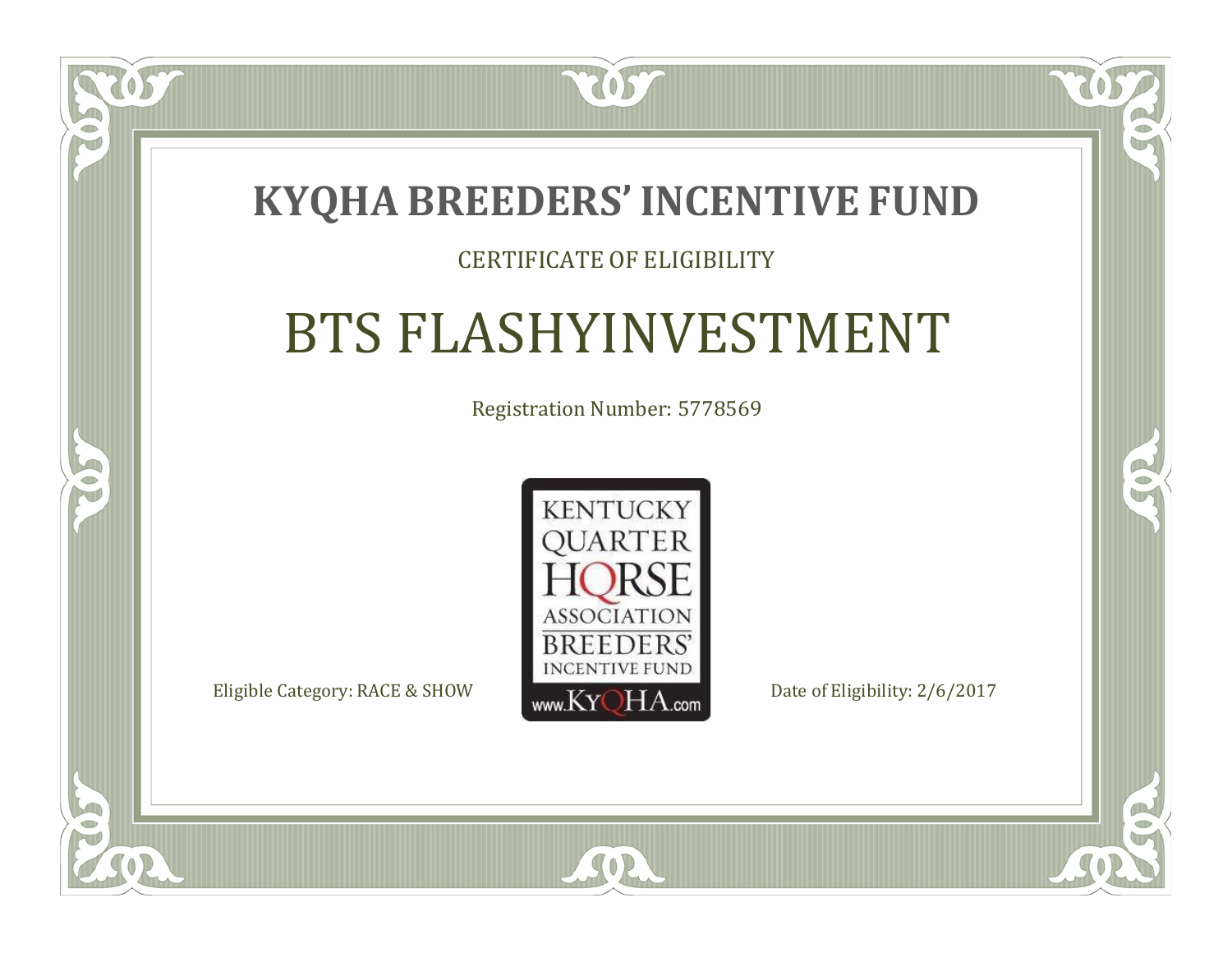# KYQHA BREEDERS' INCENTIVE FUND

CERTIFICATE OF ELIGIBILITY

## BTS FLASHYINVESTMENT

Registration Number: 5778569

KENTUCKY QUARTER HORSE ASSOCIATION BREEDERS' INCENTIVE FUND

www.KyQHA.com

Eligible Category: RACE & SHOW

Date of Eligibility: 2/6/2017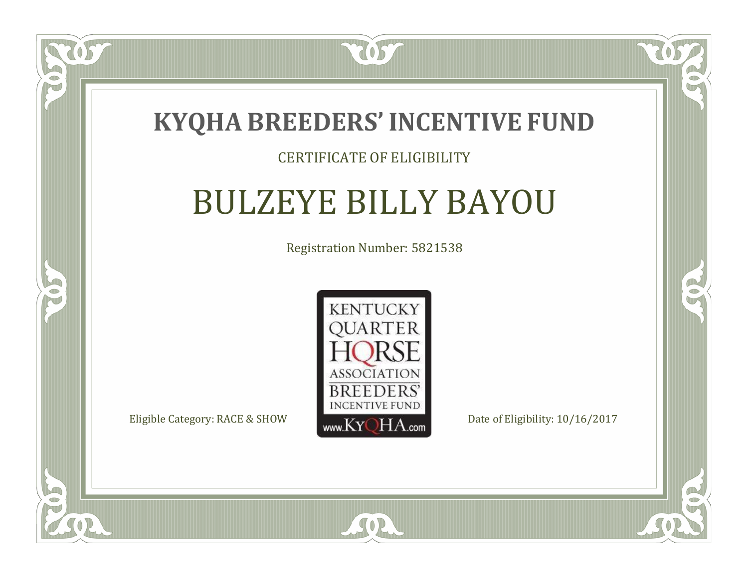# KYQHA BREEDERS' INCENTIVE FUND

CERTIFICATE OF ELIGIBILITY

## BULZEYE BILLY BAYOU

Registration Number: 5821538

KENTUCKY QUARTER HORSE ASSOCIATION BREEDERS' INCENTIVE FUND www.KyQHA.com

Eligible Category: RACE & SHOW

Date of Eligibility: 10/16/2017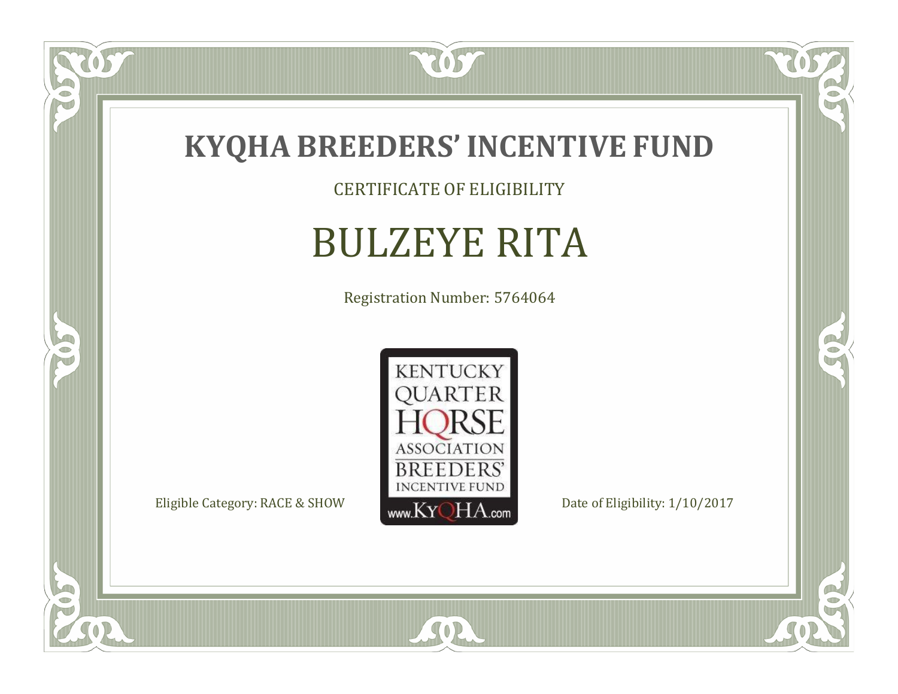# KYQHA BREEDERS' INCENTIVE FUND

CERTIFICATE OF ELIGIBILITY

## BULZEYE RITA

Registration Number: 5764064

KENTUCKY QUARTER HORSE ASSOCIATION BREEDERS' INCENTIVE FUND www.KyQHA.com

Eligible Category: RACE & SHOW

Date of Eligibility: 1/10/2017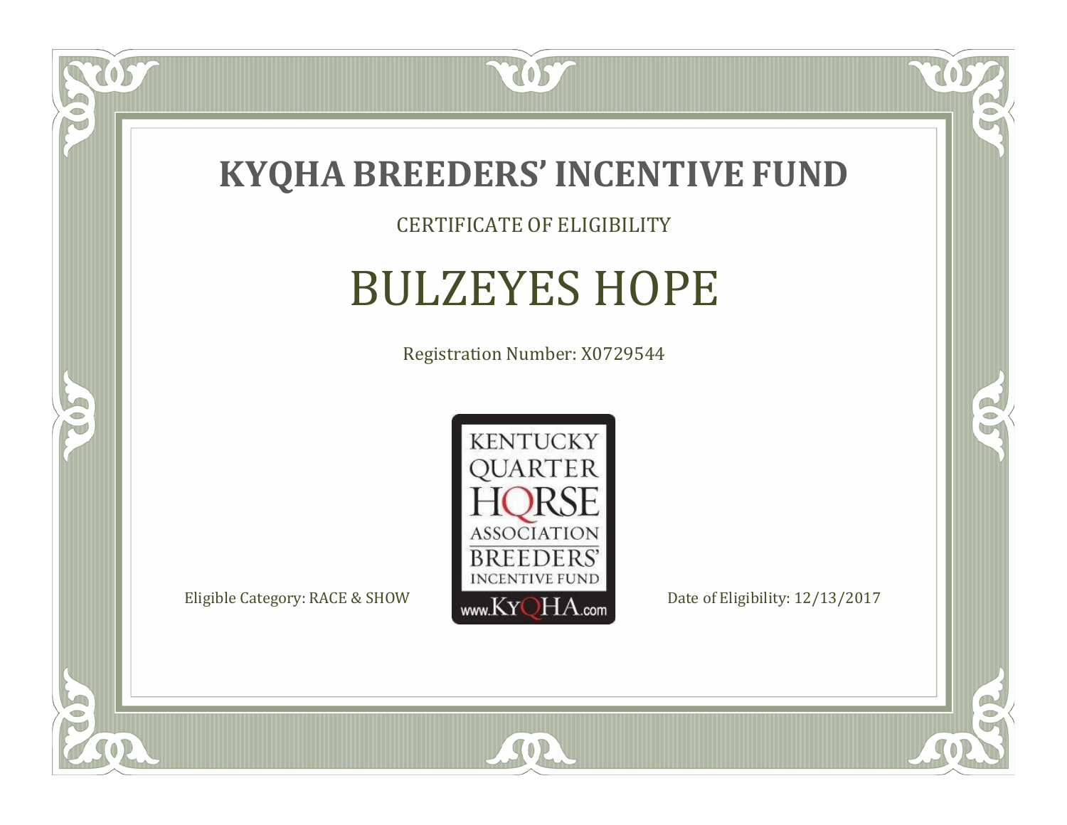# KYQHA BREEDERS' INCENTIVE FUND

CERTIFICATE OF ELIGIBILITY

## BULZEYES HOPE

Registration Number: X0729544

KENTUCKY QUARTER HORSE ASSOCIATION BREEDERS' INCENTIVE FUND

www.KyQHA.com

Eligible Category: RACE & SHOW

Date of Eligibility: 12/13/2017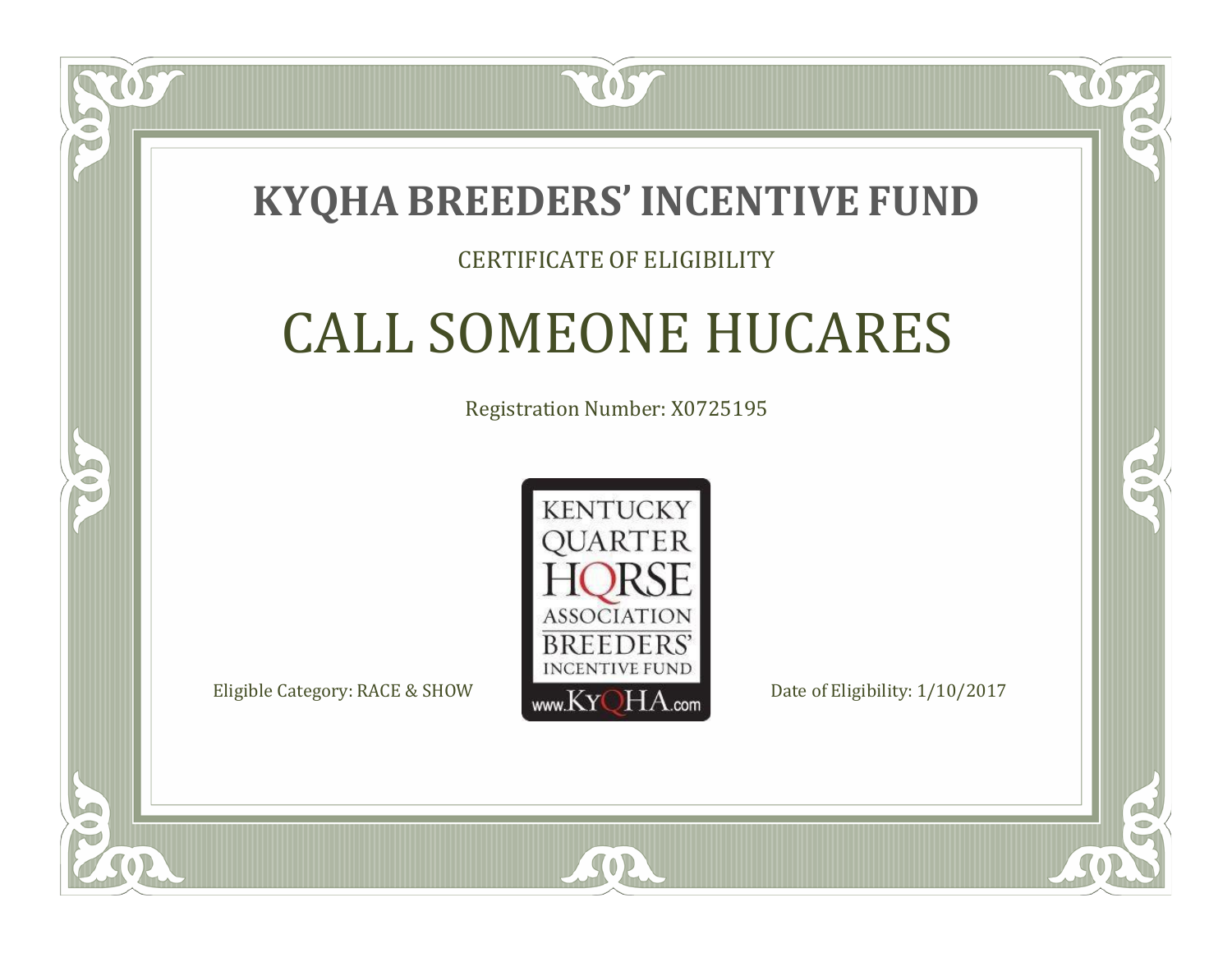# KYQHA BREEDERS' INCENTIVE FUND

CERTIFICATE OF ELIGIBILITY

## CALL SOMEONE HUCARES

Registration Number: X0725195

KENTUCKY QUARTER HORSE ASSOCIATION BREEDERS' INCENTIVE FUND www.KyQHA.com

Eligible Category: RACE & SHOW

Date of Eligibility: 1/10/2017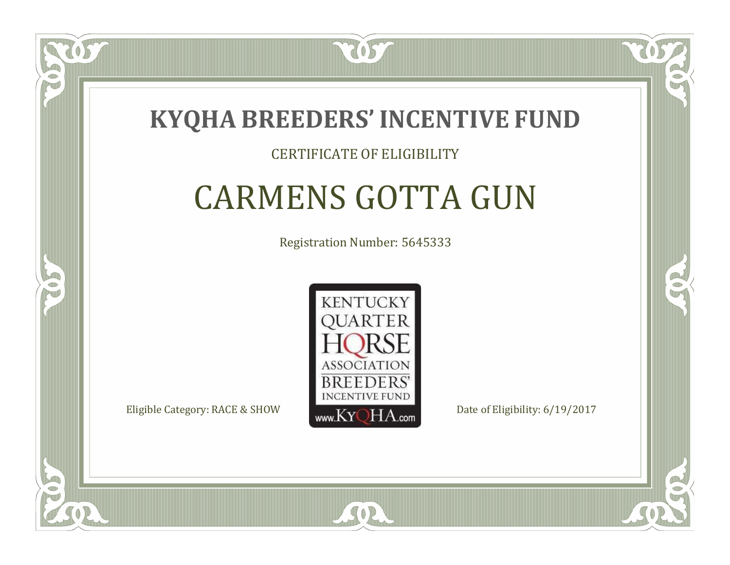# KYQHA BREEDERS' INCENTIVE FUND

CERTIFICATE OF ELIGIBILITY

## CARMENS GOTTA GUN

Registration Number: 5645333

KENTUCKY QUARTER HORSE ASSOCIATION BREEDERS' INCENTIVE FUND www.KyQHA.com

Eligible Category: RACE & SHOW

Date of Eligibility: 6/19/2017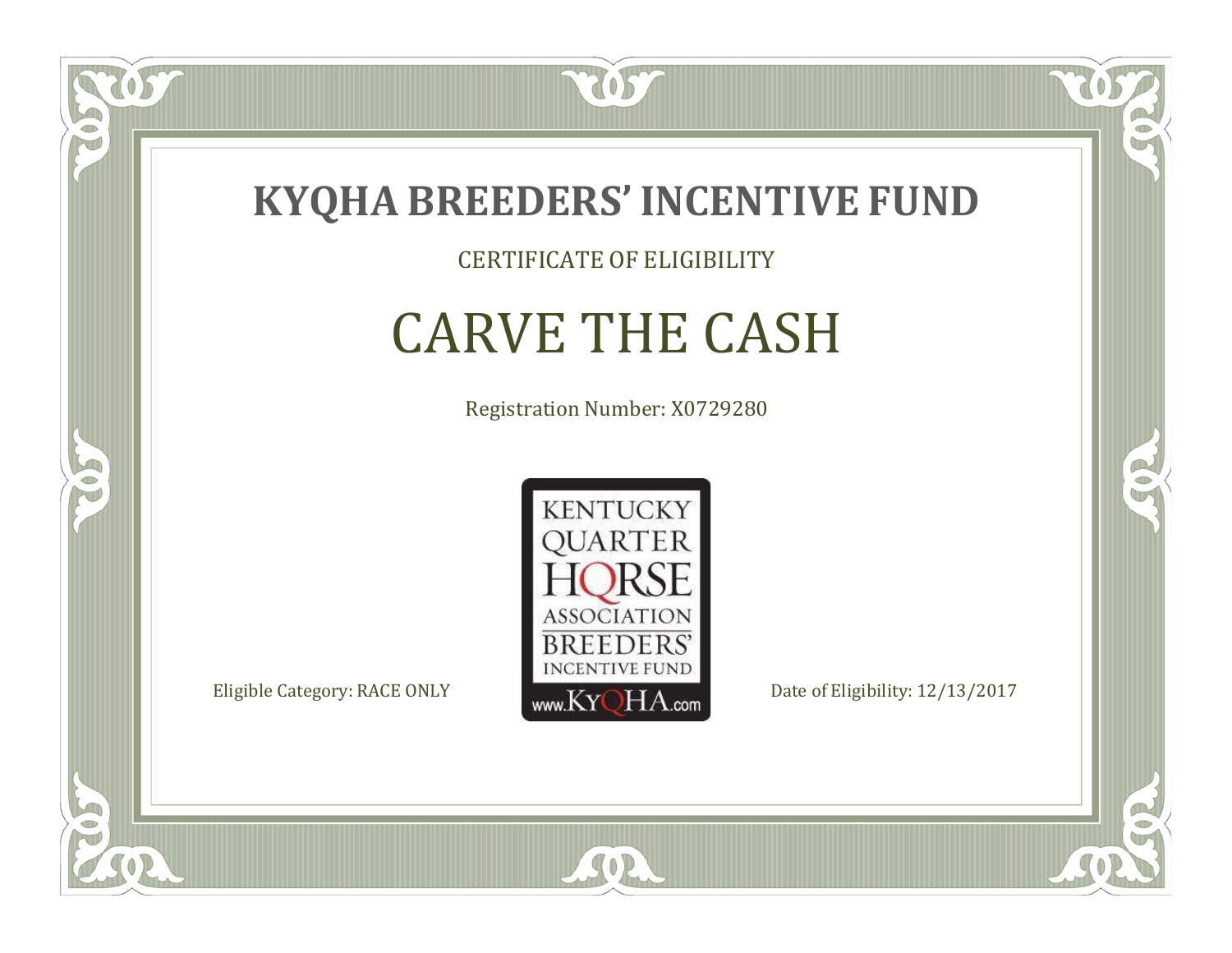# KYQHA BREEDERS' INCENTIVE FUND

CERTIFICATE OF ELIGIBILITY

## CARVE THE CASH

Registration Number: X0729280

KENTUCKY QUARTER HORSE ASSOCIATION BREEDERS' INCENTIVE FUND www.KyQHA.com

Eligible Category: RACE ONLY

Date of Eligibility: 12/13/2017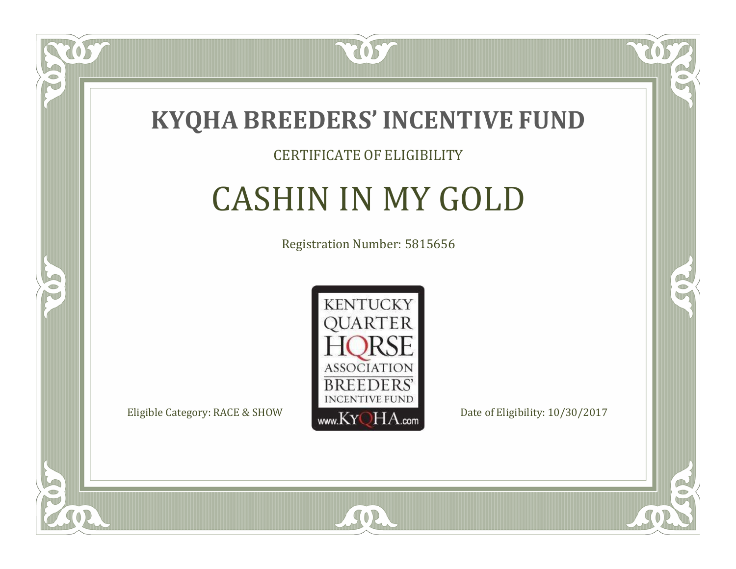# KYQHA BREEDERS' INCENTIVE FUND

CERTIFICATE OF ELIGIBILITY

## CASHIN IN MY GOLD

Registration Number: 5815656

KENTUCKY QUARTER HORSE ASSOCIATION BREEDERS' INCENTIVE FUND www.KyQHA.com

Eligible Category: RACE & SHOW

Date of Eligibility: 10/30/2017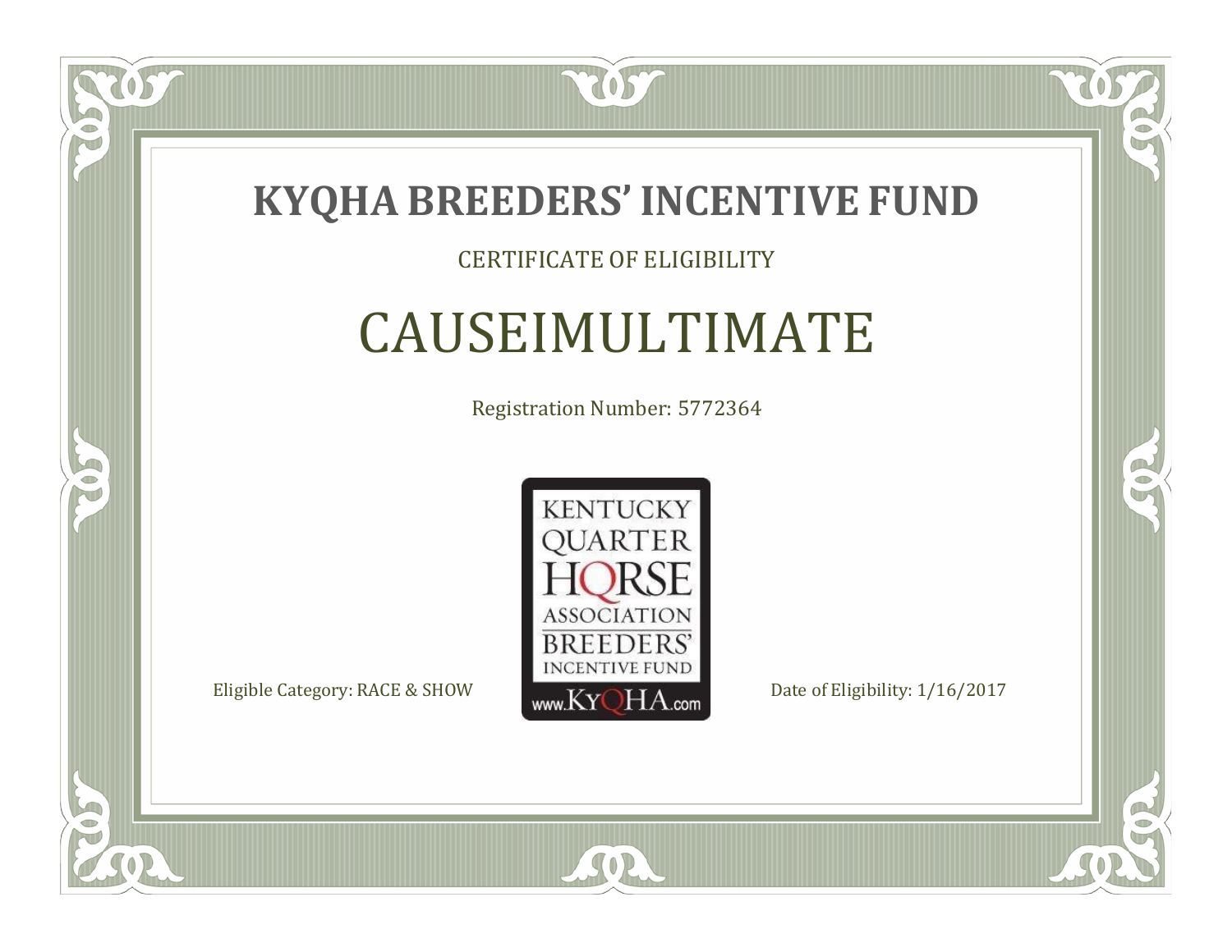# KYQHA BREEDERS' INCENTIVE FUND

CERTIFICATE OF ELIGIBILITY

## CAUSEIMULTIMATE

Registration Number: 5772364

KENTUCKY QUARTER HORSE ASSOCIATION BREEDERS' INCENTIVE FUND www.KyQHA.com

Eligible Category: RACE & SHOW

Date of Eligibility: 1/16/2017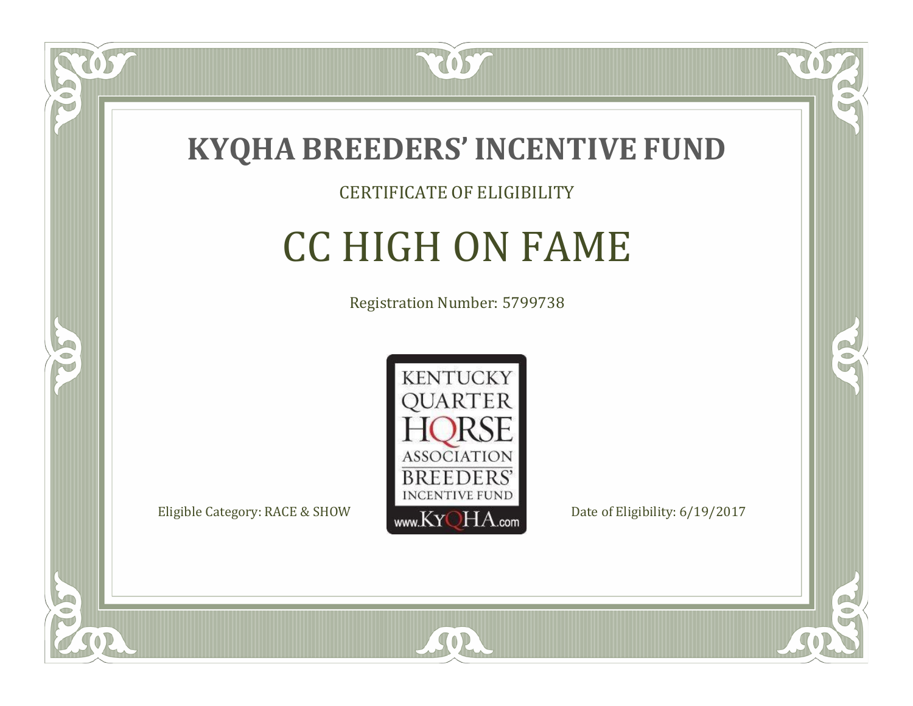# KYQHA BREEDERS' INCENTIVE FUND

CERTIFICATE OF ELIGIBILITY

## CC HIGH ON FAME

Registration Number: 5799738

KENTUCKY QUARTER HORSE ASSOCIATION BREEDERS' INCENTIVE FUND www.KyQHA.com

Eligible Category: RACE & SHOW

Date of Eligibility: 6/19/2017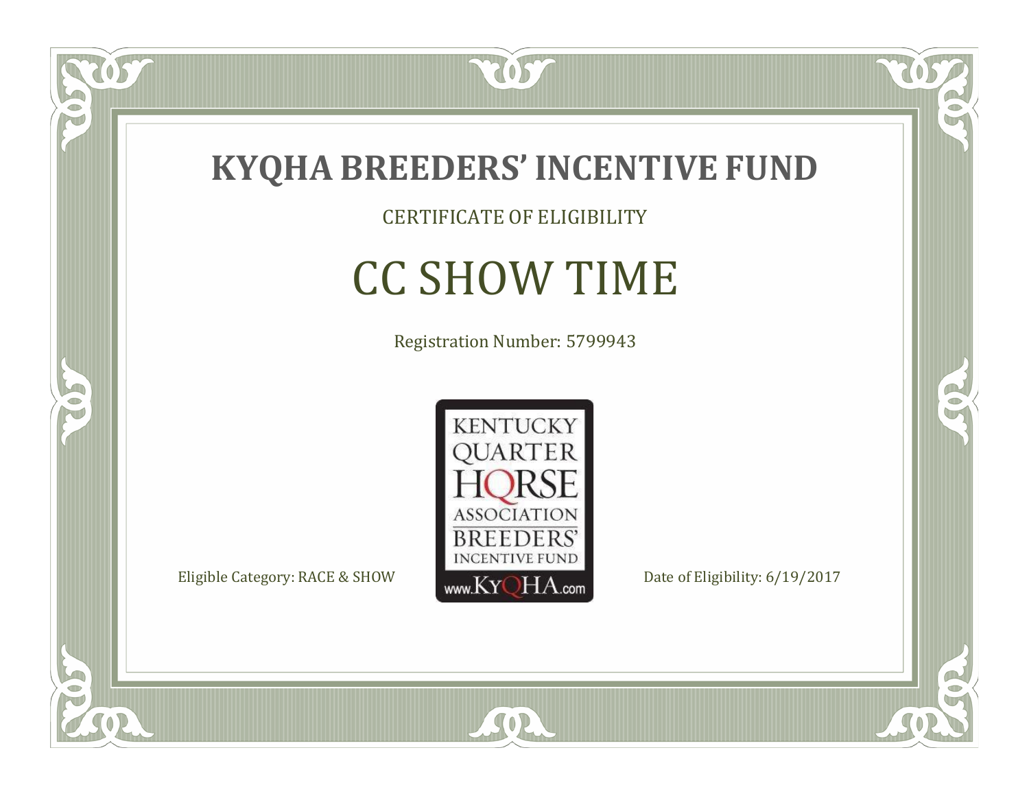# KYQHA BREEDERS' INCENTIVE FUND

CERTIFICATE OF ELIGIBILITY

## CC SHOW TIME

Registration Number: 5799943

KENTUCKY QUARTER HORSE ASSOCIATION BREEDERS' INCENTIVE FUND www.KyQHA.com

Eligible Category: RACE & SHOW

Date of Eligibility: 6/19/2017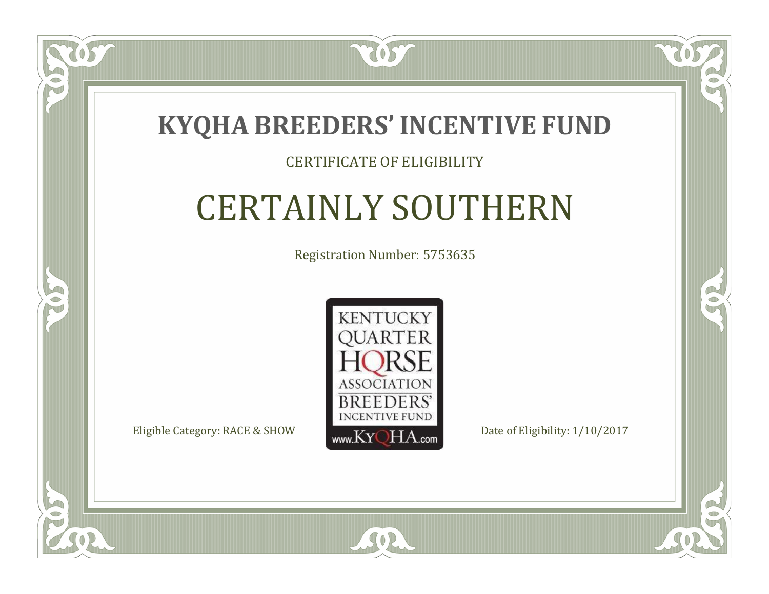# KYQHA BREEDERS' INCENTIVE FUND

CERTIFICATE OF ELIGIBILITY

## CERTAINLY SOUTHERN

Registration Number: 5753635

KENTUCKY QUARTER HORSE ASSOCIATION BREEDERS' INCENTIVE FUND www.KyQHA.com

Eligible Category: RACE & SHOW

Date of Eligibility: 1/10/2017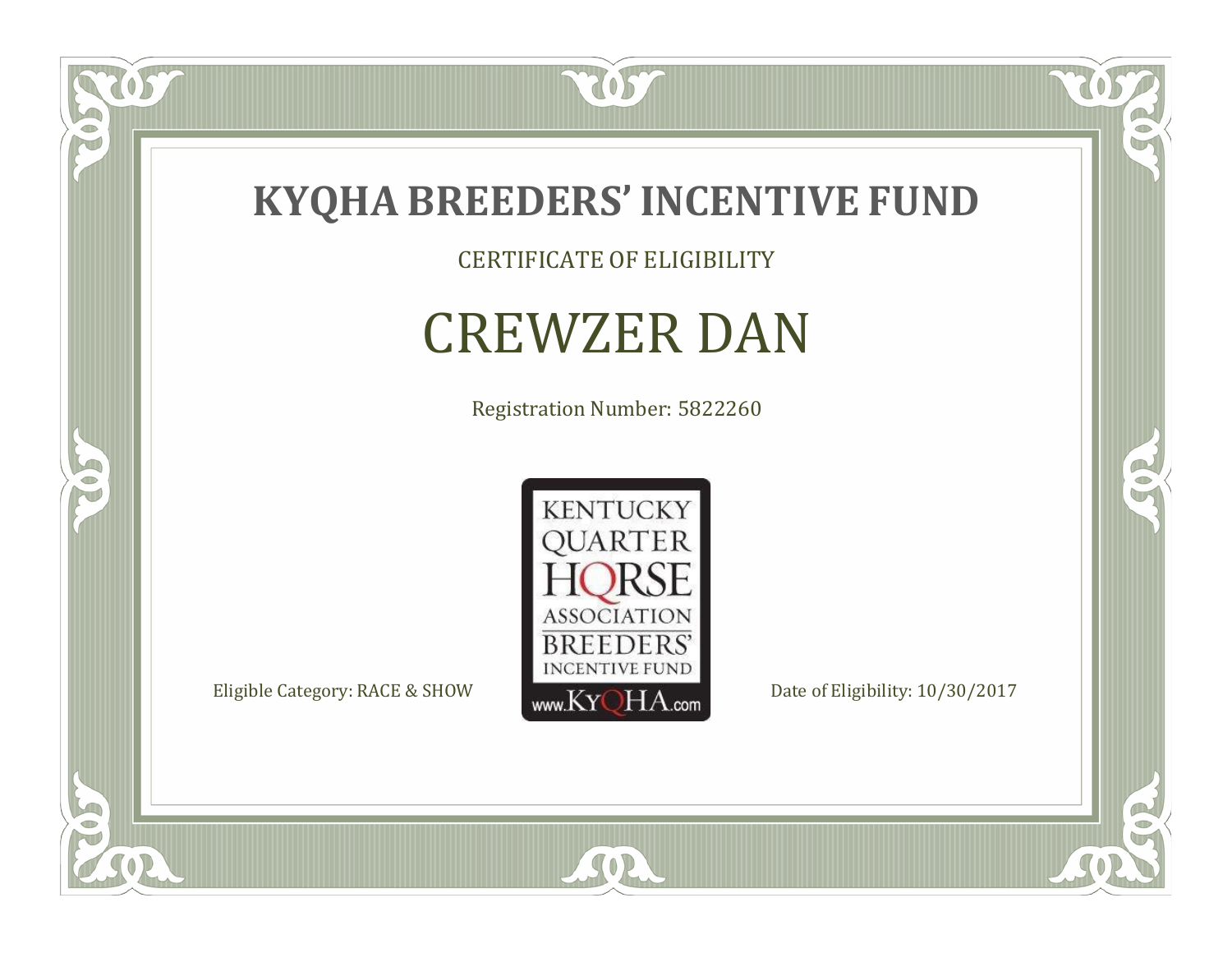# KYQHA BREEDERS' INCENTIVE FUND

CERTIFICATE OF ELIGIBILITY

## CREWZER DAN

Registration Number: 5822260

KENTUCKY QUARTER HORSE ASSOCIATION BREEDERS' INCENTIVE FUND www.KyQHA.com

Eligible Category: RACE & SHOW

Date of Eligibility: 10/30/2017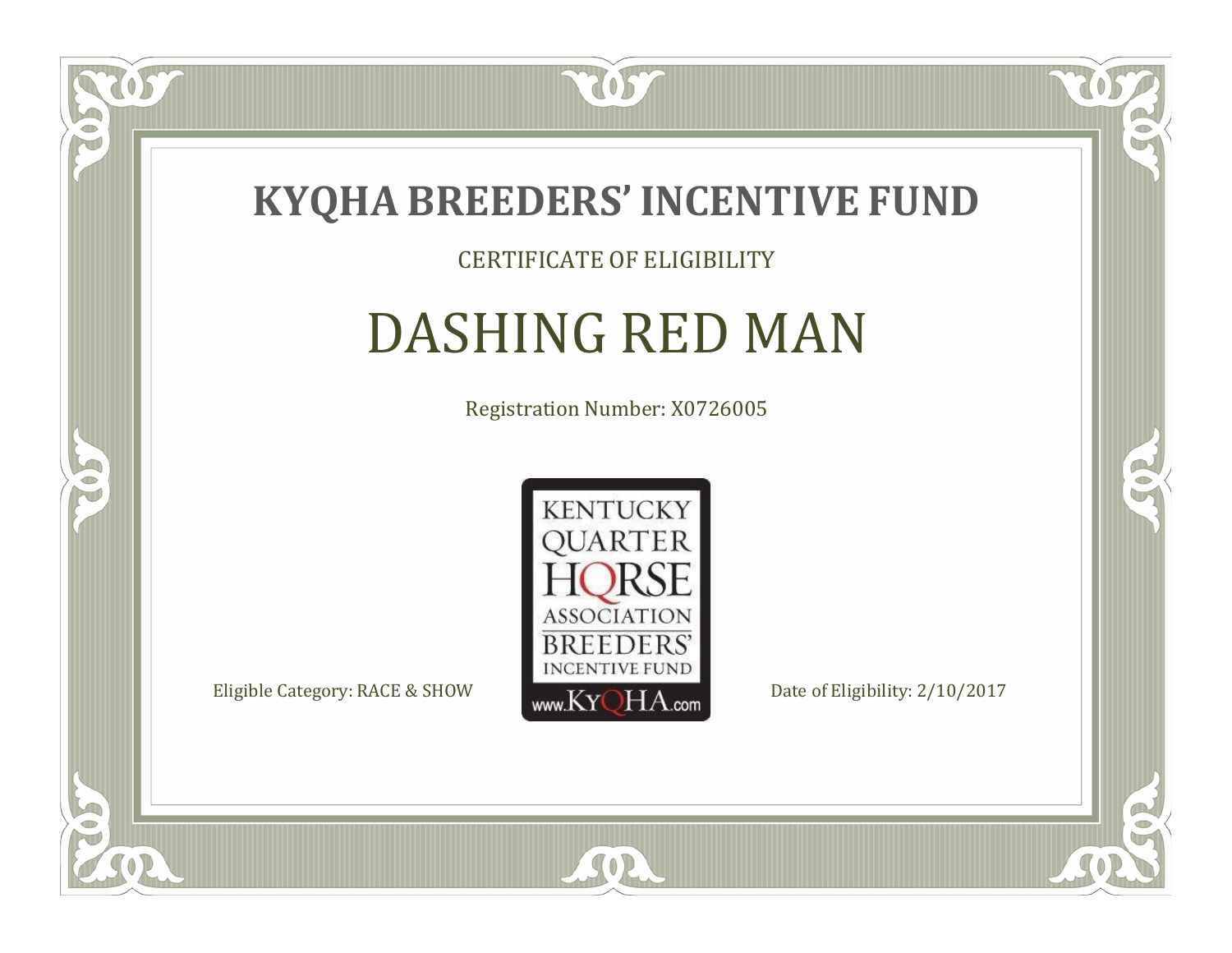# KYQHA BREEDERS' INCENTIVE FUND

CERTIFICATE OF ELIGIBILITY

## DASHING RED MAN

Registration Number: X0726005

KENTUCKY QUARTER HORSE ASSOCIATION BREEDERS' INCENTIVE FUND www.KyQHA.com

Eligible Category: RACE & SHOW

Date of Eligibility: 2/10/2017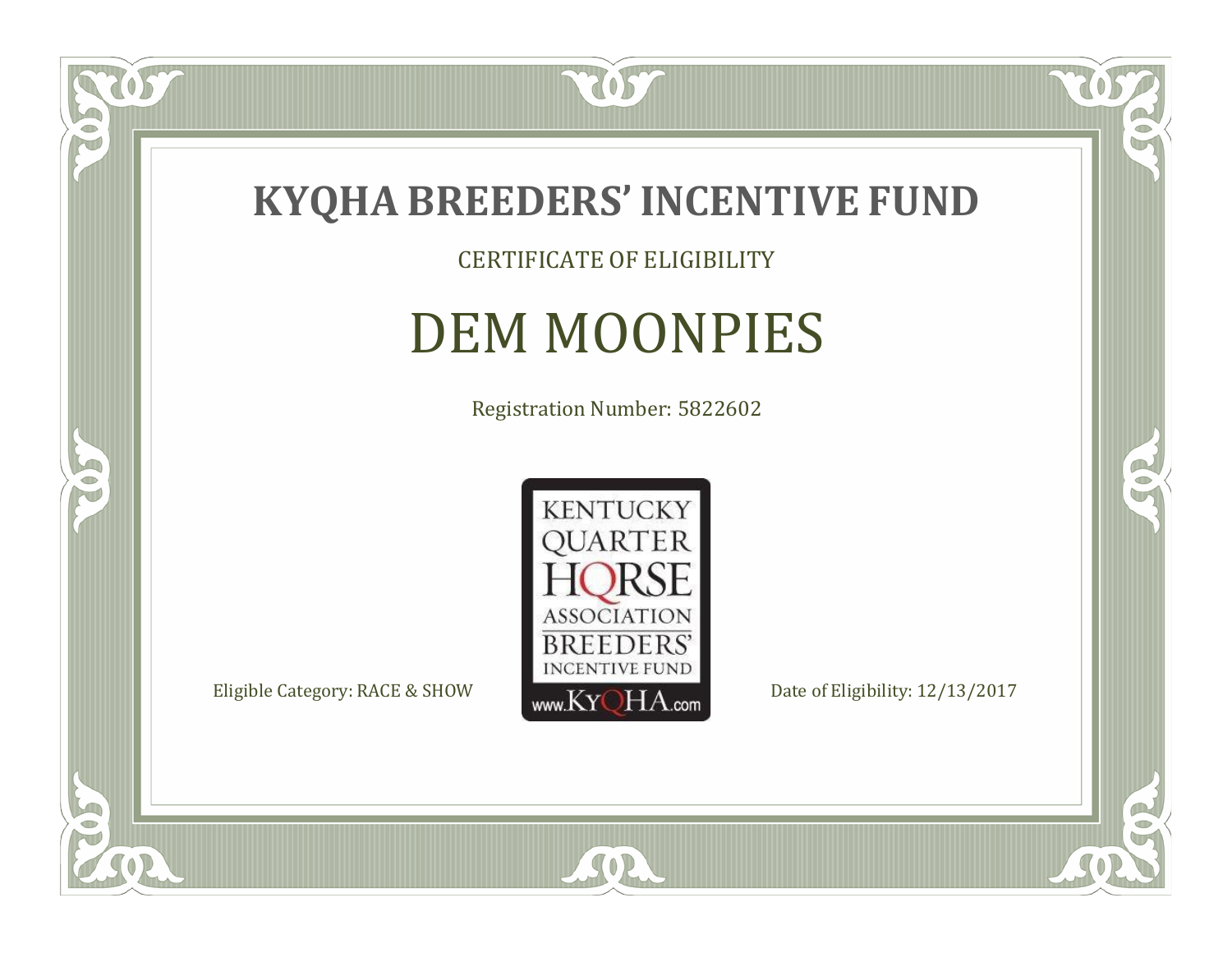# KYQHA BREEDERS' INCENTIVE FUND

CERTIFICATE OF ELIGIBILITY

## DEM MOONPIES

Registration Number: 5822602

KENTUCKY QUARTER HORSE ASSOCIATION BREEDERS' INCENTIVE FUND www.KyQHA.com

Eligible Category: RACE & SHOW

Date of Eligibility: 12/13/2017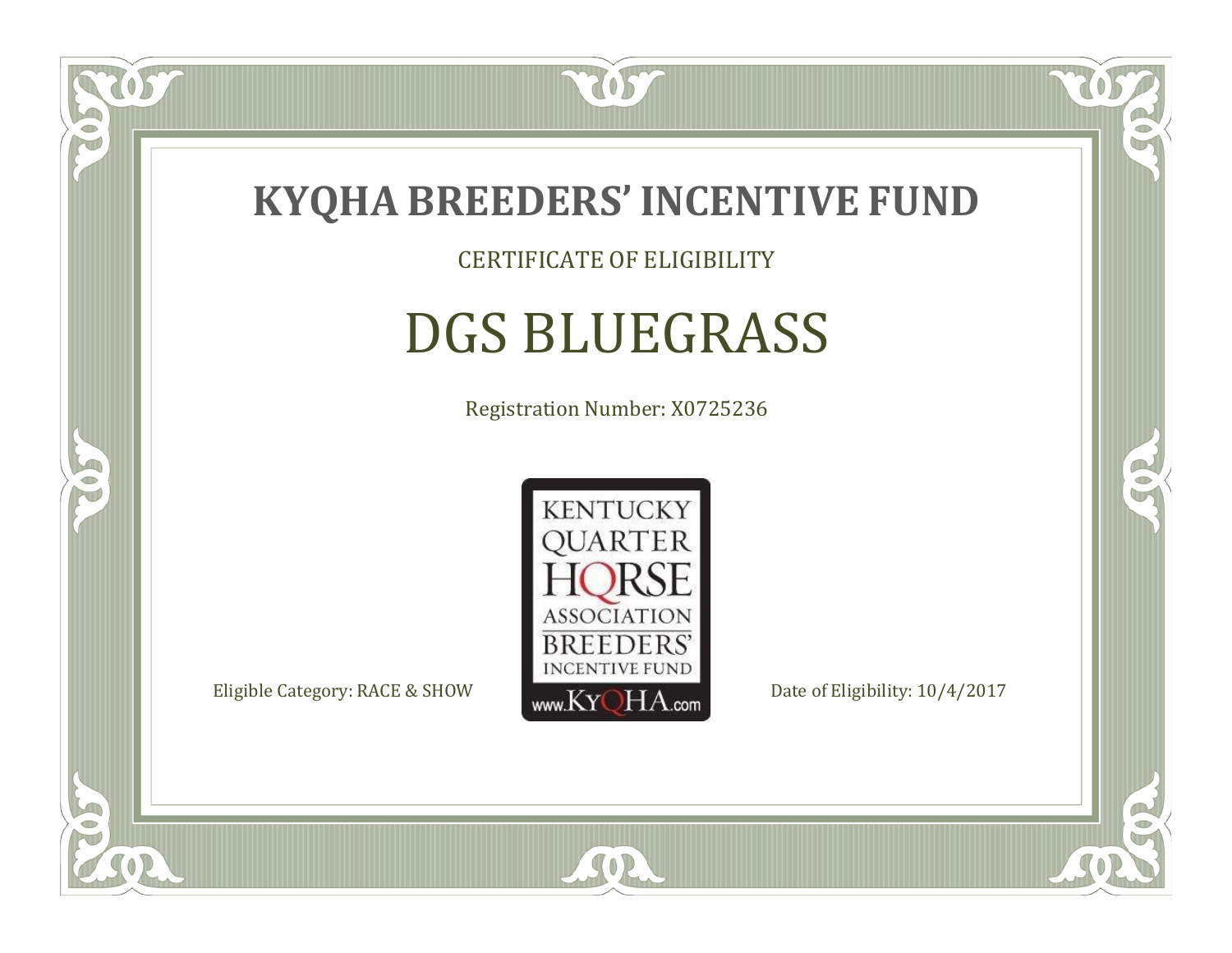# KYQHA BREEDERS' INCENTIVE FUND

CERTIFICATE OF ELIGIBILITY

## DGS BLUEGRASS

Registration Number: X0725236

KENTUCKY QUARTER HORSE ASSOCIATION BREEDERS' INCENTIVE FUND www.KyQHA.com

Eligible Category: RACE & SHOW

Date of Eligibility: 10/4/2017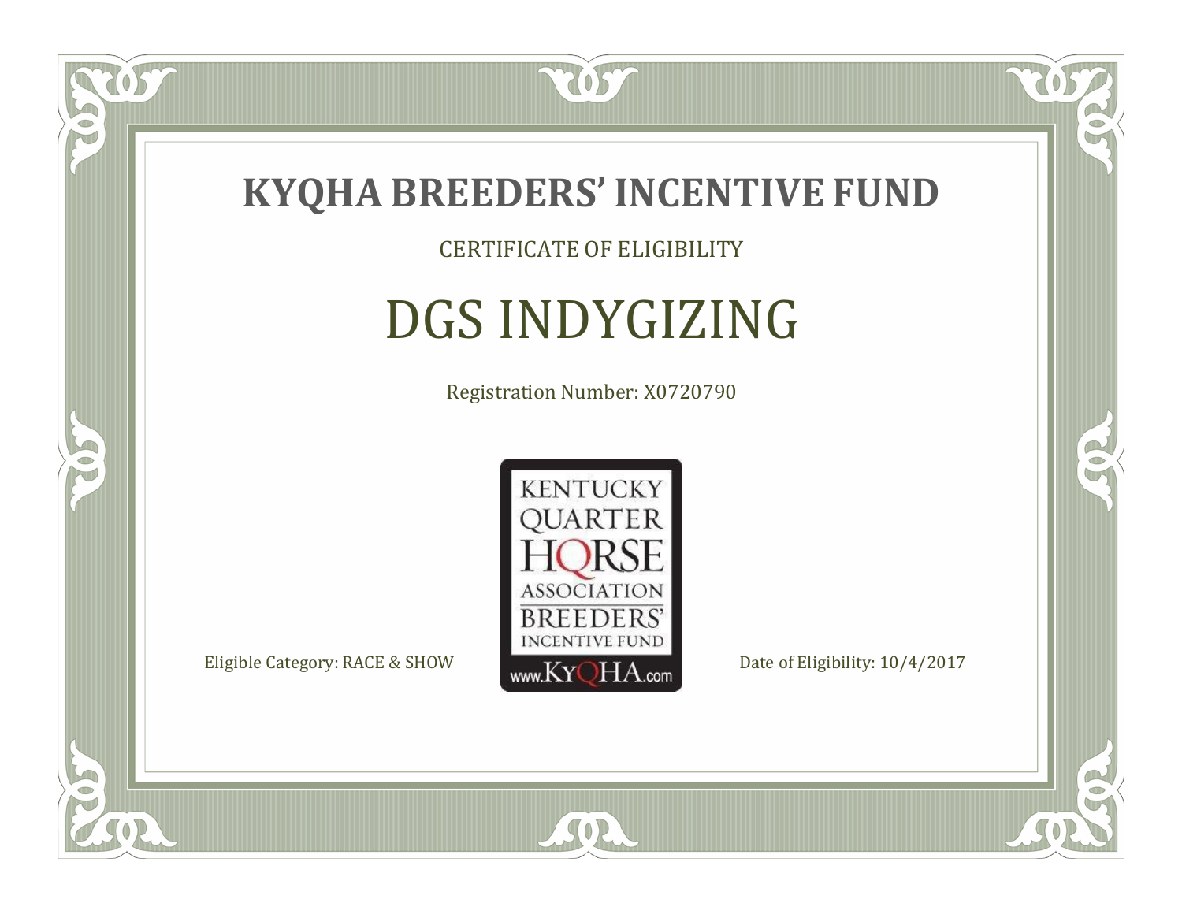# KYQHA BREEDERS' INCENTIVE FUND

CERTIFICATE OF ELIGIBILITY

## DGS INDYGIZING

Registration Number: X0720790

KENTUCKY QUARTER HORSE ASSOCIATION BREEDERS' INCENTIVE FUND www.KyQHA.com

Eligible Category: RACE & SHOW

Date of Eligibility: 10/4/2017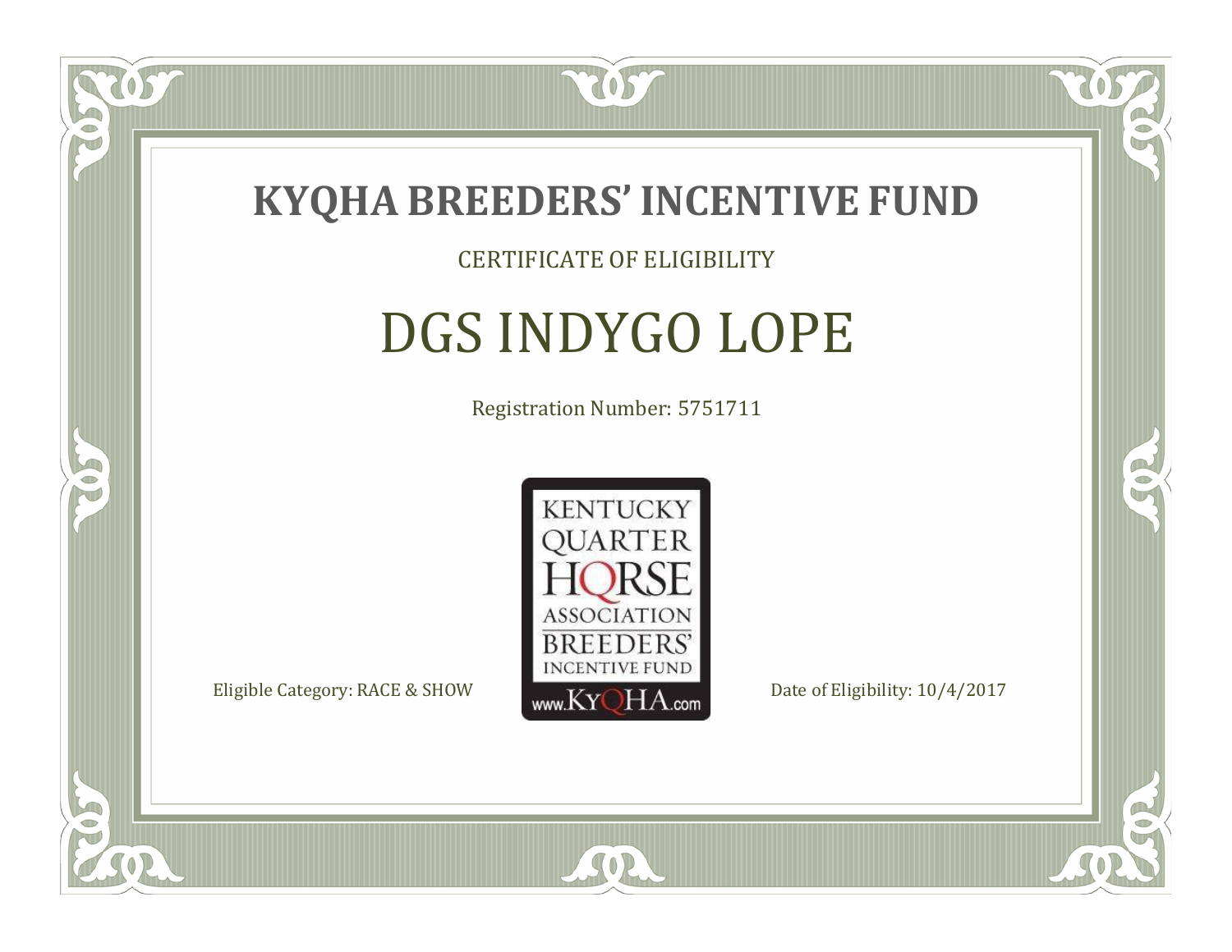# KYQHA BREEDERS' INCENTIVE FUND

CERTIFICATE OF ELIGIBILITY

## DGS INDYGO LOPE

Registration Number: 5751711

KENTUCKY QUARTER HORSE ASSOCIATION BREEDERS' INCENTIVE FUND www.KyQHA.com

Eligible Category: RACE & SHOW

Date of Eligibility: 10/4/2017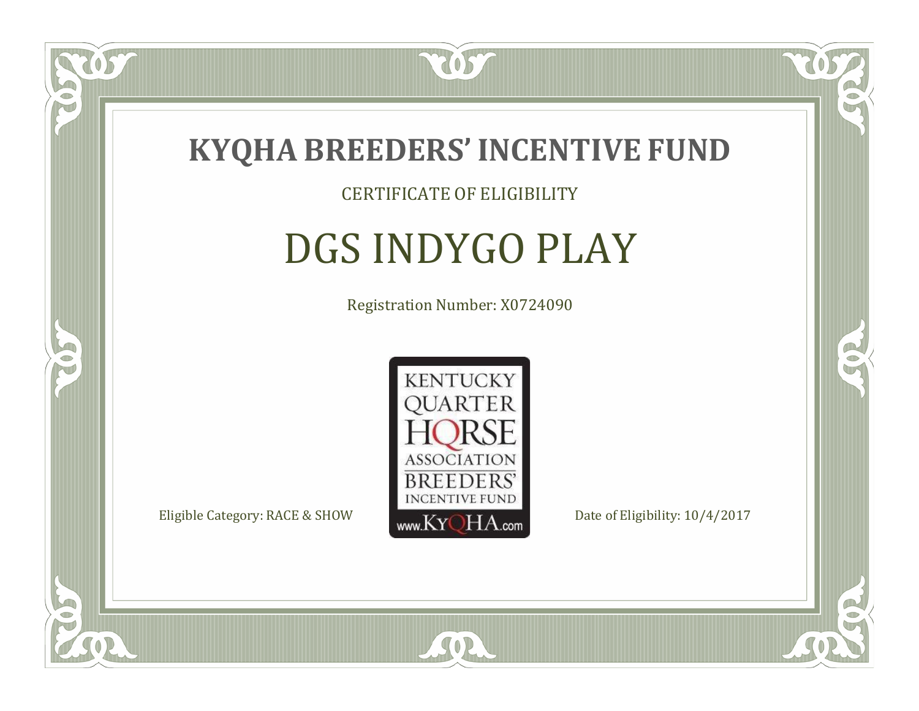# KYQHA BREEDERS' INCENTIVE FUND

CERTIFICATE OF ELIGIBILITY

## DGS INDYGO PLAY

Registration Number: X0724090

KENTUCKY QUARTER HORSE ASSOCIATION BREEDERS' INCENTIVE FUND www.KyQHA.com

Eligible Category: RACE & SHOW

Date of Eligibility: 10/4/2017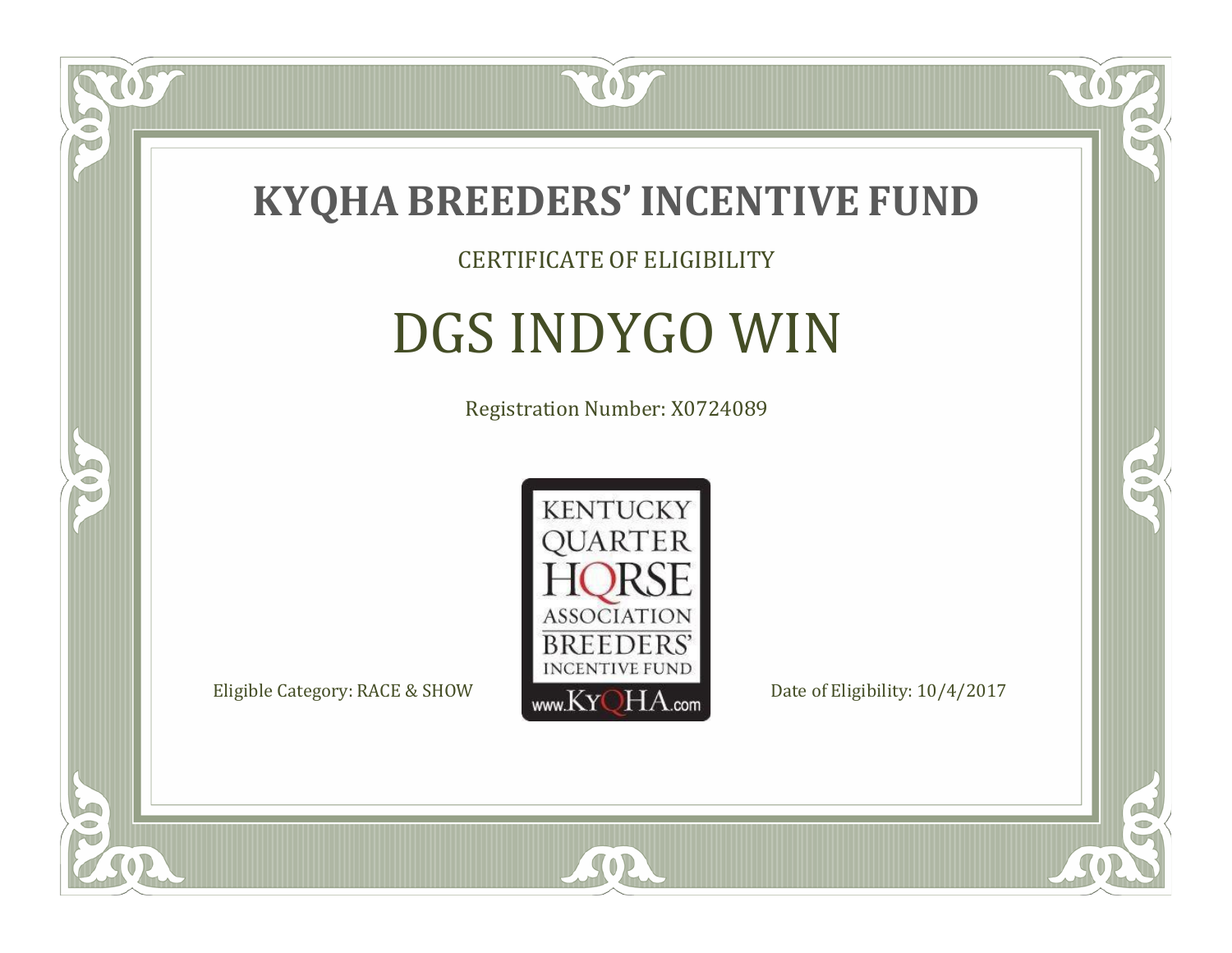# KYQHA BREEDERS' INCENTIVE FUND

CERTIFICATE OF ELIGIBILITY

## DGS INDYGO WIN

Registration Number: X0724089

KENTUCKY QUARTER HORSE ASSOCIATION BREEDERS' INCENTIVE FUND
www.KyQHA.com

Eligible Category: RACE & SHOW

Date of Eligibility: 10/4/2017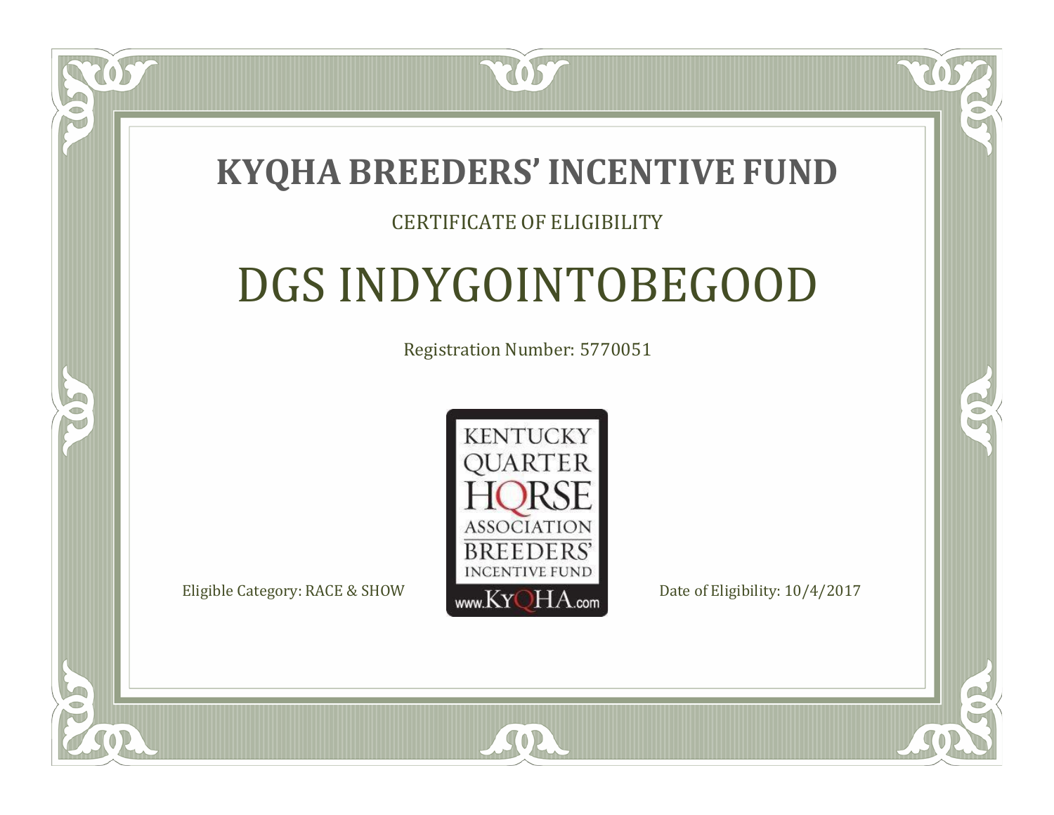# KYQHA BREEDERS' INCENTIVE FUND

CERTIFICATE OF ELIGIBILITY

## DGS INDYGOINTOBEGOOD

Registration Number: 5770051

KENTUCKY QUARTER HORSE ASSOCIATION BREEDERS' INCENTIVE FUND www.KyQHA.com

Eligible Category: RACE & SHOW

Date of Eligibility: 10/4/2017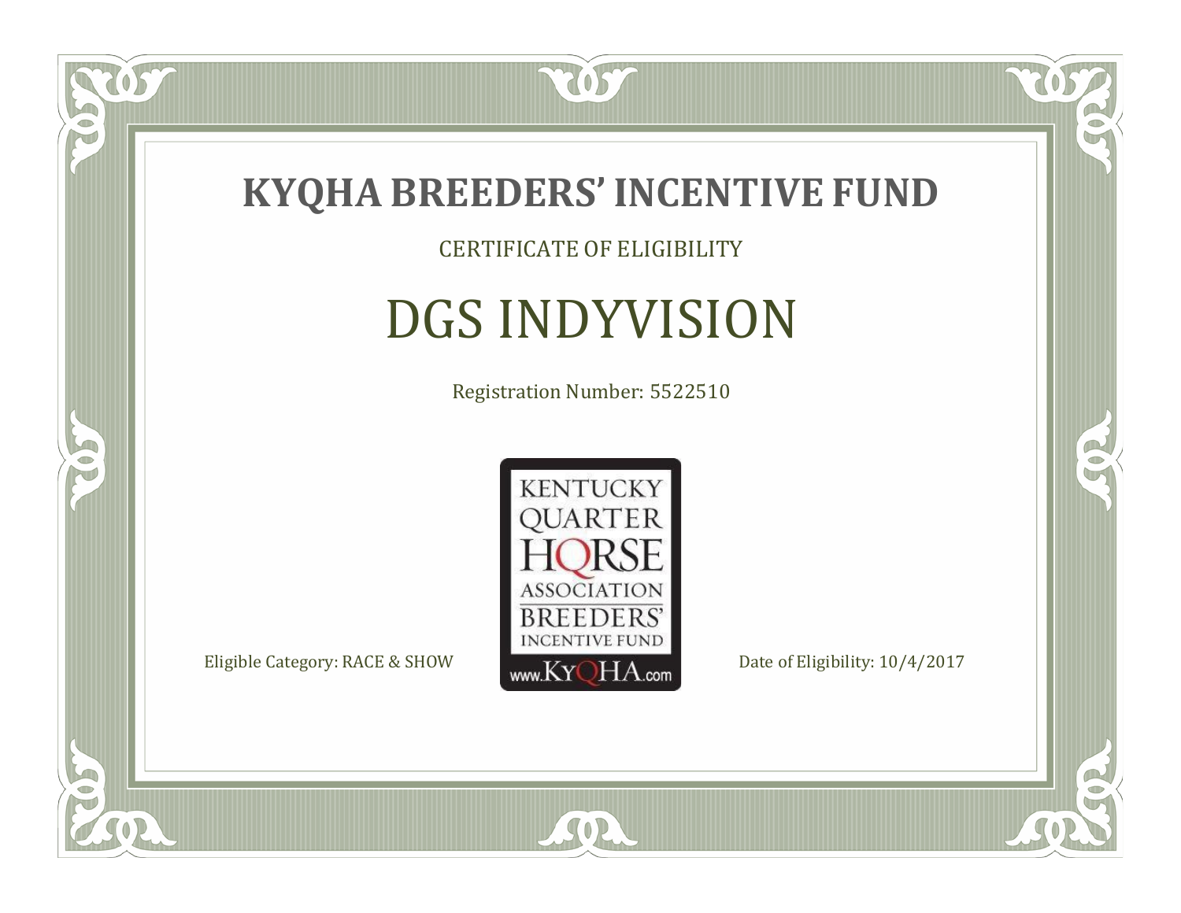# KYQHA BREEDERS' INCENTIVE FUND

CERTIFICATE OF ELIGIBILITY

## DGS INDYVISION

Registration Number: 5522510

KENTUCKY QUARTER HORSE ASSOCIATION BREEDERS' INCENTIVE FUND www.KyQHA.com

Eligible Category: RACE & SHOW

Date of Eligibility: 10/4/2017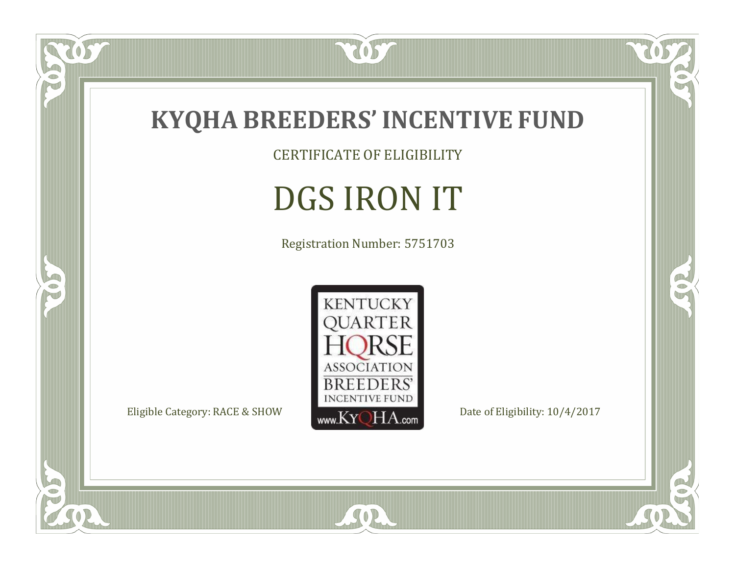# KYQHA BREEDERS' INCENTIVE FUND

CERTIFICATE OF ELIGIBILITY

## DGS IRON IT

Registration Number: 5751703

KENTUCKY QUARTER HORSE ASSOCIATION BREEDERS' INCENTIVE FUND www.KyQHA.com

Eligible Category: RACE & SHOW

Date of Eligibility: 10/4/2017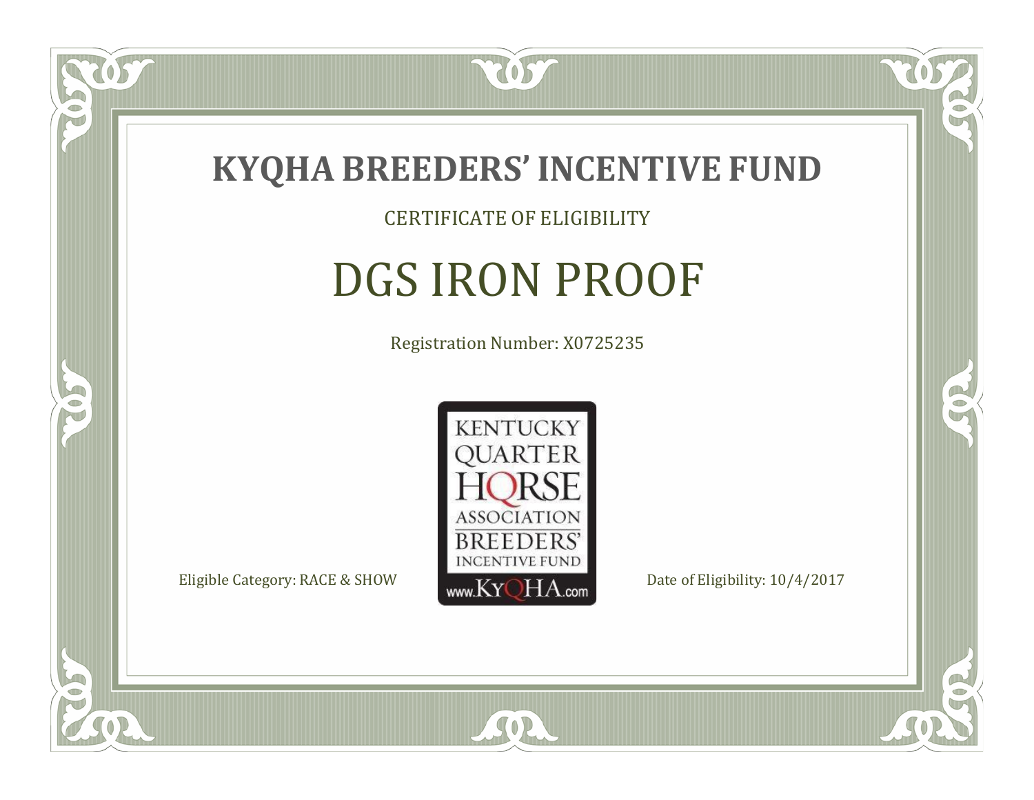# KYQHA BREEDERS' INCENTIVE FUND

CERTIFICATE OF ELIGIBILITY

## DGS IRON PROOF

Registration Number: X0725235

KENTUCKY QUARTER HORSE ASSOCIATION BREEDERS' INCENTIVE FUND www.KyQHA.com

Eligible Category: RACE & SHOW

Date of Eligibility: 10/4/2017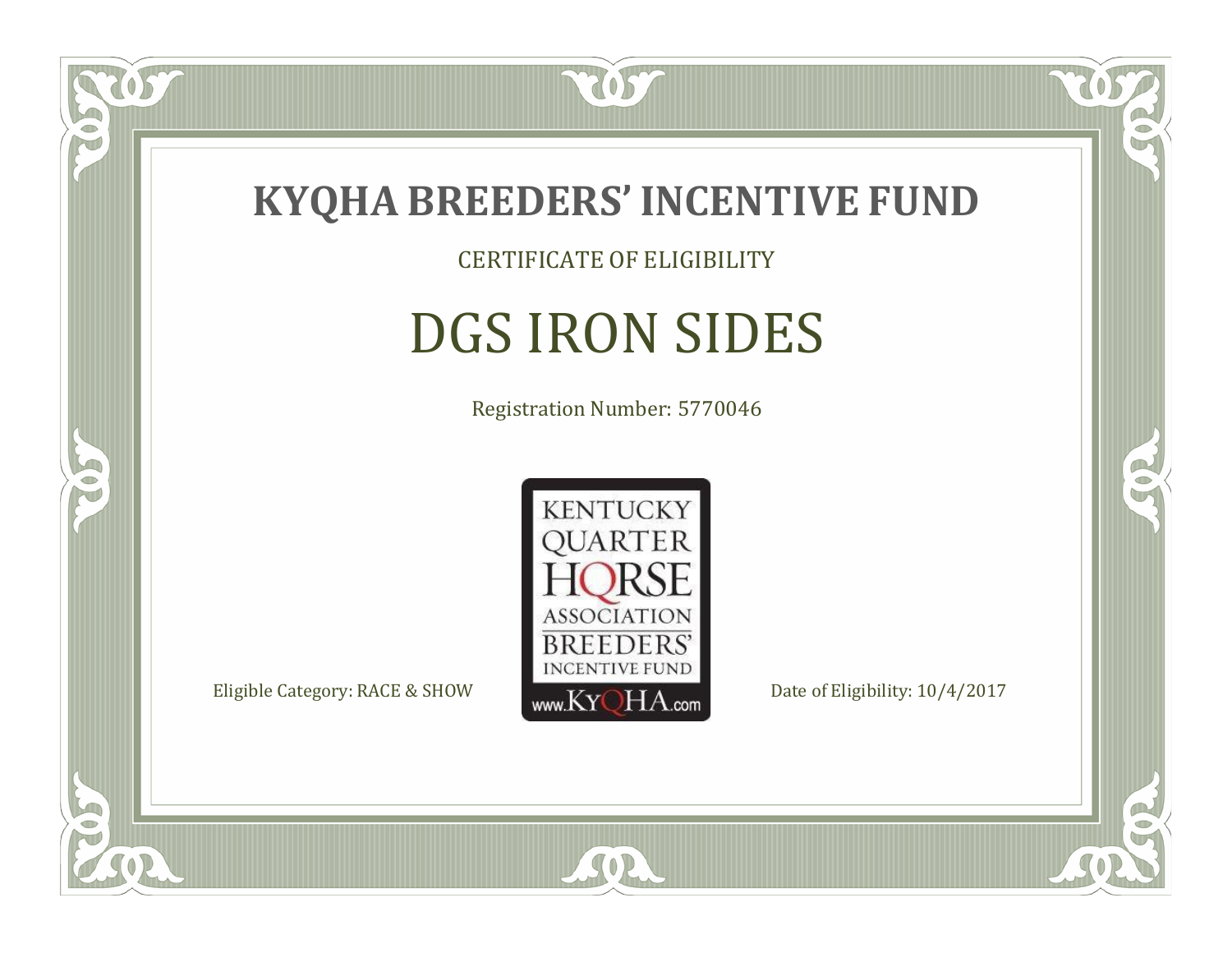# KYQHA BREEDERS' INCENTIVE FUND

CERTIFICATE OF ELIGIBILITY

## DGS IRON SIDES

Registration Number: 5770046

KENTUCKY QUARTER HORSE ASSOCIATION BREEDERS' INCENTIVE FUND www.KyQHA.com

Eligible Category: RACE & SHOW

Date of Eligibility: 10/4/2017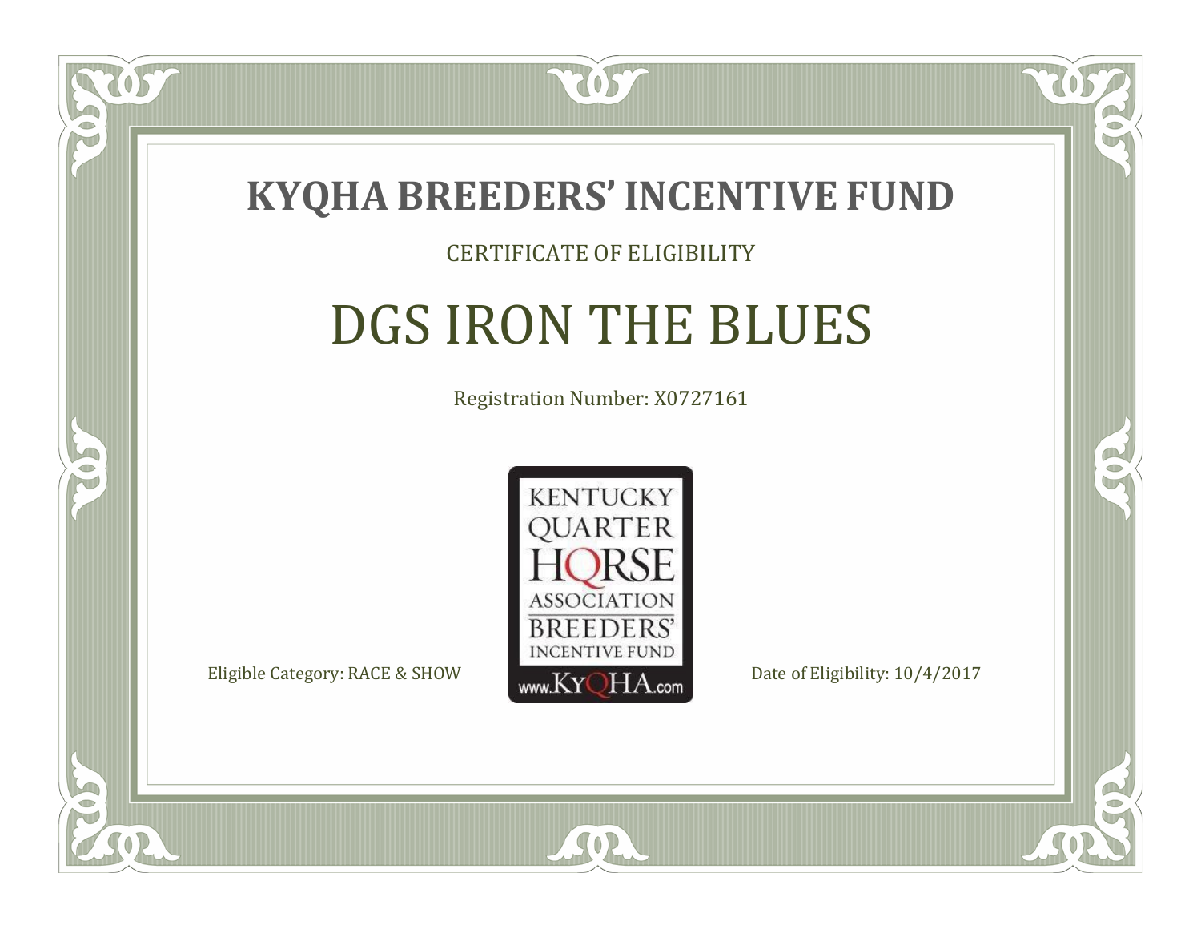# KYQHA BREEDERS' INCENTIVE FUND

CERTIFICATE OF ELIGIBILITY

## DGS IRON THE BLUES

Registration Number: X0727161

KENTUCKY QUARTER HORSE ASSOCIATION BREEDERS' INCENTIVE FUND www.KyQHA.com

Eligible Category: RACE & SHOW

Date of Eligibility: 10/4/2017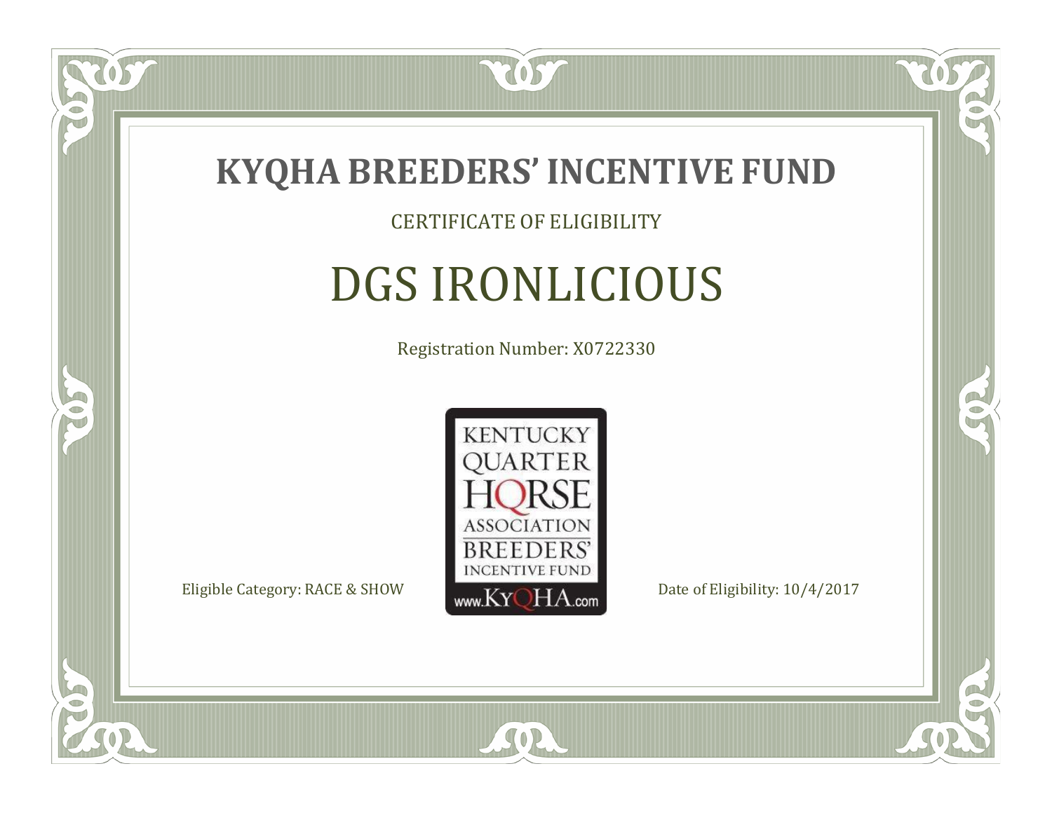# KYQHA BREEDERS' INCENTIVE FUND

CERTIFICATE OF ELIGIBILITY

## DGS IRONLICIOUS

Registration Number: X0722330

KENTUCKY QUARTER HORSE ASSOCIATION BREEDERS' INCENTIVE FUND www.KyQHA.com

Eligible Category: RACE & SHOW

Date of Eligibility: 10/4/2017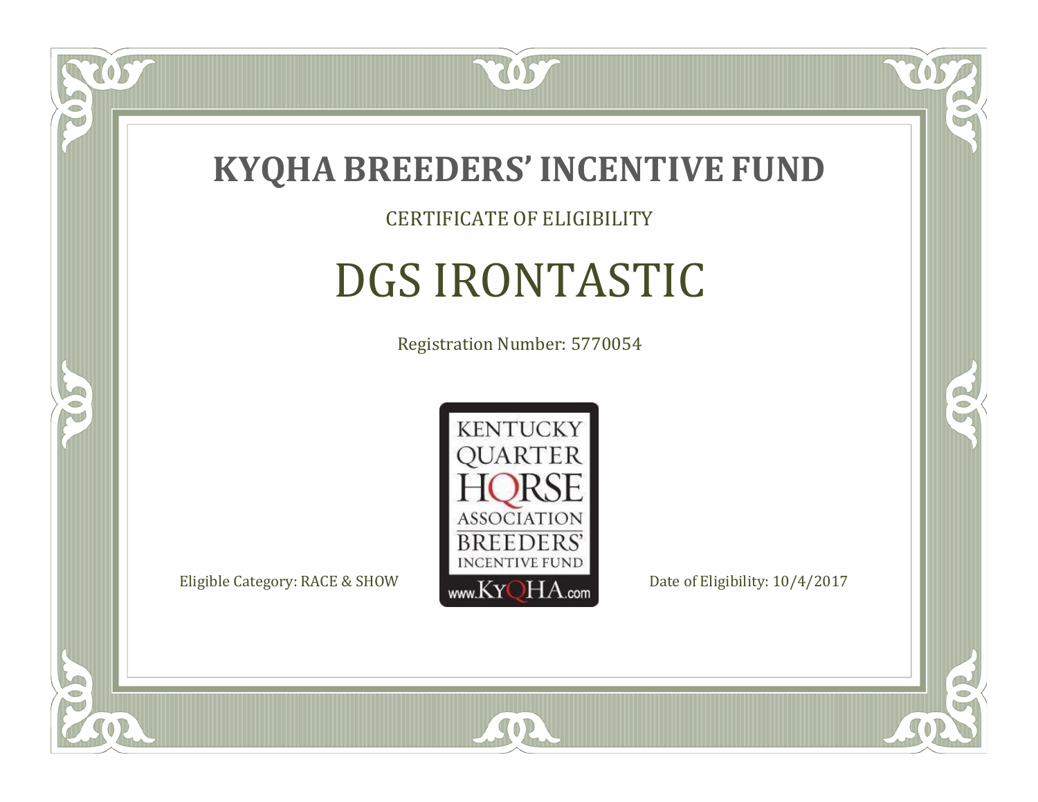# KYQHA BREEDERS' INCENTIVE FUND

CERTIFICATE OF ELIGIBILITY

## DGS IRONTASTIC

Registration Number: 5770054

KENTUCKY QUARTER HORSE ASSOCIATION BREEDERS' INCENTIVE FUND www.KyQHA.com

Eligible Category: RACE & SHOW

Date of Eligibility: 10/4/2017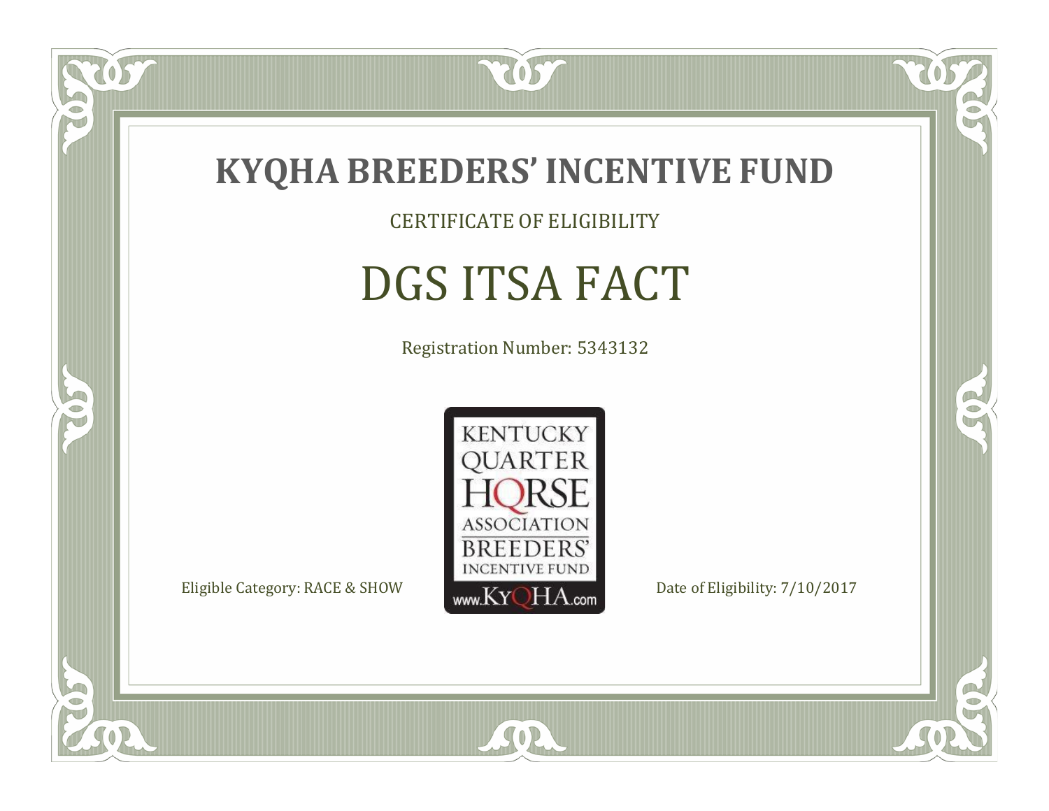# KYQHA BREEDERS' INCENTIVE FUND

CERTIFICATE OF ELIGIBILITY

## DGS ITSA FACT

Registration Number: 5343132

KENTUCKY QUARTER HORSE ASSOCIATION BREEDERS' INCENTIVE FUND www.KyQHA.com

Eligible Category: RACE & SHOW

Date of Eligibility: 7/10/2017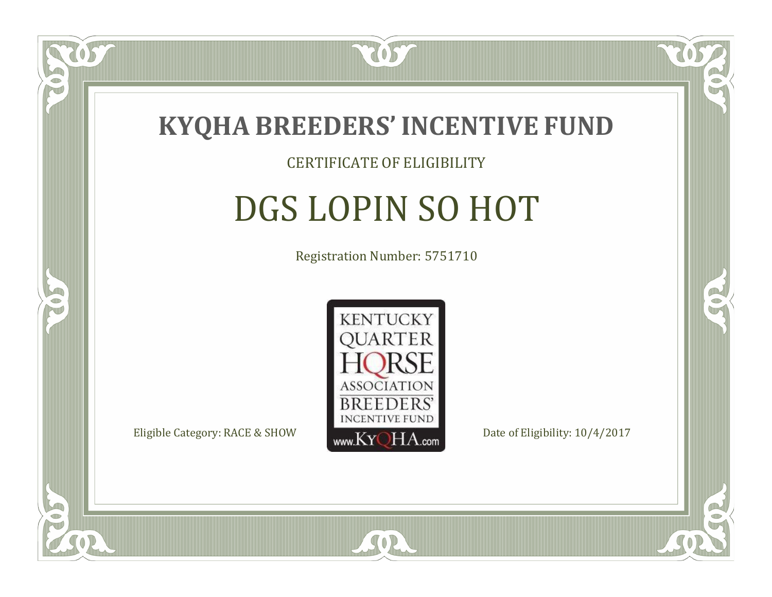# KYQHA BREEDERS' INCENTIVE FUND

CERTIFICATE OF ELIGIBILITY

## DGS LOPIN SO HOT

Registration Number: 5751710

KENTUCKY QUARTER HORSE ASSOCIATION BREEDERS' INCENTIVE FUND www.KyQHA.com

Eligible Category: RACE & SHOW

Date of Eligibility: 10/4/2017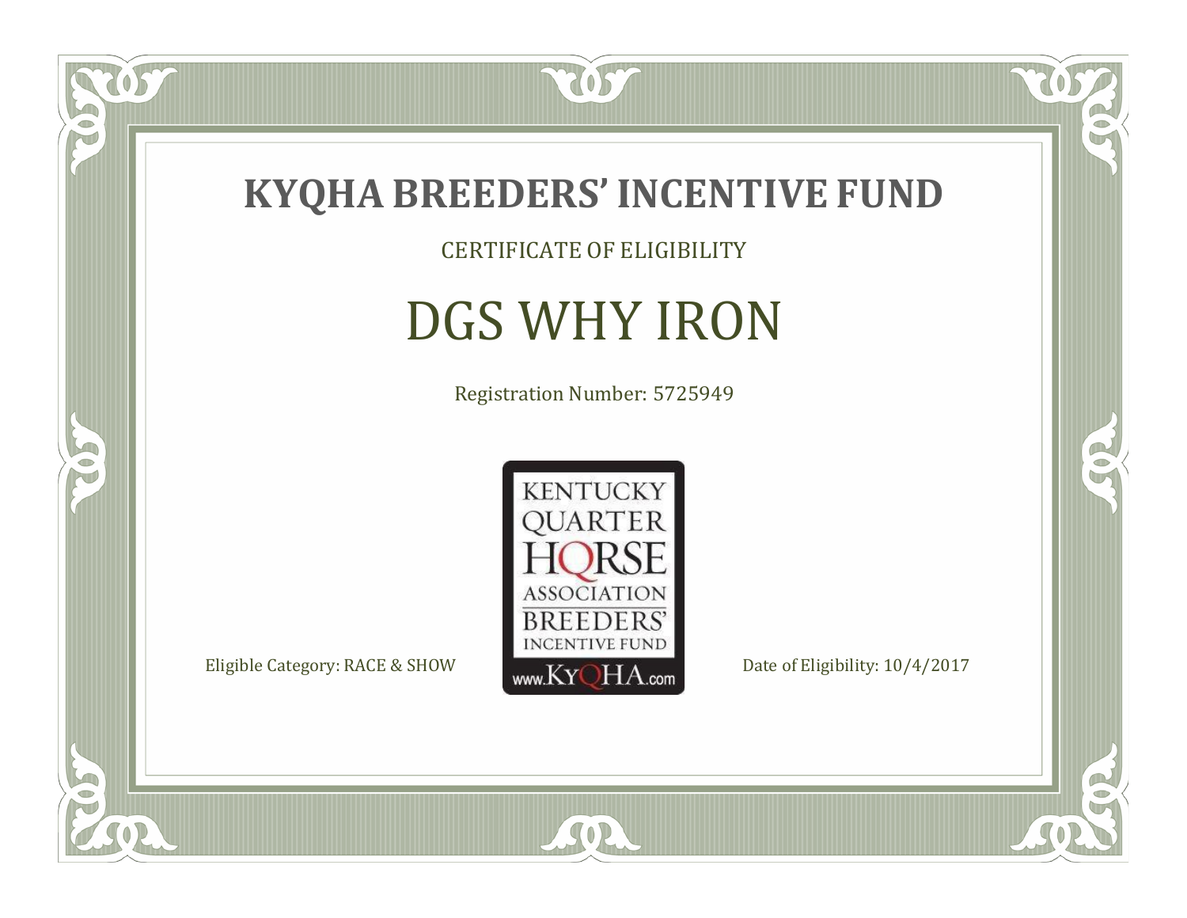# KYQHA BREEDERS' INCENTIVE FUND

CERTIFICATE OF ELIGIBILITY

## DGS WHY IRON

Registration Number: 5725949

KENTUCKY QUARTER HORSE ASSOCIATION BREEDERS' INCENTIVE FUND
www.KyQHA.com

Eligible Category: RACE & SHOW

Date of Eligibility: 10/4/2017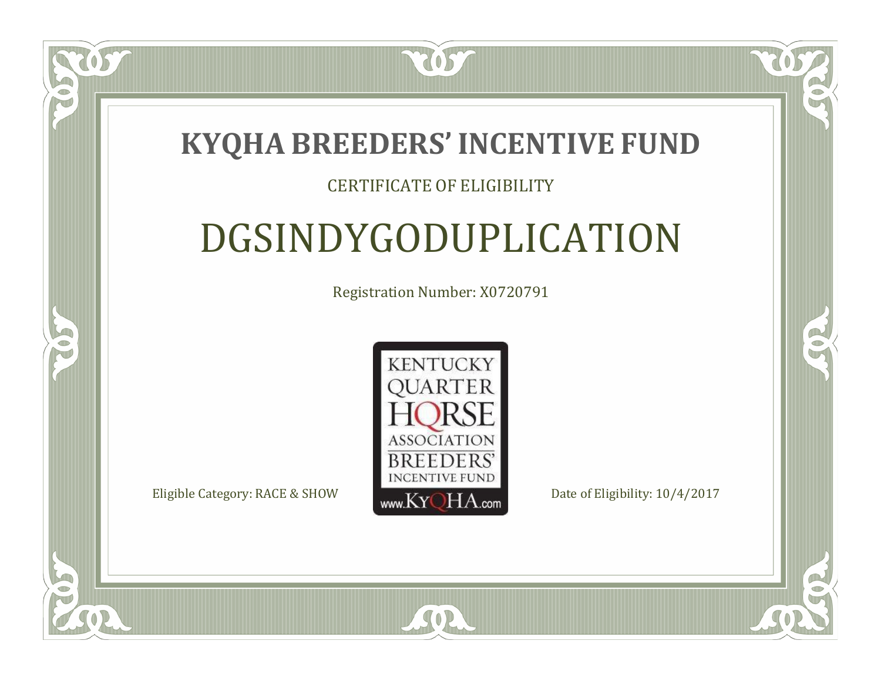# KYQHA BREEDERS' INCENTIVE FUND

CERTIFICATE OF ELIGIBILITY

## DGSINDYGODUPLICATION

Registration Number: X0720791

KENTUCKY QUARTER HORSE ASSOCIATION BREEDERS' INCENTIVE FUND www.KyQHA.com

Eligible Category: RACE & SHOW

Date of Eligibility: 10/4/2017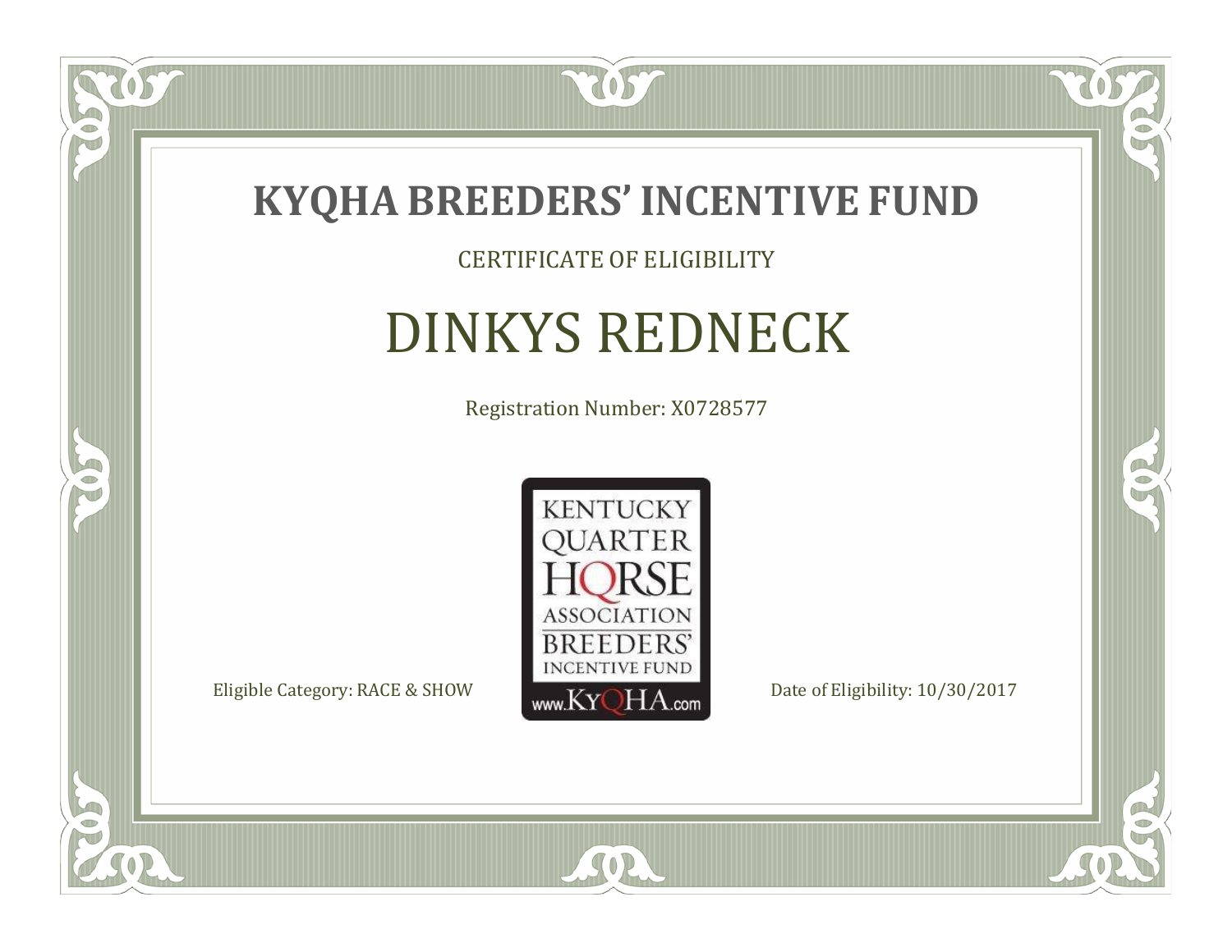# KYQHA BREEDERS' INCENTIVE FUND

CERTIFICATE OF ELIGIBILITY

## DINKYS REDNECK

Registration Number: X0728577

KENTUCKY QUARTER HORSE ASSOCIATION BREEDERS' INCENTIVE FUND www.KyQHA.com

Eligible Category: RACE & SHOW

Date of Eligibility: 10/30/2017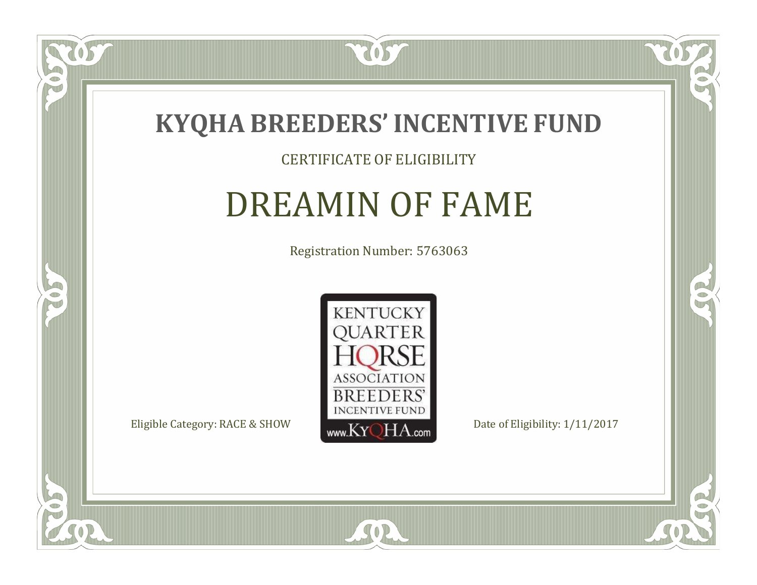# KYQHA BREEDERS' INCENTIVE FUND

CERTIFICATE OF ELIGIBILITY

## DREAMIN OF FAME

Registration Number: 5763063

KENTUCKY QUARTER HORSE ASSOCIATION BREEDERS' INCENTIVE FUND www.KyQHA.com

Eligible Category: RACE & SHOW

Date of Eligibility: 1/11/2017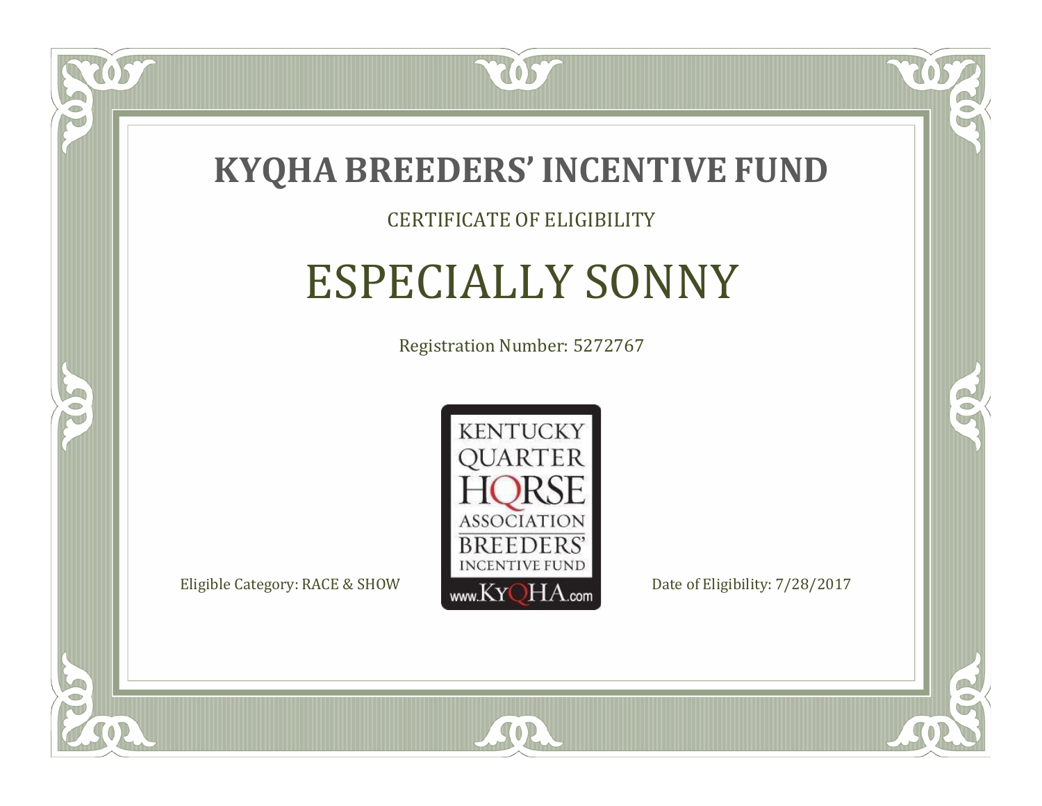# KYQHA BREEDERS' INCENTIVE FUND

CERTIFICATE OF ELIGIBILITY

## ESPECIALLY SONNY

Registration Number: 5272767

KENTUCKY QUARTER HORSE ASSOCIATION BREEDERS' INCENTIVE FUND www.KyQHA.com

Eligible Category: RACE & SHOW

Date of Eligibility: 7/28/2017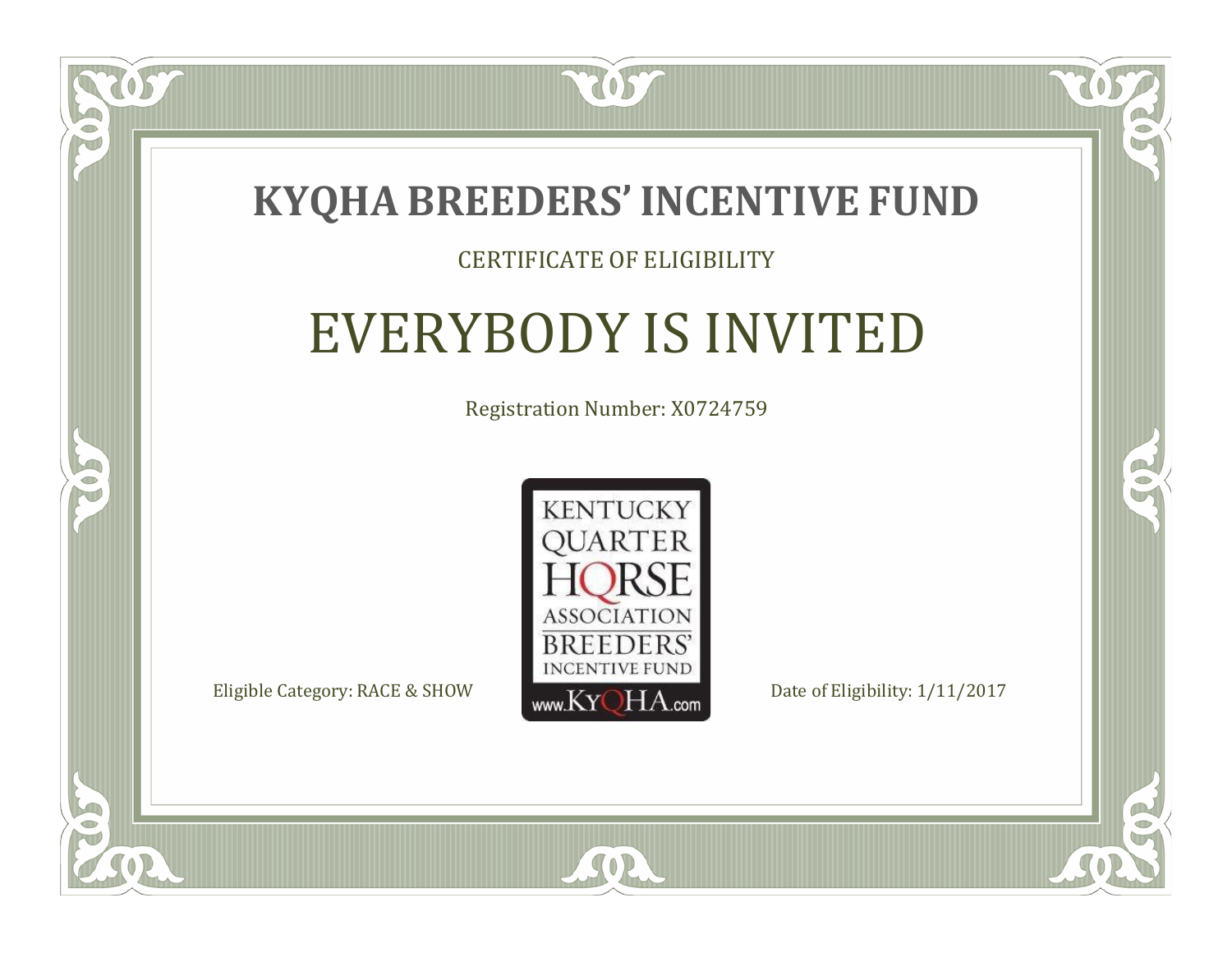# KYQHA BREEDERS' INCENTIVE FUND

CERTIFICATE OF ELIGIBILITY

## EVERYBODY IS INVITED

Registration Number: X0724759

KENTUCKY QUARTER HORSE ASSOCIATION BREEDERS' INCENTIVE FUND
www.KyQHA.com

Eligible Category: RACE & SHOW

Date of Eligibility: 1/11/2017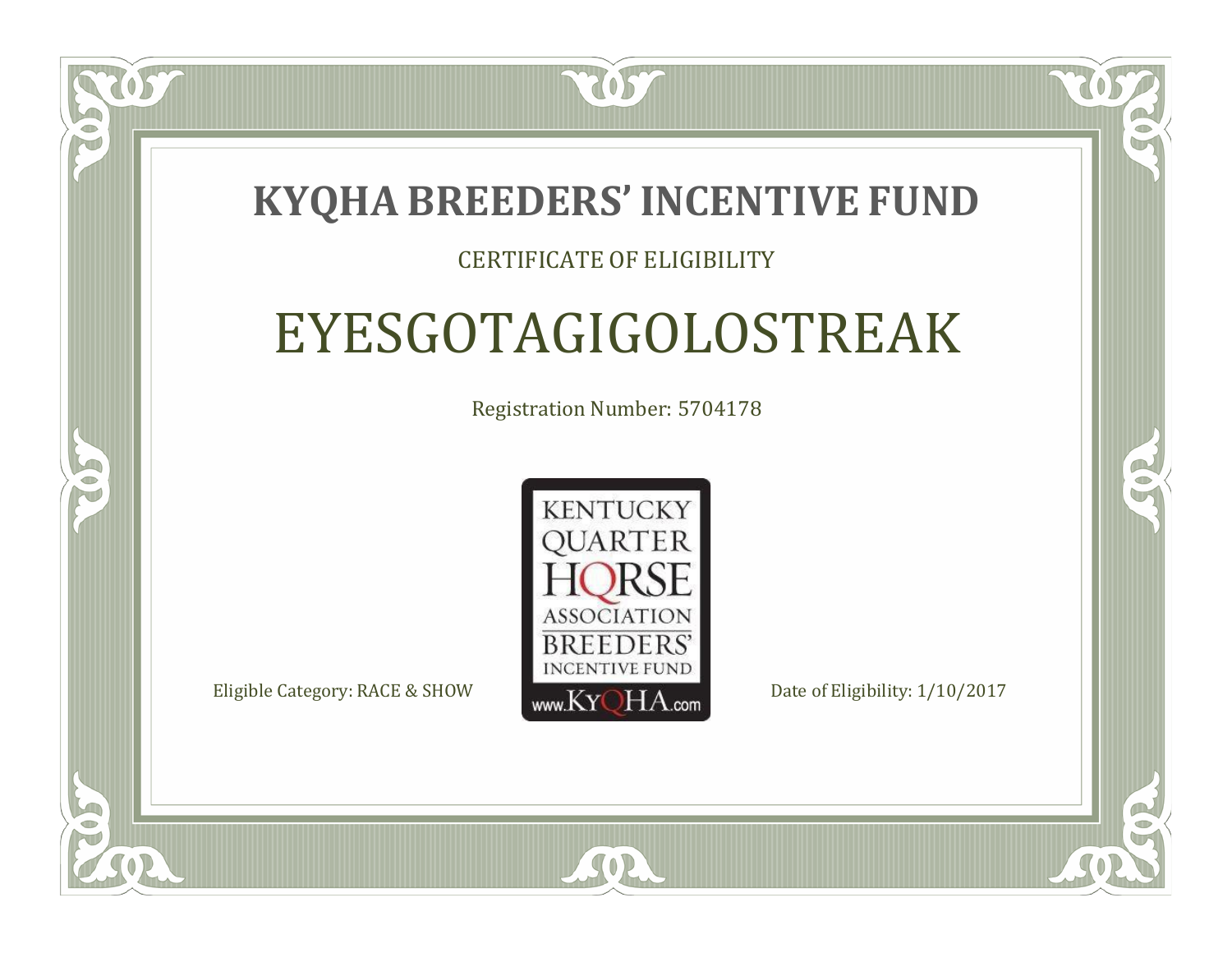# KYQHA BREEDERS' INCENTIVE FUND

CERTIFICATE OF ELIGIBILITY

## EYESGOTAGIGOLOSTREAK

Registration Number: 5704178

KENTUCKY QUARTER HORSE ASSOCIATION BREEDERS' INCENTIVE FUND www.KyQHA.com

Eligible Category: RACE & SHOW

Date of Eligibility: 1/10/2017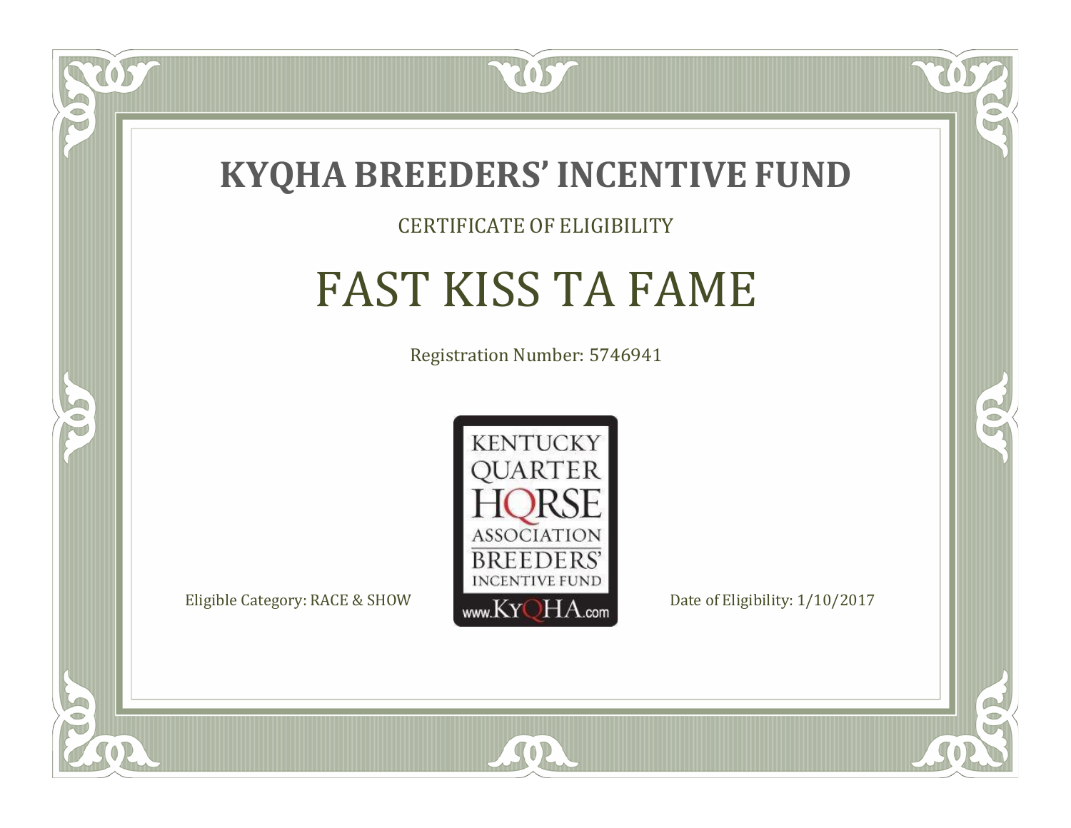# KYQHA BREEDERS' INCENTIVE FUND

CERTIFICATE OF ELIGIBILITY

## FAST KISS TA FAME

Registration Number: 5746941

KENTUCKY QUARTER HORSE ASSOCIATION BREEDERS' INCENTIVE FUND
www.KyQHA.com

Eligible Category: RACE & SHOW

Date of Eligibility: 1/10/2017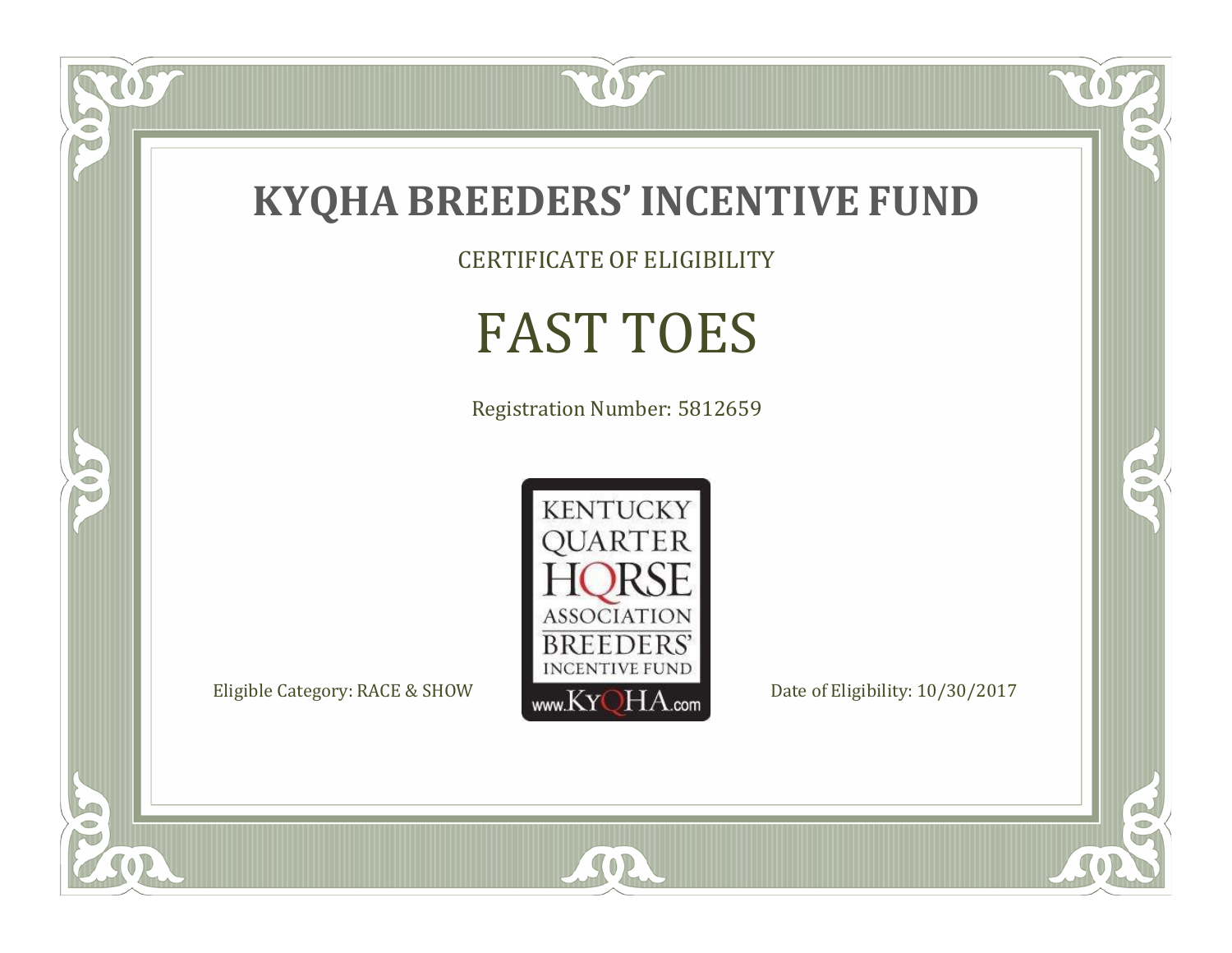# KYQHA BREEDERS' INCENTIVE FUND

CERTIFICATE OF ELIGIBILITY

## FAST TOES

Registration Number: 5812659

KENTUCKY QUARTER HORSE ASSOCIATION BREEDERS' INCENTIVE FUND www.KyQHA.com

Eligible Category: RACE & SHOW

Date of Eligibility: 10/30/2017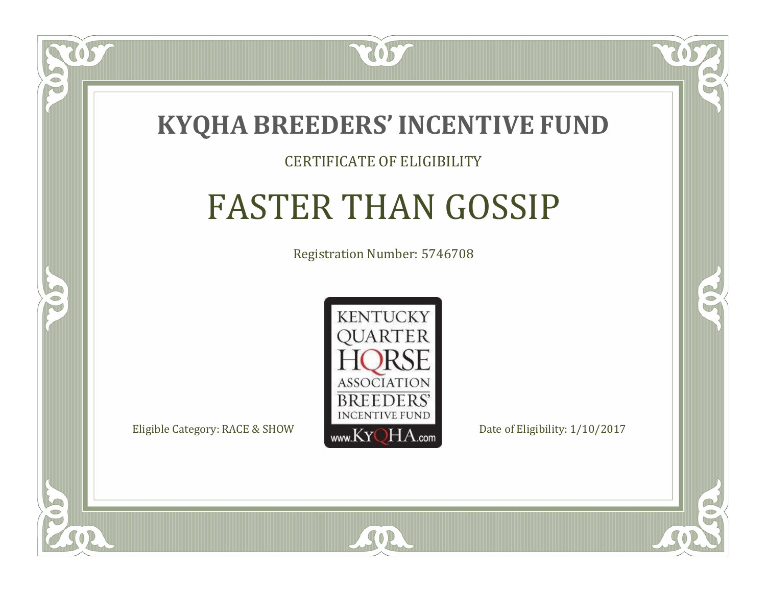# KYQHA BREEDERS' INCENTIVE FUND

CERTIFICATE OF ELIGIBILITY

## FASTER THAN GOSSIP

Registration Number: 5746708

KENTUCKY QUARTER HORSE ASSOCIATION BREEDERS' INCENTIVE FUND www.KyQHA.com

Eligible Category: RACE & SHOW

Date of Eligibility: 1/10/2017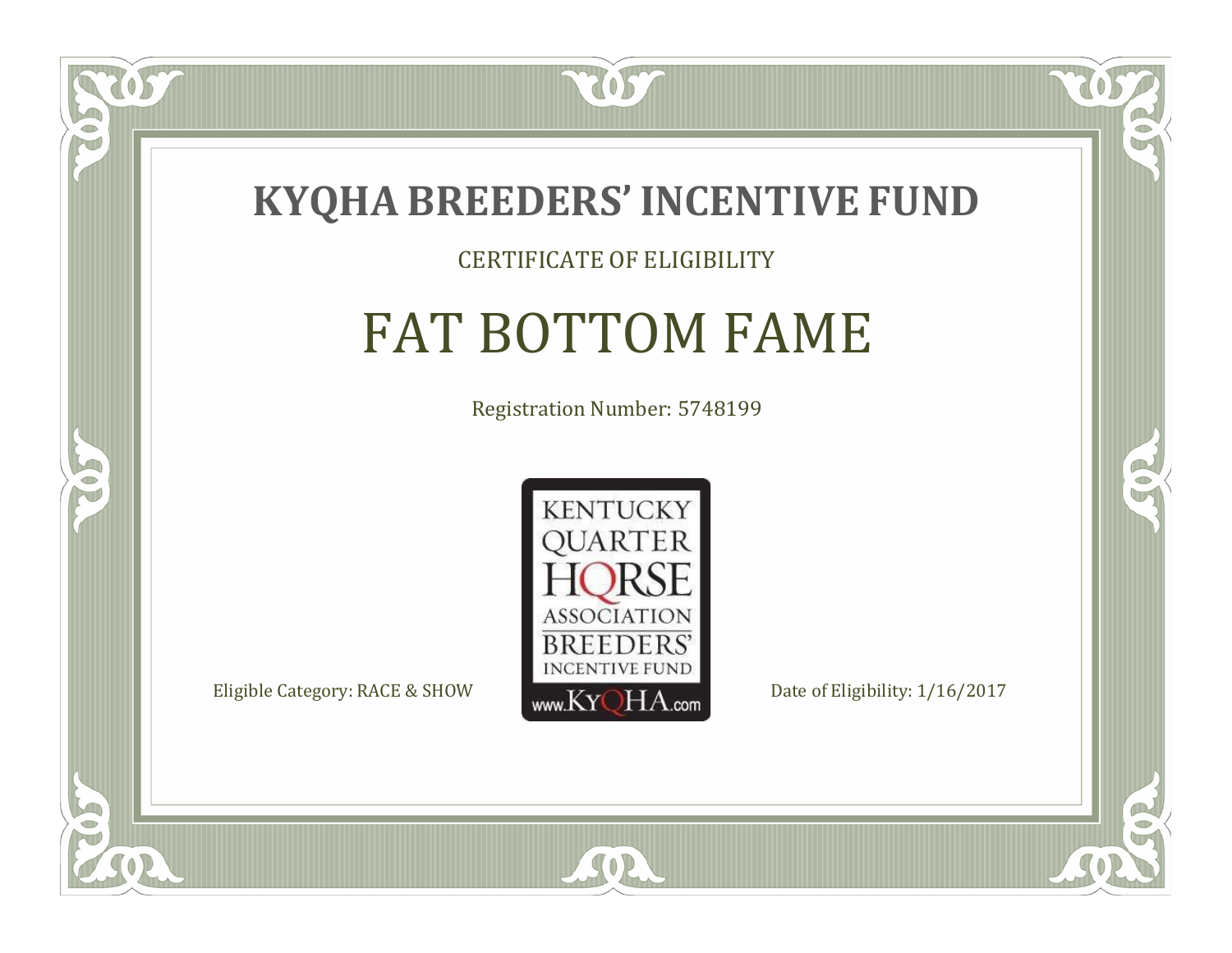# KYQHA BREEDERS' INCENTIVE FUND

CERTIFICATE OF ELIGIBILITY

## FAT BOTTOM FAME

Registration Number: 5748199

KENTUCKY QUARTER HORSE ASSOCIATION BREEDERS' INCENTIVE FUND www.KyQHA.com

Eligible Category: RACE & SHOW

Date of Eligibility: 1/16/2017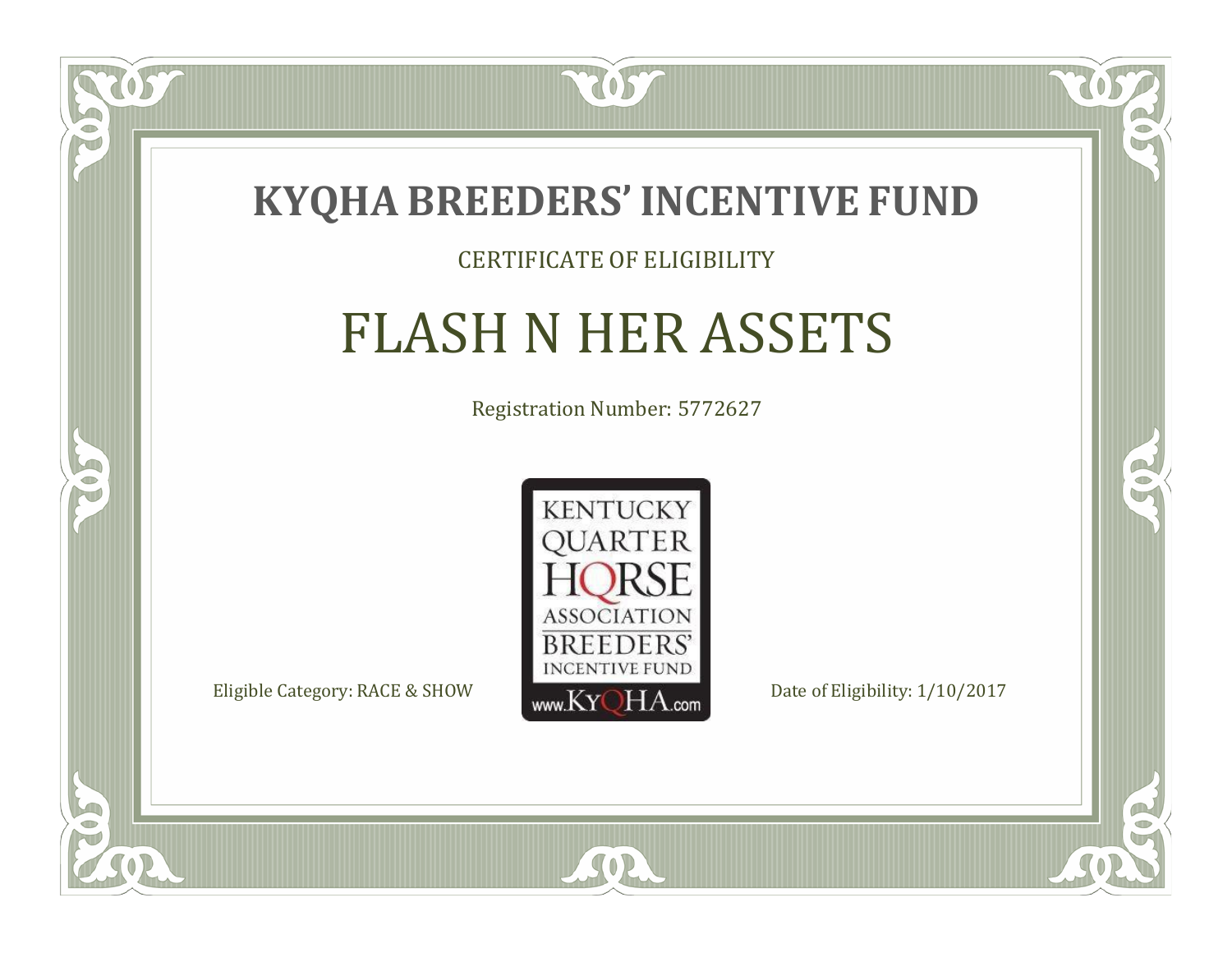# KYQHA BREEDERS' INCENTIVE FUND

CERTIFICATE OF ELIGIBILITY

## FLASH N HER ASSETS

Registration Number: 5772627

KENTUCKY QUARTER HORSE ASSOCIATION BREEDERS' INCENTIVE FUND www.KyQHA.com

Eligible Category: RACE & SHOW

Date of Eligibility: 1/10/2017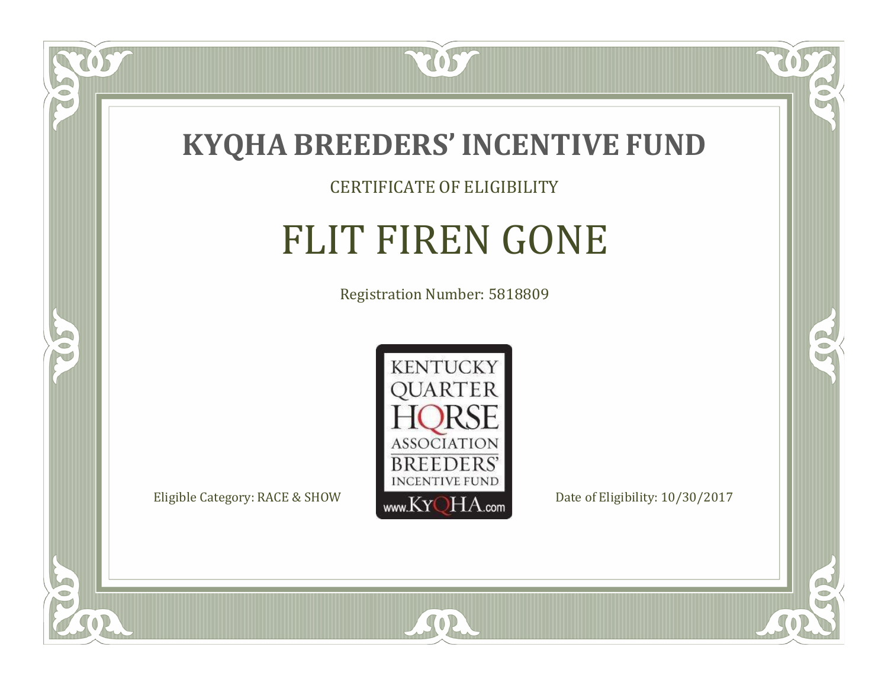# KYQHA BREEDERS' INCENTIVE FUND

CERTIFICATE OF ELIGIBILITY

## FLIT FIREN GONE

Registration Number: 5818809

KENTUCKY QUARTER HORSE ASSOCIATION BREEDERS' INCENTIVE FUND www.KyQHA.com

Eligible Category: RACE & SHOW

Date of Eligibility: 10/30/2017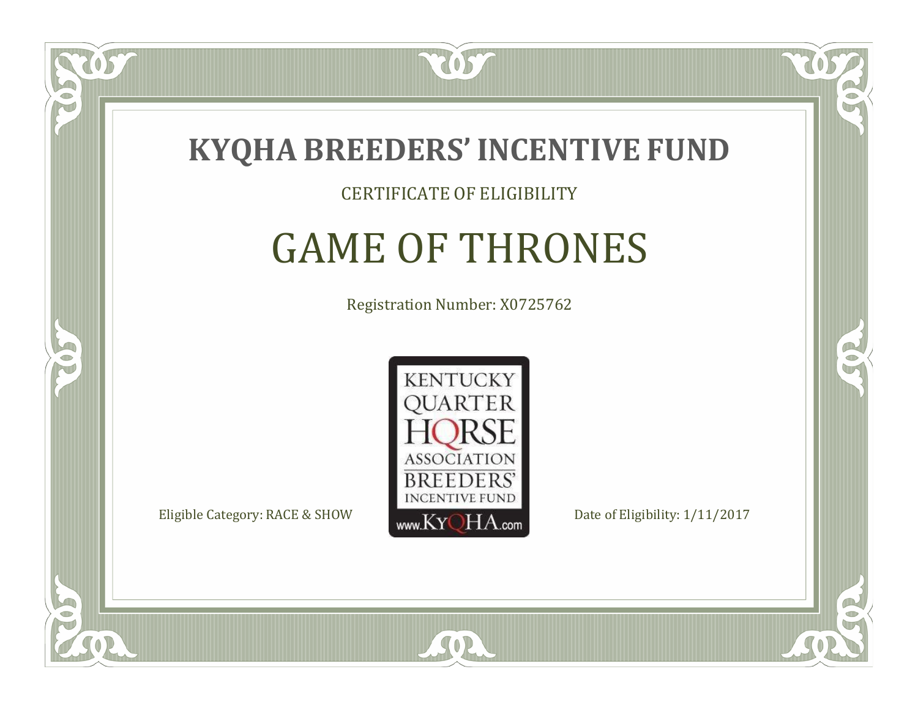# KYQHA BREEDERS' INCENTIVE FUND

CERTIFICATE OF ELIGIBILITY

## GAME OF THRONES

Registration Number: X0725762

KENTUCKY QUARTER HORSE ASSOCIATION BREEDERS' INCENTIVE FUND www.KyQHA.com

Eligible Category: RACE & SHOW

Date of Eligibility: 1/11/2017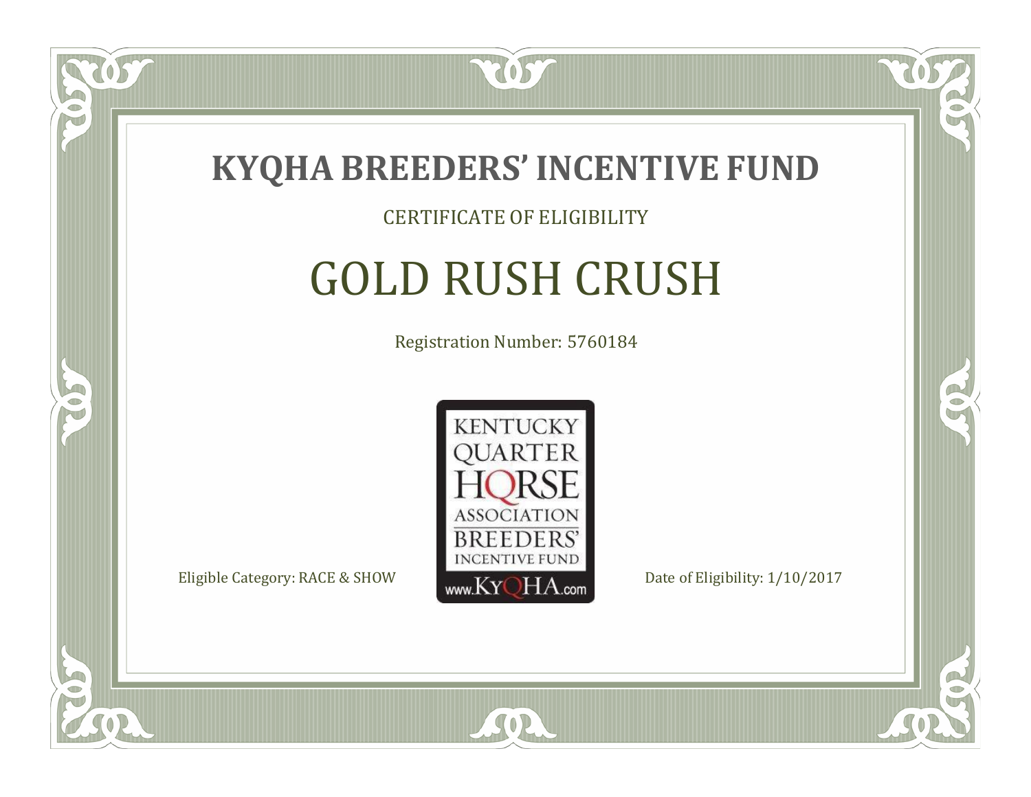# KYQHA BREEDERS' INCENTIVE FUND

CERTIFICATE OF ELIGIBILITY

## GOLD RUSH CRUSH

Registration Number: 5760184

KENTUCKY QUARTER HORSE ASSOCIATION BREEDERS' INCENTIVE FUND www.KyQHA.com

Eligible Category: RACE & SHOW

Date of Eligibility: 1/10/2017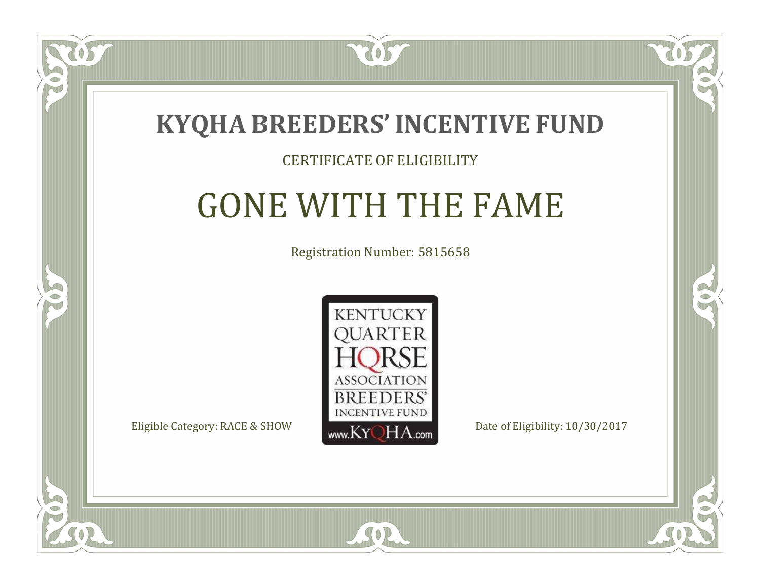# KYQHA BREEDERS' INCENTIVE FUND

CERTIFICATE OF ELIGIBILITY

## GONE WITH THE FAME

Registration Number: 5815658

KENTUCKY QUARTER HORSE ASSOCIATION BREEDERS' INCENTIVE FUND
www.KyQHA.com

Eligible Category: RACE & SHOW

Date of Eligibility: 10/30/2017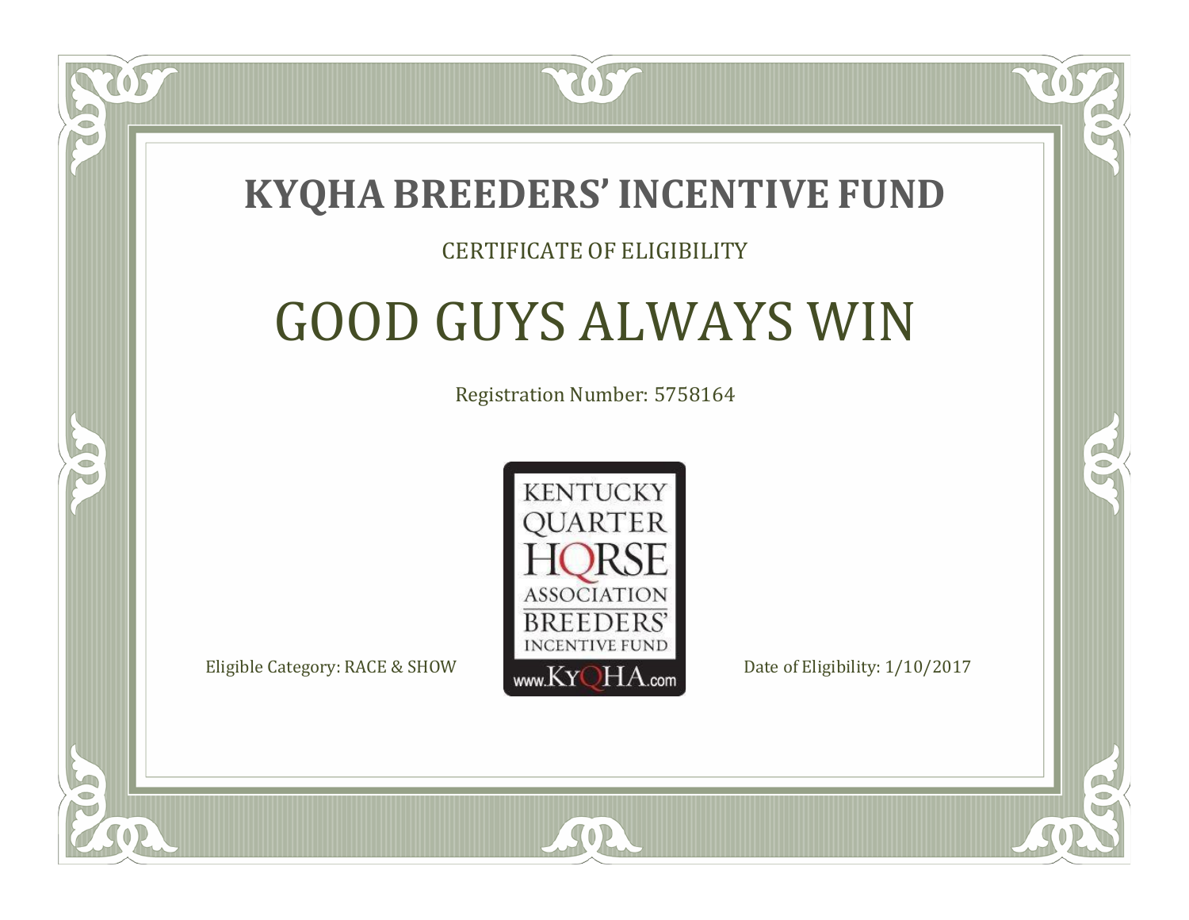# KYQHA BREEDERS' INCENTIVE FUND

CERTIFICATE OF ELIGIBILITY

## GOOD GUYS ALWAYS WIN

Registration Number: 5758164

KENTUCKY QUARTER HORSE ASSOCIATION BREEDERS' INCENTIVE FUND www.KyQHA.com

Eligible Category: RACE & SHOW

Date of Eligibility: 1/10/2017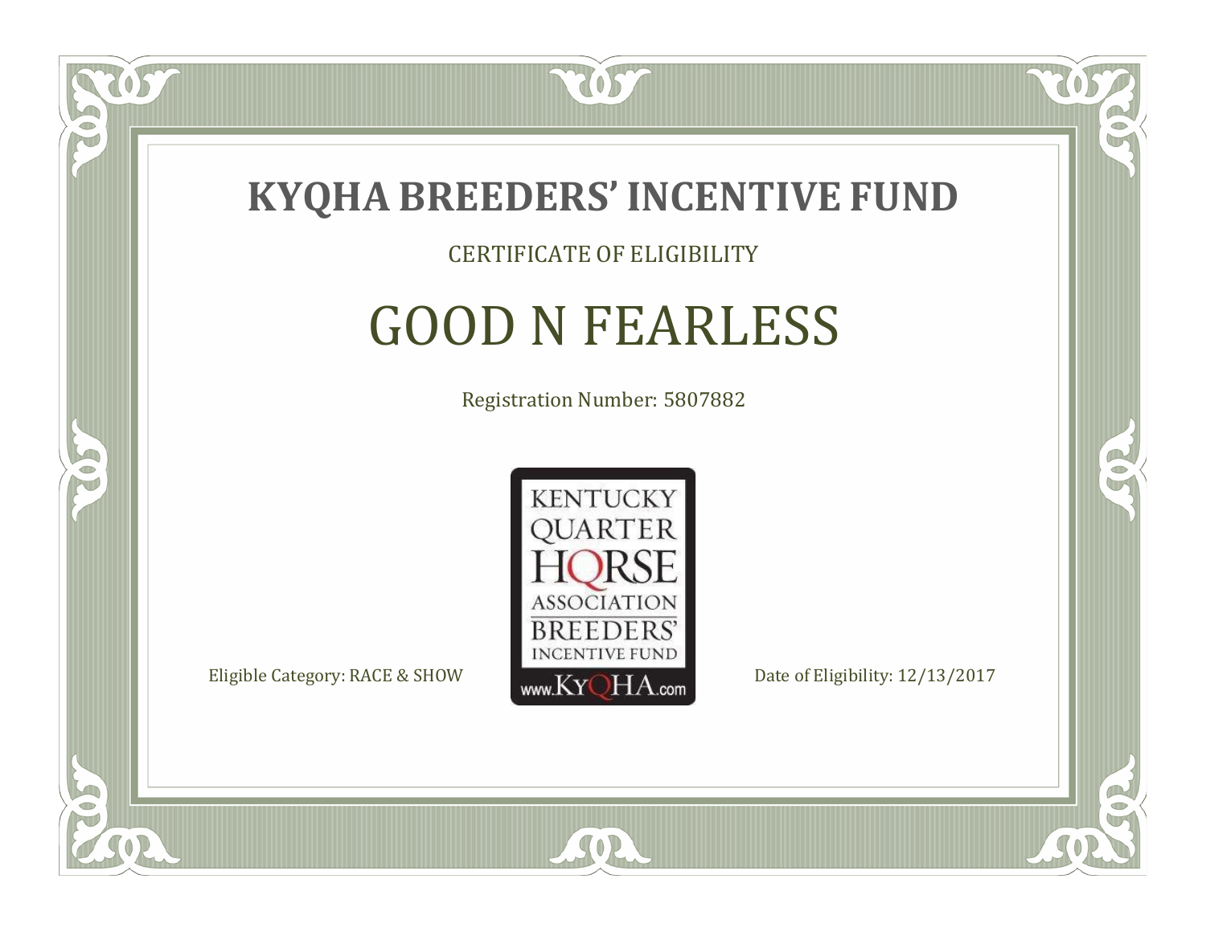# KYQHA BREEDERS' INCENTIVE FUND

CERTIFICATE OF ELIGIBILITY

## GOOD N FEARLESS

Registration Number: 5807882

KENTUCKY QUARTER HORSE ASSOCIATION BREEDERS' INCENTIVE FUND www.KyQHA.com

Eligible Category: RACE & SHOW

Date of Eligibility: 12/13/2017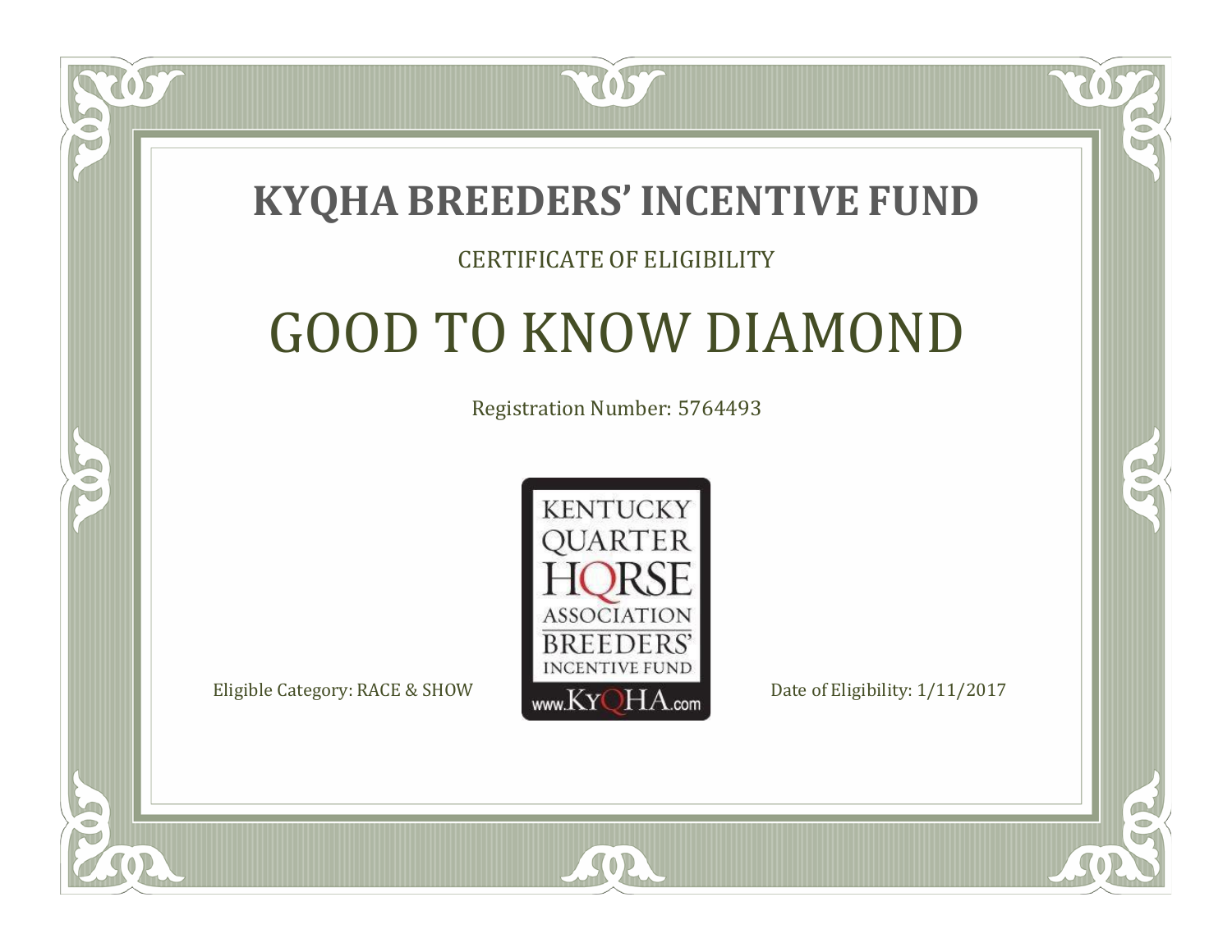# KYQHA BREEDERS' INCENTIVE FUND

CERTIFICATE OF ELIGIBILITY

## GOOD TO KNOW DIAMOND

Registration Number: 5764493

KENTUCKY QUARTER HORSE ASSOCIATION BREEDERS' INCENTIVE FUND
www.KyQHA.com

Eligible Category: RACE & SHOW

Date of Eligibility: 1/11/2017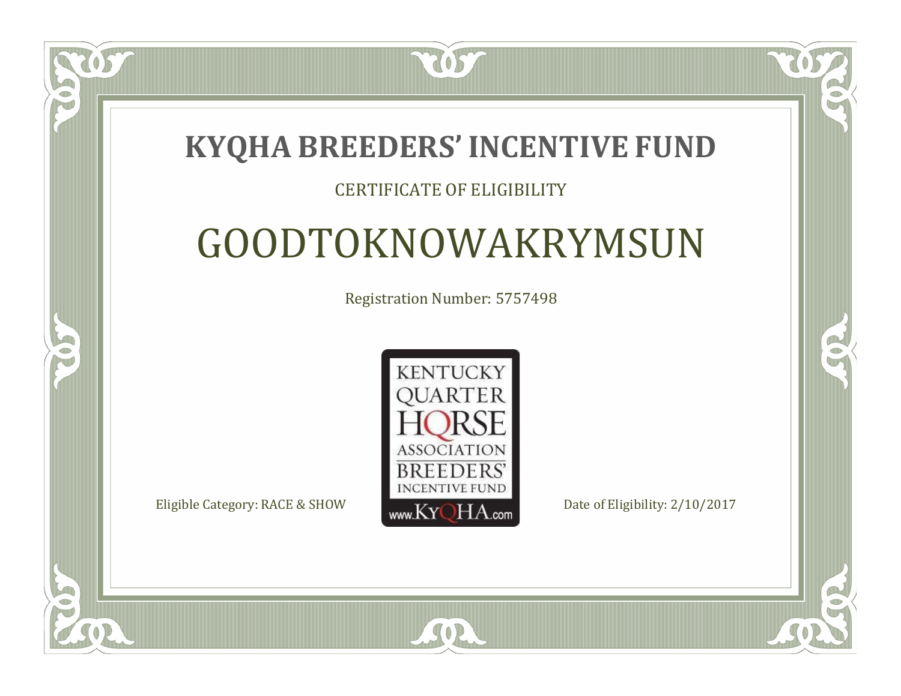# KYQHA BREEDERS' INCENTIVE FUND

CERTIFICATE OF ELIGIBILITY

## GOODTOKNOWAKRYMSUN

Registration Number: 5757498

KENTUCKY QUARTER HORSE ASSOCIATION BREEDERS' INCENTIVE FUND www.KyQHA.com

Eligible Category: RACE & SHOW

Date of Eligibility: 2/10/2017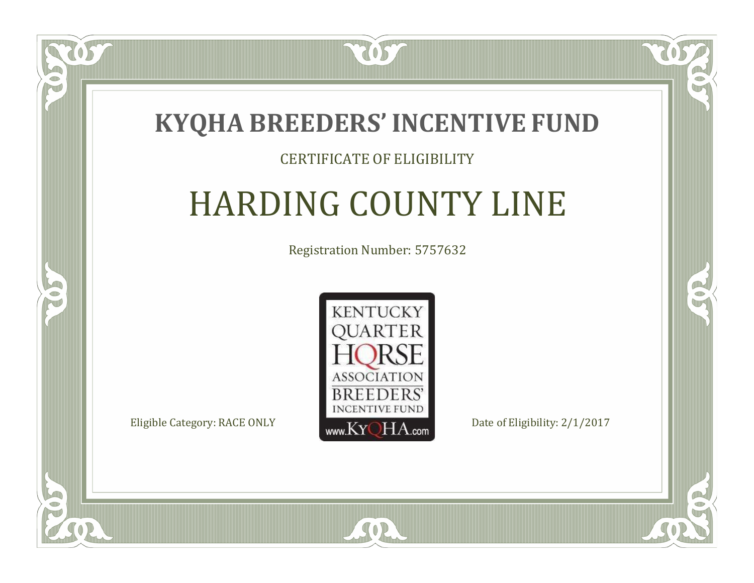# KYQHA BREEDERS' INCENTIVE FUND

CERTIFICATE OF ELIGIBILITY

## HARDING COUNTY LINE

Registration Number: 5757632

KENTUCKY QUARTER HORSE ASSOCIATION BREEDERS' INCENTIVE FUND www.KyQHA.com

Eligible Category: RACE ONLY

Date of Eligibility: 2/1/2017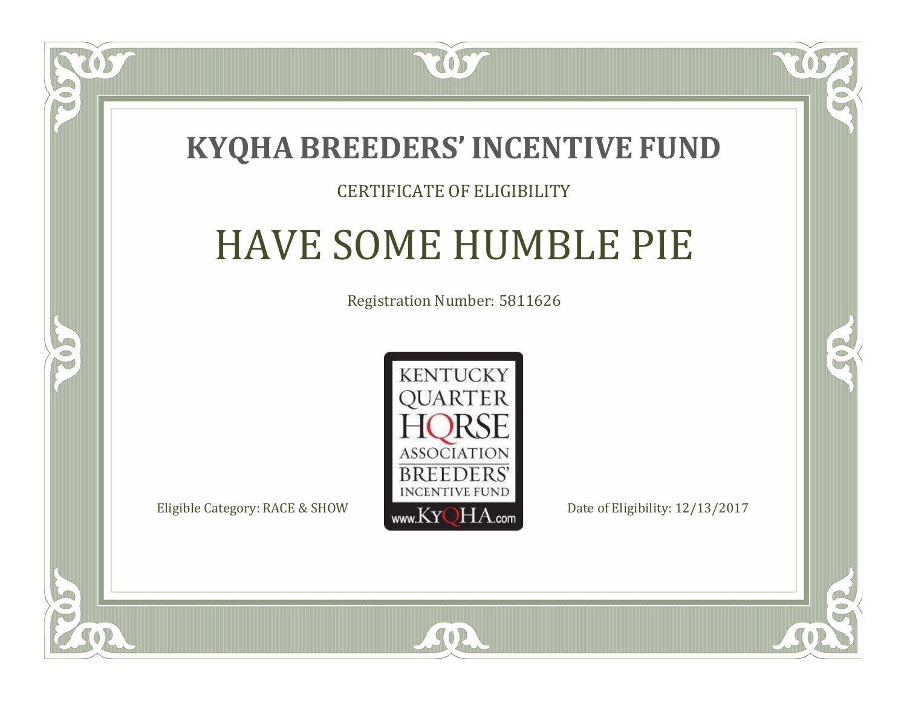# KYQHA BREEDERS' INCENTIVE FUND

CERTIFICATE OF ELIGIBILITY

## HAVE SOME HUMBLE PIE

Registration Number: 5811626

KENTUCKY QUARTER HORSE ASSOCIATION BREEDERS' INCENTIVE FUND www.KyQHA.com

Eligible Category: RACE & SHOW

Date of Eligibility: 12/13/2017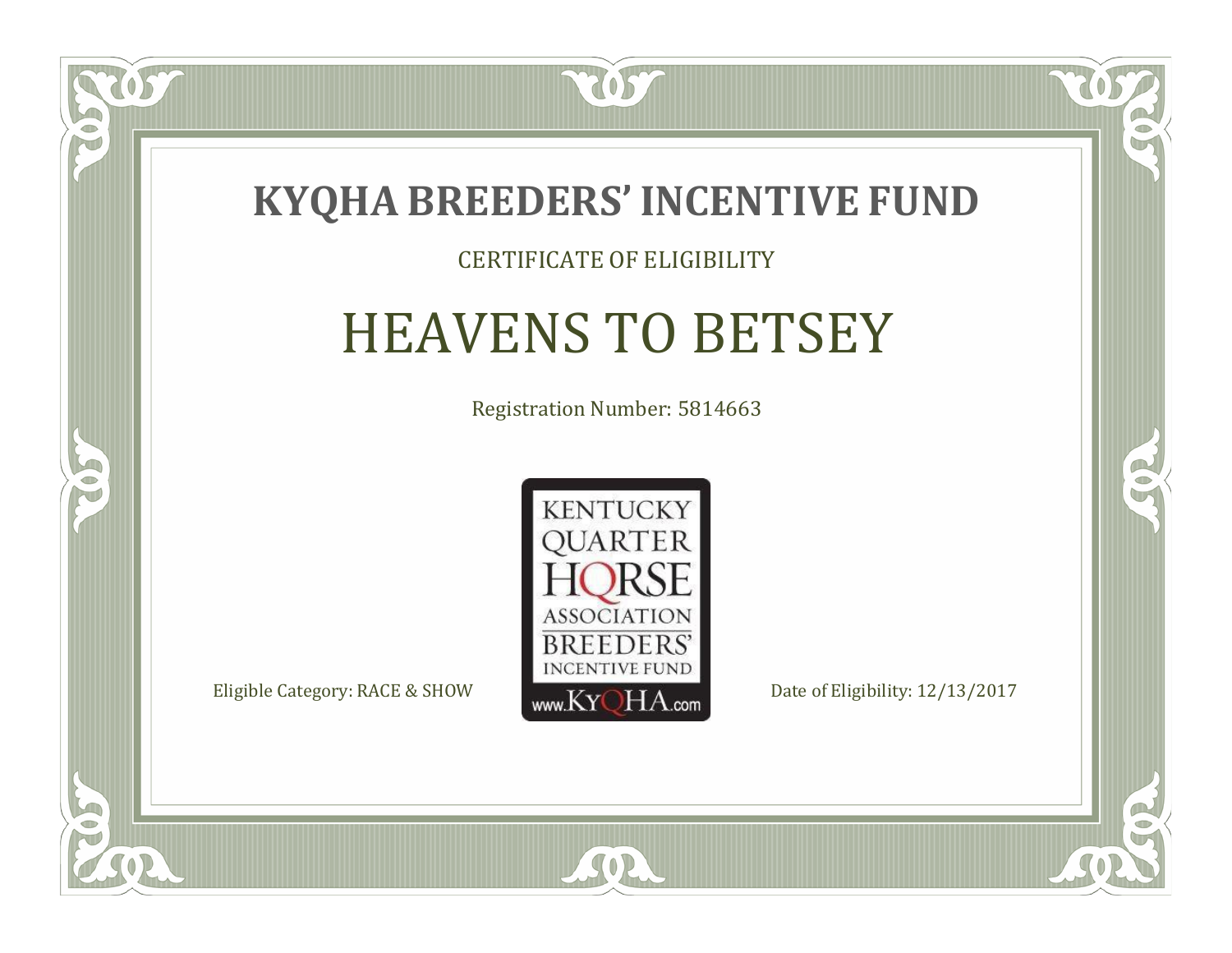# KYQHA BREEDERS' INCENTIVE FUND

CERTIFICATE OF ELIGIBILITY

## HEAVENS TO BETSEY

Registration Number: 5814663

KENTUCKY QUARTER HORSE ASSOCIATION BREEDERS' INCENTIVE FUND www.KyQHA.com

Eligible Category: RACE & SHOW

Date of Eligibility: 12/13/2017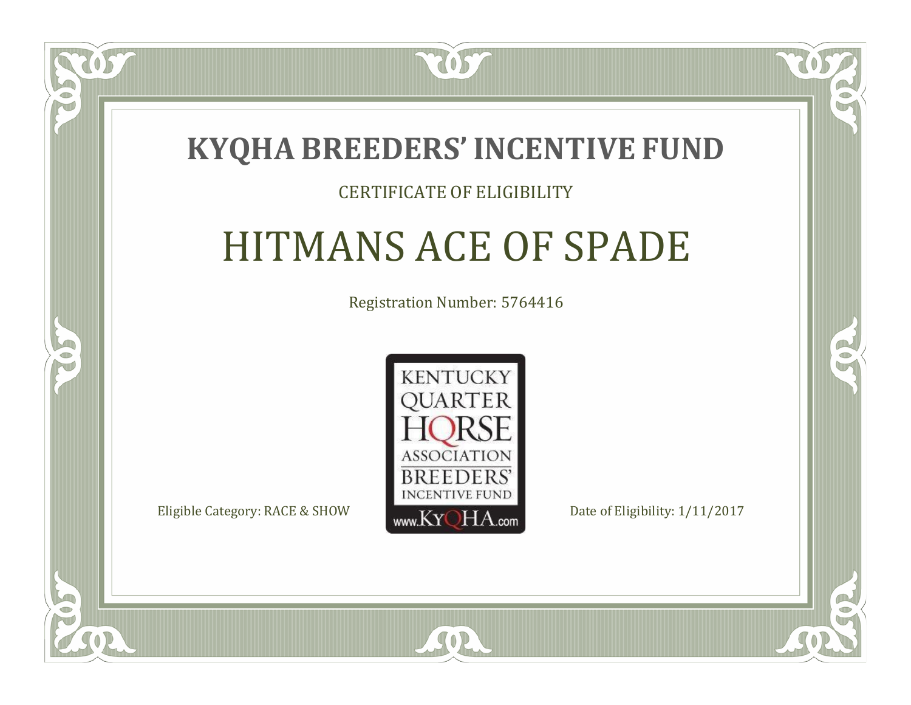# KYQHA BREEDERS' INCENTIVE FUND

CERTIFICATE OF ELIGIBILITY

## HITMANS ACE OF SPADE

Registration Number: 5764416

KENTUCKY QUARTER HORSE ASSOCIATION BREEDERS' INCENTIVE FUND www.KyQHA.com

Eligible Category: RACE & SHOW

Date of Eligibility: 1/11/2017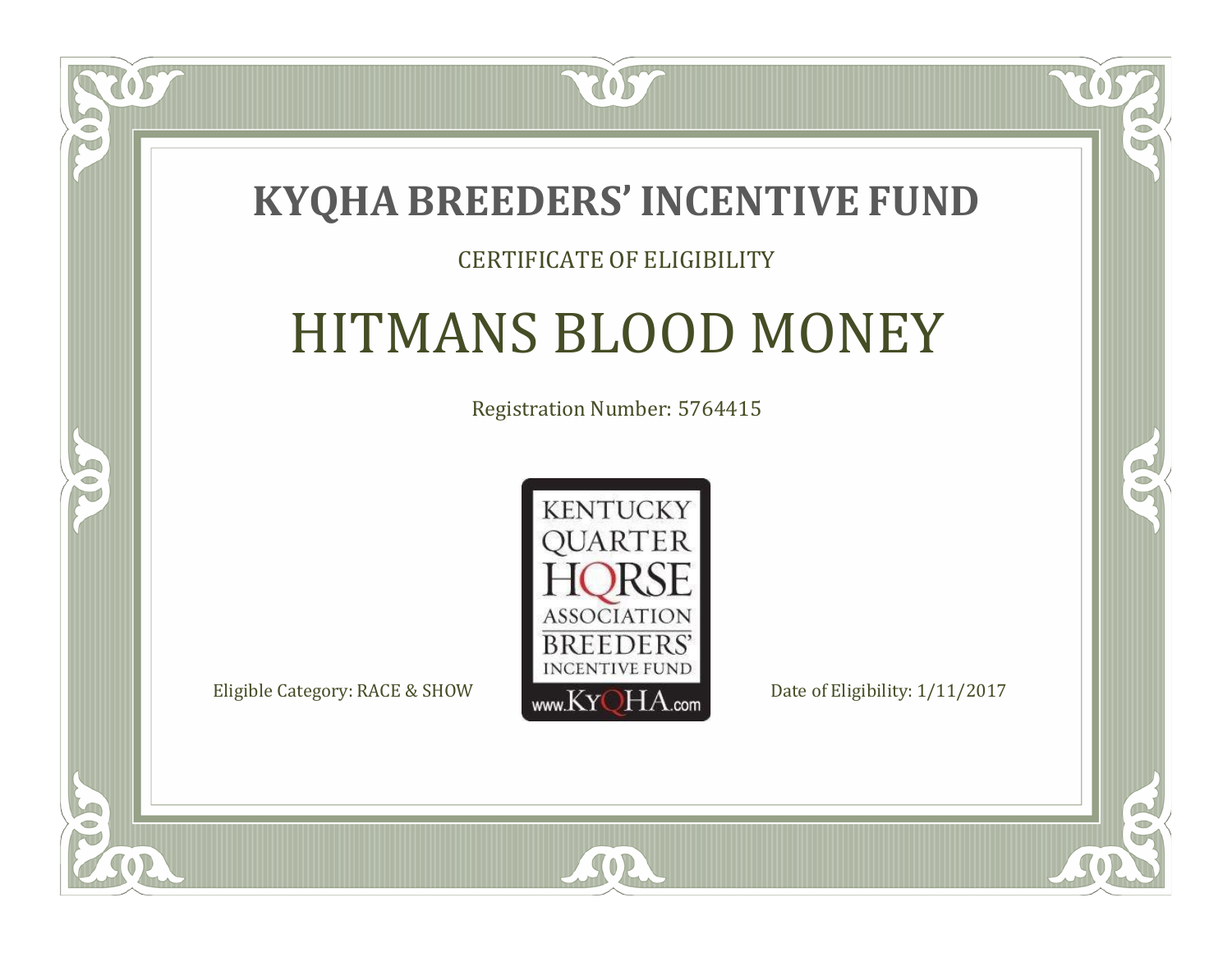# KYQHA BREEDERS' INCENTIVE FUND

CERTIFICATE OF ELIGIBILITY

## HITMANS BLOOD MONEY

Registration Number: 5764415

KENTUCKY QUARTER HORSE ASSOCIATION BREEDERS' INCENTIVE FUND www.KyQHA.com

Eligible Category: RACE & SHOW

Date of Eligibility: 1/11/2017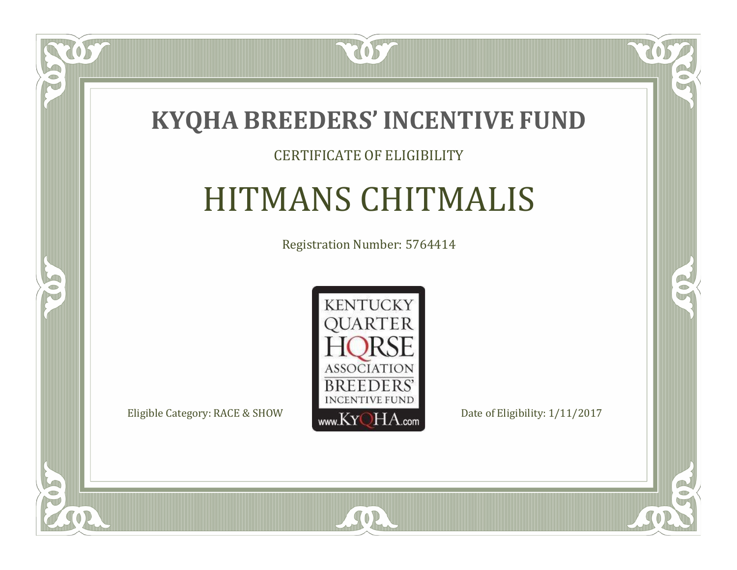# KYQHA BREEDERS' INCENTIVE FUND

CERTIFICATE OF ELIGIBILITY

## HITMANS CHITMALIS

Registration Number: 5764414

KENTUCKY QUARTER HORSE ASSOCIATION BREEDERS' INCENTIVE FUND www.KyQHA.com

Eligible Category: RACE & SHOW

Date of Eligibility: 1/11/2017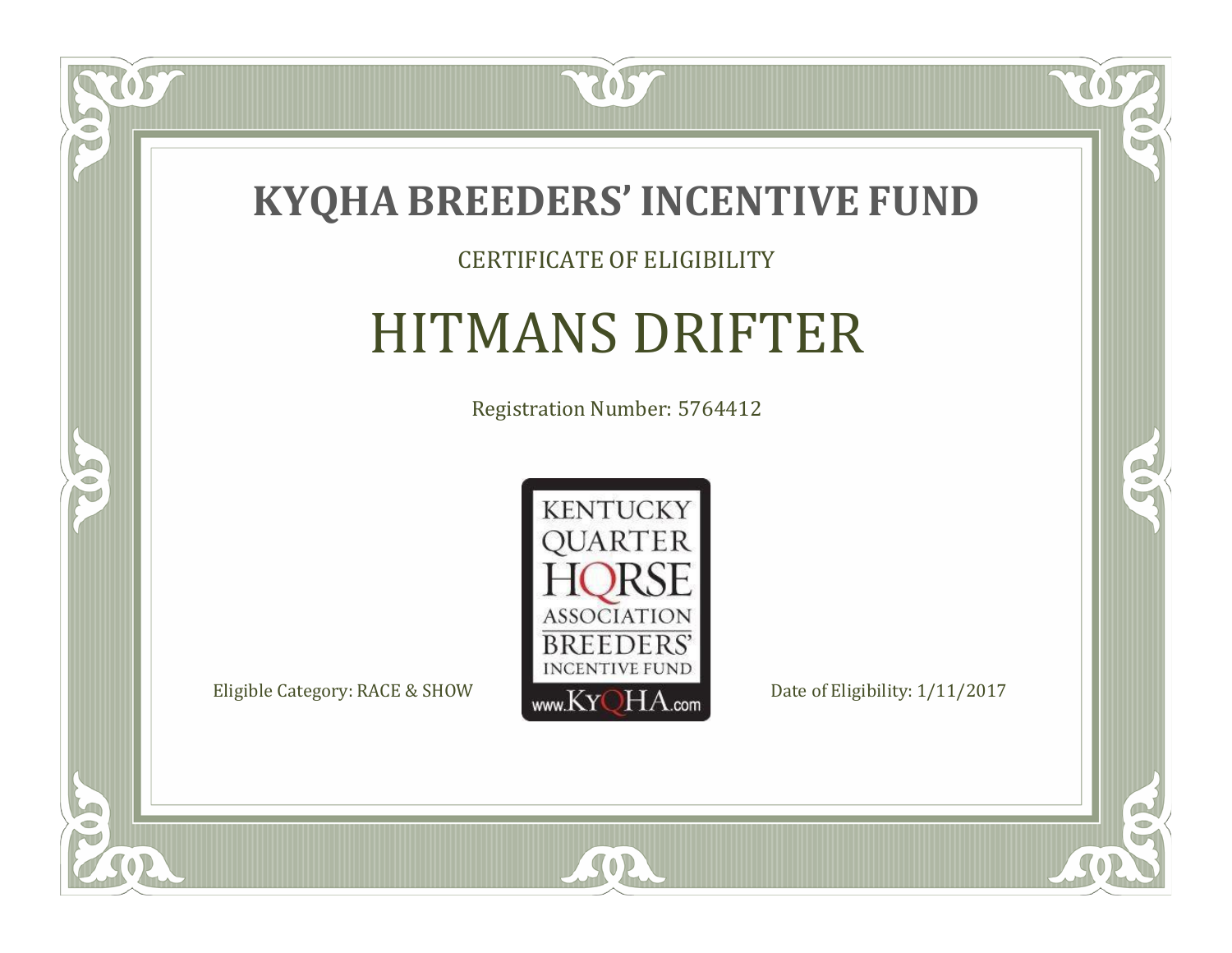# KYQHA BREEDERS' INCENTIVE FUND

CERTIFICATE OF ELIGIBILITY

## HITMANS DRIFTER

Registration Number: 5764412

KENTUCKY QUARTER HORSE ASSOCIATION BREEDERS' INCENTIVE FUND www.KyQHA.com

Eligible Category: RACE & SHOW

Date of Eligibility: 1/11/2017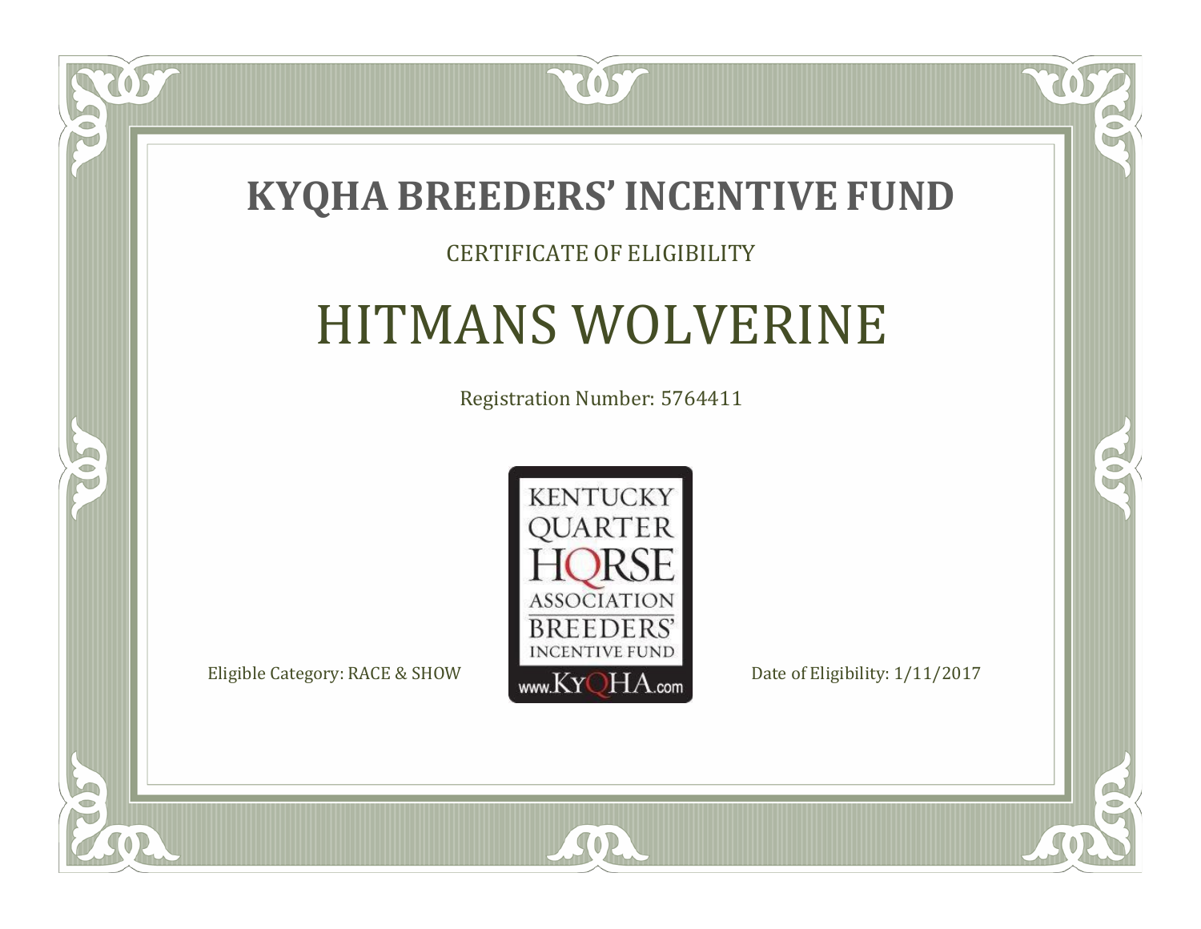# KYQHA BREEDERS' INCENTIVE FUND

CERTIFICATE OF ELIGIBILITY

## HITMANS WOLVERINE

Registration Number: 5764411

KENTUCKY QUARTER HORSE ASSOCIATION BREEDERS' INCENTIVE FUND www.KYQHA.com

Eligible Category: RACE & SHOW

Date of Eligibility: 1/11/2017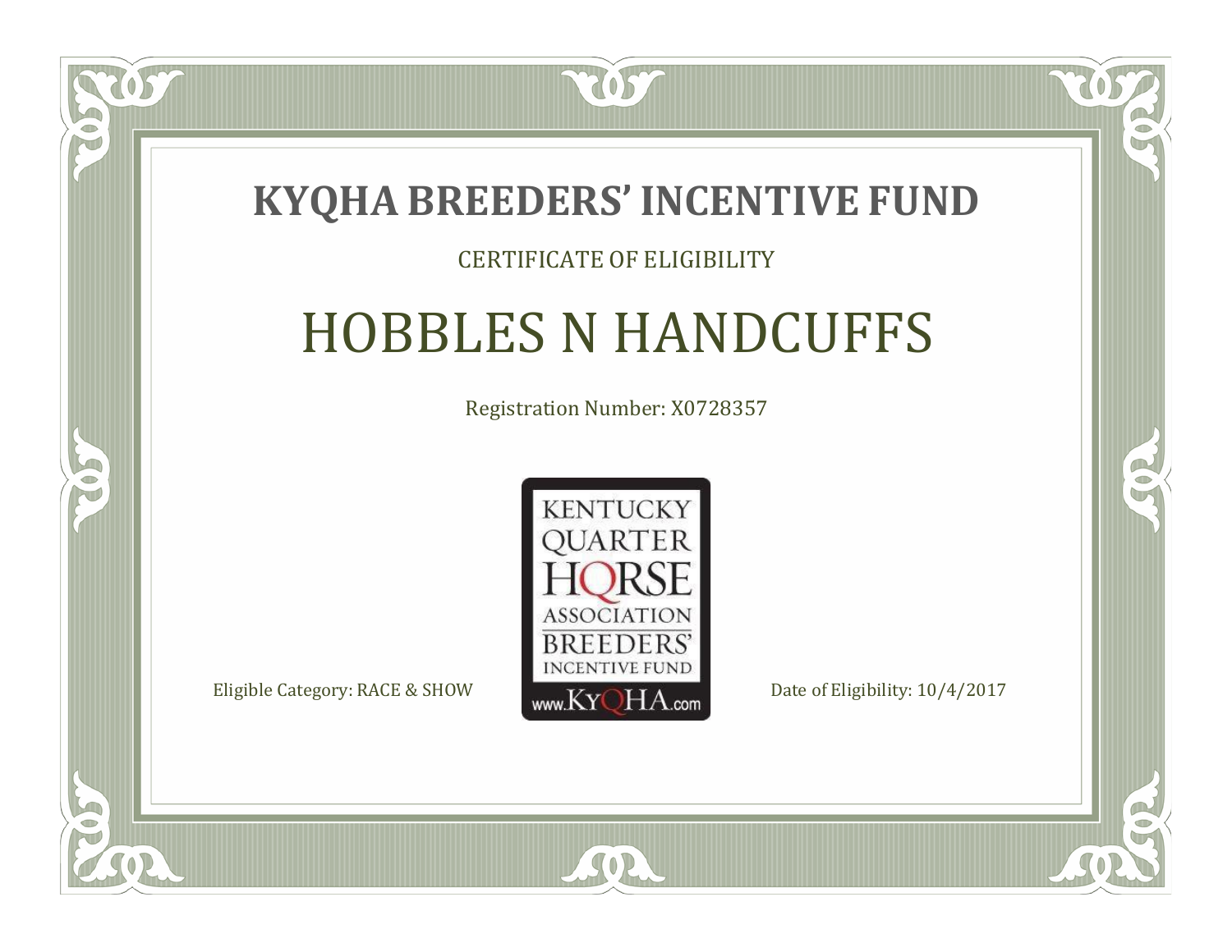# KYQHA BREEDERS' INCENTIVE FUND

CERTIFICATE OF ELIGIBILITY

## HOBBLES N HANDCUFFS

Registration Number: X0728357

KENTUCKY QUARTER HORSE ASSOCIATION BREEDERS' INCENTIVE FUND www.KyQHA.com

Eligible Category: RACE & SHOW

Date of Eligibility: 10/4/2017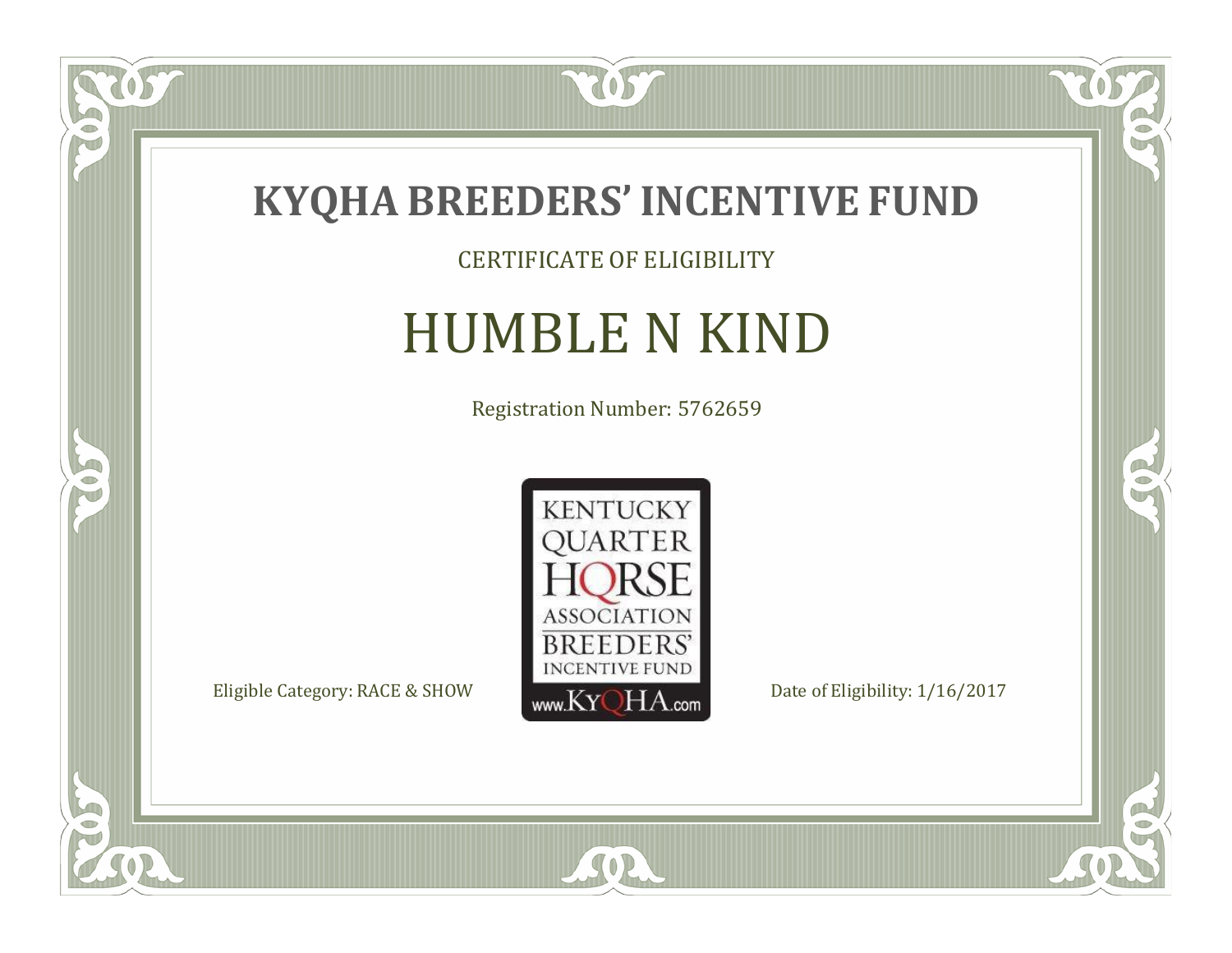# KYQHA BREEDERS' INCENTIVE FUND

CERTIFICATE OF ELIGIBILITY

## HUMBLE N KIND

Registration Number: 5762659

KENTUCKY QUARTER HORSE ASSOCIATION BREEDERS' INCENTIVE FUND www.KyQHA.com

Eligible Category: RACE & SHOW

Date of Eligibility: 1/16/2017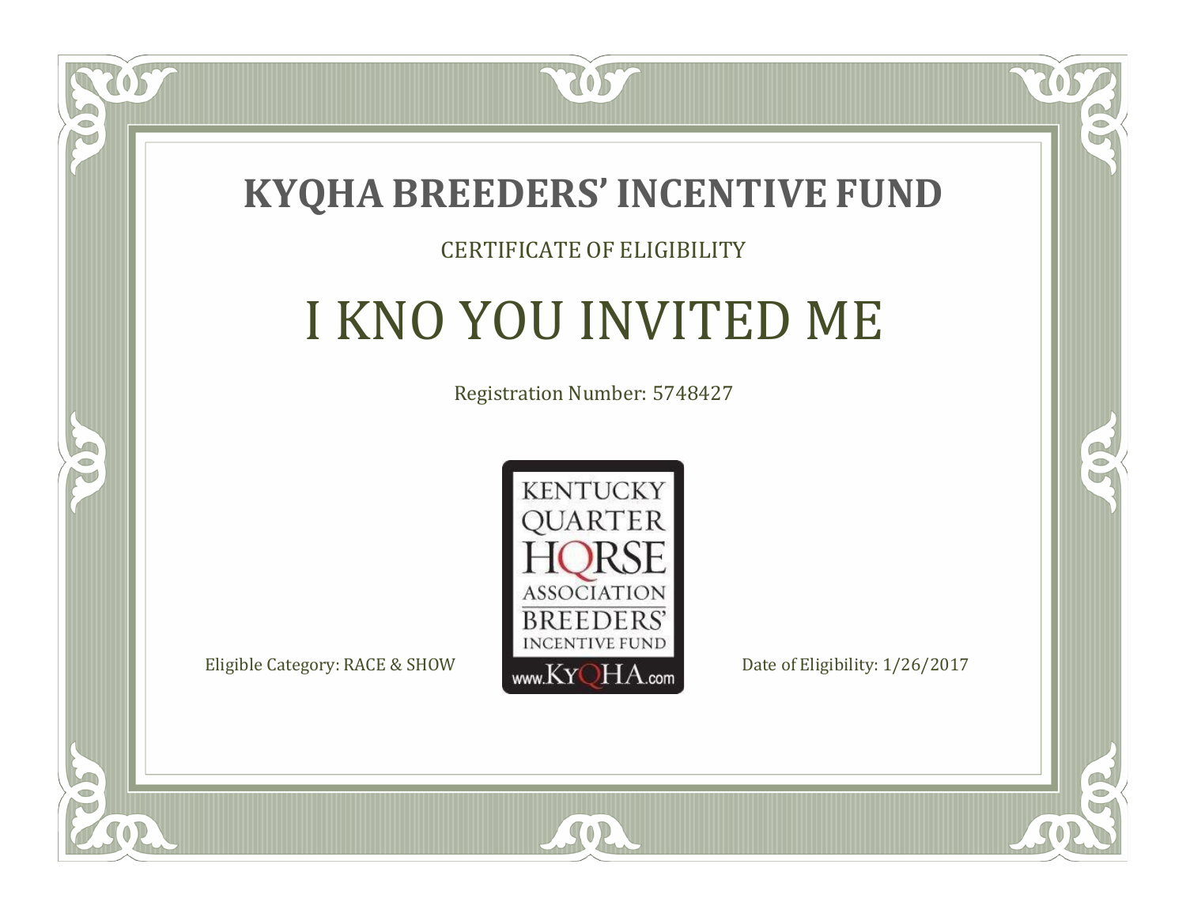# KYQHA BREEDERS' INCENTIVE FUND

CERTIFICATE OF ELIGIBILITY

## I KNO YOU INVITED ME

Registration Number: 5748427

KENTUCKY QUARTER HORSE ASSOCIATION BREEDERS' INCENTIVE FUND www.KyQHA.com

Eligible Category: RACE & SHOW

Date of Eligibility: 1/26/2017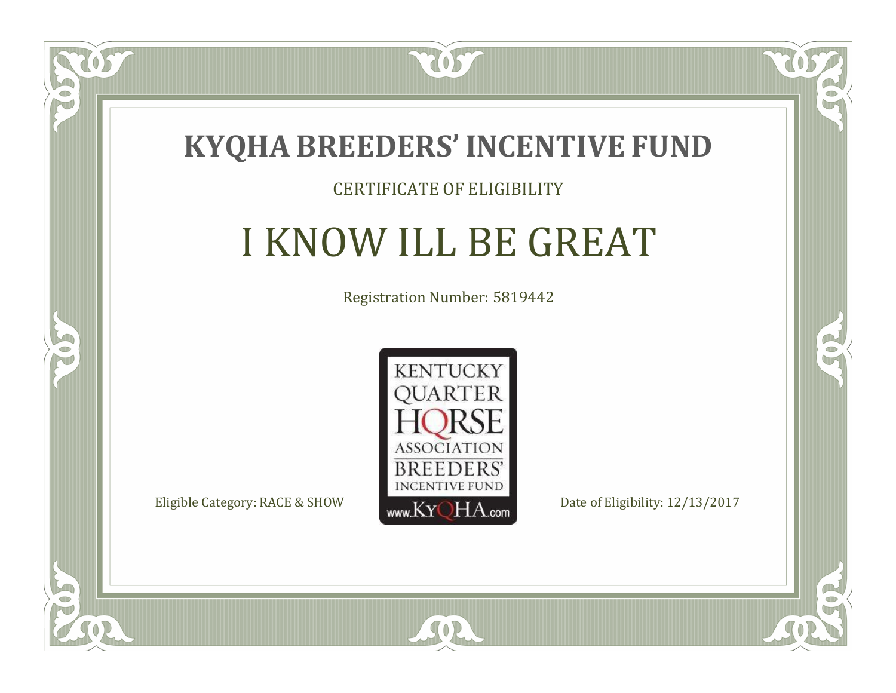# KYQHA BREEDERS' INCENTIVE FUND

CERTIFICATE OF ELIGIBILITY

## I KNOW ILL BE GREAT

Registration Number: 5819442

KENTUCKY QUARTER HORSE ASSOCIATION BREEDERS' INCENTIVE FUND www.KyQHA.com

Eligible Category: RACE & SHOW

Date of Eligibility: 12/13/2017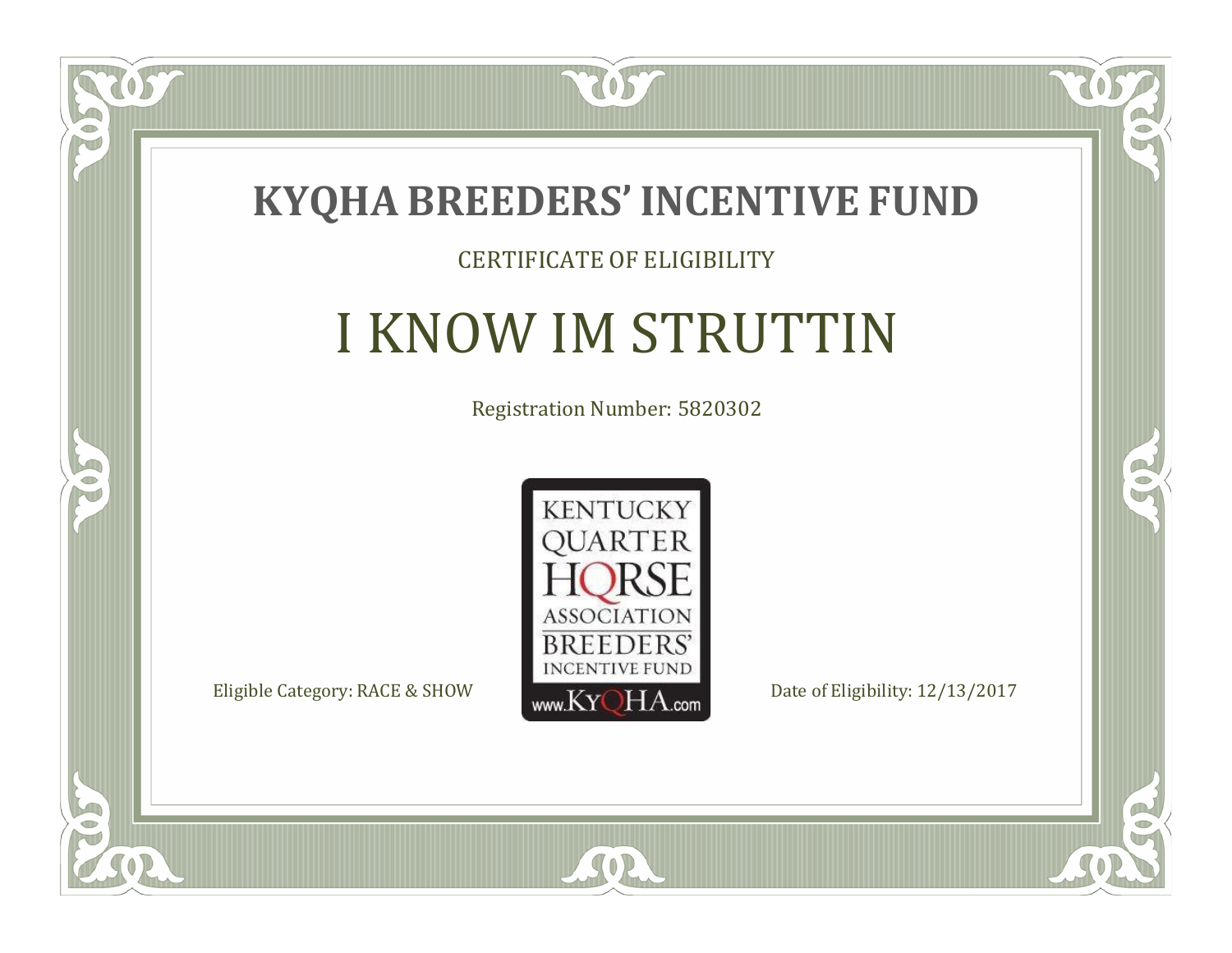# KYQHA BREEDERS' INCENTIVE FUND

CERTIFICATE OF ELIGIBILITY

## I KNOW IM STRUTTIN

Registration Number: 5820302

KENTUCKY QUARTER HORSE ASSOCIATION BREEDERS' INCENTIVE FUND
www.KyQHA.com

Eligible Category: RACE & SHOW

Date of Eligibility: 12/13/2017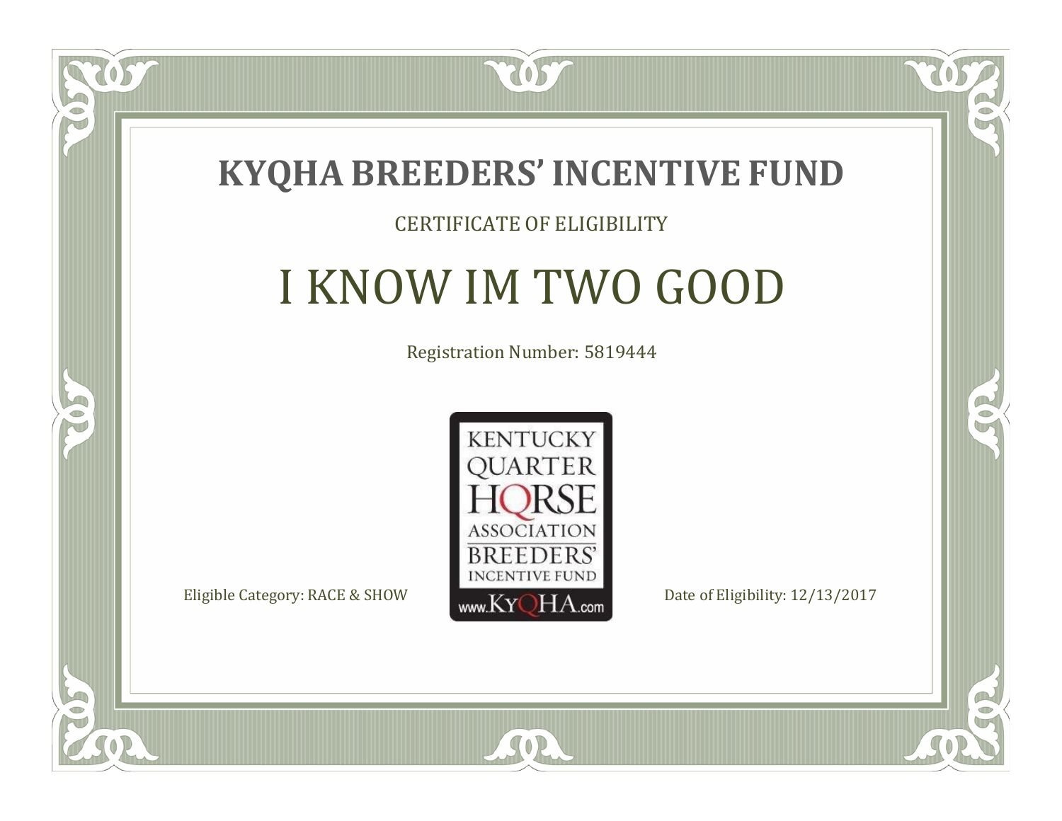# KYQHA BREEDERS' INCENTIVE FUND

CERTIFICATE OF ELIGIBILITY

## I KNOW IM TWO GOOD

Registration Number: 5819444

KENTUCKY QUARTER HORSE ASSOCIATION BREEDERS' INCENTIVE FUND www.KyQHA.com

Eligible Category: RACE & SHOW

Date of Eligibility: 12/13/2017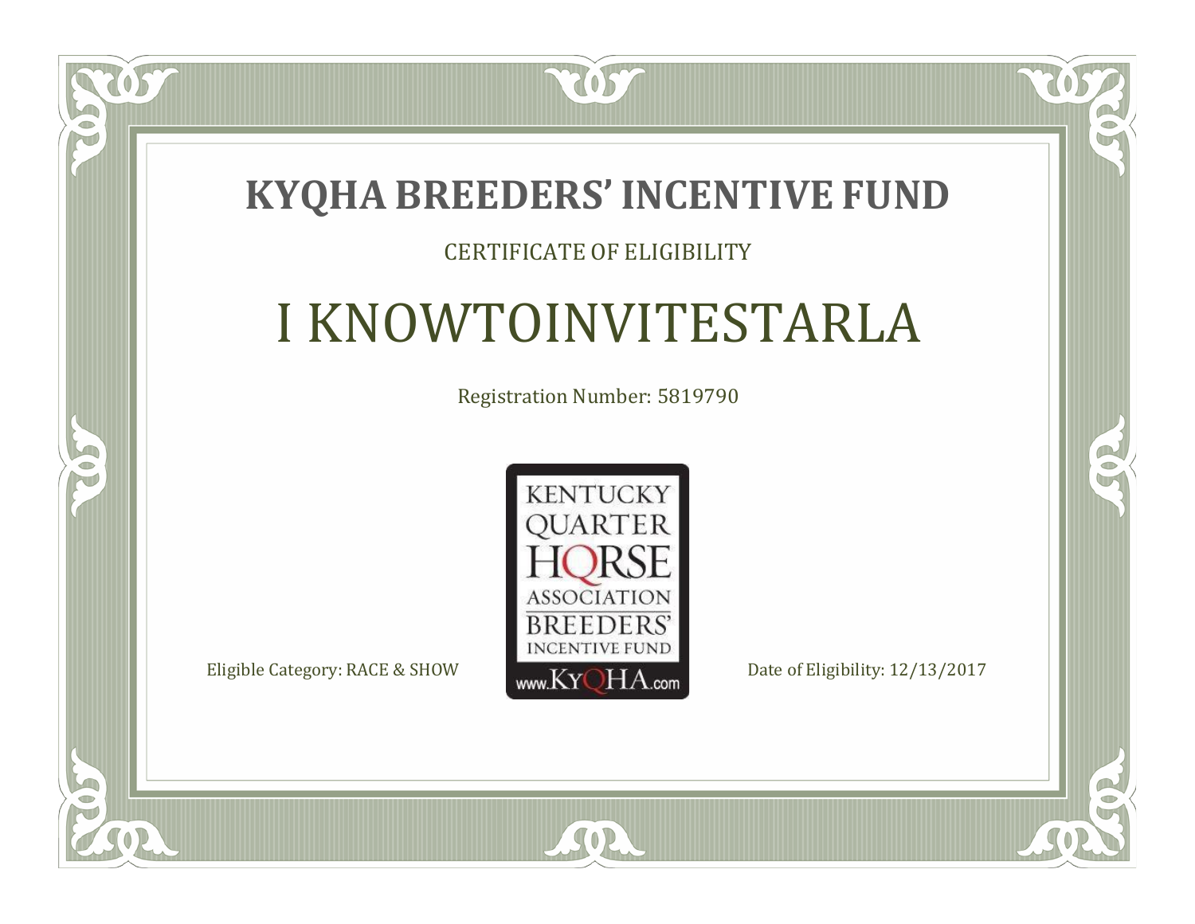# KYQHA BREEDERS' INCENTIVE FUND

CERTIFICATE OF ELIGIBILITY

## I KNOWTOINVITESTARLA

Registration Number: 5819790

KENTUCKY QUARTER HORSE ASSOCIATION BREEDERS' INCENTIVE FUND www.KyQHA.com

Eligible Category: RACE & SHOW

Date of Eligibility: 12/13/2017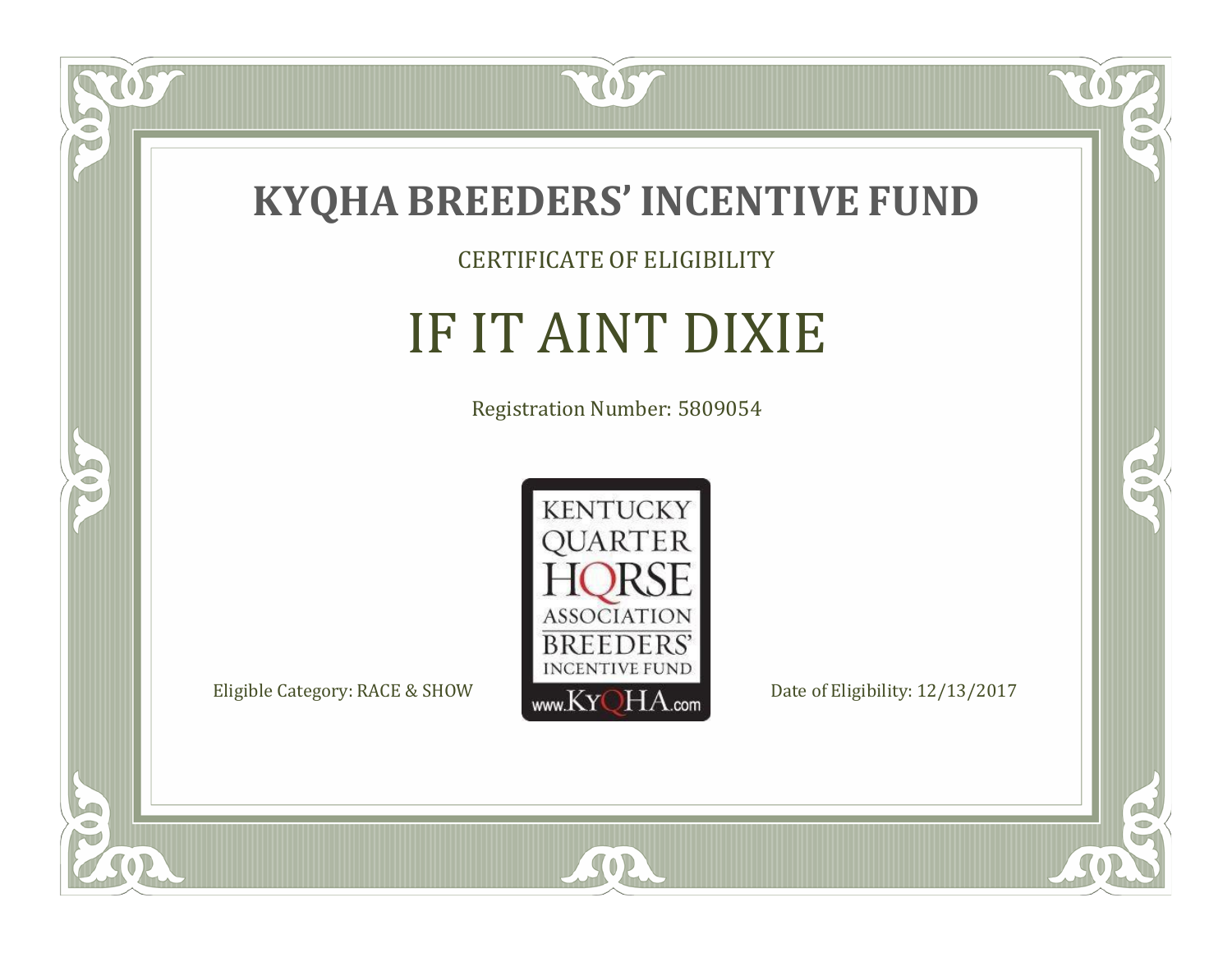# KYQHA BREEDERS' INCENTIVE FUND

CERTIFICATE OF ELIGIBILITY

## IF IT AINT DIXIE

Registration Number: 5809054

KENTUCKY QUARTER HORSE ASSOCIATION BREEDERS' INCENTIVE FUND

www.KyQHA.com

Eligible Category: RACE & SHOW

Date of Eligibility: 12/13/2017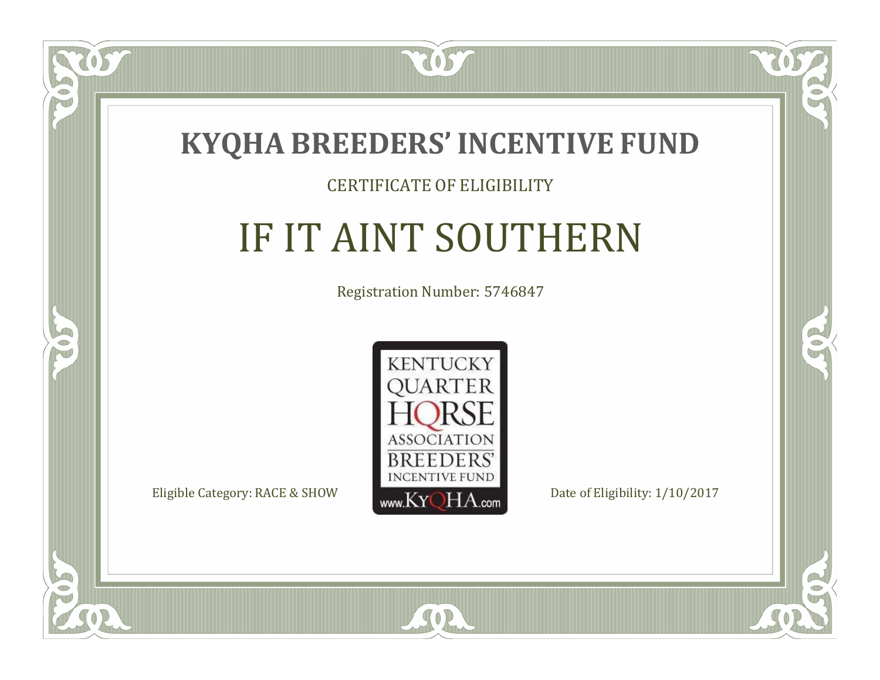# KYQHA BREEDERS' INCENTIVE FUND

CERTIFICATE OF ELIGIBILITY

## IF IT AINT SOUTHERN

Registration Number: 5746847

KENTUCKY QUARTER HORSE ASSOCIATION BREEDERS' INCENTIVE FUND www.KyQHA.com

Eligible Category: RACE & SHOW

Date of Eligibility: 1/10/2017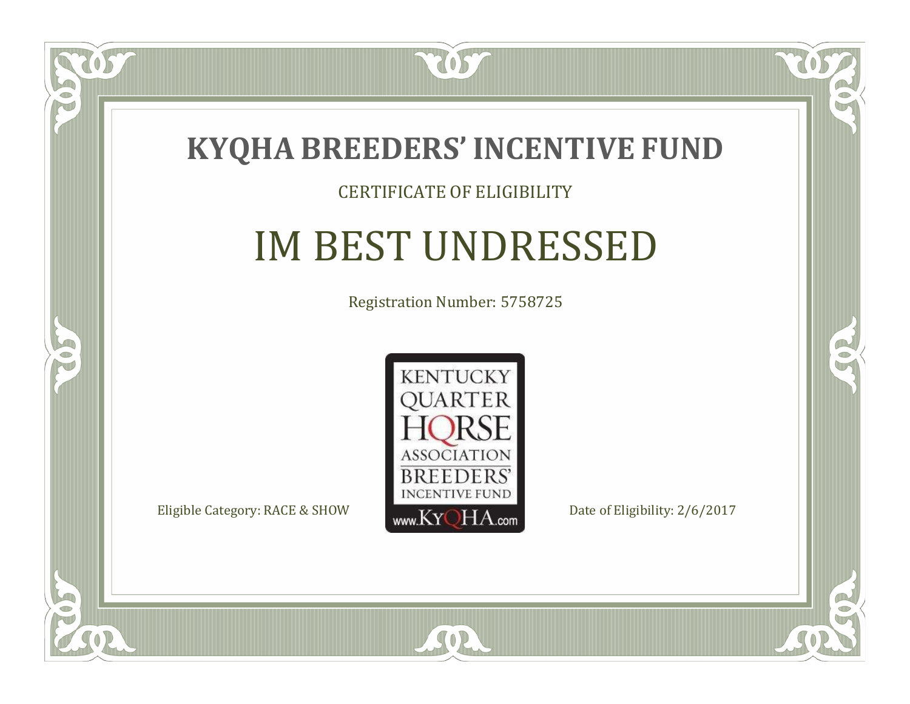# KYQHA BREEDERS' INCENTIVE FUND

CERTIFICATE OF ELIGIBILITY

## IM BEST UNDRESSED

Registration Number: 5758725

KENTUCKY QUARTER HORSE ASSOCIATION BREEDERS' INCENTIVE FUND www.KyQHA.com

Eligible Category: RACE & SHOW

Date of Eligibility: 2/6/2017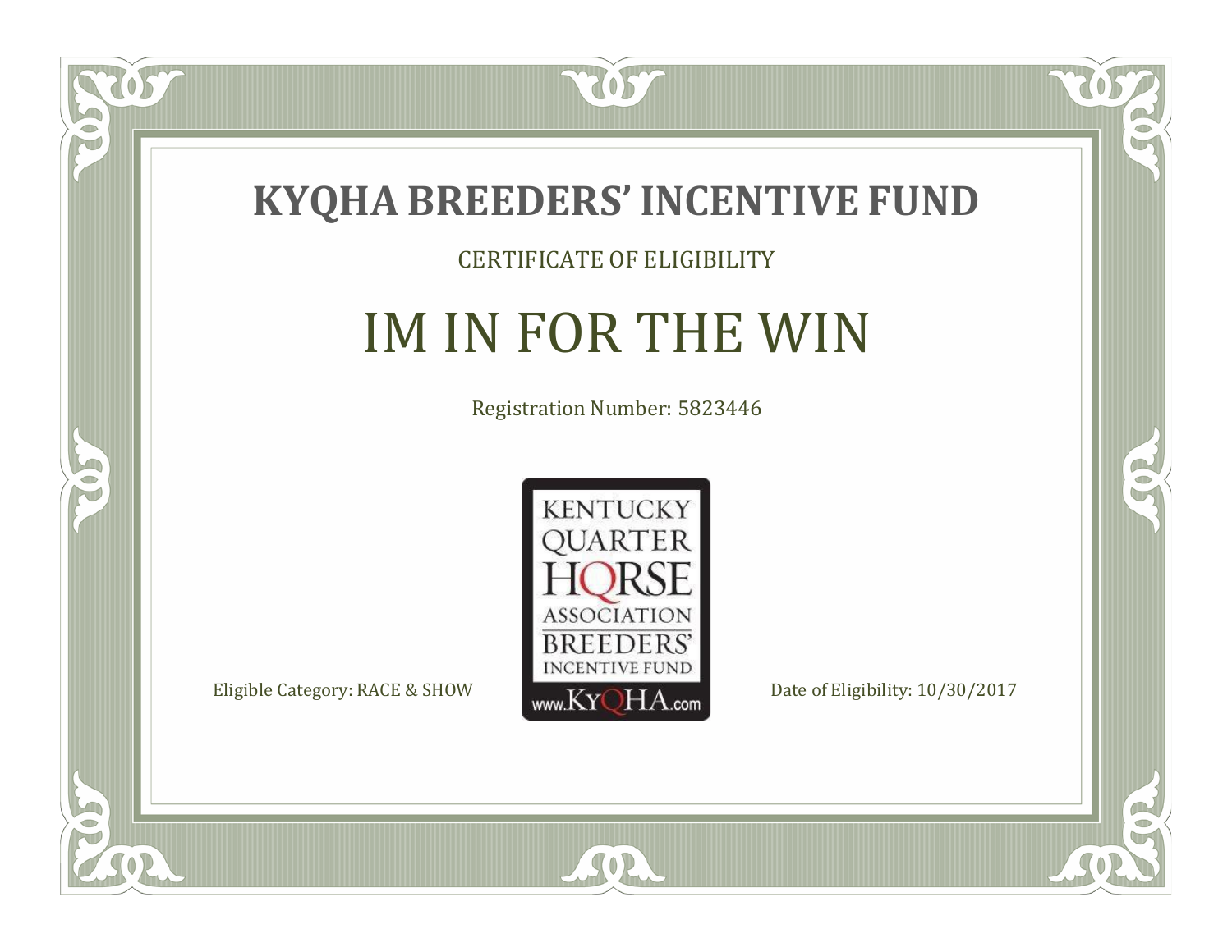# KYQHA BREEDERS' INCENTIVE FUND

CERTIFICATE OF ELIGIBILITY

## IM IN FOR THE WIN

Registration Number: 5823446

KENTUCKY QUARTER HORSE ASSOCIATION BREEDERS' INCENTIVE FUND www.KyQHA.com

Eligible Category: RACE & SHOW

Date of Eligibility: 10/30/2017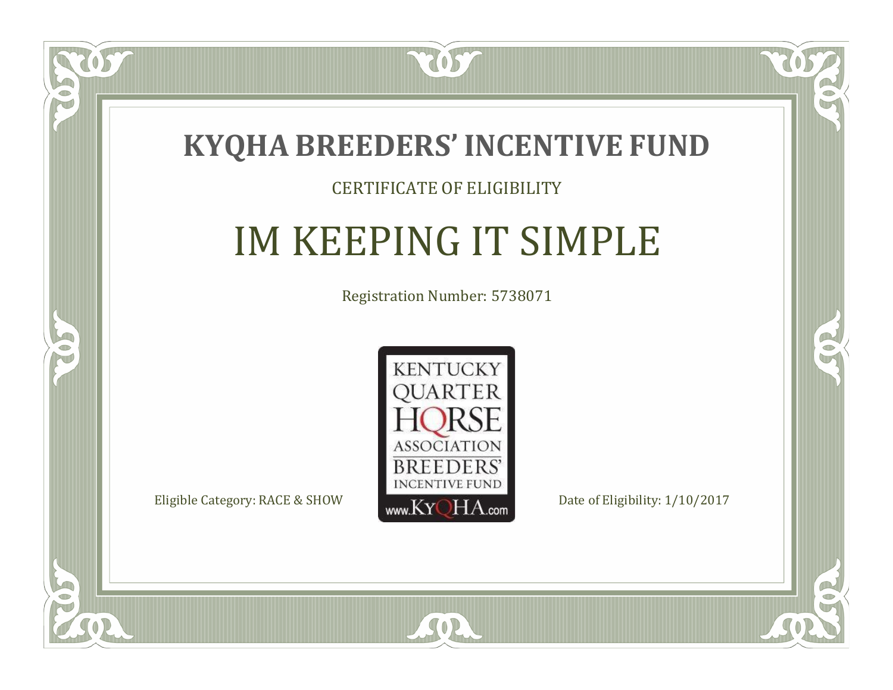# KYQHA BREEDERS' INCENTIVE FUND

CERTIFICATE OF ELIGIBILITY

## IM KEEPING IT SIMPLE

Registration Number: 5738071

KENTUCKY QUARTER HORSE ASSOCIATION BREEDERS' INCENTIVE FUND www.KyQHA.com

Eligible Category: RACE & SHOW

Date of Eligibility: 1/10/2017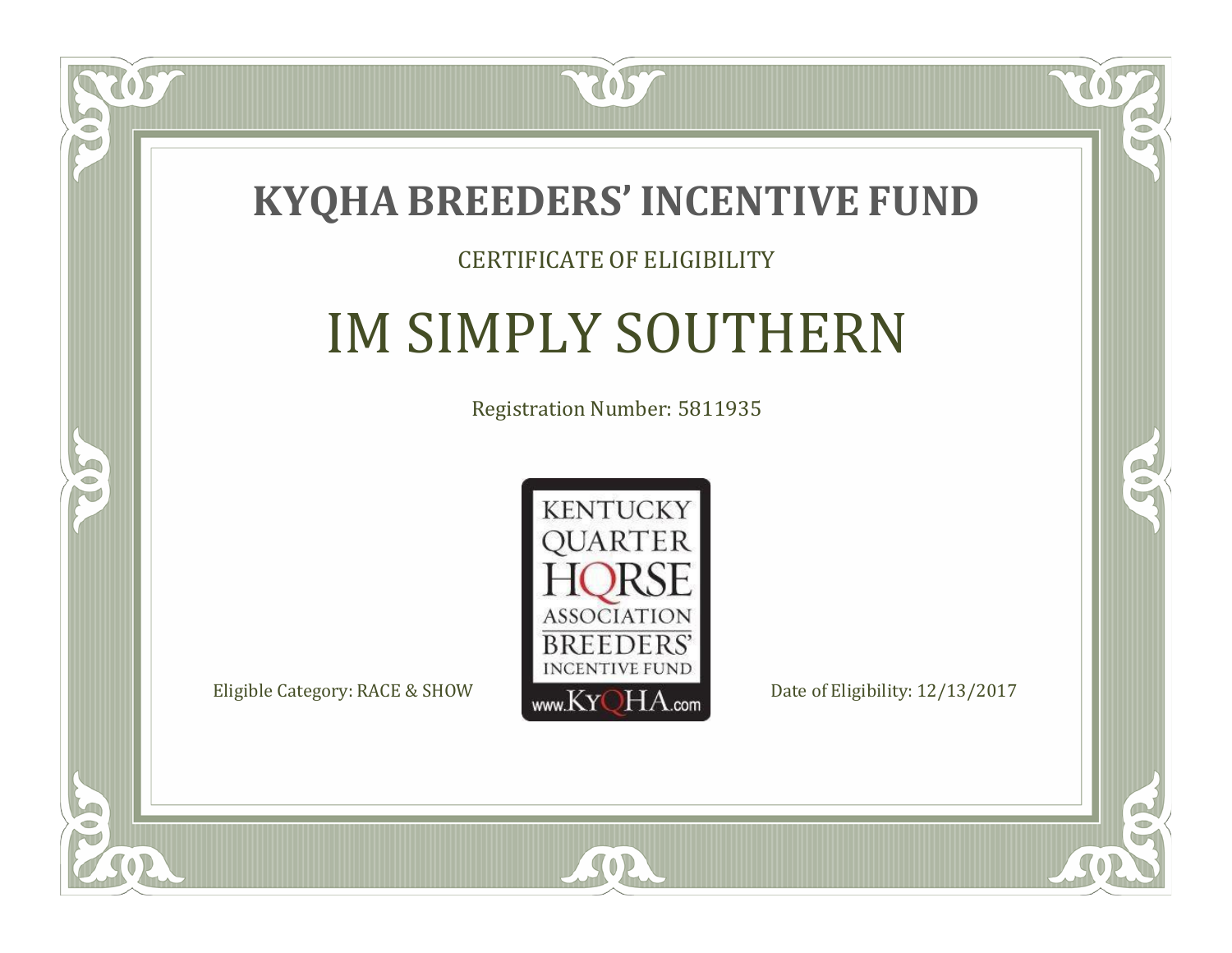# KYQHA BREEDERS' INCENTIVE FUND

CERTIFICATE OF ELIGIBILITY

## IM SIMPLY SOUTHERN

Registration Number: 5811935

KENTUCKY QUARTER HORSE ASSOCIATION BREEDERS' INCENTIVE FUND www.KyQHA.com

Eligible Category: RACE & SHOW

Date of Eligibility: 12/13/2017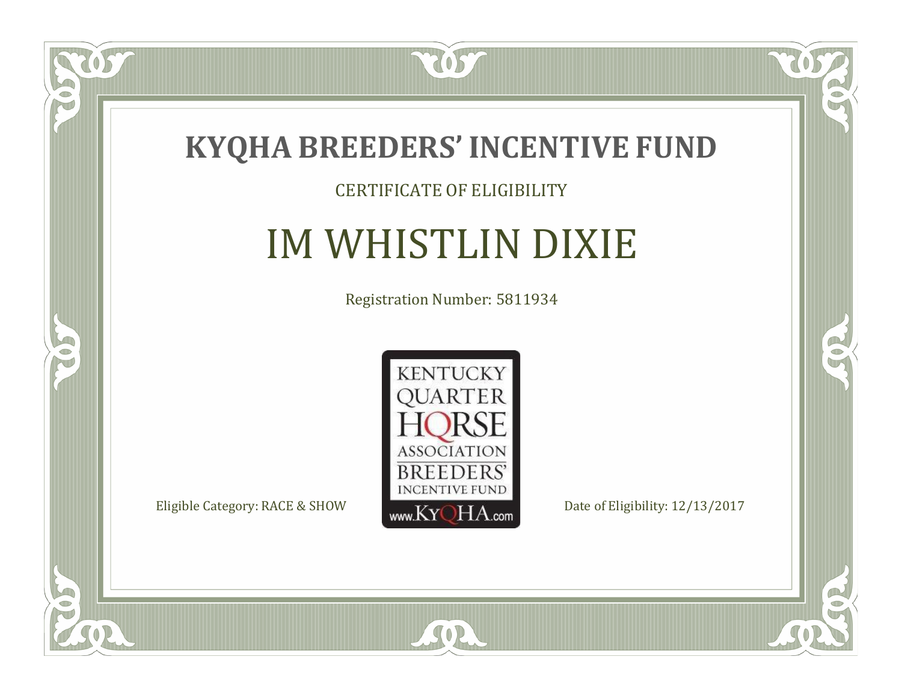# KYQHA BREEDERS' INCENTIVE FUND

CERTIFICATE OF ELIGIBILITY

## IM WHISTLIN DIXIE

Registration Number: 5811934

KENTUCKY QUARTER HORSE ASSOCIATION BREEDERS' INCENTIVE FUND www.KyQHA.com

Eligible Category: RACE & SHOW

Date of Eligibility: 12/13/2017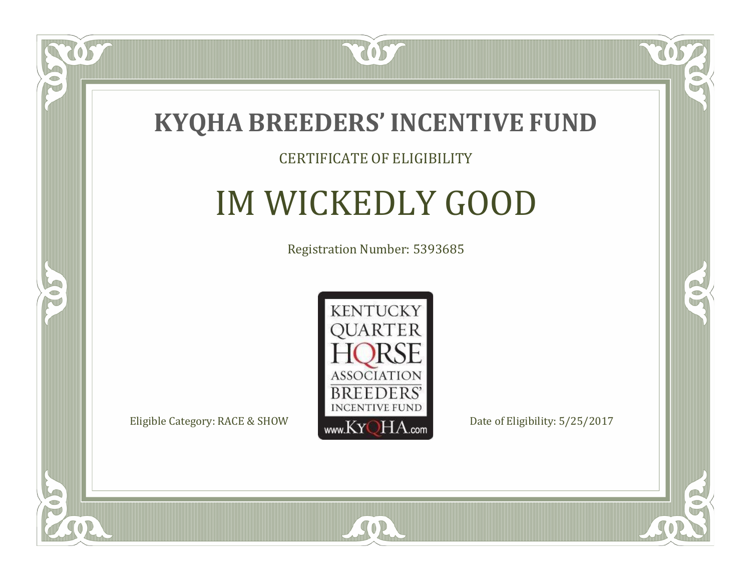# KYQHA BREEDERS' INCENTIVE FUND

CERTIFICATE OF ELIGIBILITY

## IM WICKEDLY GOOD

Registration Number: 5393685

KENTUCKY QUARTER HORSE ASSOCIATION BREEDERS' INCENTIVE FUND www.KyQHA.com

Eligible Category: RACE & SHOW

Date of Eligibility: 5/25/2017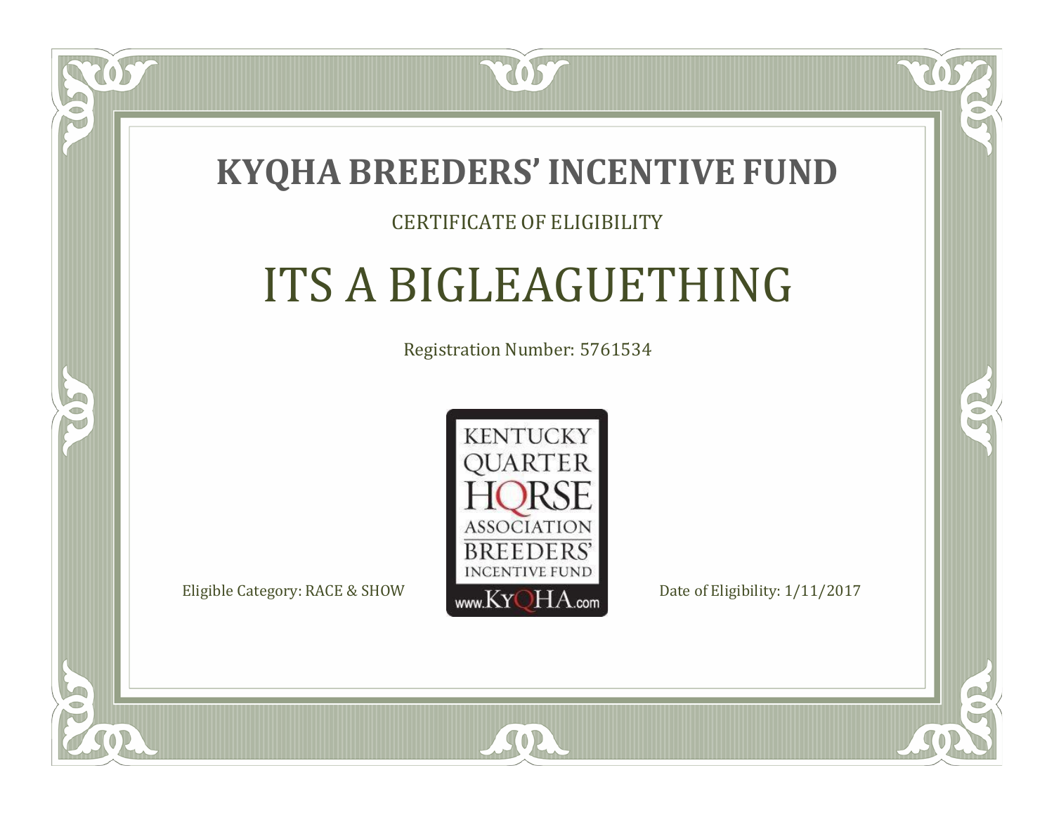# KYQHA BREEDERS' INCENTIVE FUND

CERTIFICATE OF ELIGIBILITY

## ITS A BIGLEAGUETHING

Registration Number: 5761534

KENTUCKY QUARTER HORSE ASSOCIATION BREEDERS' INCENTIVE FUND www.KyQHA.com

Eligible Category: RACE & SHOW

Date of Eligibility: 1/11/2017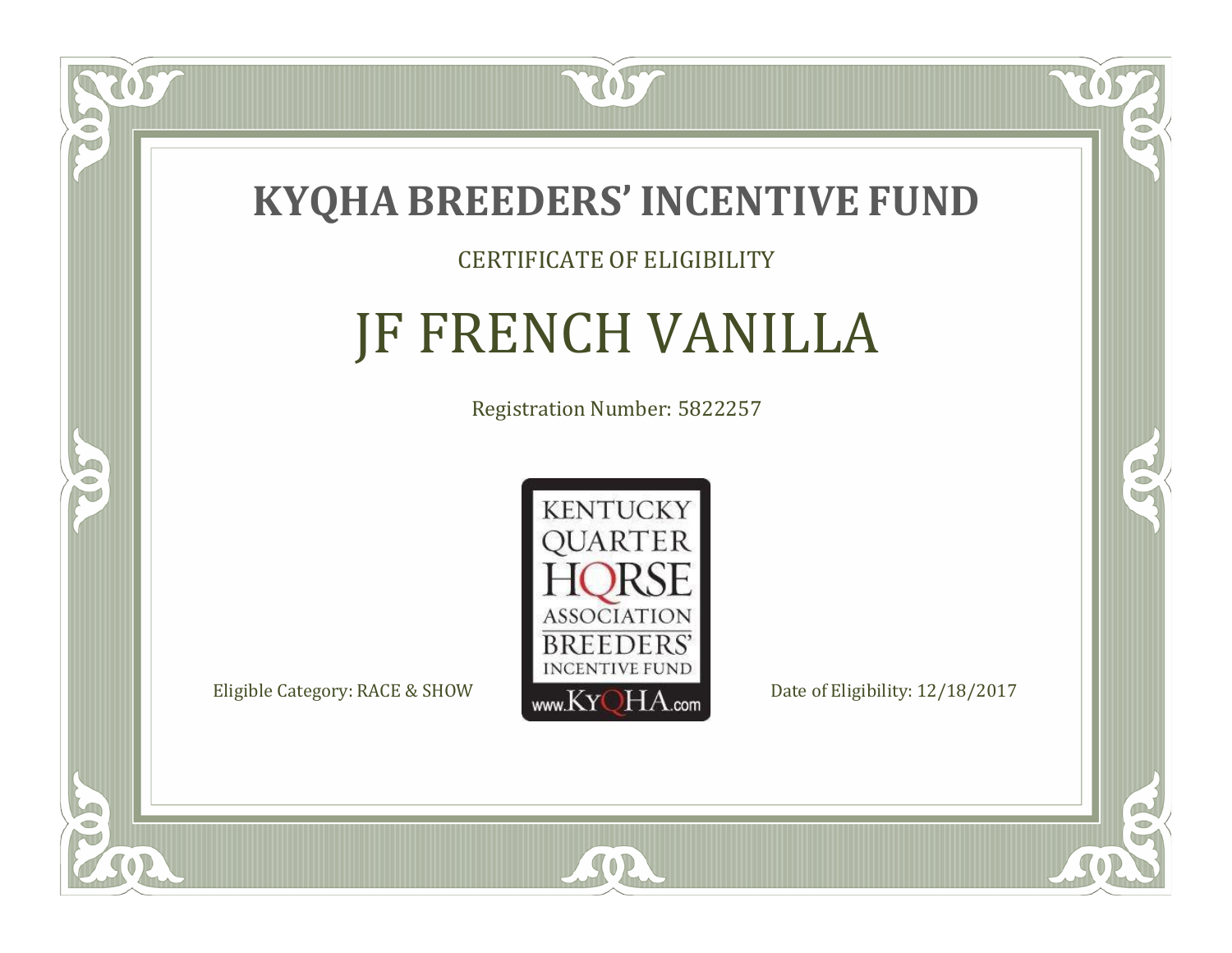# KYQHA BREEDERS' INCENTIVE FUND

CERTIFICATE OF ELIGIBILITY

## JF FRENCH VANILLA

Registration Number: 5822257

KENTUCKY QUARTER HORSE ASSOCIATION BREEDERS' INCENTIVE FUND www.KyQHA.com

Eligible Category: RACE & SHOW

Date of Eligibility: 12/18/2017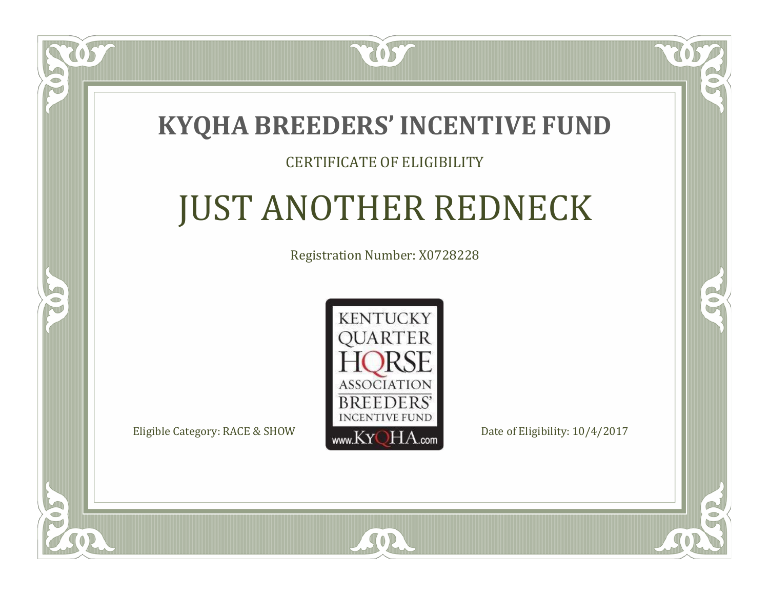# KYQHA BREEDERS' INCENTIVE FUND

CERTIFICATE OF ELIGIBILITY

## JUST ANOTHER REDNECK

Registration Number: X0728228

KENTUCKY QUARTER HORSE ASSOCIATION BREEDERS' INCENTIVE FUND

www.KyQHA.com

Eligible Category: RACE & SHOW

Date of Eligibility: 10/4/2017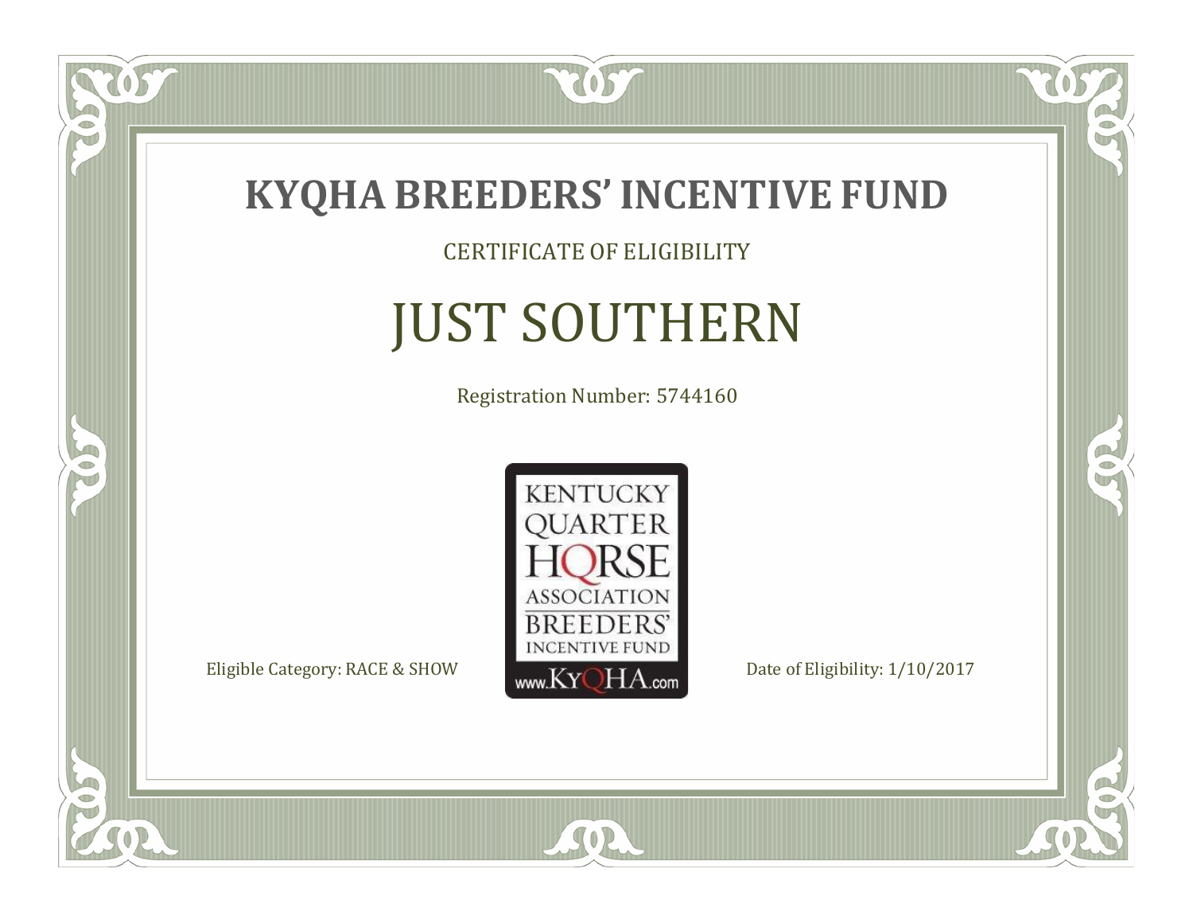# KYQHA BREEDERS' INCENTIVE FUND

CERTIFICATE OF ELIGIBILITY

## JUST SOUTHERN

Registration Number: 5744160

KENTUCKY QUARTER HORSE ASSOCIATION BREEDERS' INCENTIVE FUND www.KyQHA.com

Eligible Category: RACE & SHOW

Date of Eligibility: 1/10/2017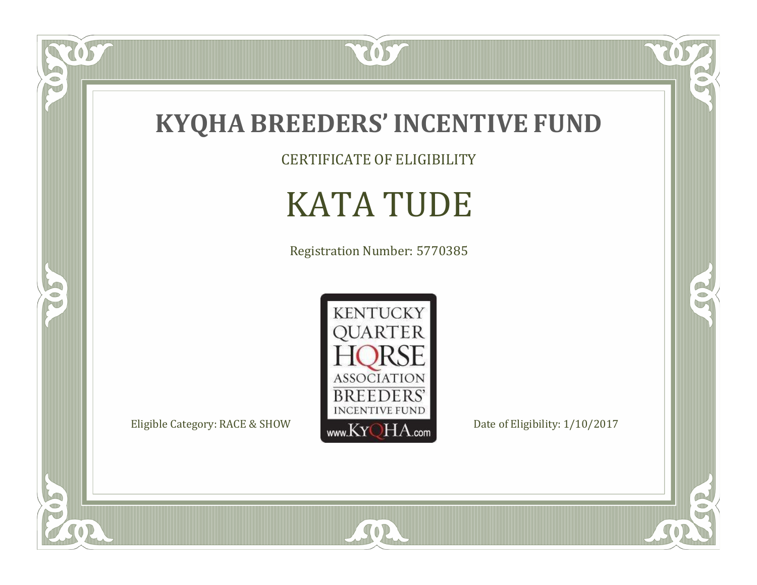# KYQHA BREEDERS' INCENTIVE FUND

CERTIFICATE OF ELIGIBILITY

## KATA TUDE

Registration Number: 5770385

KENTUCKY QUARTER HORSE ASSOCIATION BREEDERS' INCENTIVE FUND www.KyQHA.com

Eligible Category: RACE & SHOW

Date of Eligibility: 1/10/2017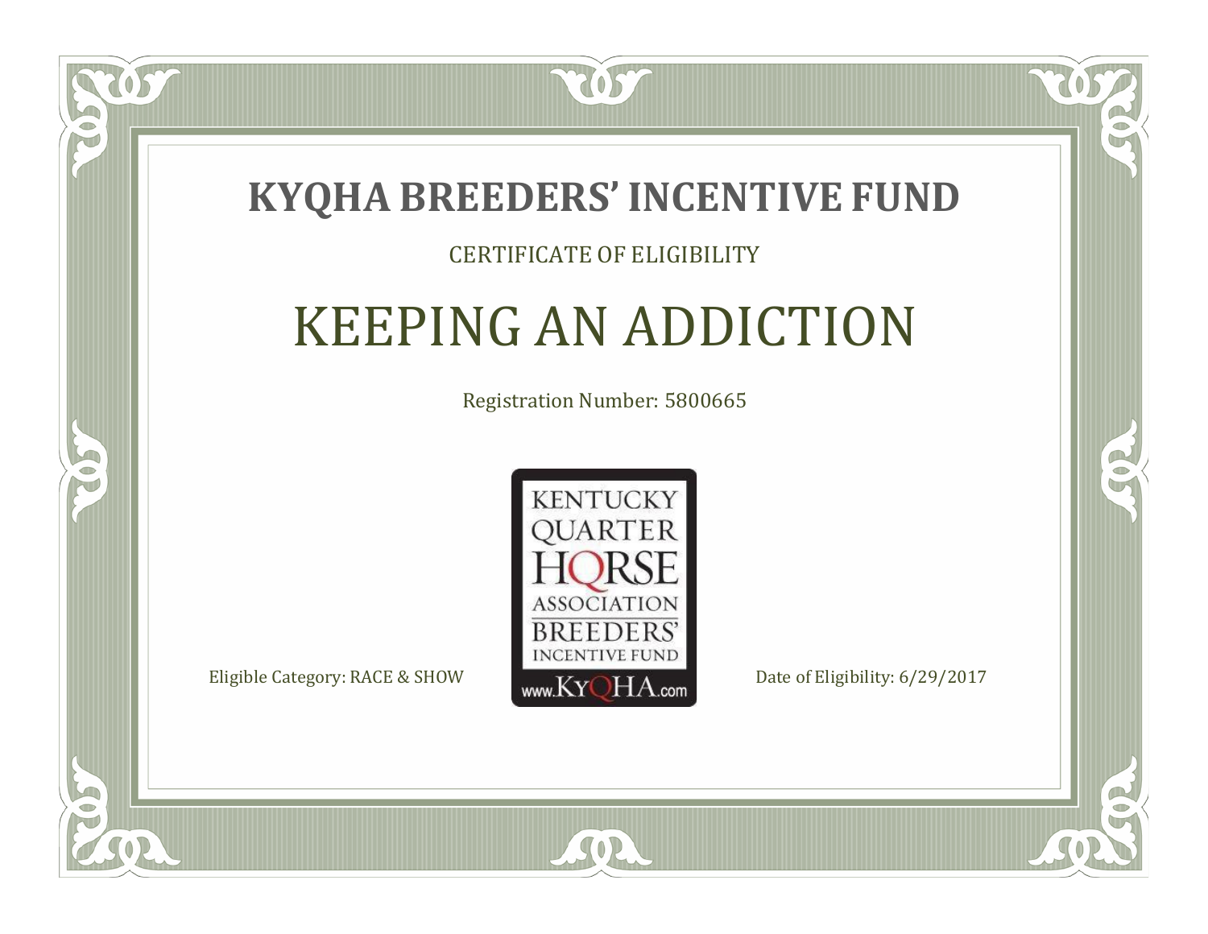# KYQHA BREEDERS' INCENTIVE FUND

CERTIFICATE OF ELIGIBILITY

## KEEPING AN ADDICTION

Registration Number: 5800665

KENTUCKY QUARTER HORSE ASSOCIATION BREEDERS' INCENTIVE FUND www.KyQHA.com

Eligible Category: RACE & SHOW

Date of Eligibility: 6/29/2017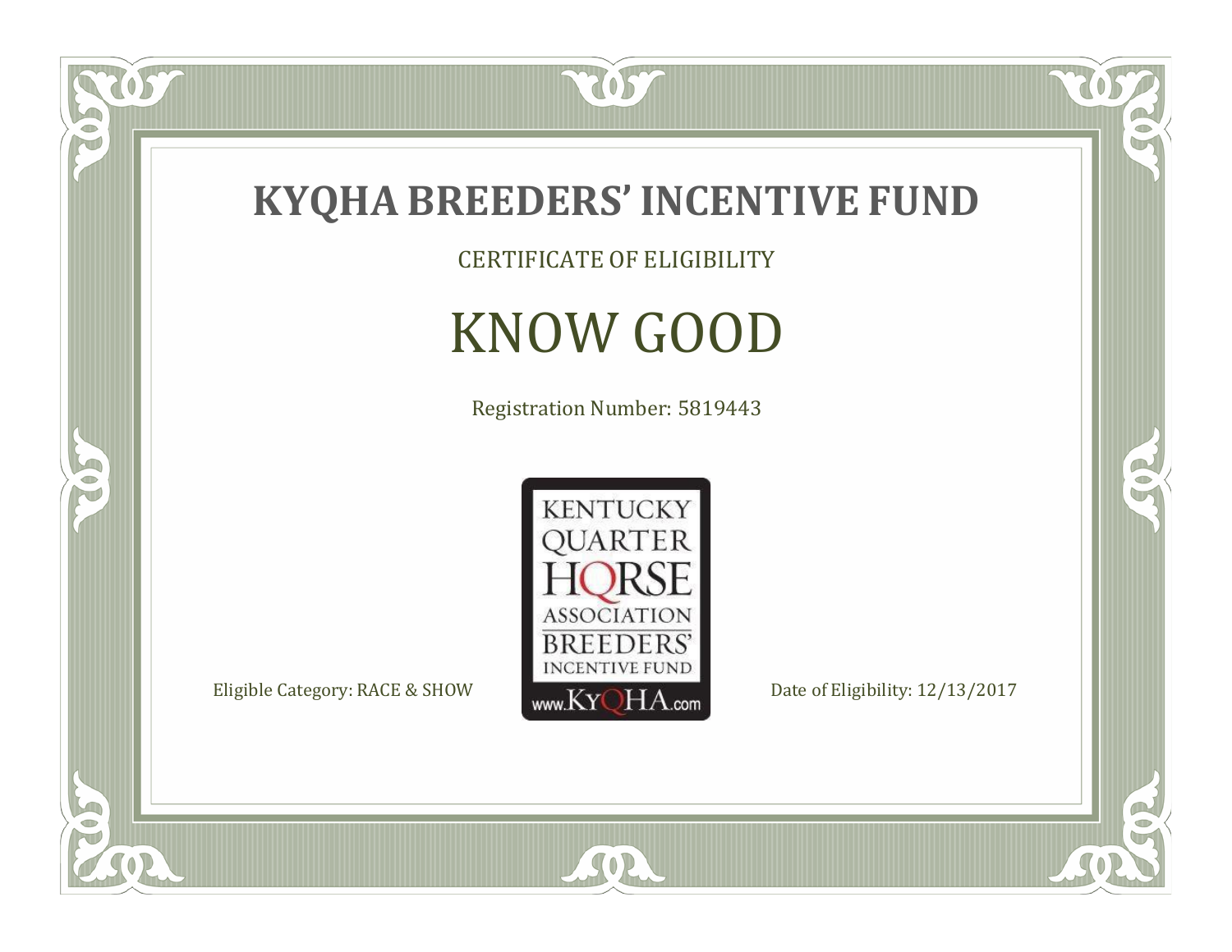# KYQHA BREEDERS' INCENTIVE FUND

CERTIFICATE OF ELIGIBILITY

## KNOW GOOD

Registration Number: 5819443

KENTUCKY QUARTER HORSE ASSOCIATION BREEDERS' INCENTIVE FUND www.KyQHA.com

Eligible Category: RACE & SHOW

Date of Eligibility: 12/13/2017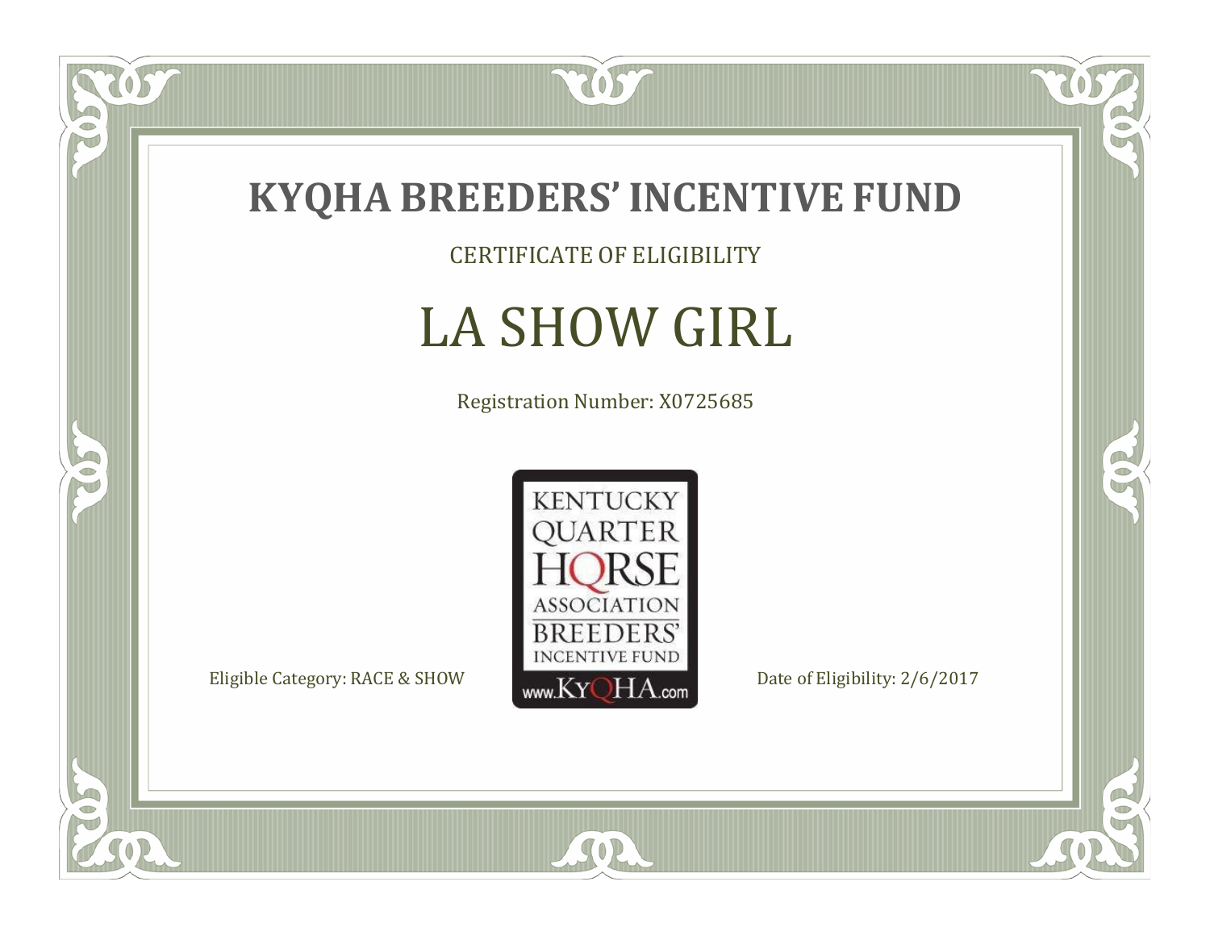# KYQHA BREEDERS' INCENTIVE FUND

CERTIFICATE OF ELIGIBILITY

## LA SHOW GIRL

Registration Number: X0725685

KENTUCKY QUARTER HORSE ASSOCIATION BREEDERS' INCENTIVE FUND
www.KyQHA.com

Eligible Category: RACE & SHOW

Date of Eligibility: 2/6/2017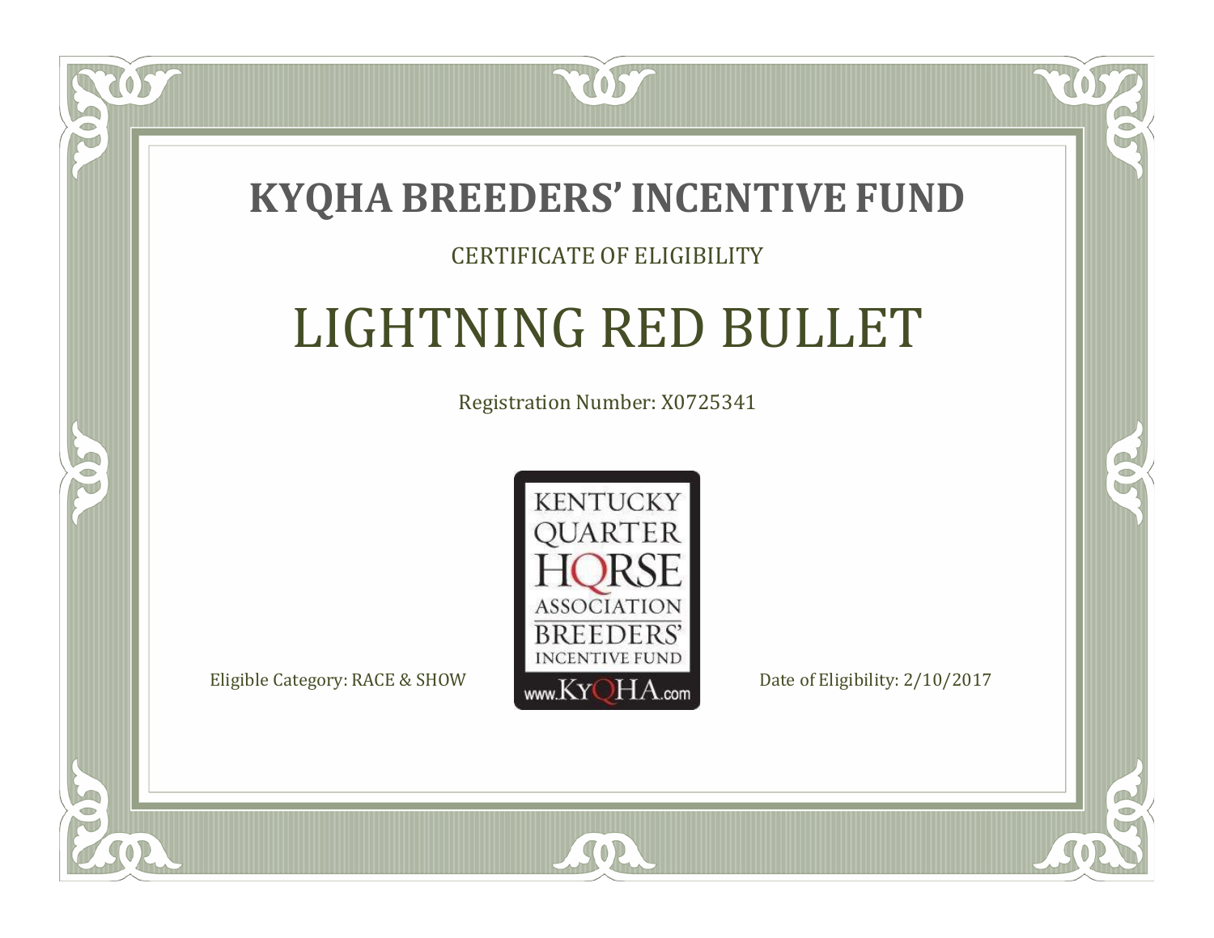# KYQHA BREEDERS' INCENTIVE FUND

CERTIFICATE OF ELIGIBILITY

## LIGHTNING RED BULLET

Registration Number: X0725341

KENTUCKY QUARTER HORSE ASSOCIATION BREEDERS' INCENTIVE FUND www.KyQHA.com

Eligible Category: RACE & SHOW

Date of Eligibility: 2/10/2017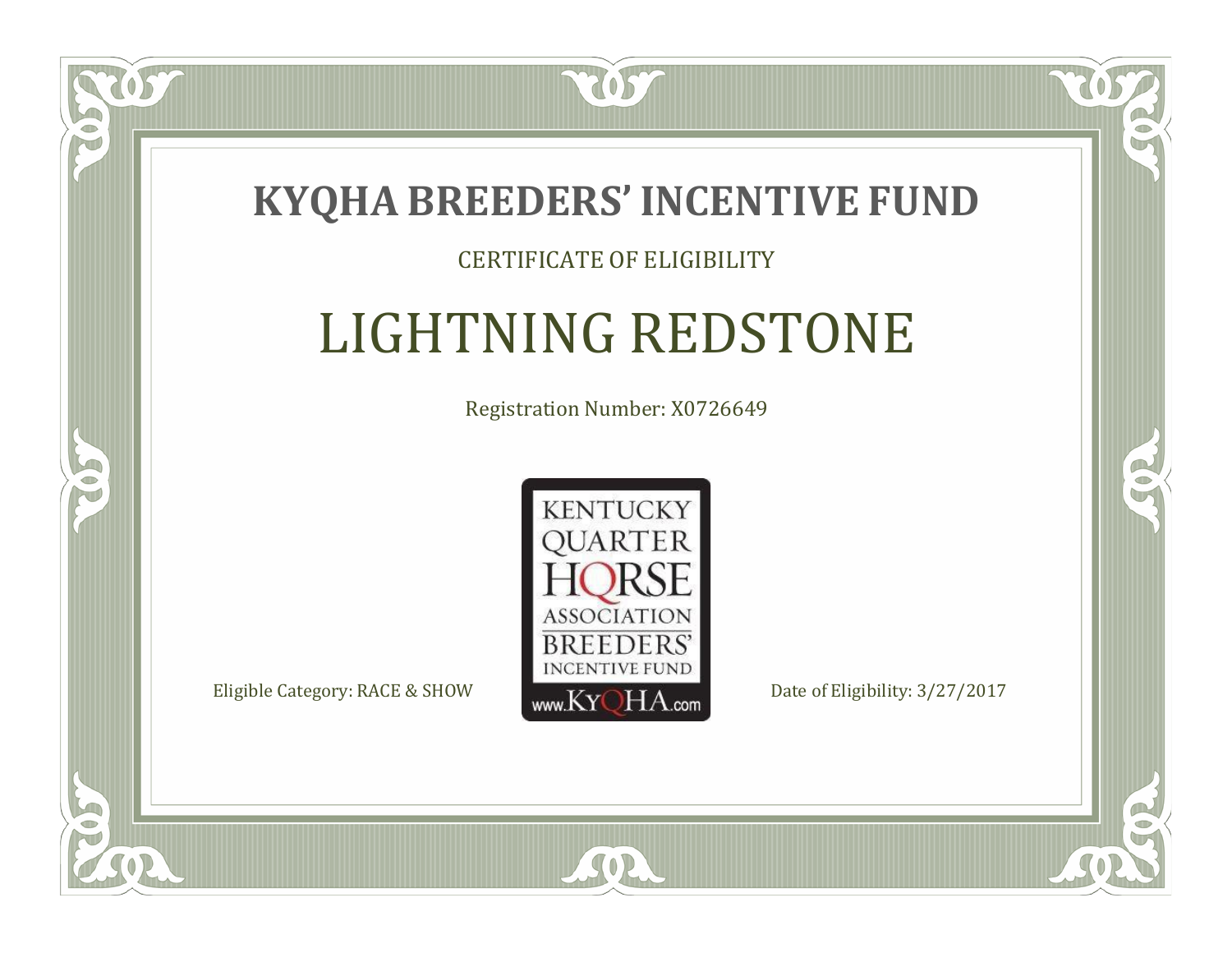# KYQHA BREEDERS' INCENTIVE FUND

CERTIFICATE OF ELIGIBILITY

## LIGHTNING REDSTONE

Registration Number: X0726649

KENTUCKY QUARTER HORSE ASSOCIATION BREEDERS' INCENTIVE FUND www.KyQHA.com

Eligible Category: RACE & SHOW

Date of Eligibility: 3/27/2017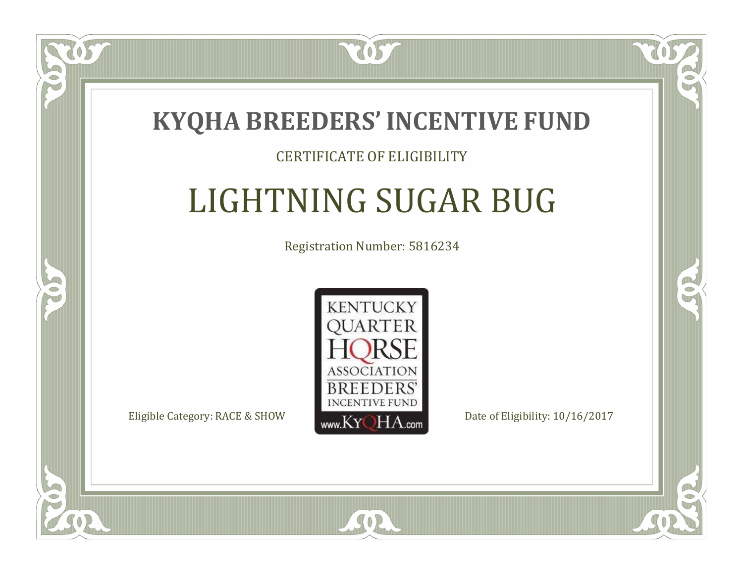# KYQHA BREEDERS' INCENTIVE FUND

CERTIFICATE OF ELIGIBILITY

## LIGHTNING SUGAR BUG

Registration Number: 5816234

KENTUCKY QUARTER HORSE ASSOCIATION BREEDERS' INCENTIVE FUND www.KyQHA.com

Eligible Category: RACE & SHOW

Date of Eligibility: 10/16/2017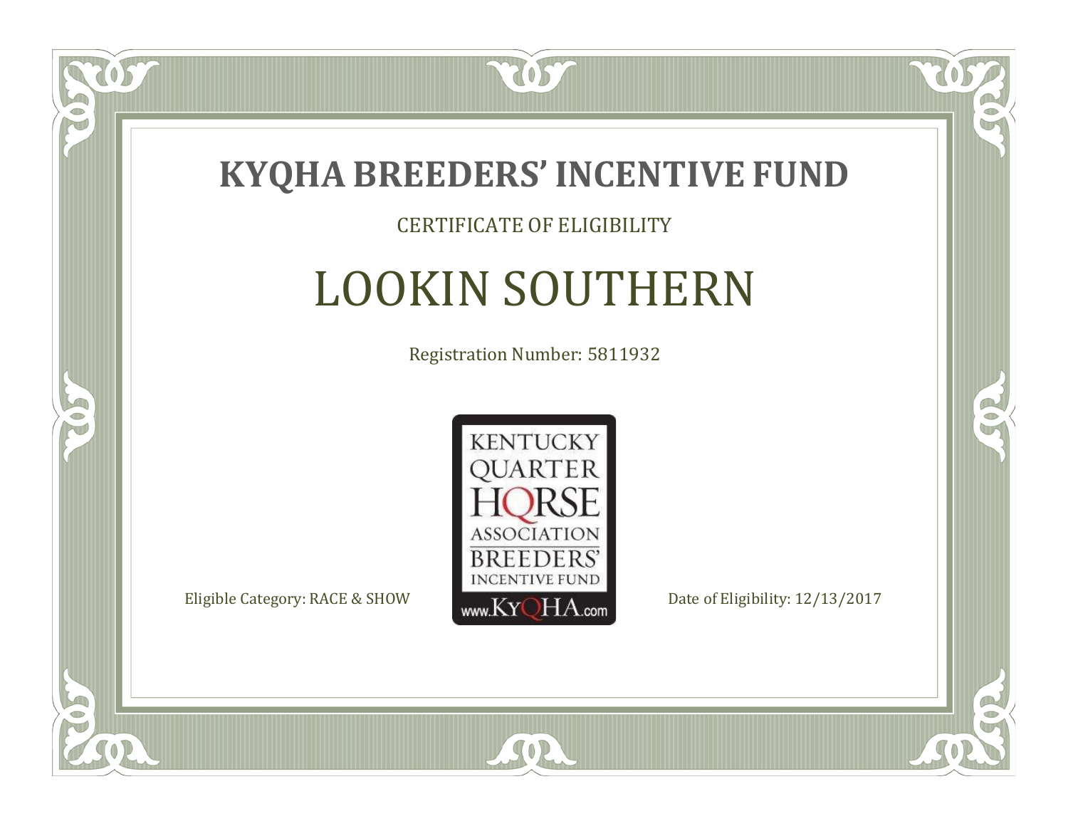# KYQHA BREEDERS' INCENTIVE FUND

CERTIFICATE OF ELIGIBILITY

## LOOKIN SOUTHERN

Registration Number: 5811932

KENTUCKY QUARTER HORSE ASSOCIATION BREEDERS' INCENTIVE FUND

www.KyQHA.com

Eligible Category: RACE & SHOW

Date of Eligibility: 12/13/2017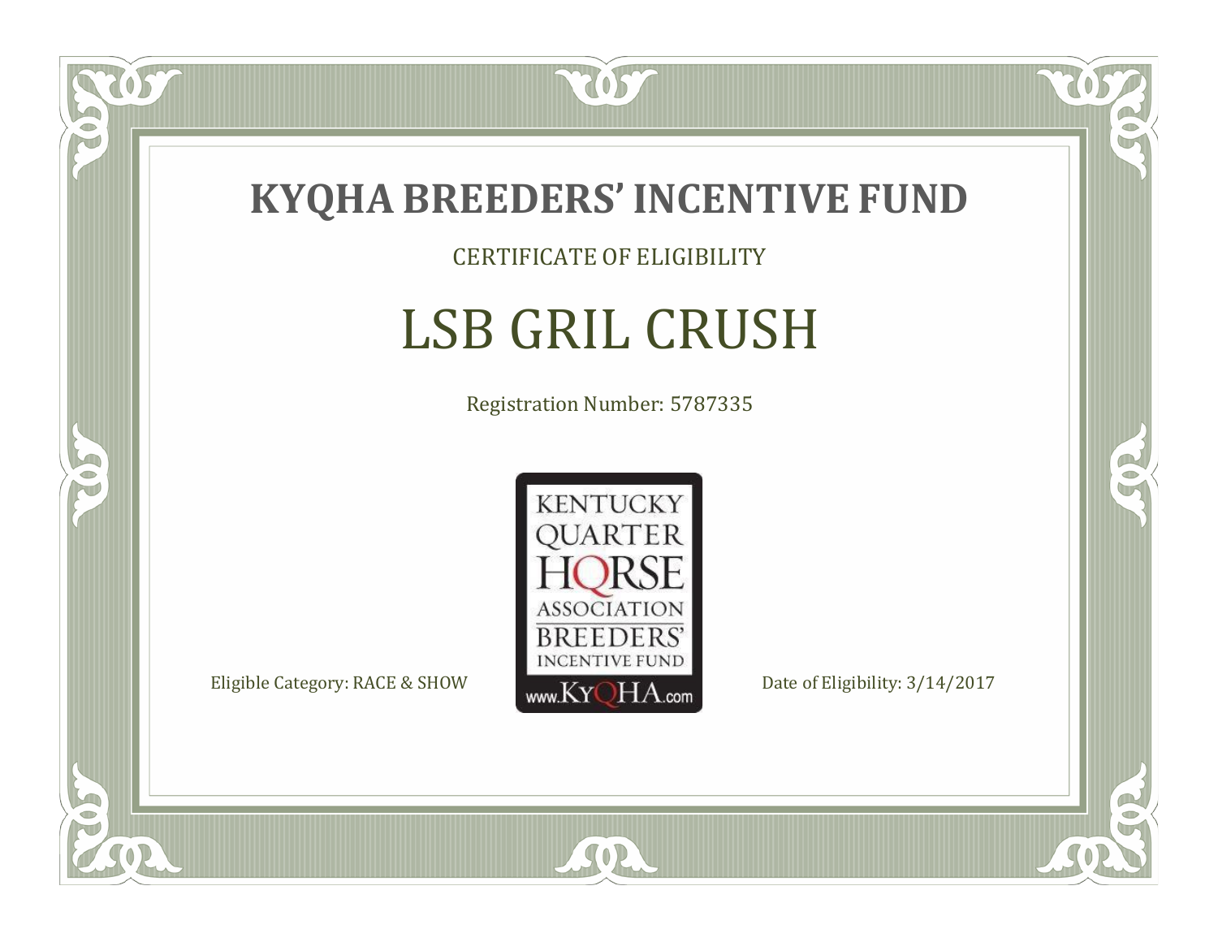# KYQHA BREEDERS' INCENTIVE FUND

CERTIFICATE OF ELIGIBILITY

## LSB GRIL CRUSH

Registration Number: 5787335

KENTUCKY QUARTER HORSE ASSOCIATION BREEDERS' INCENTIVE FUND www.KyQHA.com

Eligible Category: RACE & SHOW

Date of Eligibility: 3/14/2017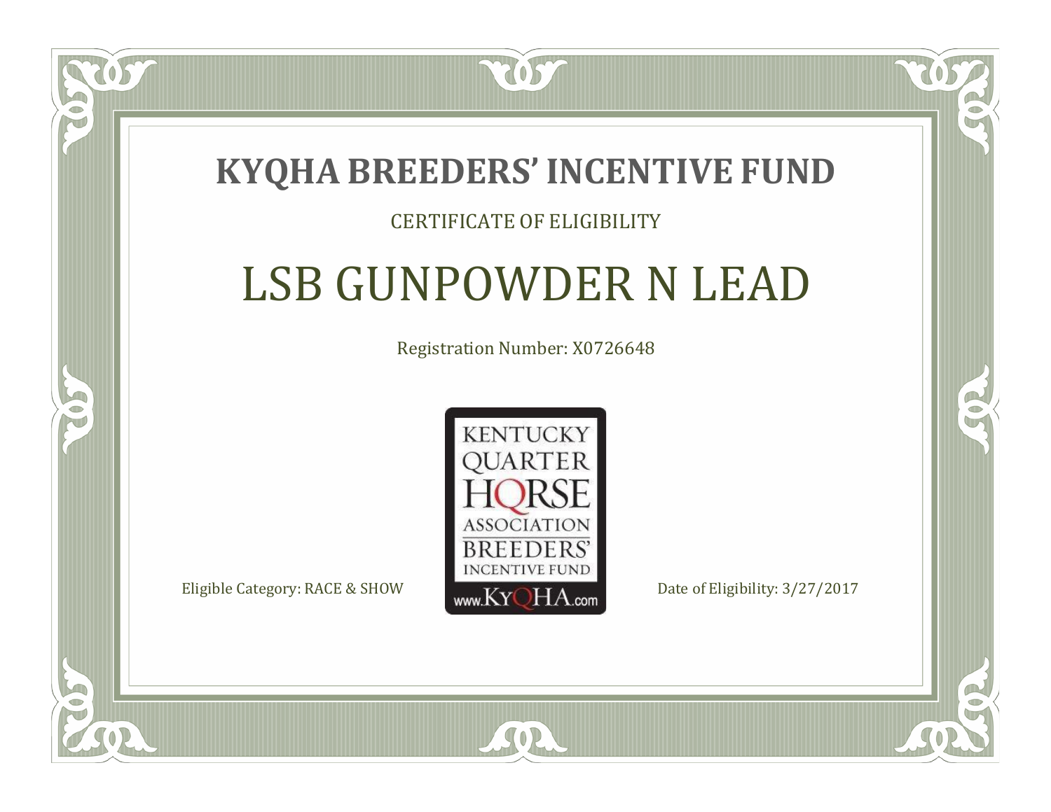# KYQHA BREEDERS' INCENTIVE FUND

CERTIFICATE OF ELIGIBILITY

## LSB GUNPOWDER N LEAD

Registration Number: X0726648

KENTUCKY QUARTER HORSE ASSOCIATION BREEDERS' INCENTIVE FUND www.KyQHA.com

Eligible Category: RACE & SHOW

Date of Eligibility: 3/27/2017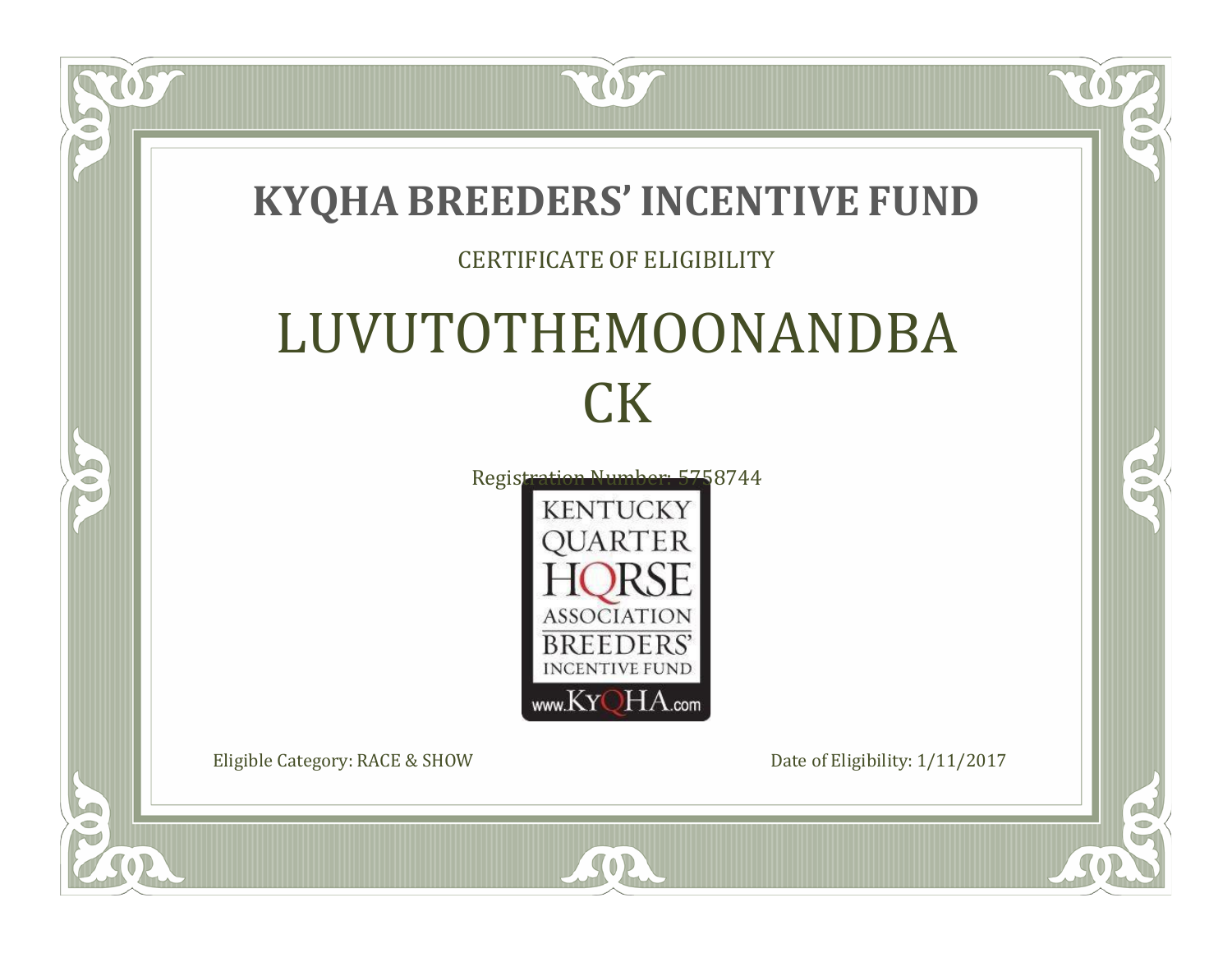# KYQHA BREEDERS' INCENTIVE FUND

CERTIFICATE OF ELIGIBILITY

## LUVUTOTHEMOONANDBA CK

Registration Number: 5758744

KENTUCKY QUARTER HORSE ASSOCIATION BREEDERS' INCENTIVE FUND

www.KyQHA.com

Eligible Category: RACE & SHOW

Date of Eligibility: 1/11/2017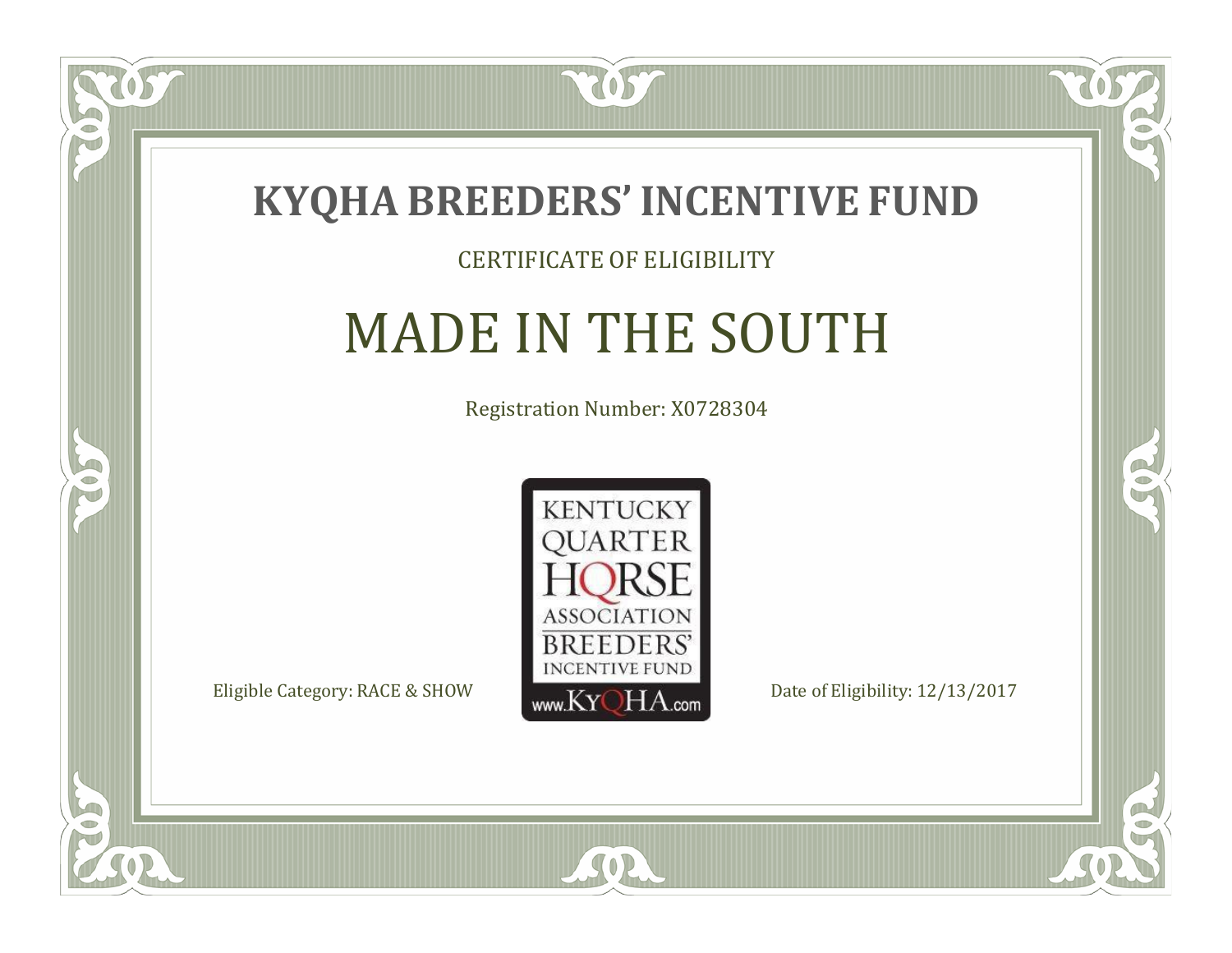# KYQHA BREEDERS' INCENTIVE FUND

CERTIFICATE OF ELIGIBILITY

## MADE IN THE SOUTH

Registration Number: X0728304

KENTUCKY QUARTER HORSE ASSOCIATION BREEDERS' INCENTIVE FUND www.KyQHA.com

Eligible Category: RACE & SHOW

Date of Eligibility: 12/13/2017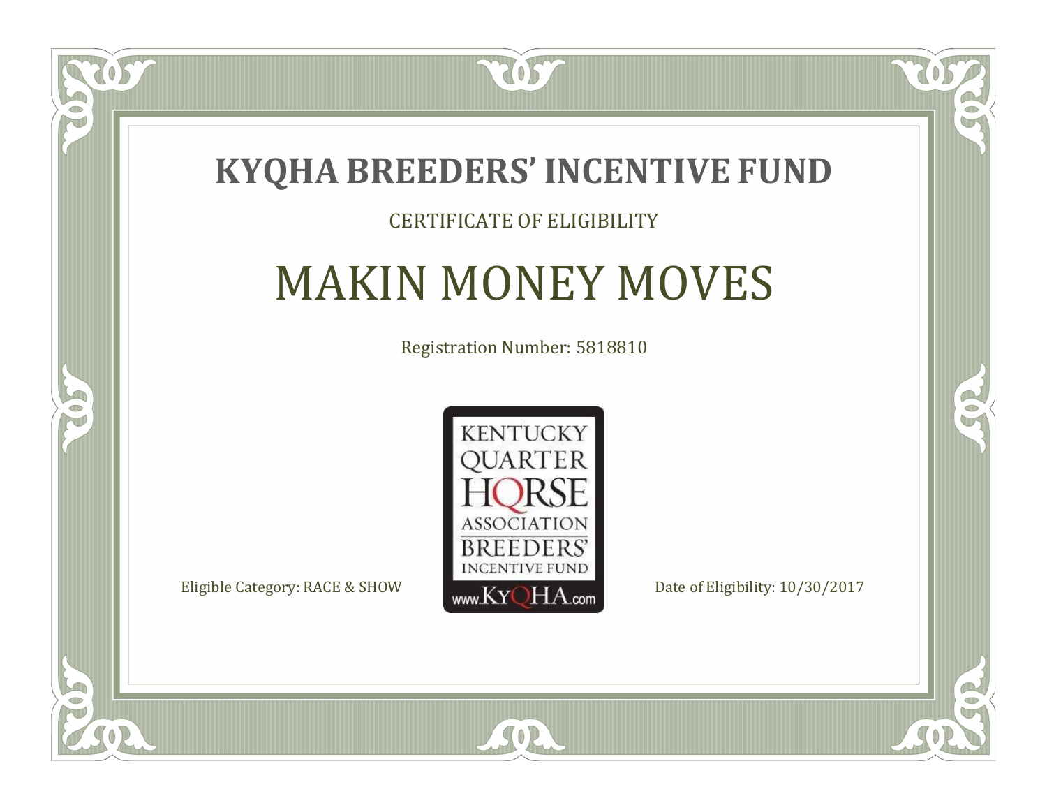# KYQHA BREEDERS' INCENTIVE FUND

CERTIFICATE OF ELIGIBILITY

## MAKIN MONEY MOVES

Registration Number: 5818810

KENTUCKY QUARTER HORSE ASSOCIATION BREEDERS' INCENTIVE FUND
www.KyQHA.com

Eligible Category: RACE & SHOW

Date of Eligibility: 10/30/2017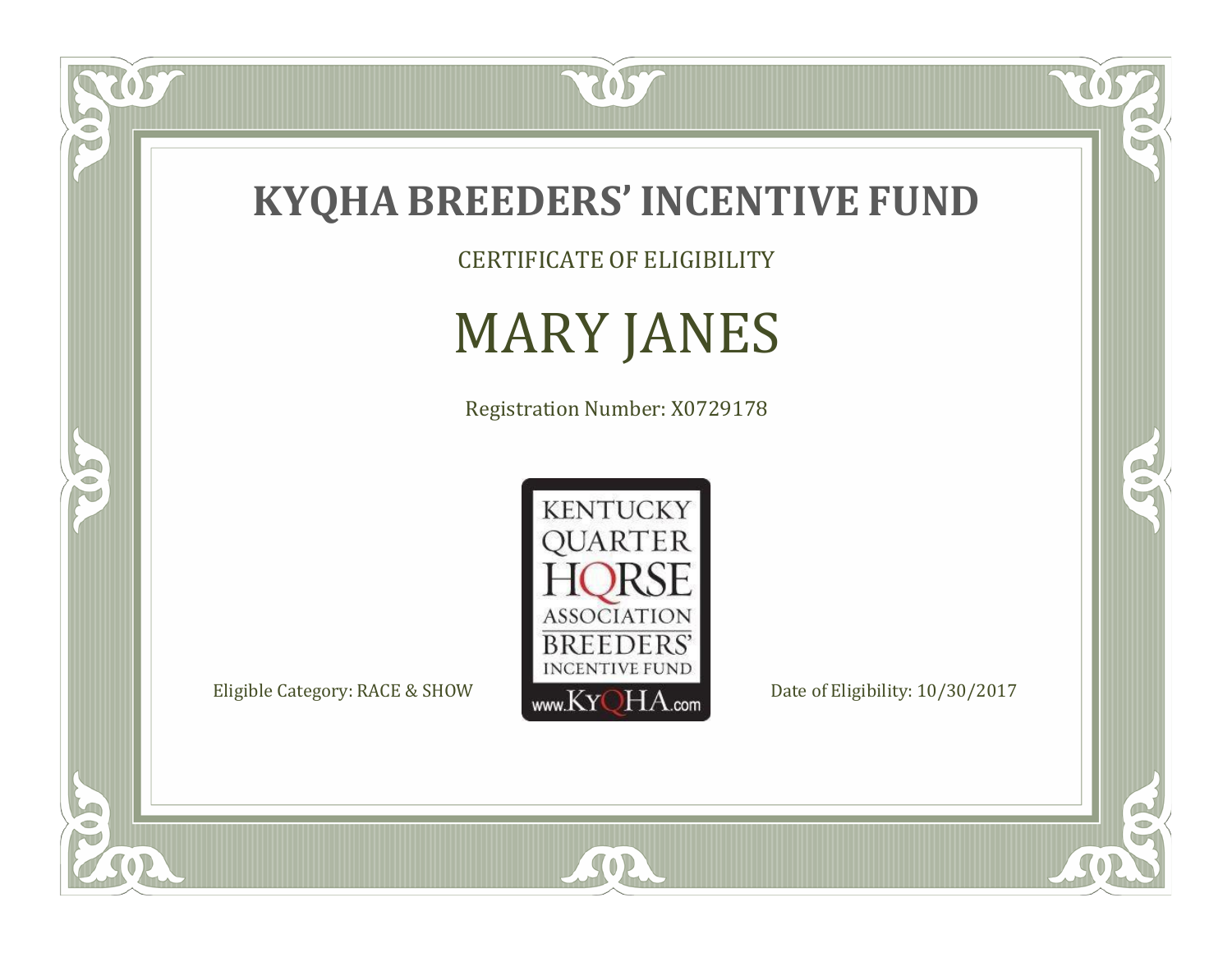# KYQHA BREEDERS' INCENTIVE FUND

CERTIFICATE OF ELIGIBILITY

## MARY JANES

Registration Number: X0729178

KENTUCKY QUARTER HORSE ASSOCIATION BREEDERS' INCENTIVE FUND www.KyQHA.com

Eligible Category: RACE & SHOW

Date of Eligibility: 10/30/2017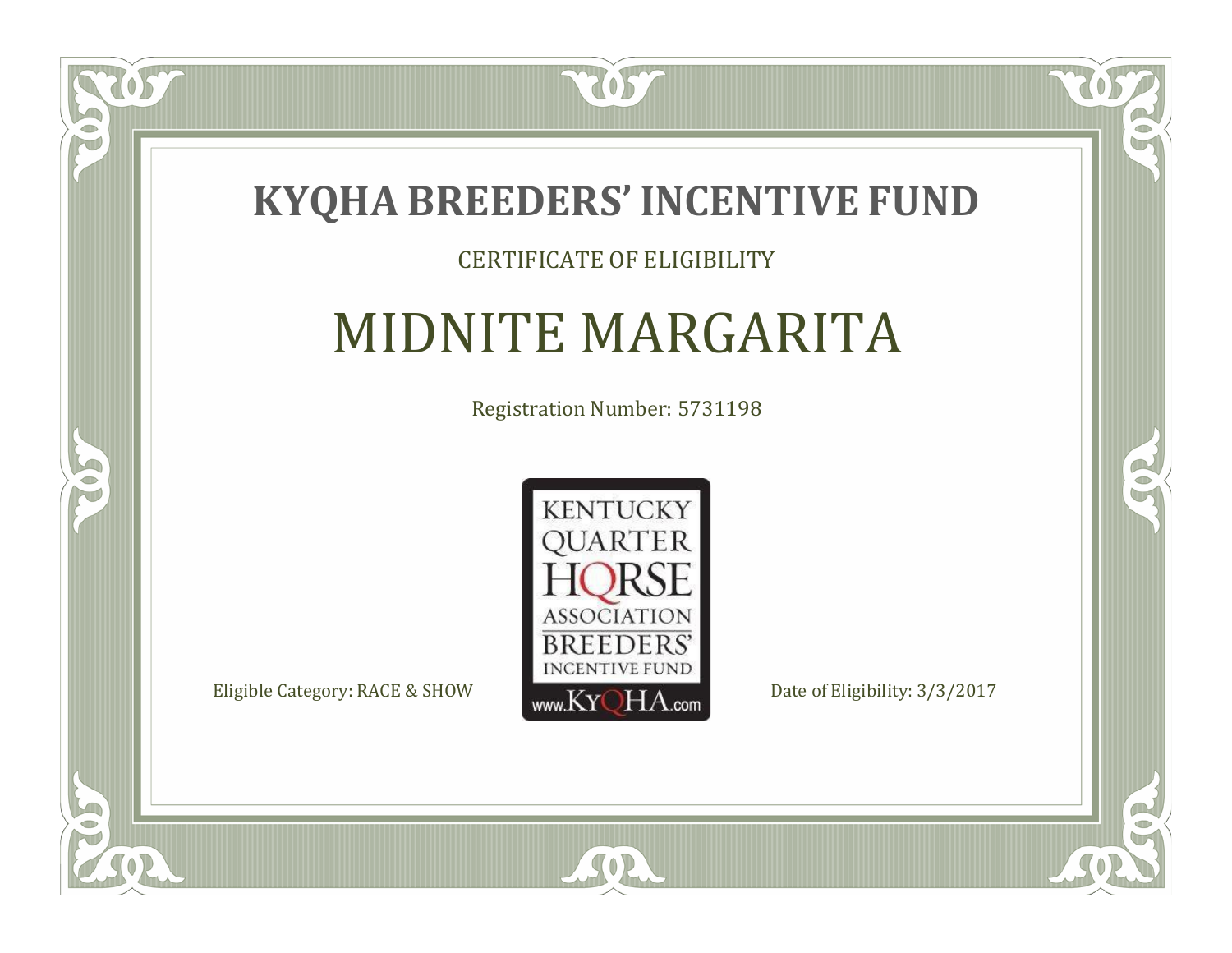# KYQHA BREEDERS' INCENTIVE FUND

CERTIFICATE OF ELIGIBILITY

## MIDNITE MARGARITA

Registration Number: 5731198

KENTUCKY QUARTER HORSE ASSOCIATION BREEDERS' INCENTIVE FUND www.KyQHA.com

Eligible Category: RACE & SHOW

Date of Eligibility: 3/3/2017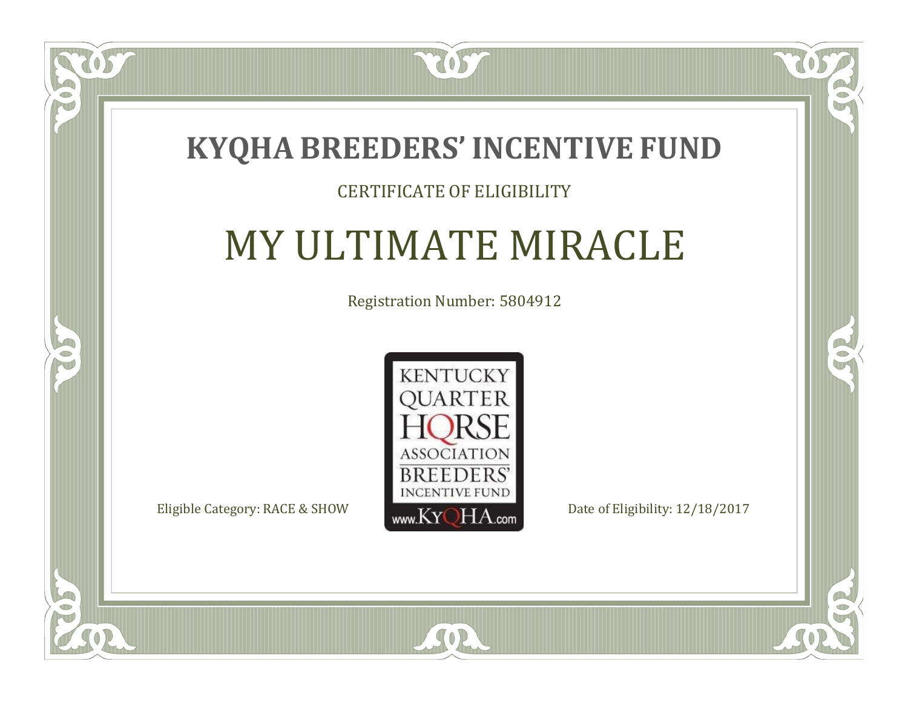# KYQHA BREEDERS' INCENTIVE FUND

CERTIFICATE OF ELIGIBILITY

## MY ULTIMATE MIRACLE

Registration Number: 5804912

KENTUCKY QUARTER HORSE ASSOCIATION BREEDERS' INCENTIVE FUND www.KyQHA.com

Eligible Category: RACE & SHOW

Date of Eligibility: 12/18/2017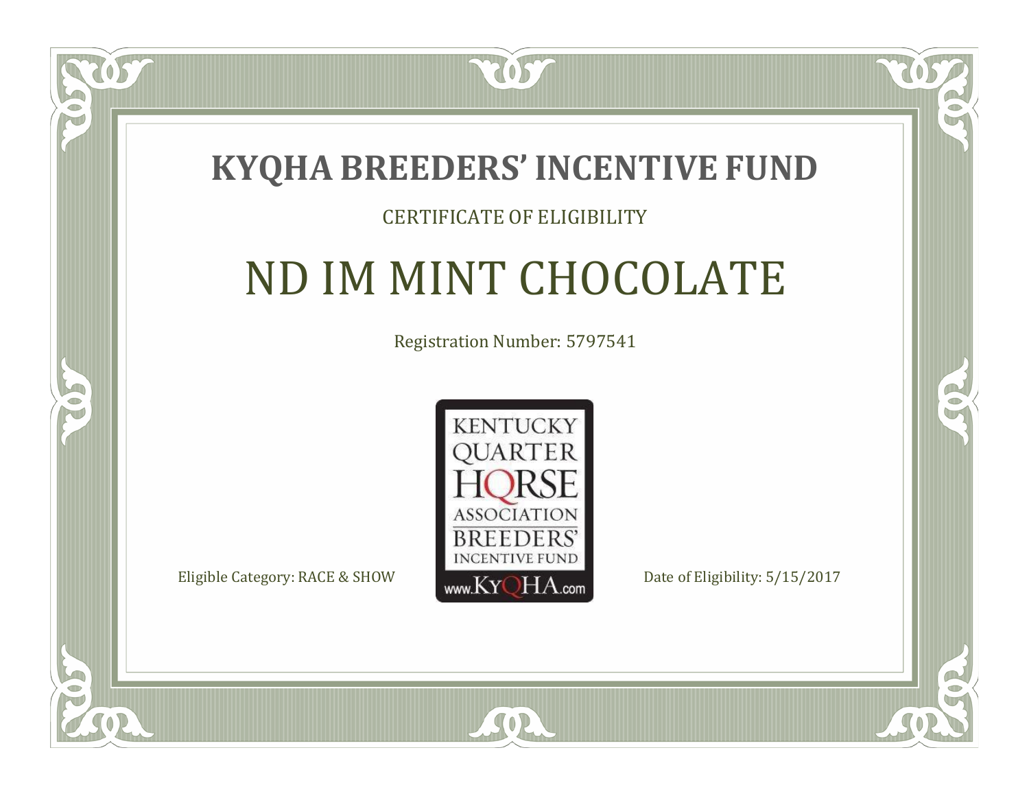# KYQHA BREEDERS' INCENTIVE FUND

CERTIFICATE OF ELIGIBILITY

## ND IM MINT CHOCOLATE

Registration Number: 5797541

KENTUCKY QUARTER HORSE ASSOCIATION BREEDERS' INCENTIVE FUND www.KyQHA.com

Eligible Category: RACE & SHOW

Date of Eligibility: 5/15/2017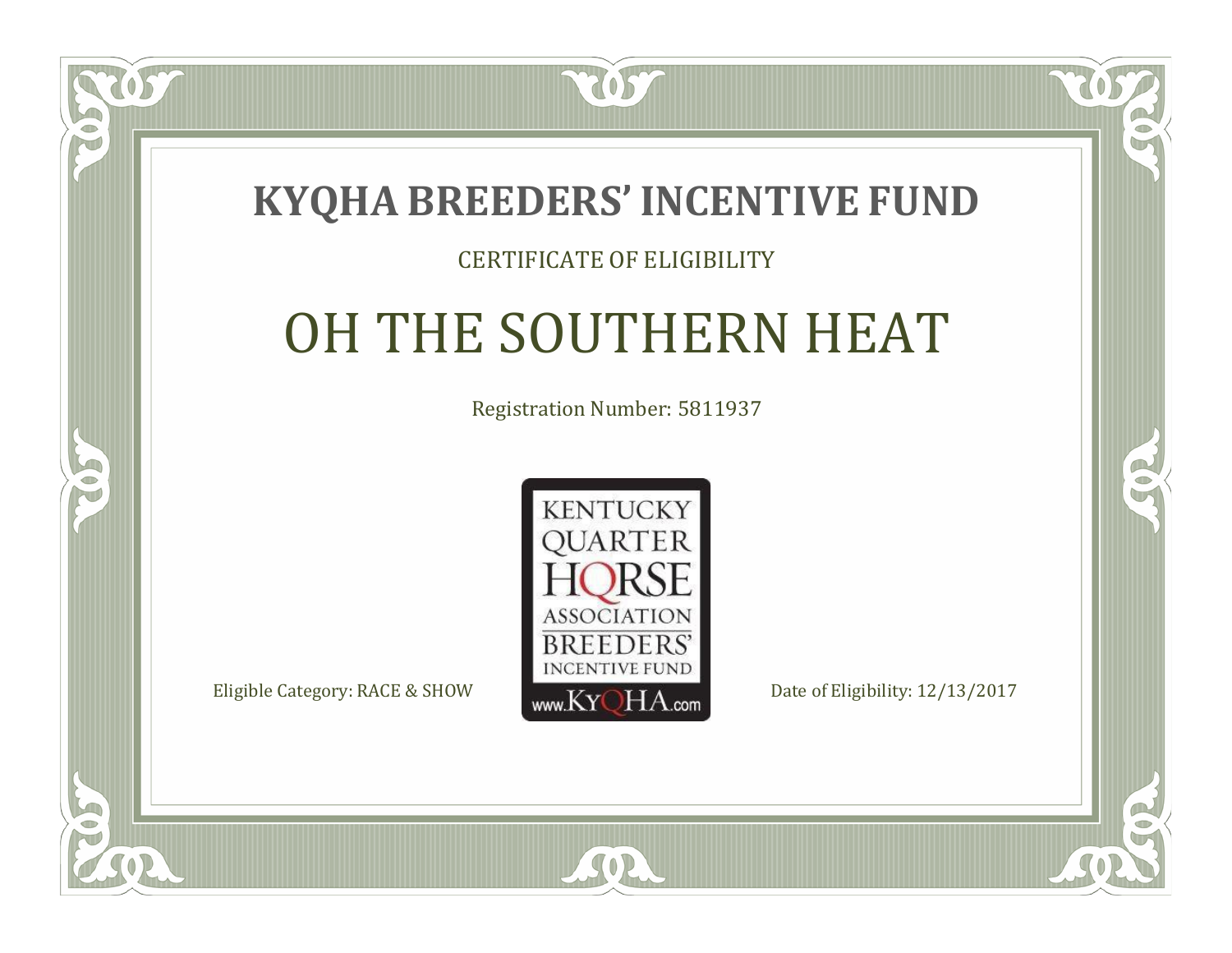# KYQHA BREEDERS' INCENTIVE FUND

CERTIFICATE OF ELIGIBILITY

## OH THE SOUTHERN HEAT

Registration Number: 5811937

KENTUCKY
QUARTER
HORSE
ASSOCIATION
BREEDERS'
INCENTIVE FUND
www.KyQHA.com

Eligible Category: RACE & SHOW

Date of Eligibility: 12/13/2017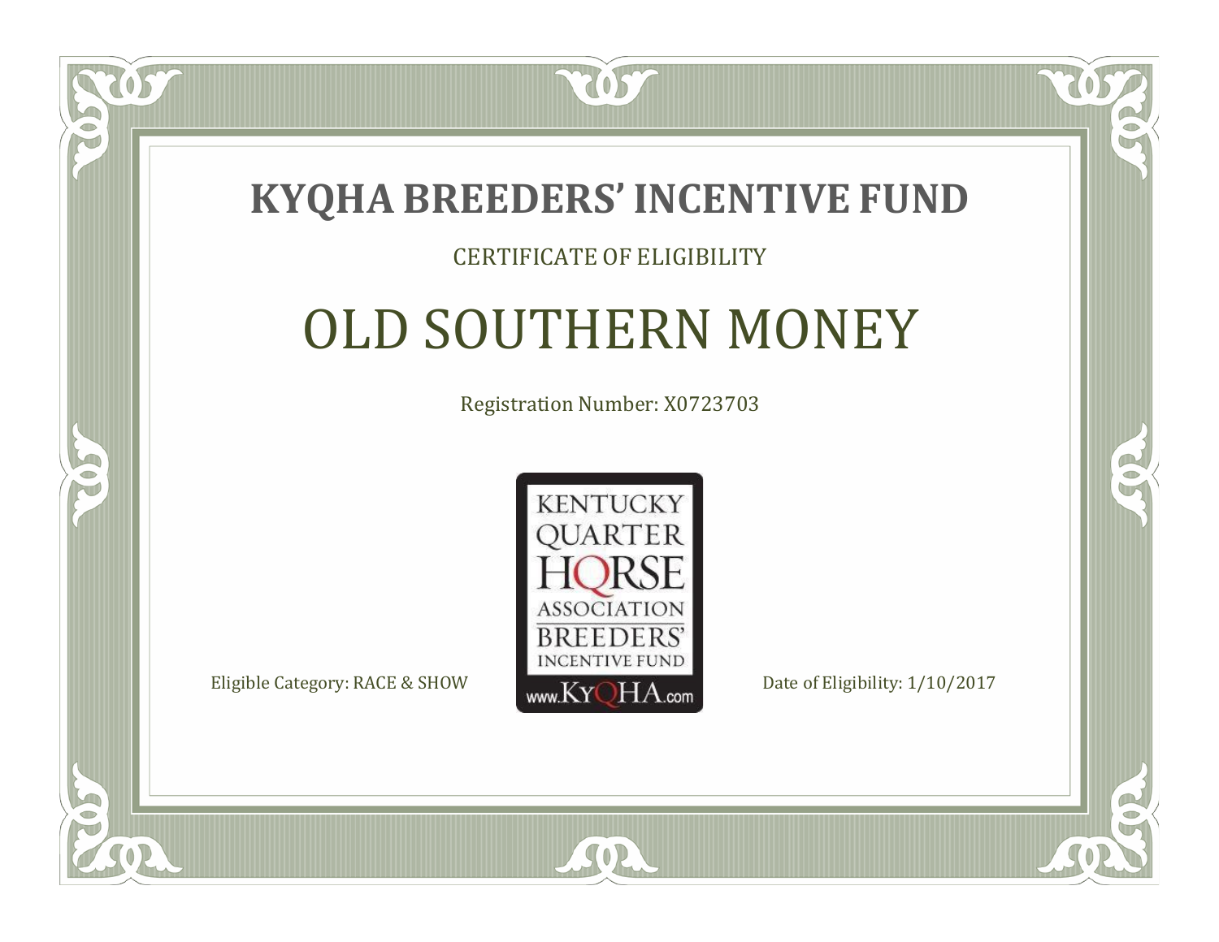# KYQHA BREEDERS' INCENTIVE FUND

CERTIFICATE OF ELIGIBILITY

## OLD SOUTHERN MONEY

Registration Number: X0723703

KENTUCKY QUARTER HORSE ASSOCIATION BREEDERS' INCENTIVE FUND www.KyQHA.com

Eligible Category: RACE & SHOW

Date of Eligibility: 1/10/2017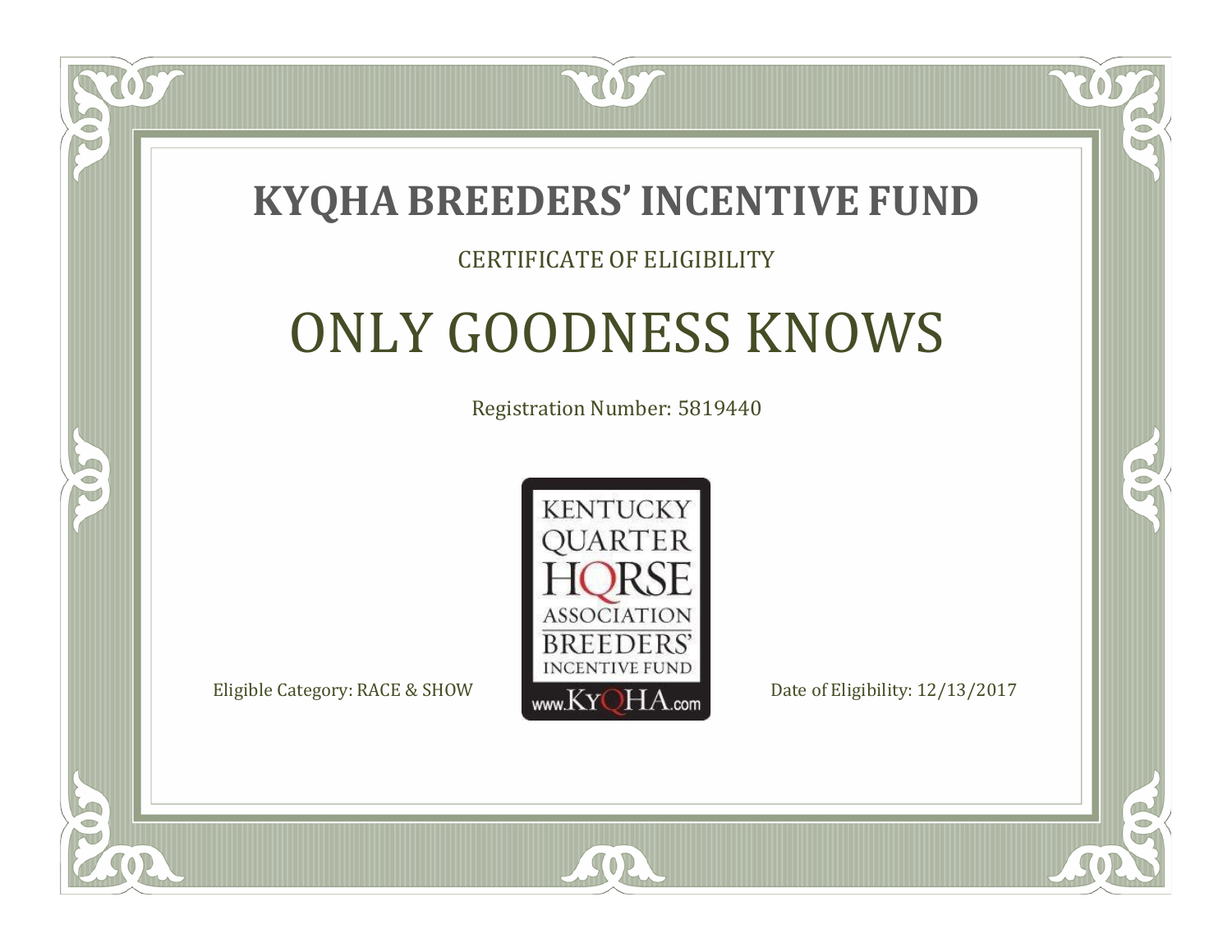# KYQHA BREEDERS' INCENTIVE FUND

CERTIFICATE OF ELIGIBILITY

## ONLY GOODNESS KNOWS

Registration Number: 5819440

KENTUCKY QUARTER HORSE ASSOCIATION BREEDERS' INCENTIVE FUND www.KyQHA.com

Eligible Category: RACE & SHOW

Date of Eligibility: 12/13/2017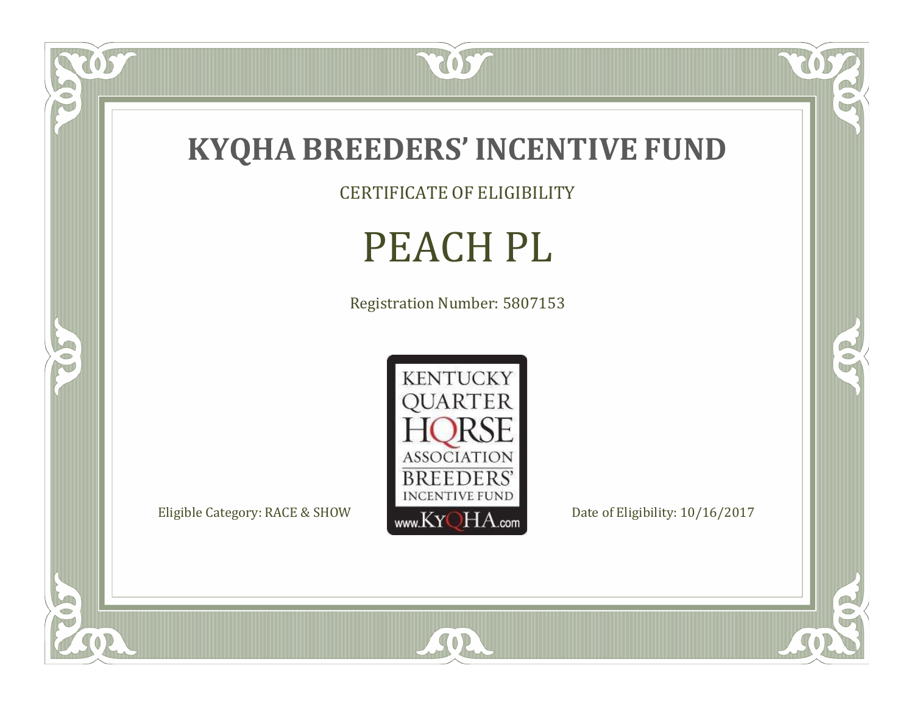# KYQHA BREEDERS' INCENTIVE FUND

CERTIFICATE OF ELIGIBILITY

## PEACH PL

Registration Number: 5807153

KENTUCKY QUARTER HORSE ASSOCIATION BREEDERS' INCENTIVE FUND www.KyQHA.com

Eligible Category: RACE & SHOW

Date of Eligibility: 10/16/2017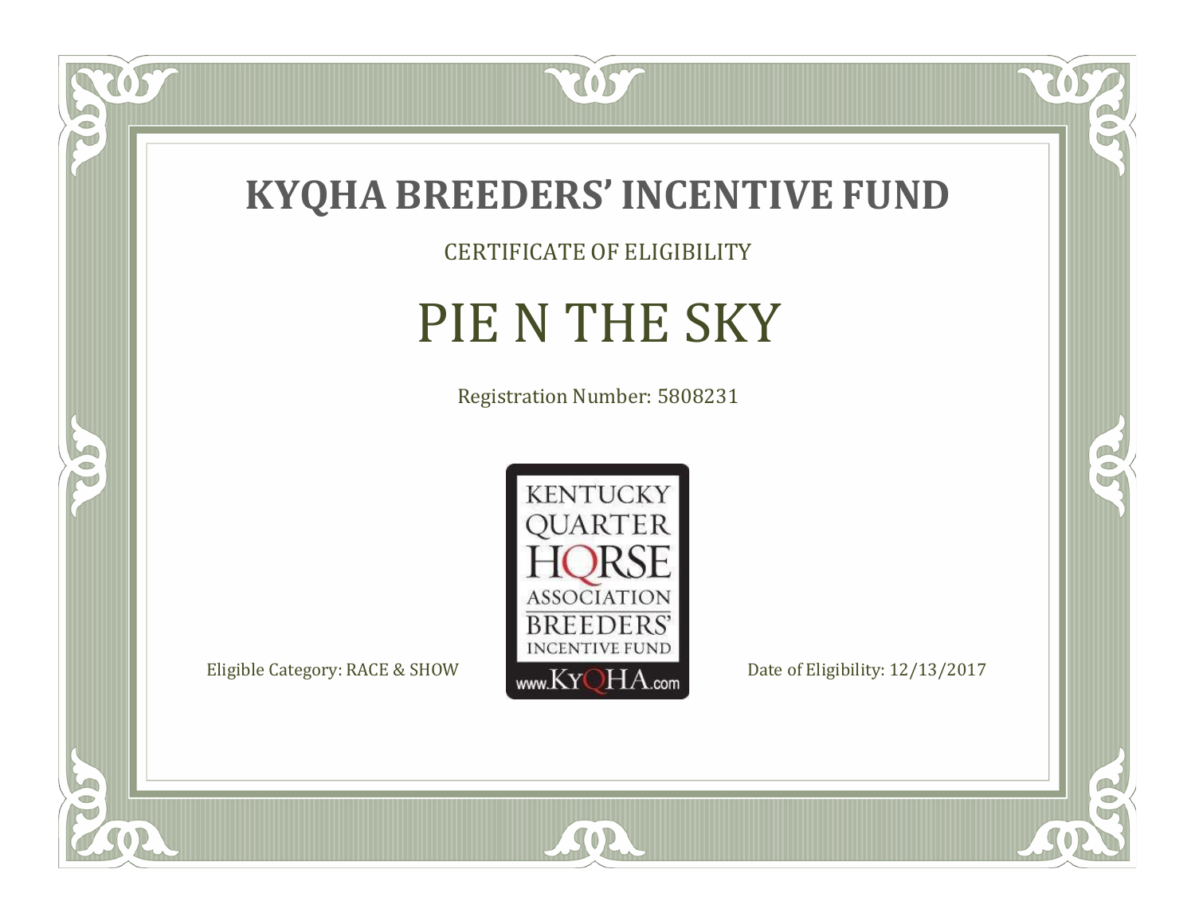# KYQHA BREEDERS' INCENTIVE FUND

CERTIFICATE OF ELIGIBILITY

## PIE N THE SKY

Registration Number: 5808231

KENTUCKY QUARTER HORSE ASSOCIATION BREEDERS' INCENTIVE FUND www.KyQHA.com

Eligible Category: RACE & SHOW

Date of Eligibility: 12/13/2017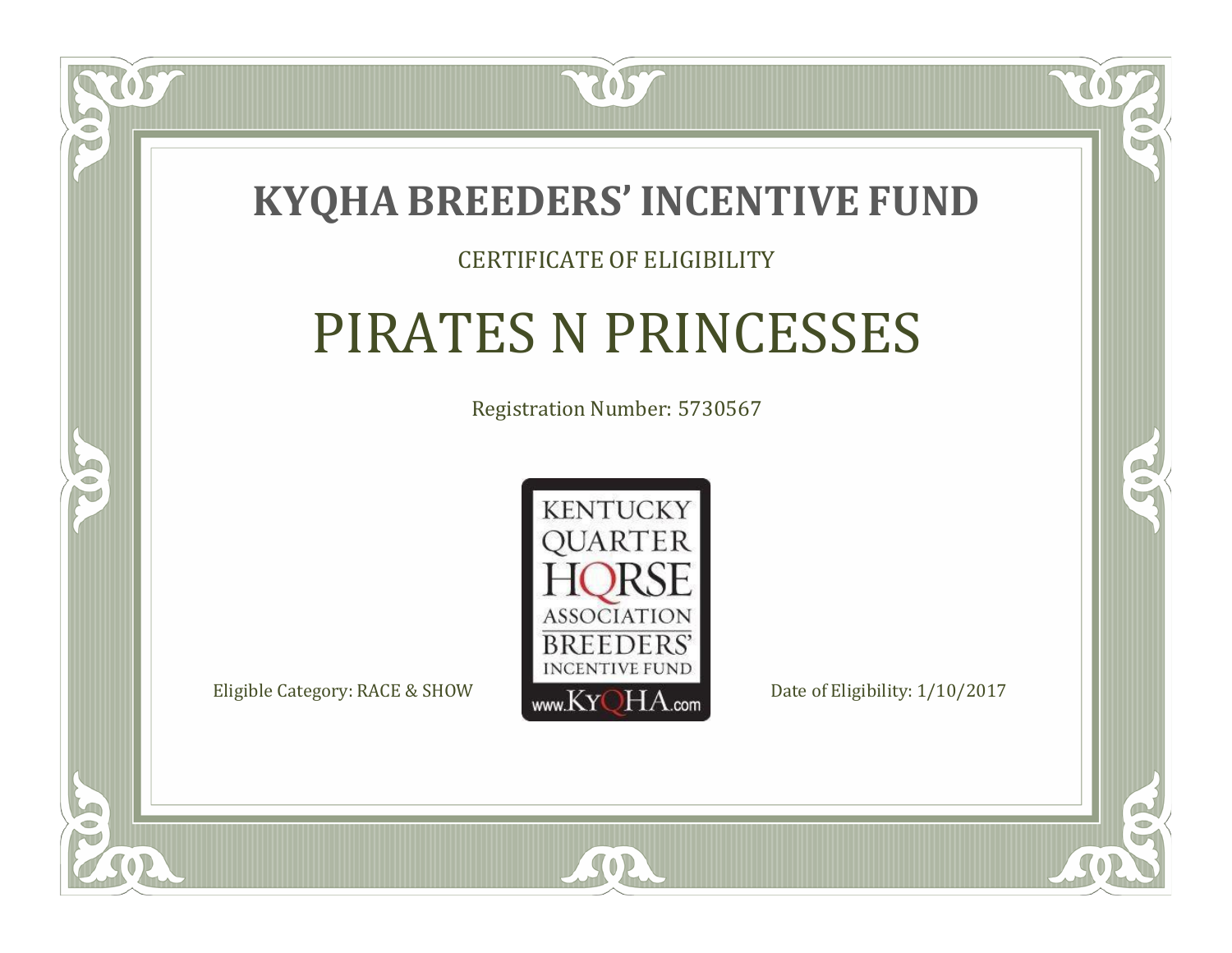# KYQHA BREEDERS' INCENTIVE FUND

CERTIFICATE OF ELIGIBILITY

## PIRATES N PRINCESSES

Registration Number: 5730567

KENTUCKY QUARTER HORSE ASSOCIATION BREEDERS' INCENTIVE FUND www.KyQHA.com

Eligible Category: RACE & SHOW

Date of Eligibility: 1/10/2017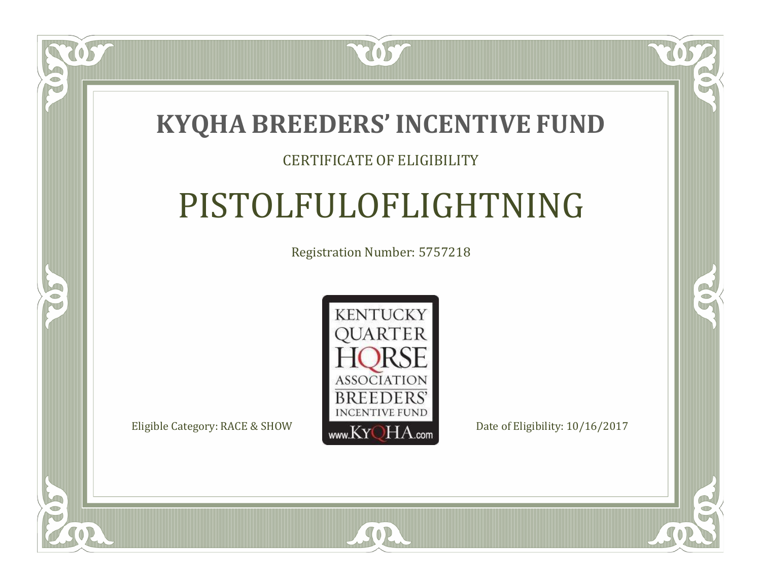# KYQHA BREEDERS' INCENTIVE FUND

CERTIFICATE OF ELIGIBILITY

## PISTOLFULOFLIGHTNING

Registration Number: 5757218

KENTUCKY QUARTER HORSE ASSOCIATION BREEDERS' INCENTIVE FUND www.KyQHA.com

Eligible Category: RACE & SHOW

Date of Eligibility: 10/16/2017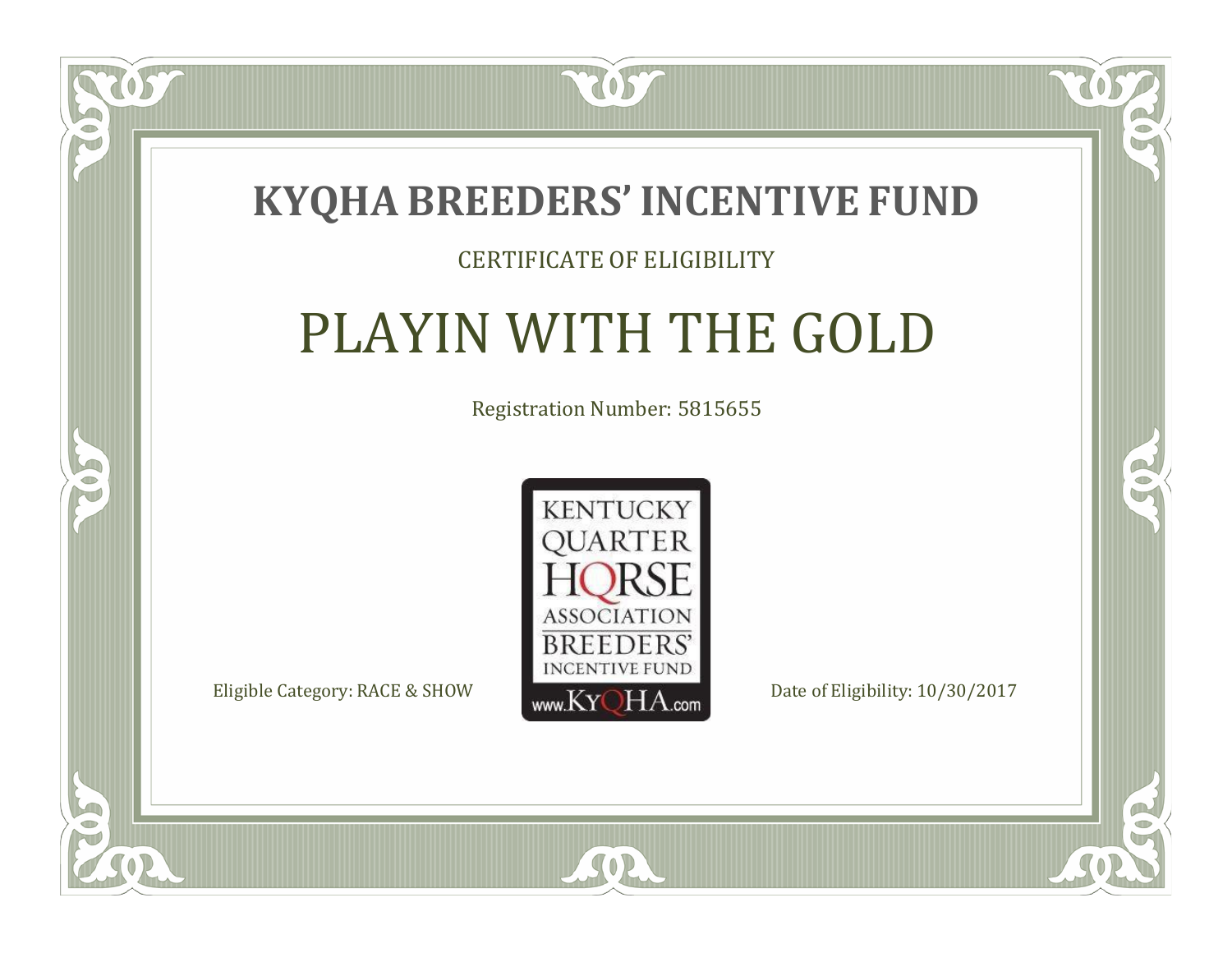# KYQHA BREEDERS' INCENTIVE FUND

CERTIFICATE OF ELIGIBILITY

## PLAYIN WITH THE GOLD

Registration Number: 5815655

KENTUCKY QUARTER HORSE ASSOCIATION BREEDERS' INCENTIVE FUND www.KyQHA.com

Eligible Category: RACE & SHOW

Date of Eligibility: 10/30/2017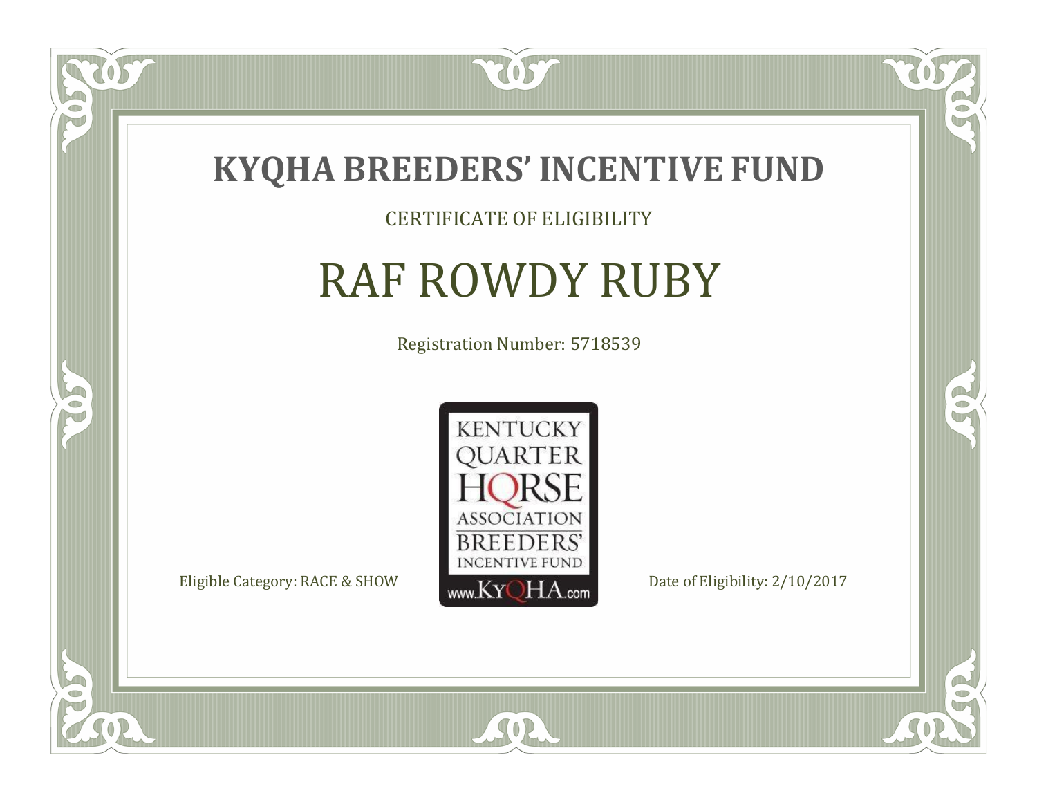# KYQHA BREEDERS' INCENTIVE FUND

CERTIFICATE OF ELIGIBILITY

## RAF ROWDY RUBY

Registration Number: 5718539

KENTUCKY QUARTER HORSE ASSOCIATION BREEDERS' INCENTIVE FUND www.KyQHA.com

Eligible Category: RACE & SHOW

Date of Eligibility: 2/10/2017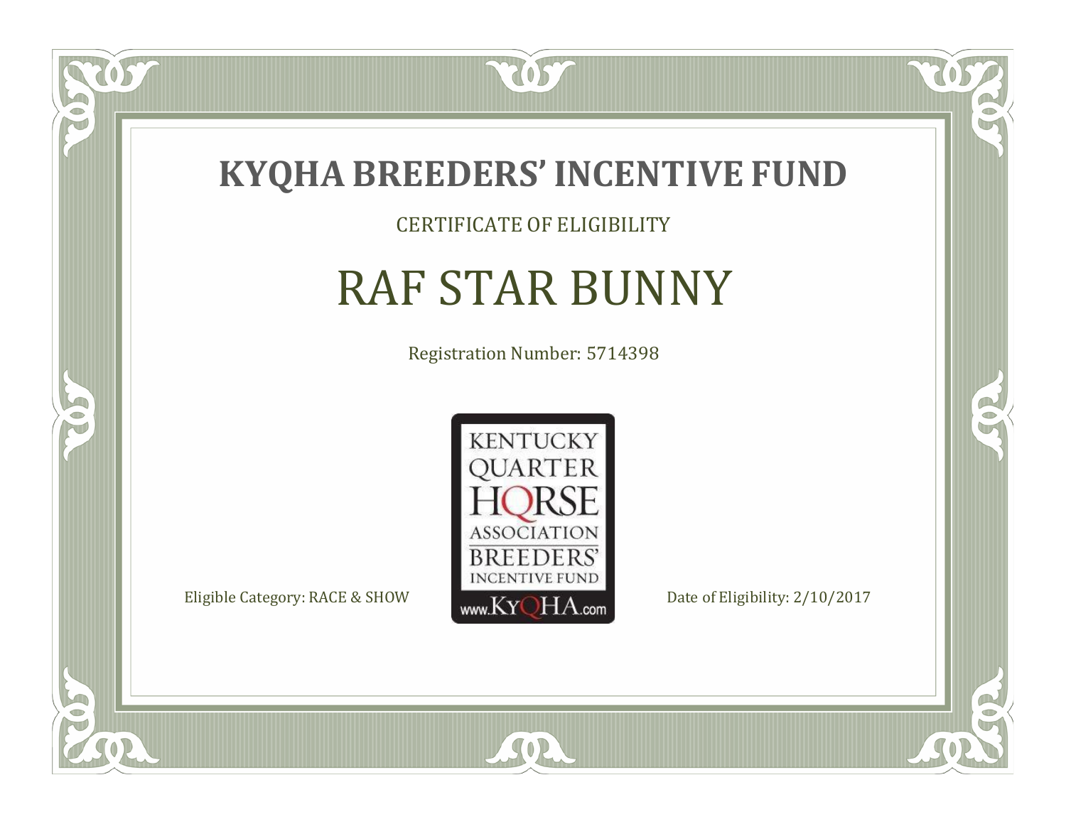# KYQHA BREEDERS' INCENTIVE FUND

CERTIFICATE OF ELIGIBILITY

## RAF STAR BUNNY

Registration Number: 5714398

KENTUCKY QUARTER HORSE ASSOCIATION BREEDERS' INCENTIVE FUND www.KyQHA.com

Eligible Category: RACE & SHOW

Date of Eligibility: 2/10/2017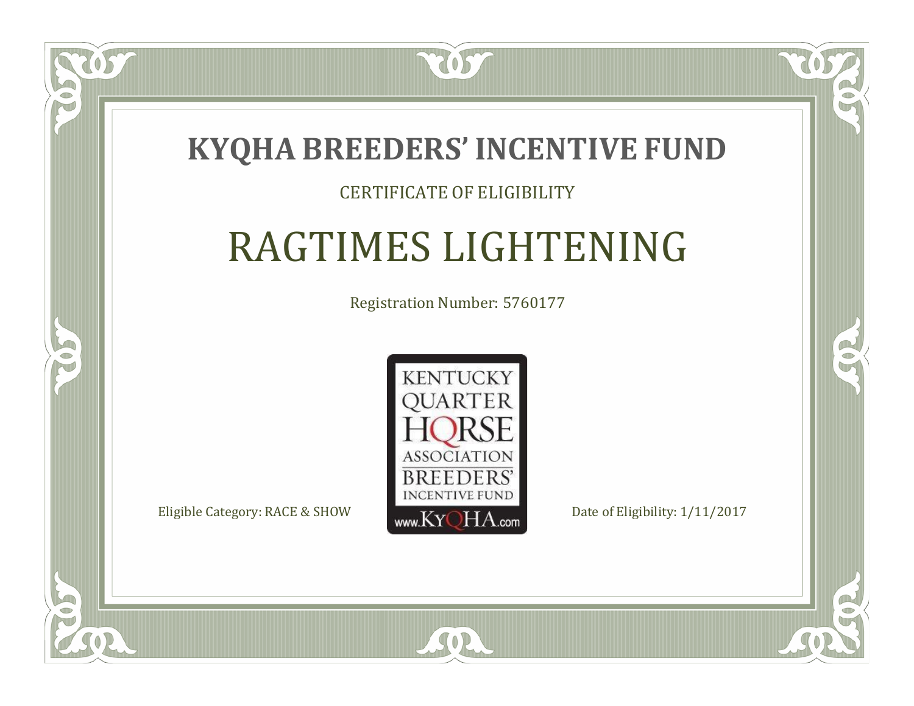# KYQHA BREEDERS' INCENTIVE FUND

CERTIFICATE OF ELIGIBILITY

## RAGTIMES LIGHTENING

Registration Number: 5760177

KENTUCKY QUARTER HORSE ASSOCIATION BREEDERS' INCENTIVE FUND www.KyQHA.com

Eligible Category: RACE & SHOW

Date of Eligibility: 1/11/2017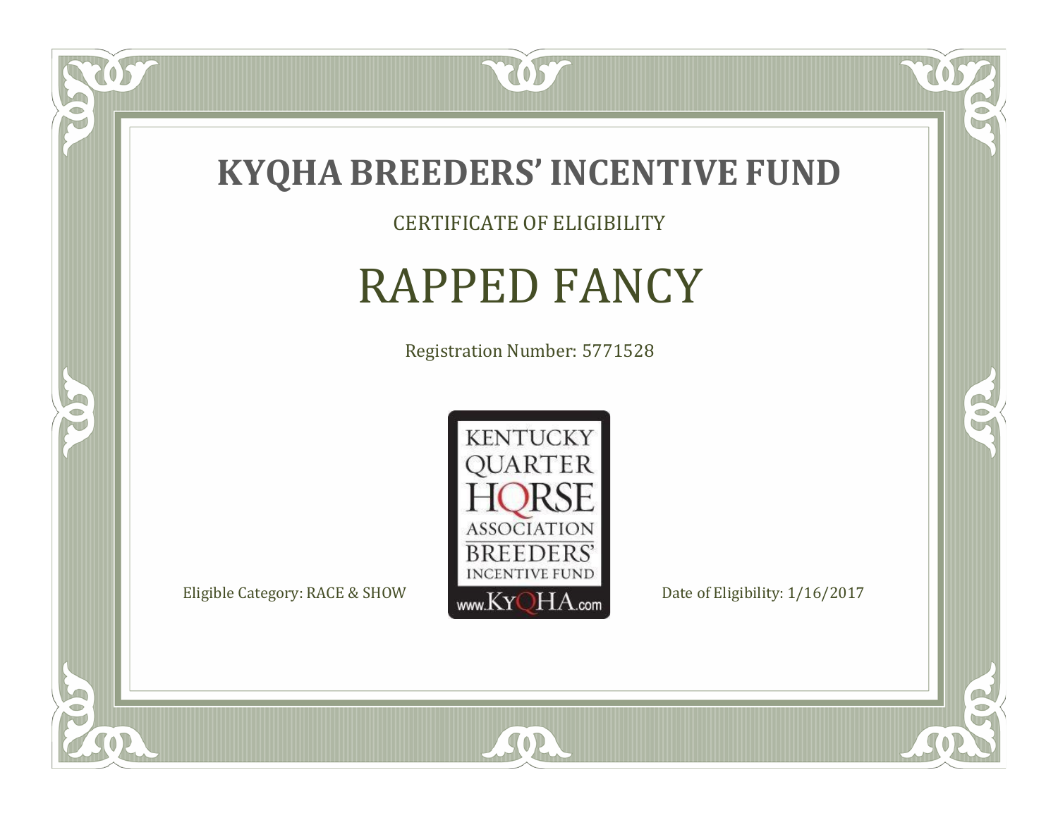# KYQHA BREEDERS' INCENTIVE FUND

CERTIFICATE OF ELIGIBILITY

## RAPPED FANCY

Registration Number: 5771528

KENTUCKY QUARTER HORSE ASSOCIATION BREEDERS' INCENTIVE FUND www.KyQHA.com

Eligible Category: RACE & SHOW

Date of Eligibility: 1/16/2017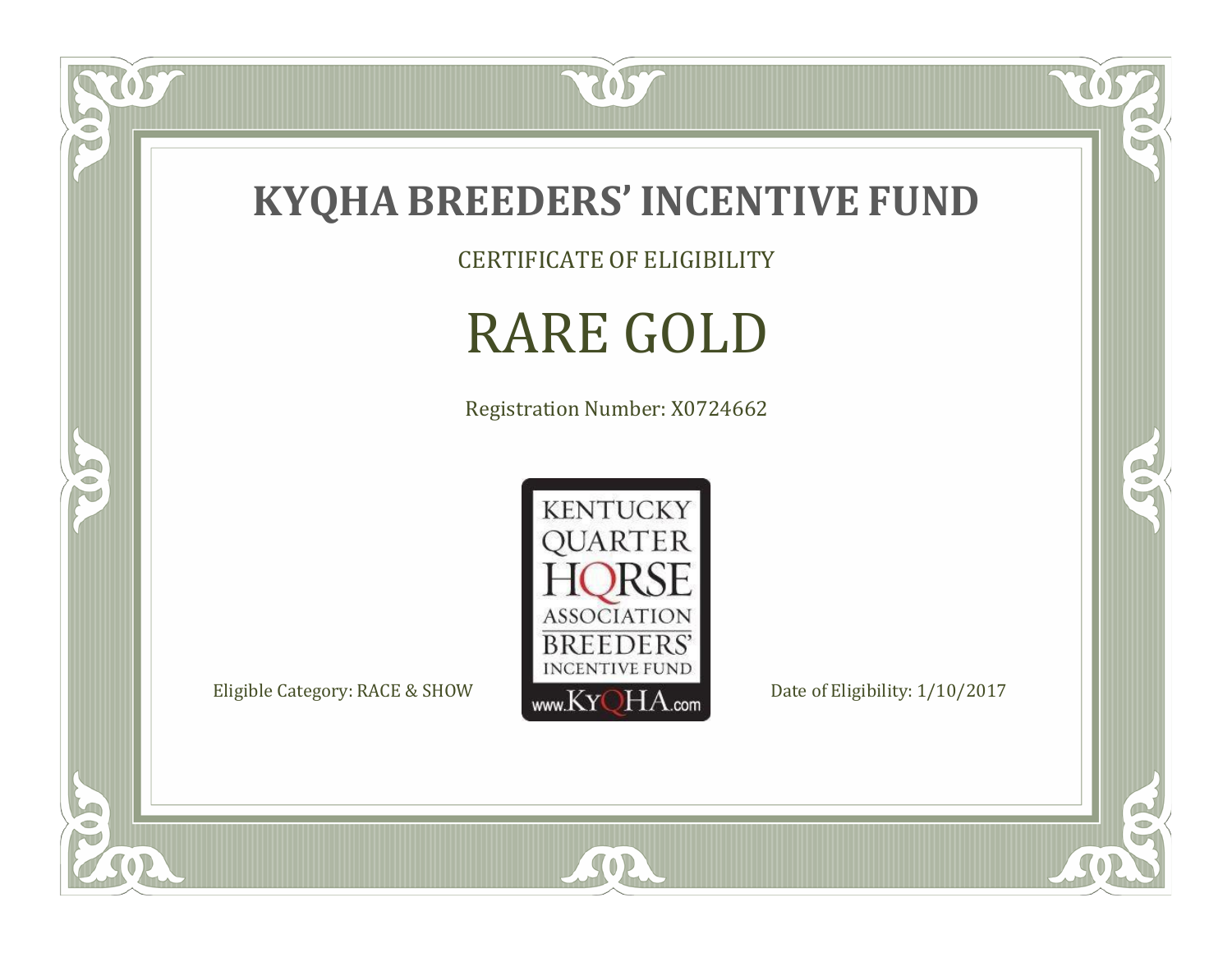# KYQHA BREEDERS' INCENTIVE FUND

CERTIFICATE OF ELIGIBILITY

## RARE GOLD

Registration Number: X0724662

KENTUCKY QUARTER HORSE ASSOCIATION BREEDERS' INCENTIVE FUND
www.KyQHA.com

Eligible Category: RACE & SHOW

Date of Eligibility: 1/10/2017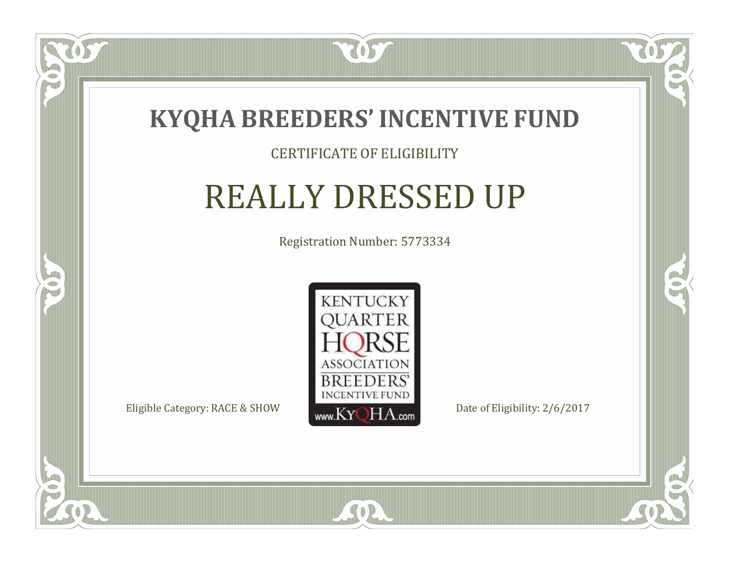# KYQHA BREEDERS' INCENTIVE FUND

CERTIFICATE OF ELIGIBILITY

## REALLY DRESSED UP

Registration Number: 5773334

KENTUCKY QUARTER HORSE ASSOCIATION BREEDERS' INCENTIVE FUND
www.KyQHA.com

Eligible Category: RACE & SHOW

Date of Eligibility: 2/6/2017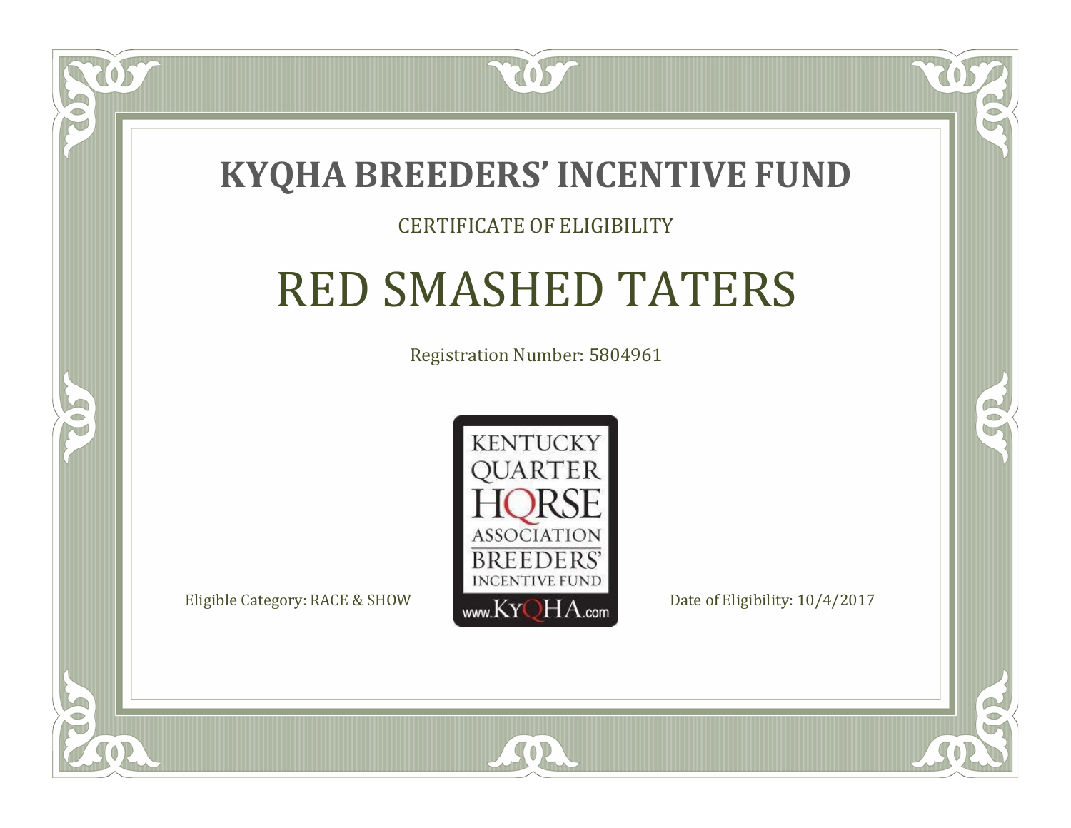# KYQHA BREEDERS' INCENTIVE FUND

CERTIFICATE OF ELIGIBILITY

## RED SMASHED TATERS

Registration Number: 5804961

KENTUCKY QUARTER HORSE ASSOCIATION BREEDERS' INCENTIVE FUND www.KyQHA.com

Eligible Category: RACE & SHOW

Date of Eligibility: 10/4/2017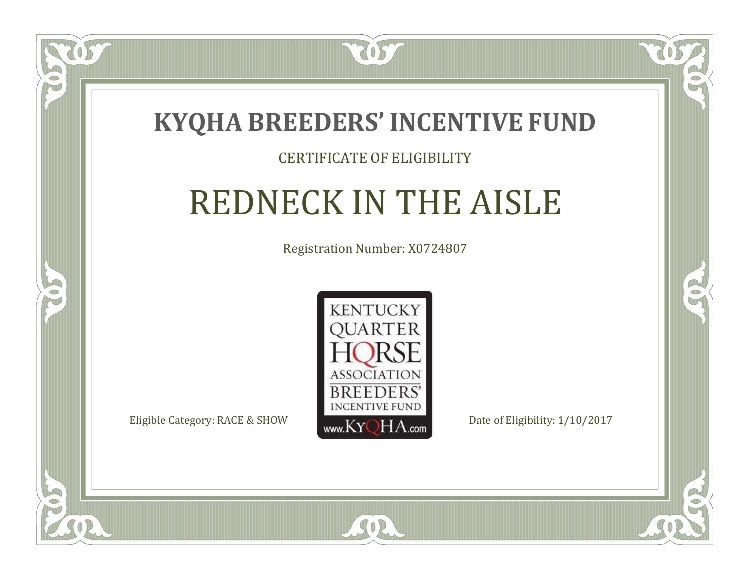# KYQHA BREEDERS' INCENTIVE FUND

CERTIFICATE OF ELIGIBILITY

## REDNECK IN THE AISLE

Registration Number: X0724807

KENTUCKY QUARTER HORSE ASSOCIATION BREEDERS' INCENTIVE FUND www.KyQHA.com

Eligible Category: RACE & SHOW

Date of Eligibility: 1/10/2017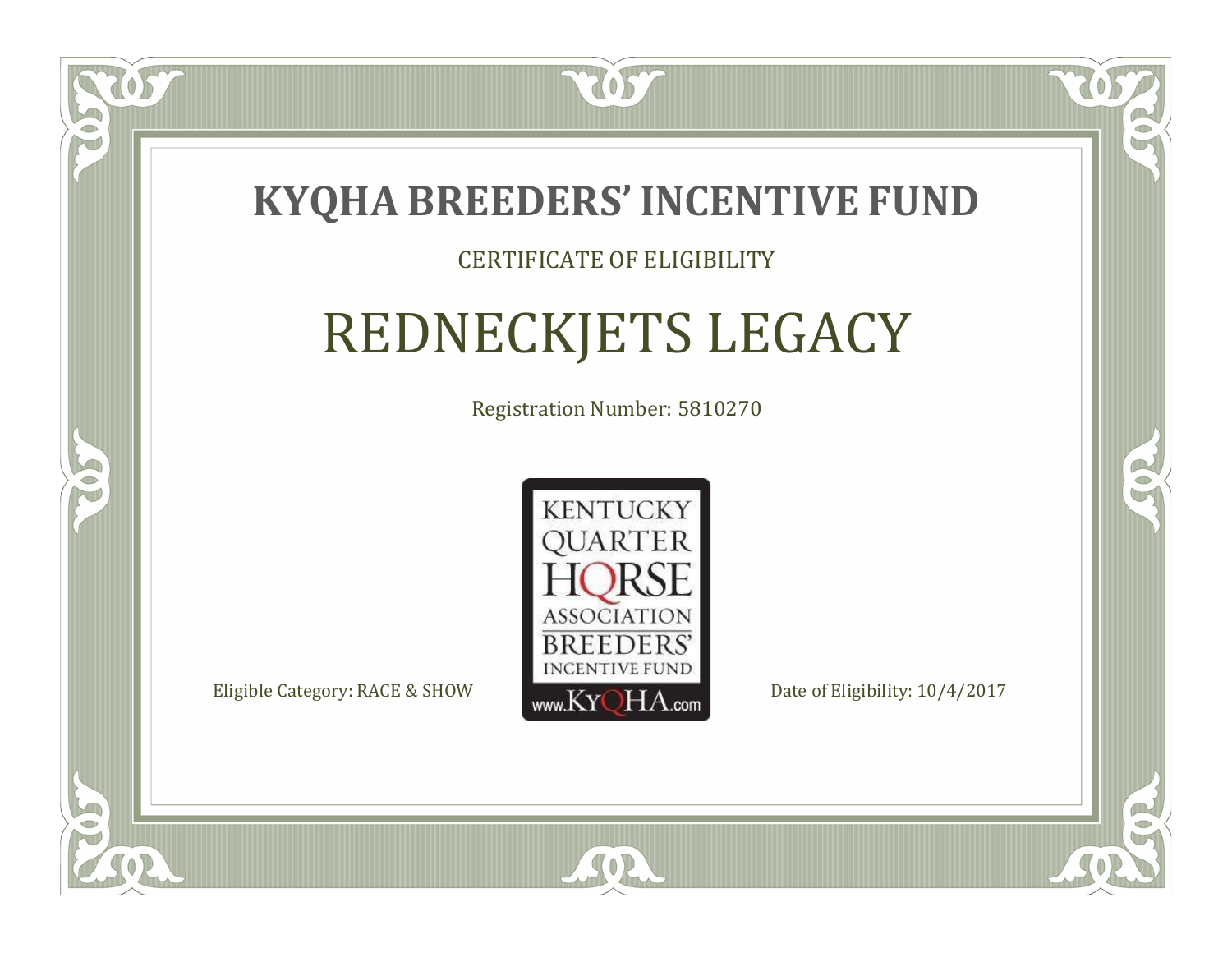# KYQHA BREEDERS' INCENTIVE FUND

CERTIFICATE OF ELIGIBILITY

## REDNECKJETS LEGACY

Registration Number: 5810270

KENTUCKY QUARTER HORSE ASSOCIATION BREEDERS' INCENTIVE FUND

www.KyQHA.com

Eligible Category: RACE & SHOW

Date of Eligibility: 10/4/2017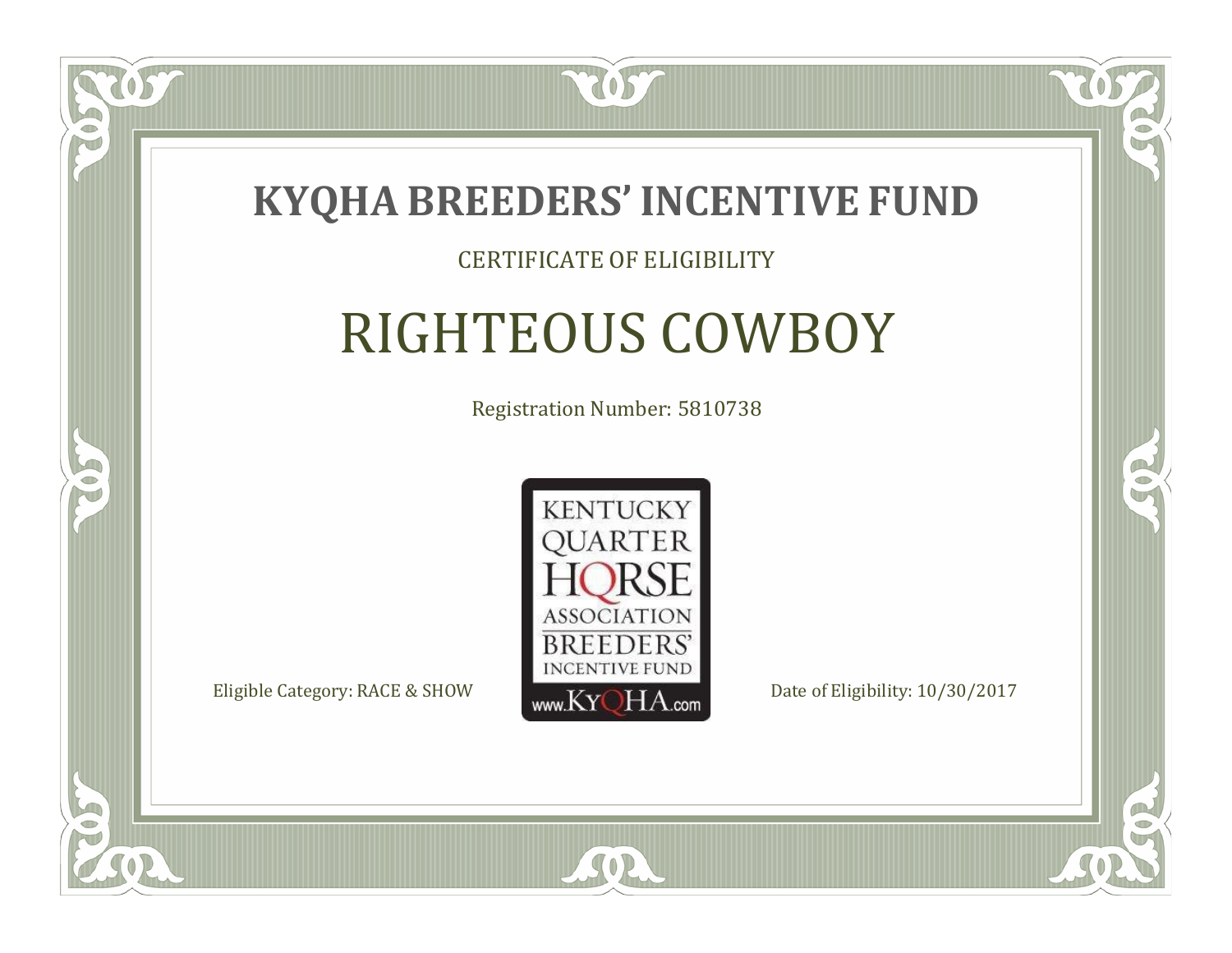# KYQHA BREEDERS' INCENTIVE FUND

CERTIFICATE OF ELIGIBILITY

## RIGHTEOUS COWBOY

Registration Number: 5810738

KENTUCKY QUARTER HORSE ASSOCIATION BREEDERS' INCENTIVE FUND www.KyQHA.com

Eligible Category: RACE & SHOW

Date of Eligibility: 10/30/2017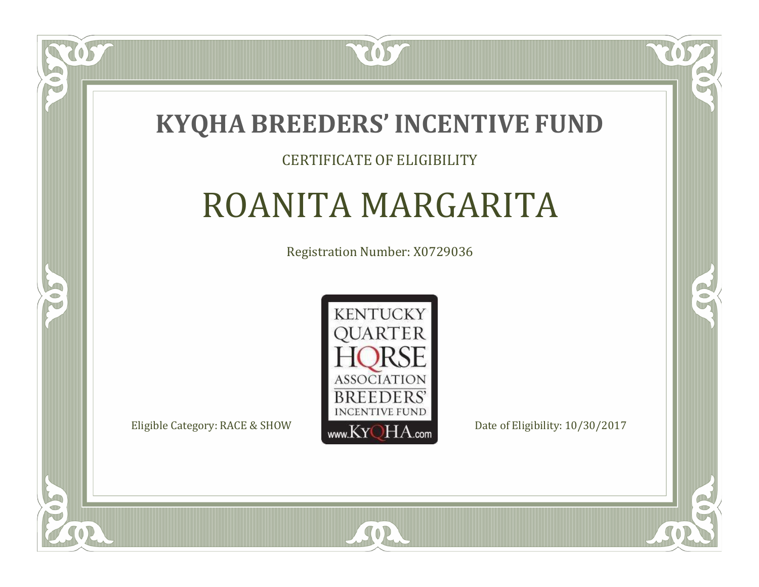# KYQHA BREEDERS' INCENTIVE FUND

CERTIFICATE OF ELIGIBILITY

## ROANITA MARGARITA

Registration Number: X0729036

KENTUCKY QUARTER HORSE ASSOCIATION BREEDERS' INCENTIVE FUND www.KyQHA.com

Eligible Category: RACE & SHOW

Date of Eligibility: 10/30/2017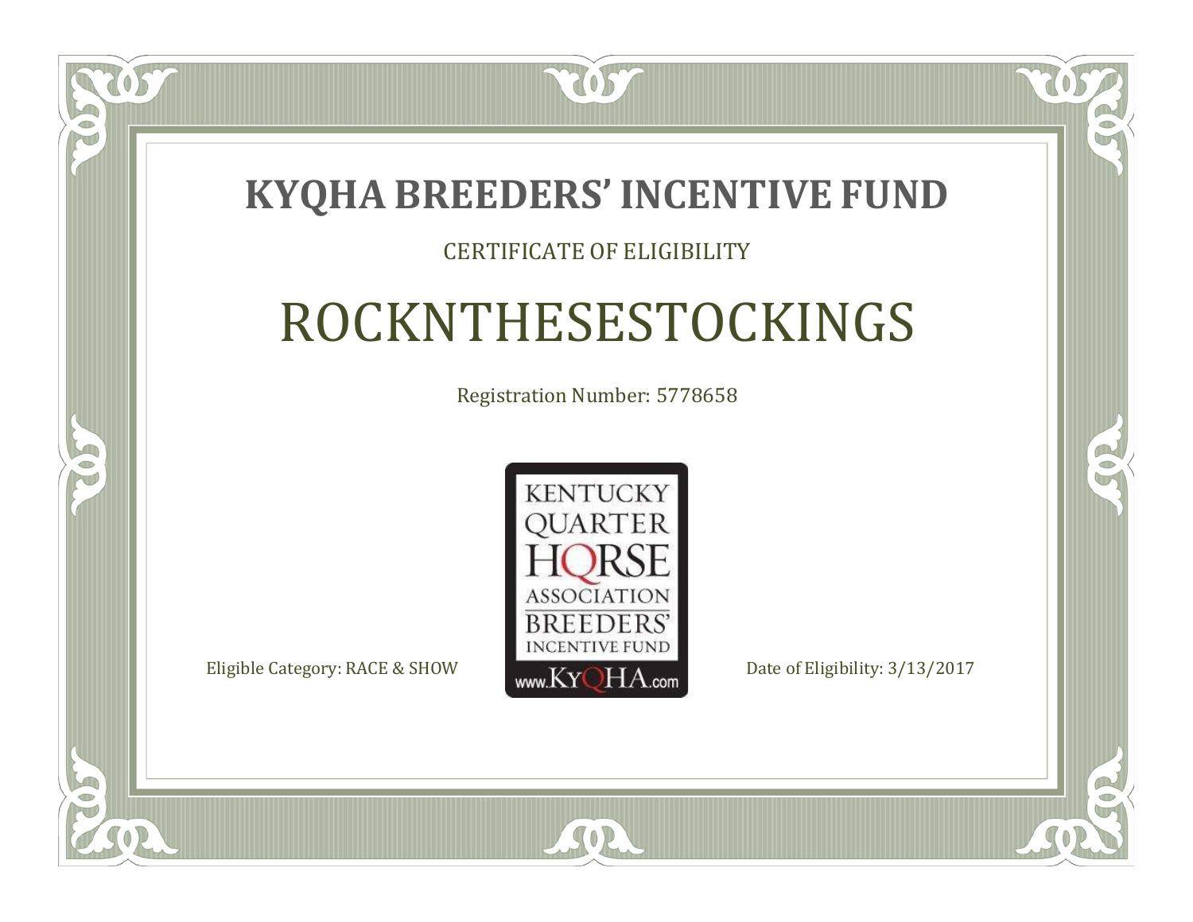# KYQHA BREEDERS' INCENTIVE FUND

CERTIFICATE OF ELIGIBILITY

## ROCKNTHESESTOCKINGS

Registration Number: 5778658

KENTUCKY QUARTER HORSE ASSOCIATION BREEDERS' INCENTIVE FUND
www.KyQHA.com

Eligible Category: RACE & SHOW

Date of Eligibility: 3/13/2017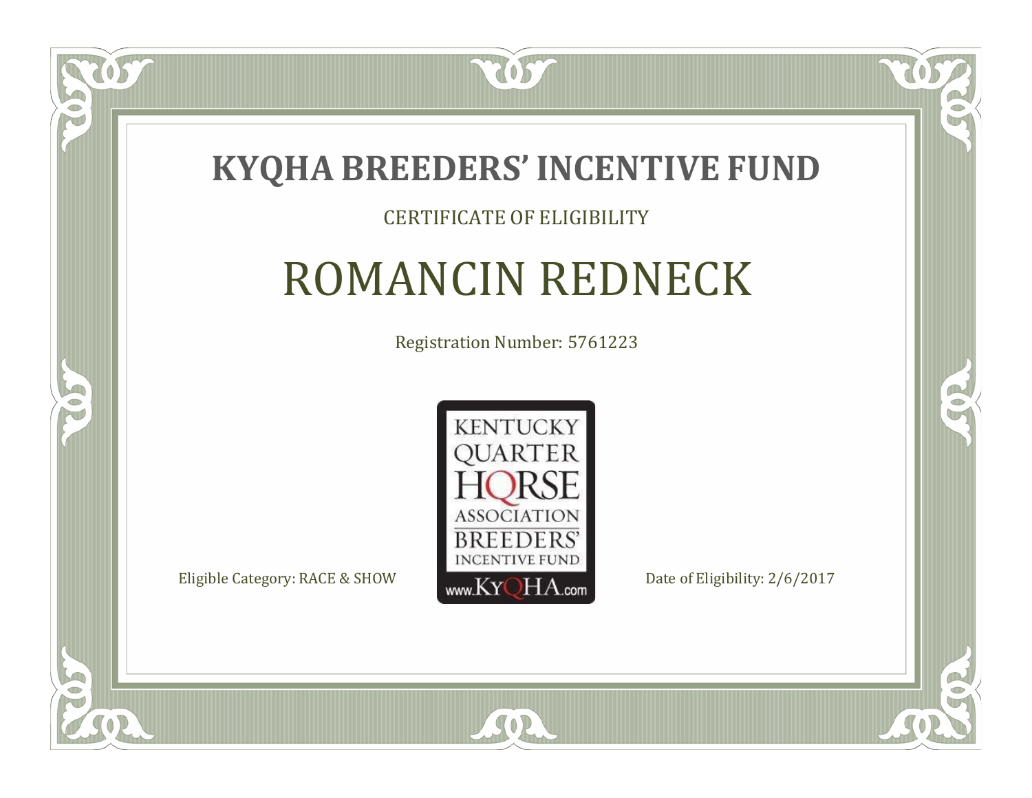# KYQHA BREEDERS' INCENTIVE FUND

CERTIFICATE OF ELIGIBILITY

## ROMANCIN REDNECK

Registration Number: 5761223

KENTUCKY QUARTER HORSE ASSOCIATION BREEDERS' INCENTIVE FUND
www.KyQHA.com

Eligible Category: RACE & SHOW

Date of Eligibility: 2/6/2017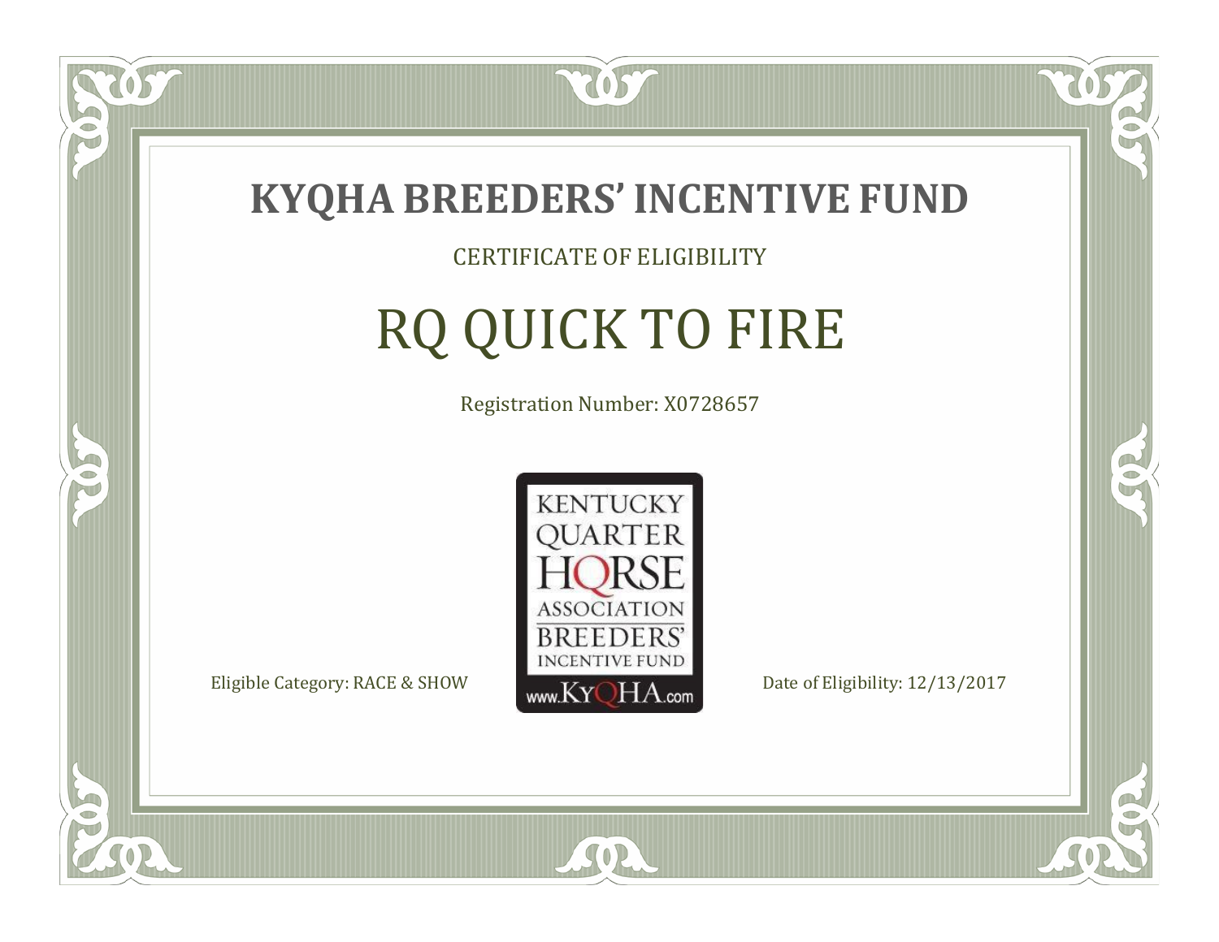# KYQHA BREEDERS' INCENTIVE FUND

CERTIFICATE OF ELIGIBILITY

## RQ QUICK TO FIRE

Registration Number: X0728657

KENTUCKY QUARTER HORSE ASSOCIATION BREEDERS' INCENTIVE FUND www.KyQHA.com

Eligible Category: RACE & SHOW

Date of Eligibility: 12/13/2017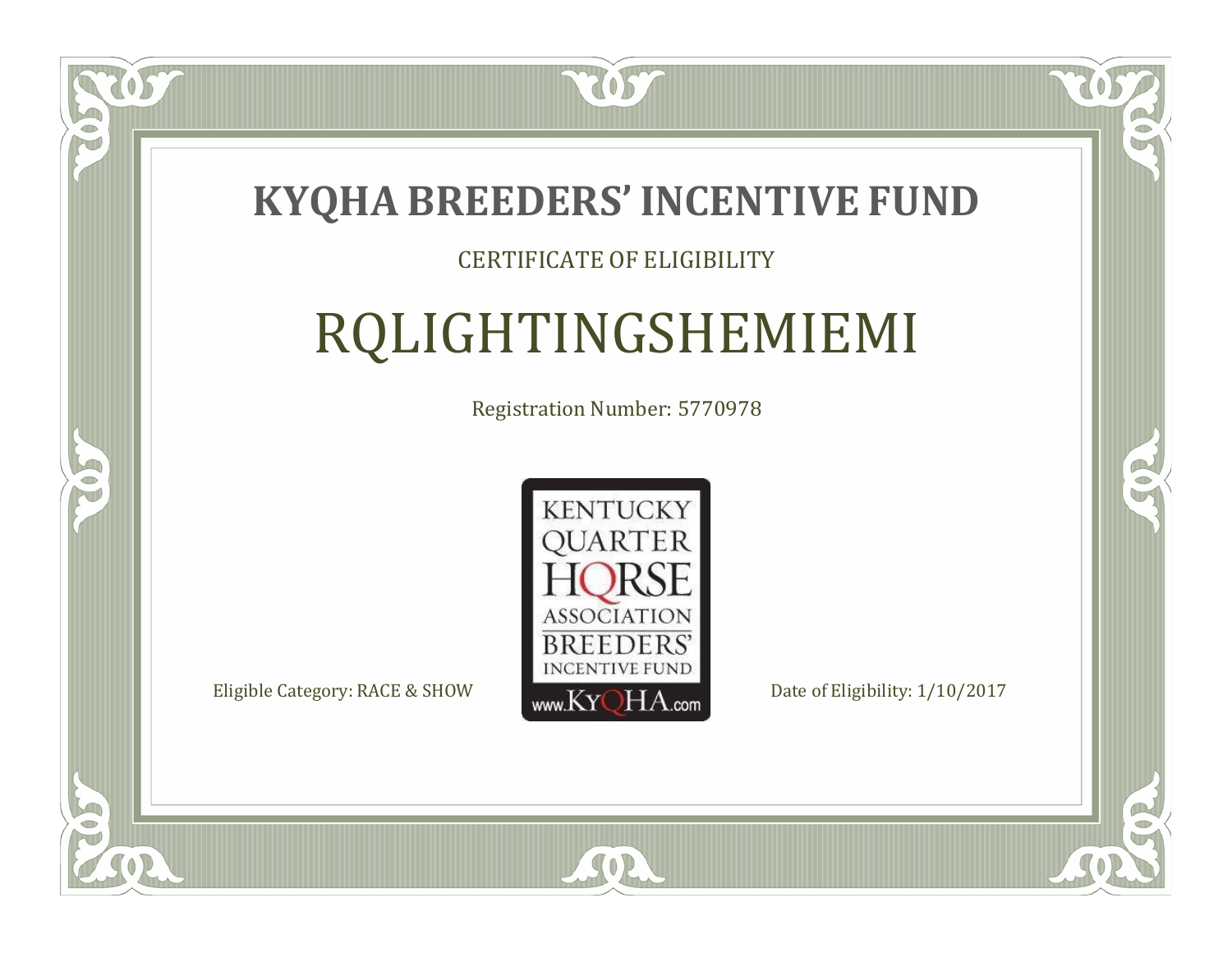# KYQHA BREEDERS' INCENTIVE FUND

CERTIFICATE OF ELIGIBILITY

## RQLIGHTINGSHEMIEMI

Registration Number: 5770978

KENTUCKY QUARTER HORSE ASSOCIATION BREEDERS' INCENTIVE FUND www.KyQHA.com

Eligible Category: RACE & SHOW

Date of Eligibility: 1/10/2017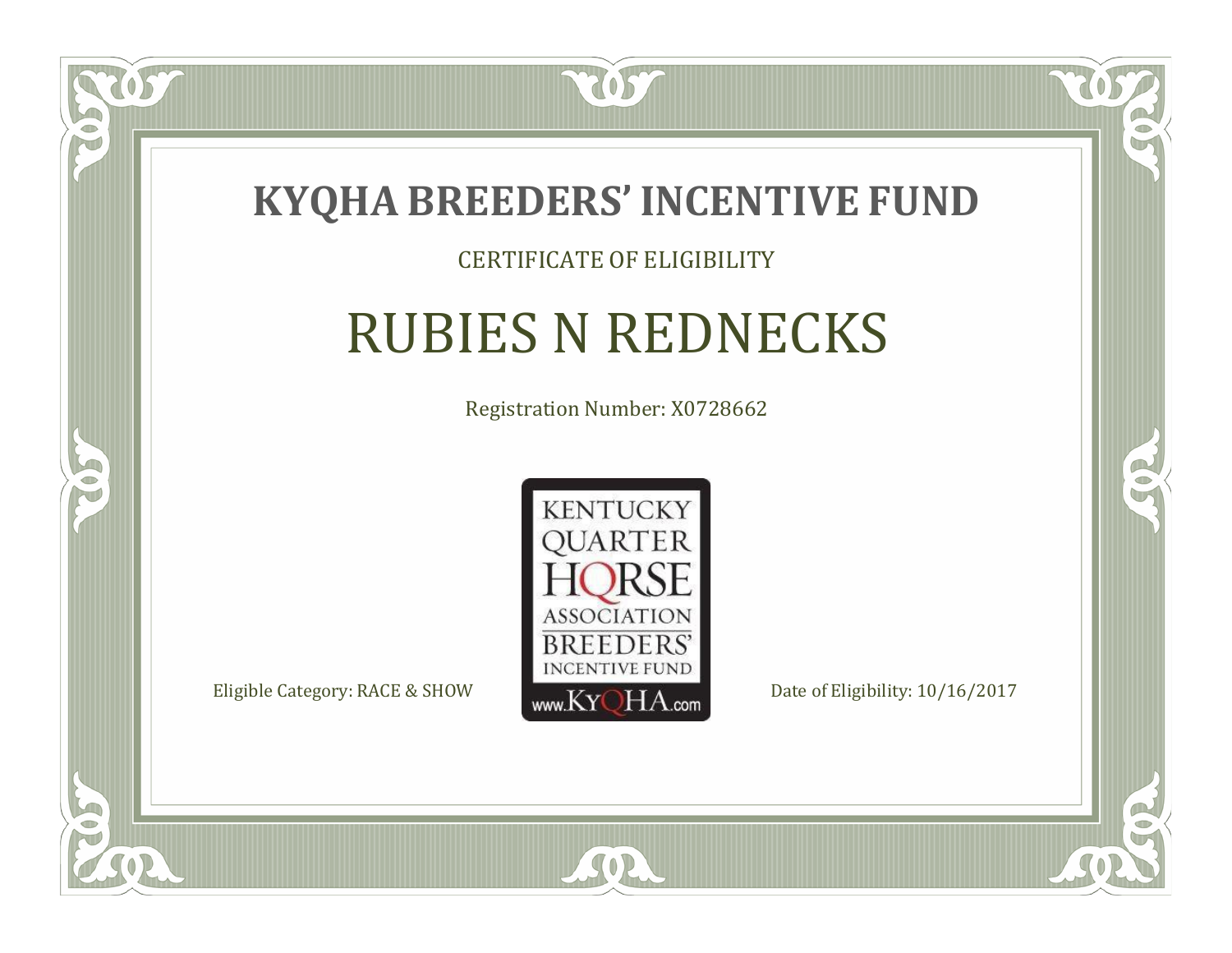# KYQHA BREEDERS' INCENTIVE FUND

CERTIFICATE OF ELIGIBILITY

## RUBIES N REDNECKS

Registration Number: X0728662

KENTUCKY QUARTER HORSE ASSOCIATION BREEDERS' INCENTIVE FUND www.KyQHA.com

Eligible Category: RACE & SHOW

Date of Eligibility: 10/16/2017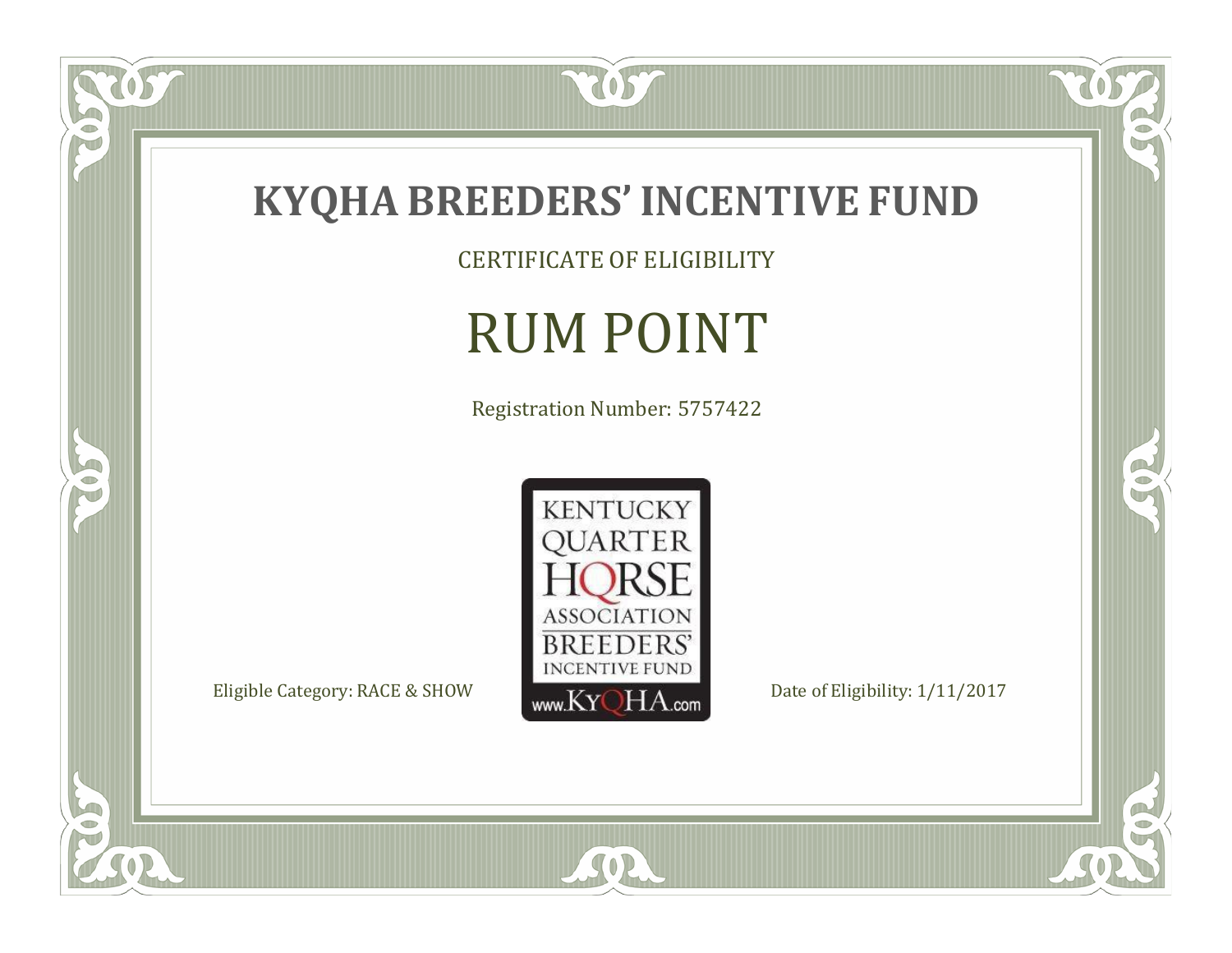# KYQHA BREEDERS' INCENTIVE FUND

CERTIFICATE OF ELIGIBILITY

## RUM POINT

Registration Number: 5757422

KENTUCKY QUARTER HORSE ASSOCIATION BREEDERS' INCENTIVE FUND www.KyQHA.com

Eligible Category: RACE & SHOW

Date of Eligibility: 1/11/2017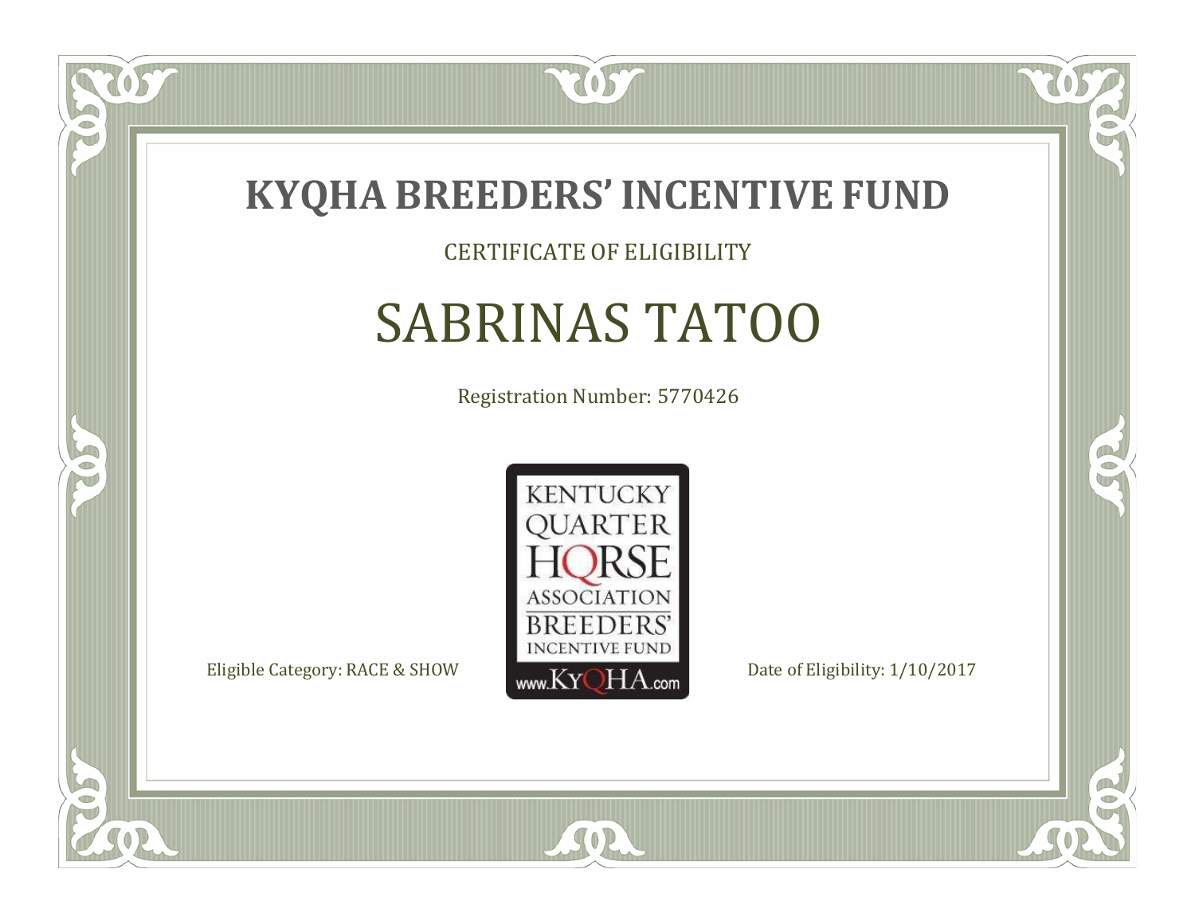# KYQHA BREEDERS' INCENTIVE FUND

CERTIFICATE OF ELIGIBILITY

## SABRINAS TATOO

Registration Number: 5770426

KENTUCKY QUARTER HORSE ASSOCIATION BREEDERS' INCENTIVE FUND www.KyQHA.com

Eligible Category: RACE & SHOW

Date of Eligibility: 1/10/2017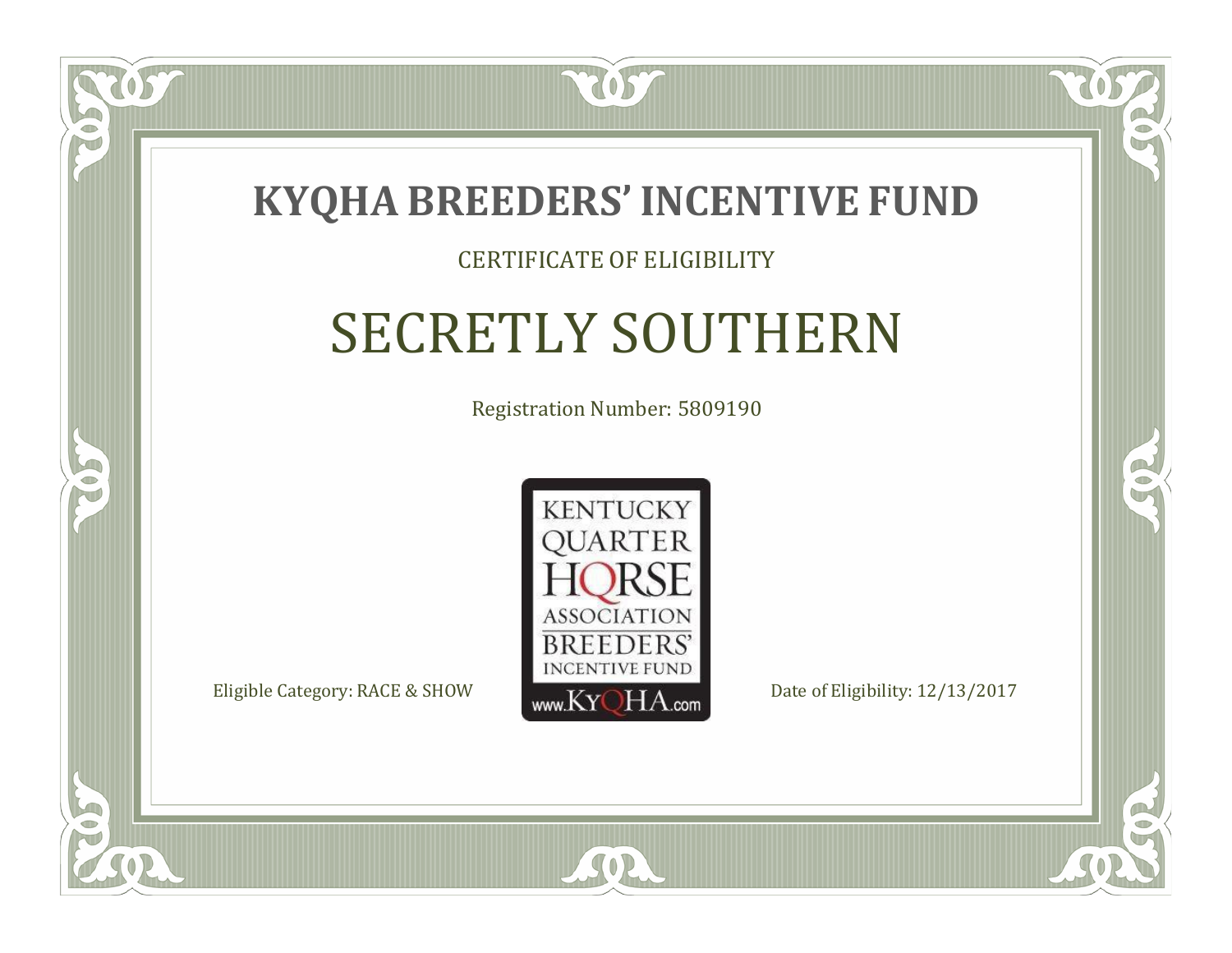# KYQHA BREEDERS' INCENTIVE FUND

CERTIFICATE OF ELIGIBILITY

## SECRETLY SOUTHERN

Registration Number: 5809190

KENTUCKY QUARTER HORSE ASSOCIATION BREEDERS' INCENTIVE FUND www.KyQHA.com

Eligible Category: RACE & SHOW

Date of Eligibility: 12/13/2017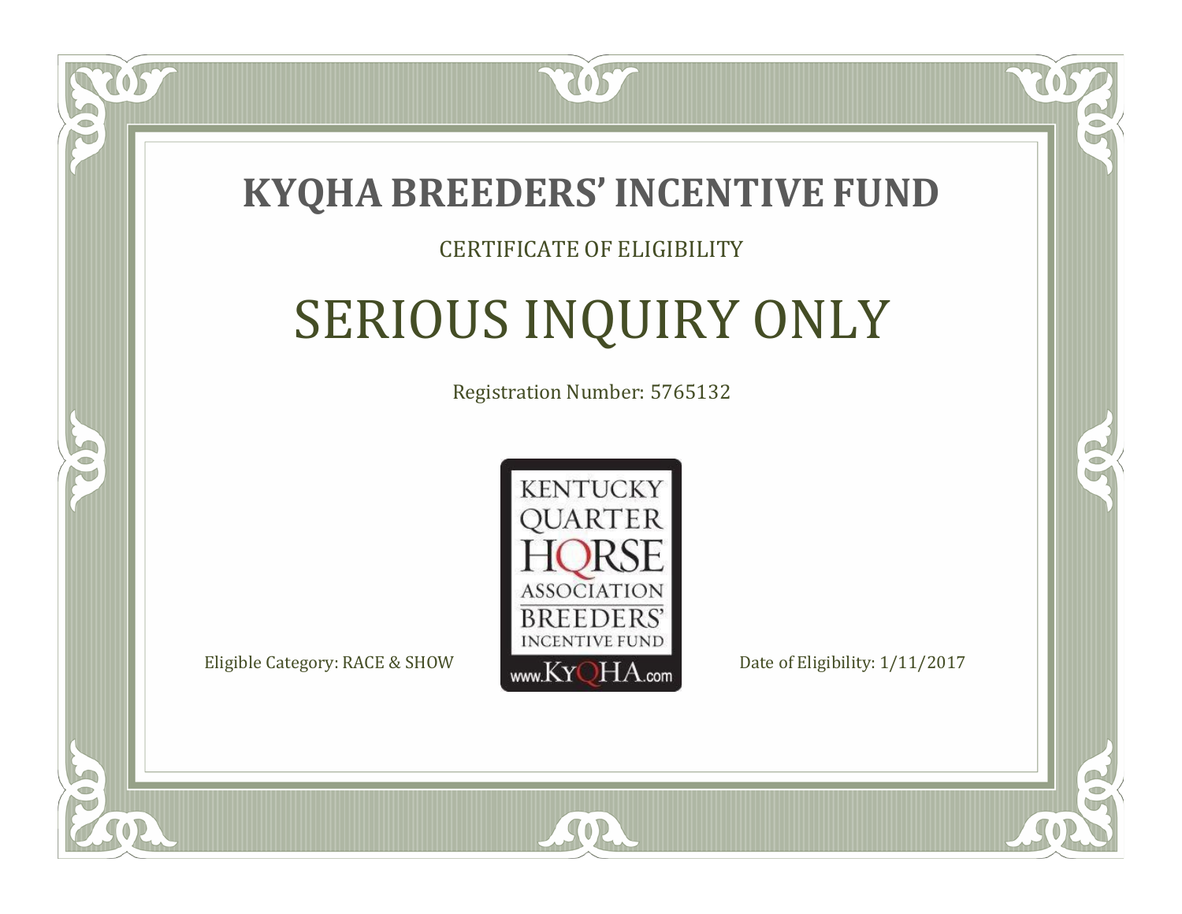# KYQHA BREEDERS' INCENTIVE FUND

CERTIFICATE OF ELIGIBILITY

## SERIOUS INQUIRY ONLY

Registration Number: 5765132

KENTUCKY QUARTER HORSE ASSOCIATION BREEDERS' INCENTIVE FUND www.KyQHA.com

Eligible Category: RACE & SHOW

Date of Eligibility: 1/11/2017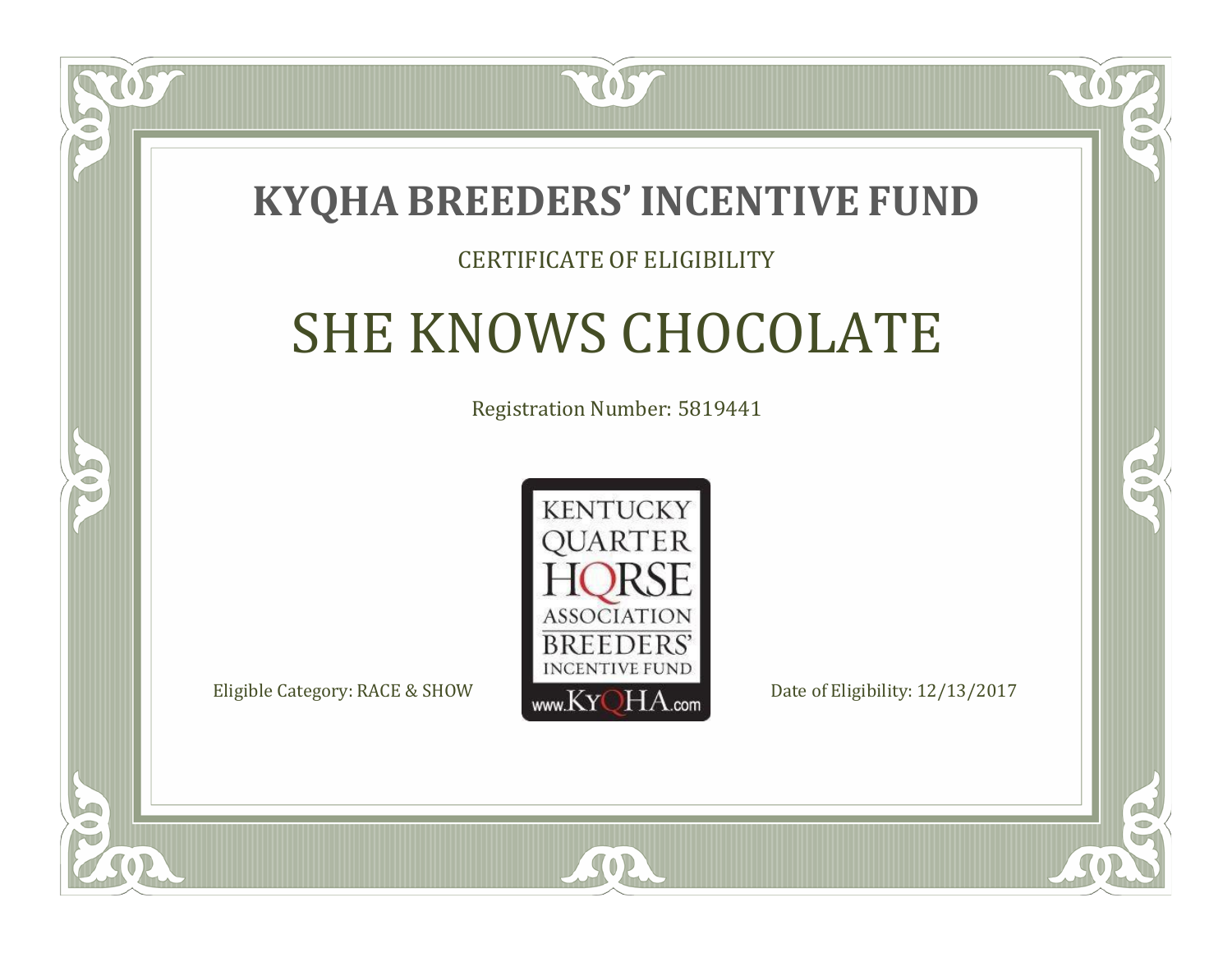# KYQHA BREEDERS' INCENTIVE FUND

CERTIFICATE OF ELIGIBILITY

## SHE KNOWS CHOCOLATE

Registration Number: 5819441

KENTUCKY QUARTER HORSE ASSOCIATION BREEDERS' INCENTIVE FUND www.KyQHA.com

Eligible Category: RACE & SHOW

Date of Eligibility: 12/13/2017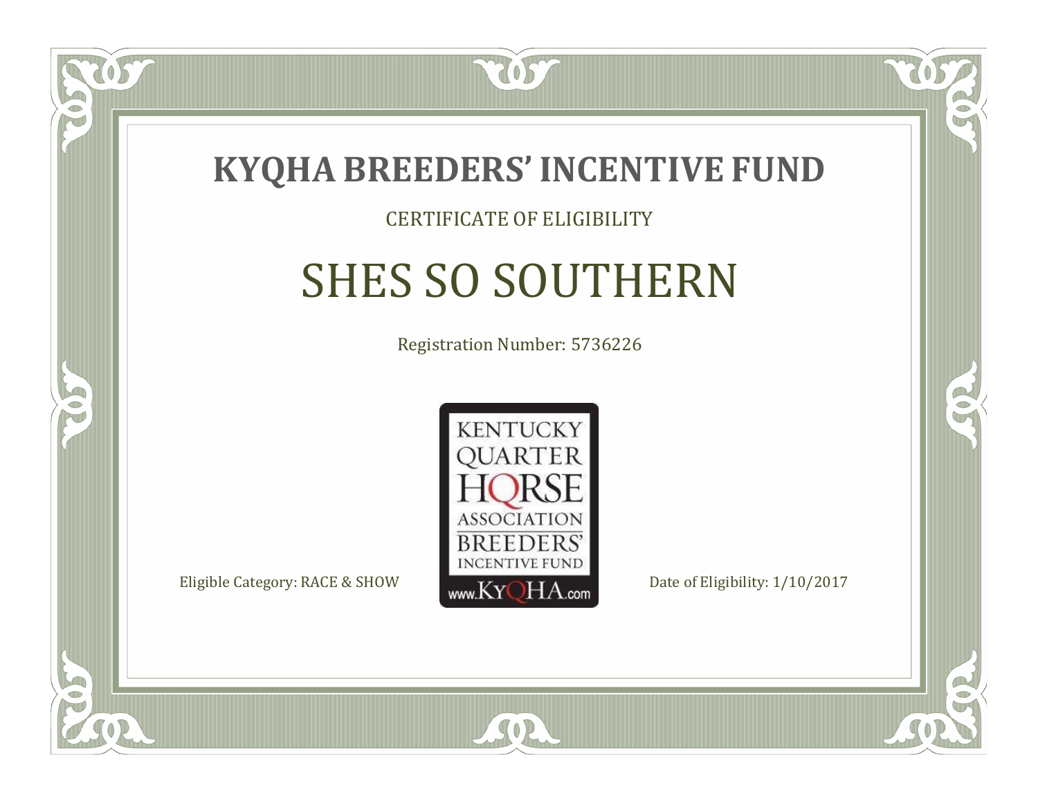# KYQHA BREEDERS' INCENTIVE FUND

CERTIFICATE OF ELIGIBILITY

## SHES SO SOUTHERN

Registration Number: 5736226

KENTUCKY QUARTER HORSE ASSOCIATION BREEDERS' INCENTIVE FUND www.KyQHA.com

Eligible Category: RACE & SHOW

Date of Eligibility: 1/10/2017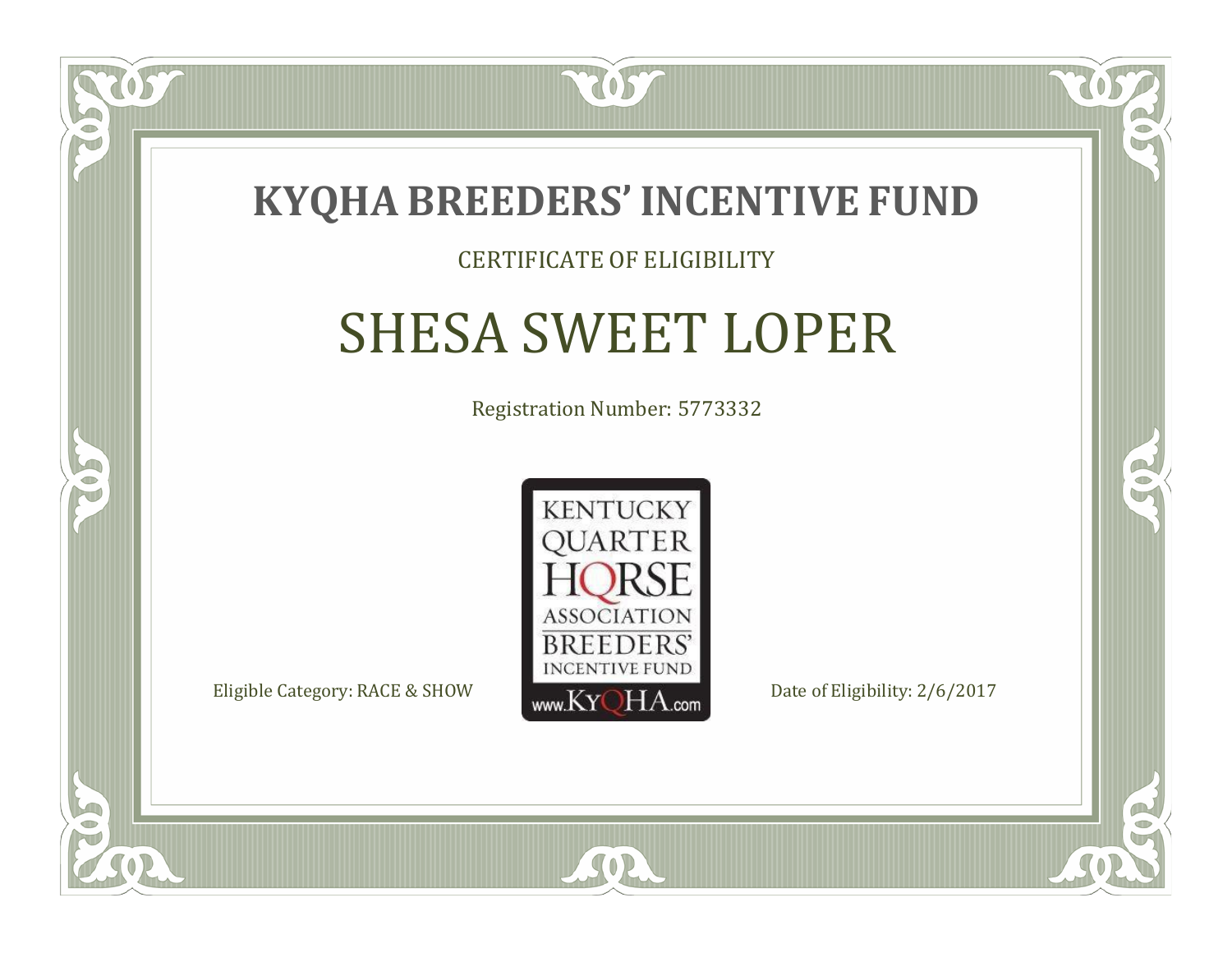# KYQHA BREEDERS' INCENTIVE FUND

CERTIFICATE OF ELIGIBILITY

## SHESA SWEET LOPER

Registration Number: 5773332

KENTUCKY QUARTER HORSE ASSOCIATION BREEDERS' INCENTIVE FUND www.KyQHA.com

Eligible Category: RACE & SHOW

Date of Eligibility: 2/6/2017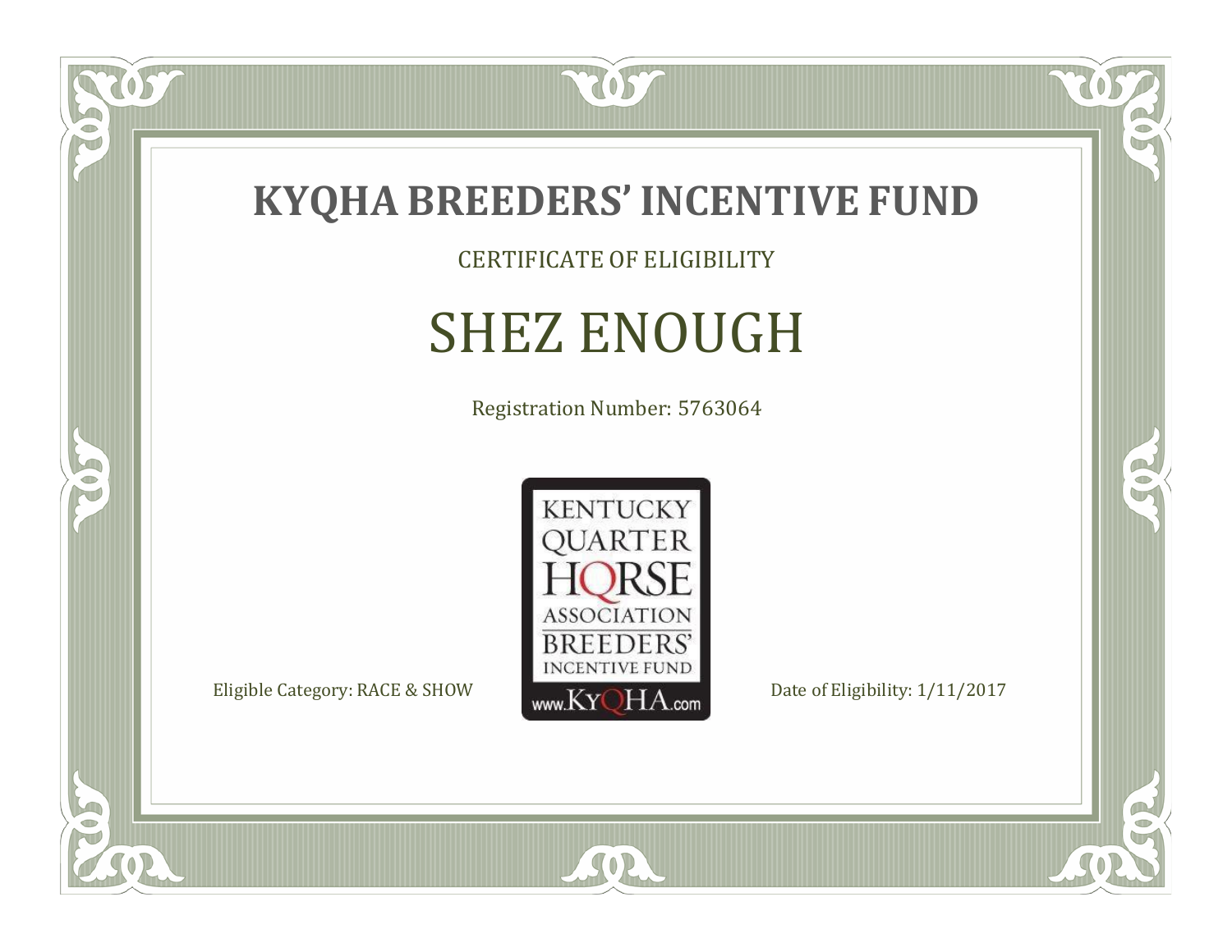# KYQHA BREEDERS' INCENTIVE FUND

CERTIFICATE OF ELIGIBILITY

## SHEZ ENOUGH

Registration Number: 5763064

KENTUCKY QUARTER HORSE ASSOCIATION BREEDERS' INCENTIVE FUND www.KyQHA.com

Eligible Category: RACE & SHOW

Date of Eligibility: 1/11/2017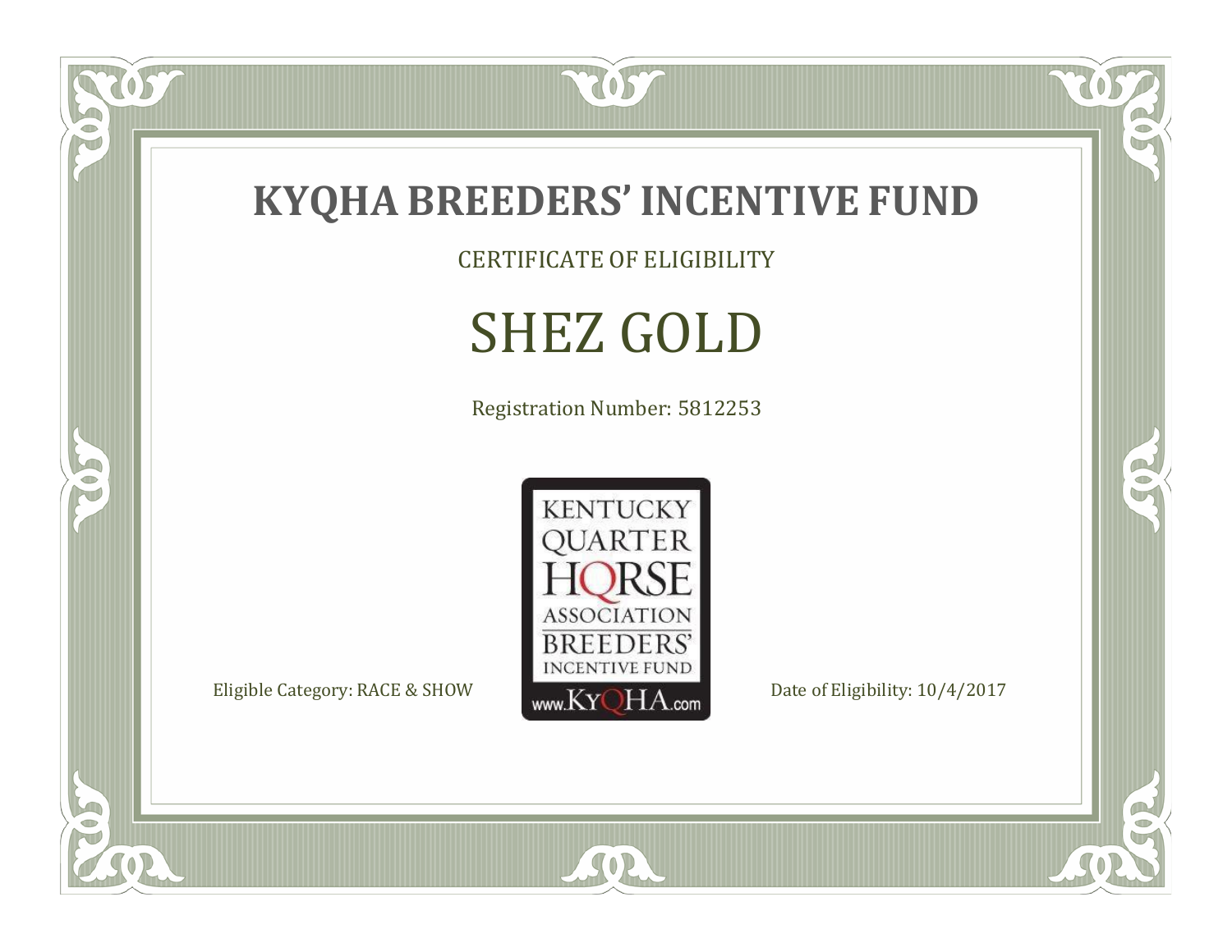# KYQHA BREEDERS' INCENTIVE FUND

CERTIFICATE OF ELIGIBILITY

## SHEZ GOLD

Registration Number: 5812253

KENTUCKY QUARTER HORSE ASSOCIATION BREEDERS' INCENTIVE FUND www.KyQHA.com

Eligible Category: RACE & SHOW

Date of Eligibility: 10/4/2017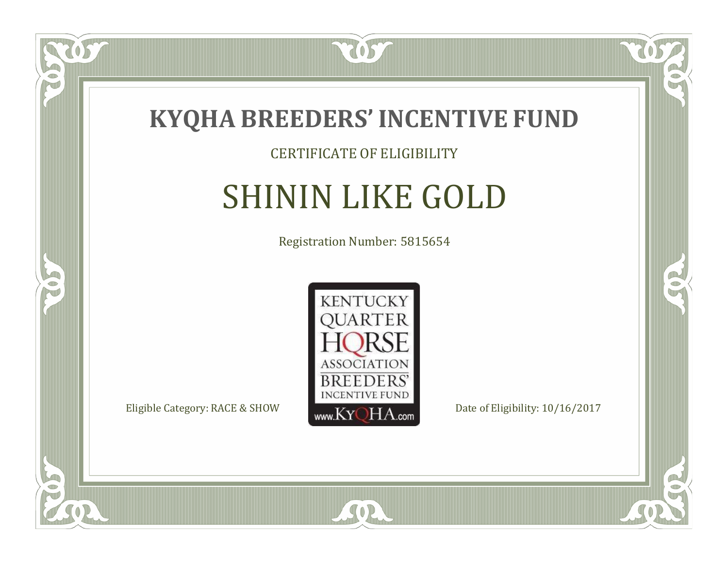# KYQHA BREEDERS' INCENTIVE FUND

CERTIFICATE OF ELIGIBILITY

## SHININ LIKE GOLD

Registration Number: 5815654

KENTUCKY QUARTER HORSE ASSOCIATION BREEDERS' INCENTIVE FUND www.KyQHA.com

Eligible Category: RACE & SHOW

Date of Eligibility: 10/16/2017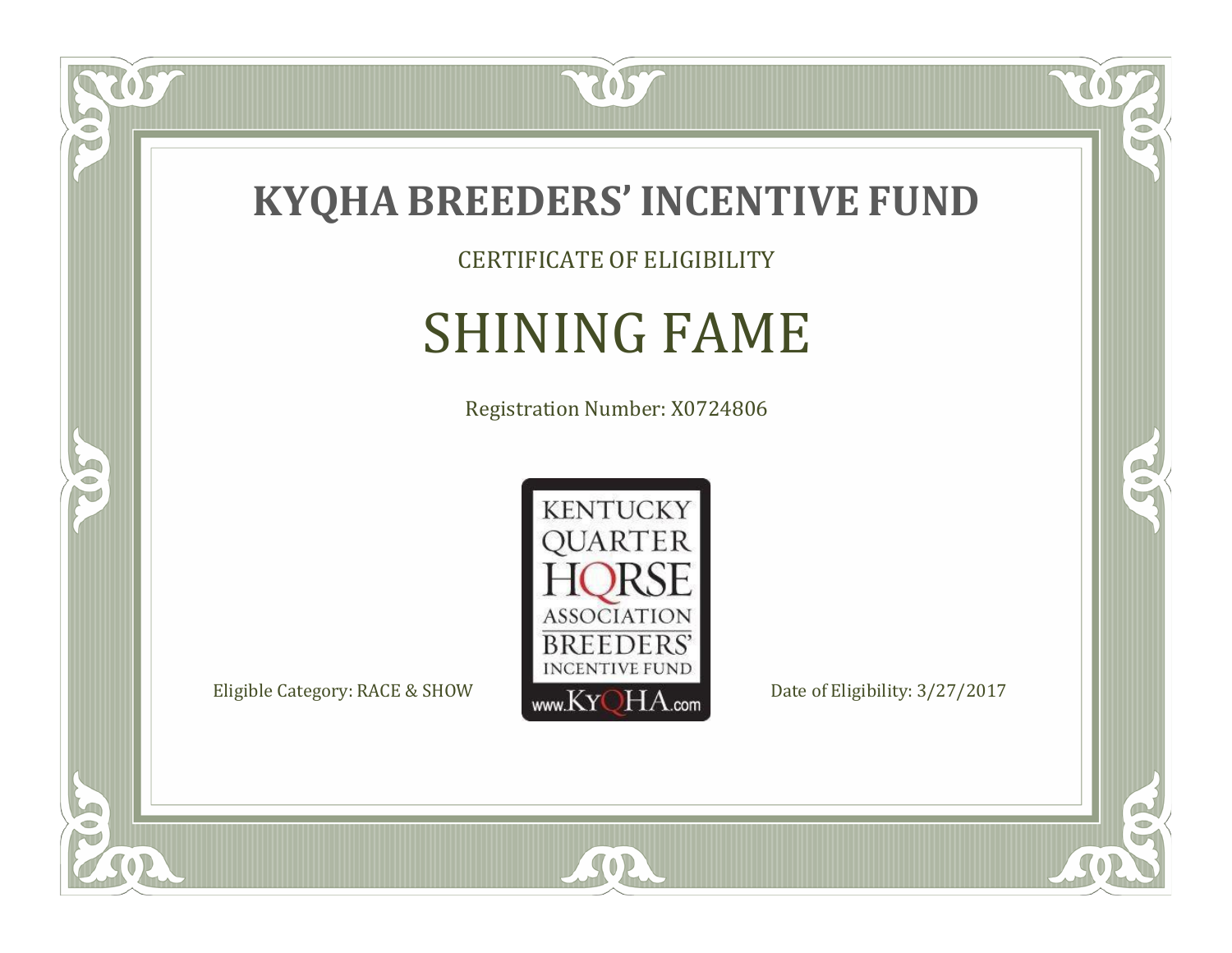# KYQHA BREEDERS' INCENTIVE FUND

CERTIFICATE OF ELIGIBILITY

## SHINING FAME

Registration Number: X0724806

KENTUCKY QUARTER HORSE ASSOCIATION BREEDERS' INCENTIVE FUND
www.KyQHA.com

Eligible Category: RACE & SHOW

Date of Eligibility: 3/27/2017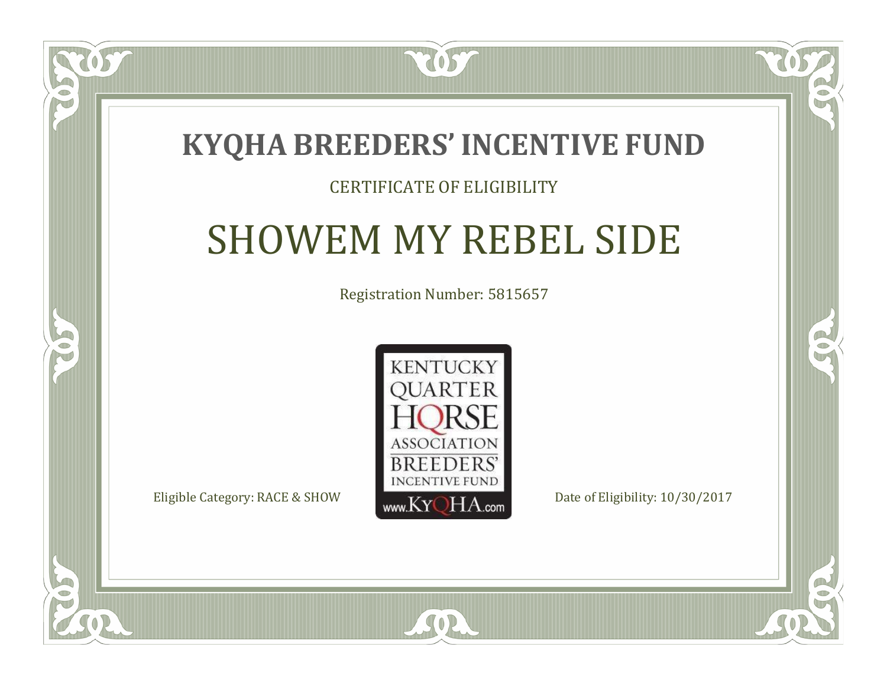# KYQHA BREEDERS' INCENTIVE FUND

CERTIFICATE OF ELIGIBILITY

## SHOWEM MY REBEL SIDE

Registration Number: 5815657

KENTUCKY QUARTER HORSE ASSOCIATION BREEDERS' INCENTIVE FUND www.KyQHA.com

Eligible Category: RACE & SHOW

Date of Eligibility: 10/30/2017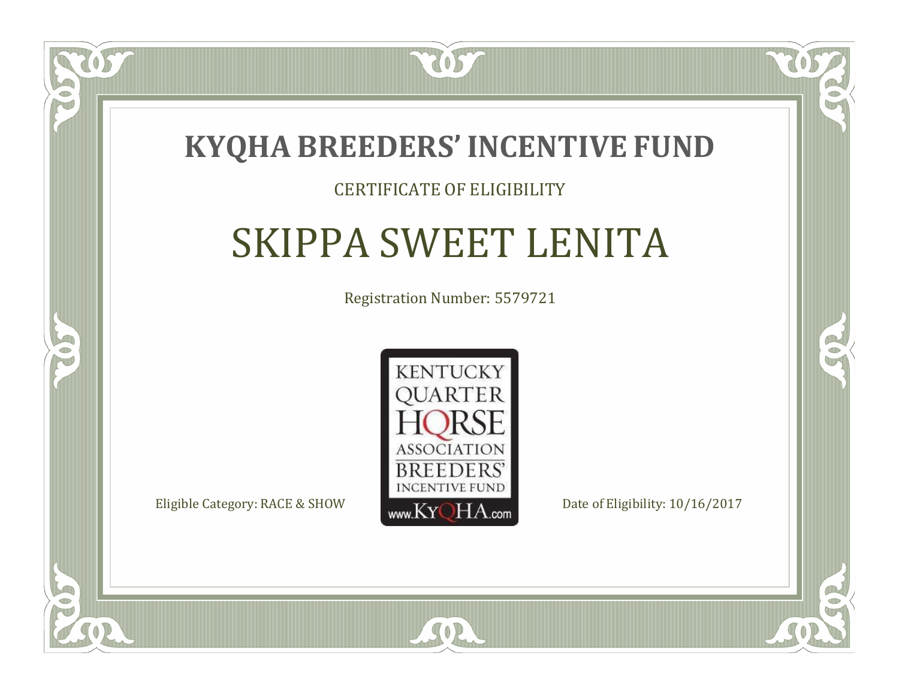# KYQHA BREEDERS' INCENTIVE FUND

CERTIFICATE OF ELIGIBILITY

## SKIPPA SWEET LENITA

Registration Number: 5579721

KENTUCKY QUARTER HORSE ASSOCIATION BREEDERS' INCENTIVE FUND www.KyQHA.com

Eligible Category: RACE & SHOW

Date of Eligibility: 10/16/2017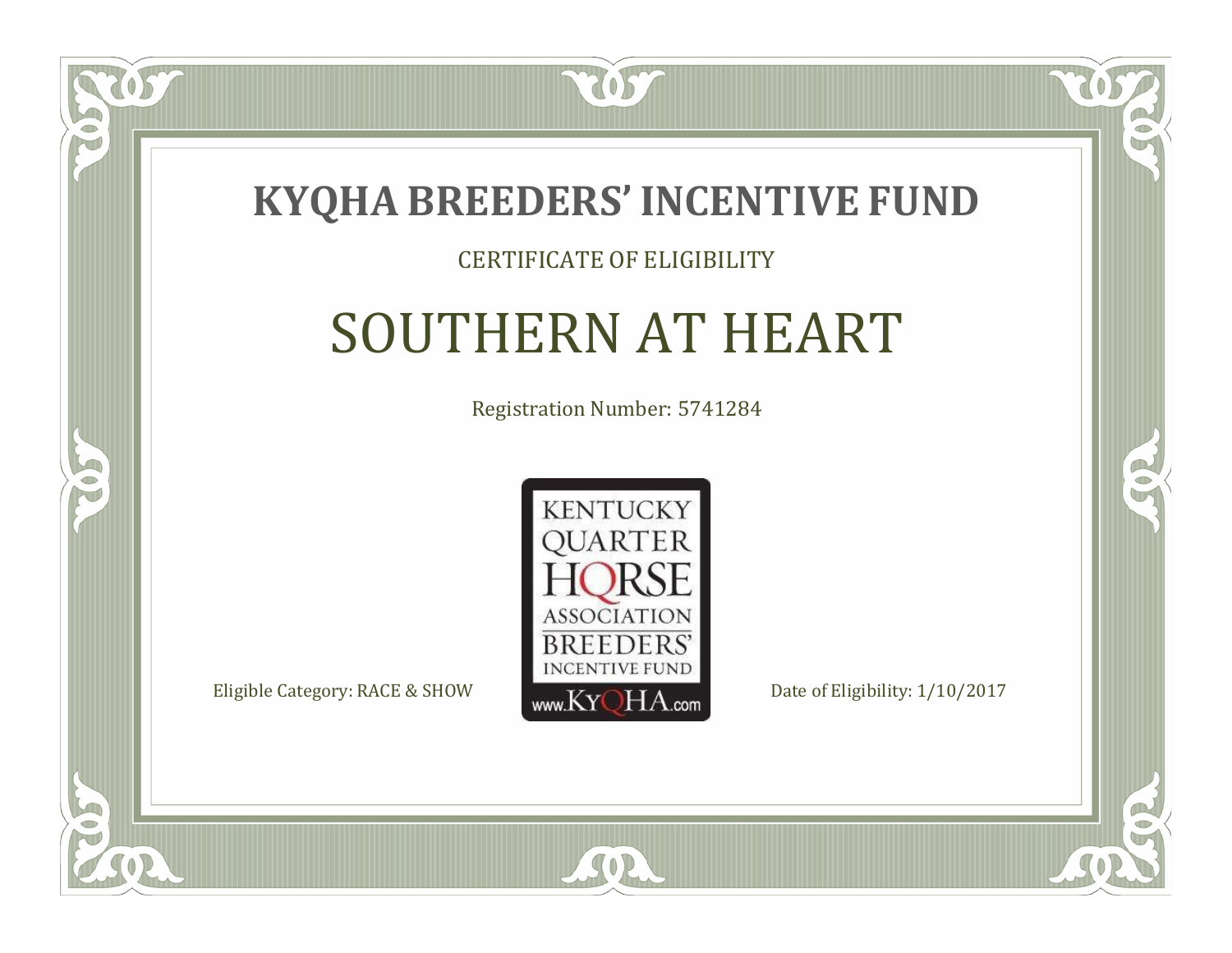# KYQHA BREEDERS' INCENTIVE FUND

CERTIFICATE OF ELIGIBILITY

## SOUTHERN AT HEART

Registration Number: 5741284

KENTUCKY QUARTER HORSE ASSOCIATION BREEDERS' INCENTIVE FUND www.KyQHA.com

Eligible Category: RACE & SHOW

Date of Eligibility: 1/10/2017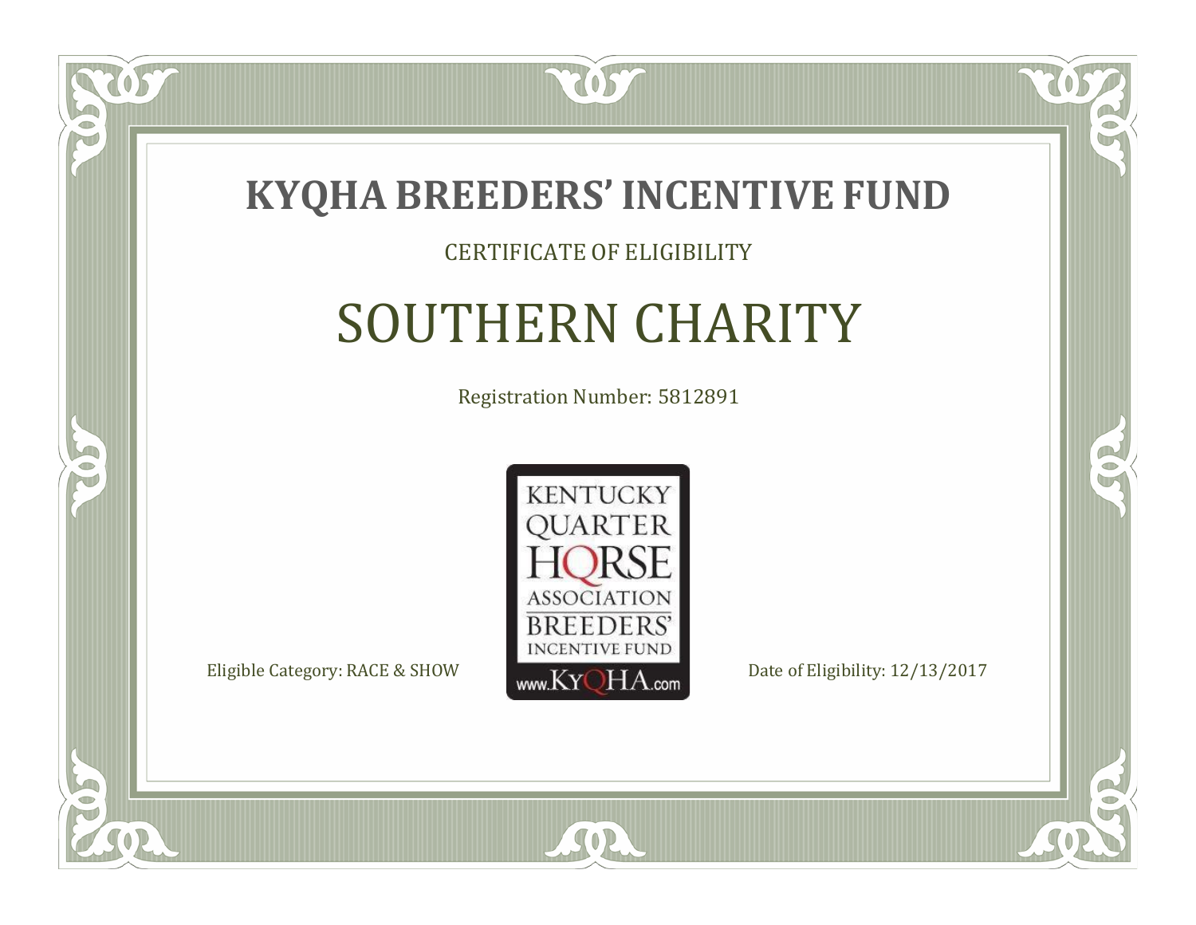# KYQHA BREEDERS' INCENTIVE FUND

CERTIFICATE OF ELIGIBILITY

## SOUTHERN CHARITY

Registration Number: 5812891

KENTUCKY QUARTER HORSE ASSOCIATION BREEDERS' INCENTIVE FUND

www.KyQHA.com

Eligible Category: RACE & SHOW

Date of Eligibility: 12/13/2017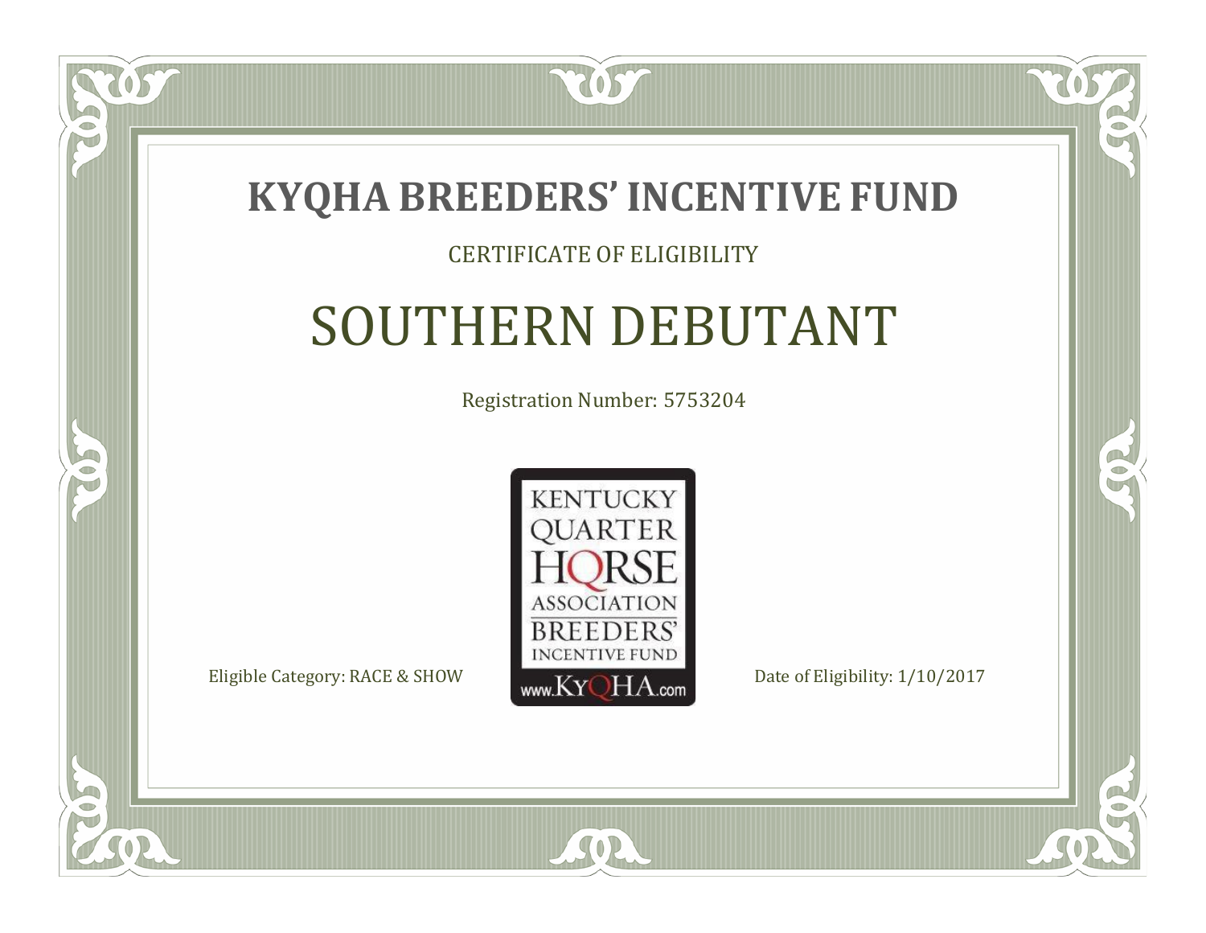# KYQHA BREEDERS' INCENTIVE FUND

CERTIFICATE OF ELIGIBILITY

## SOUTHERN DEBUTANT

Registration Number: 5753204

KENTUCKY QUARTER HORSE ASSOCIATION BREEDERS' INCENTIVE FUND
www.KyQHA.com

Eligible Category: RACE & SHOW

Date of Eligibility: 1/10/2017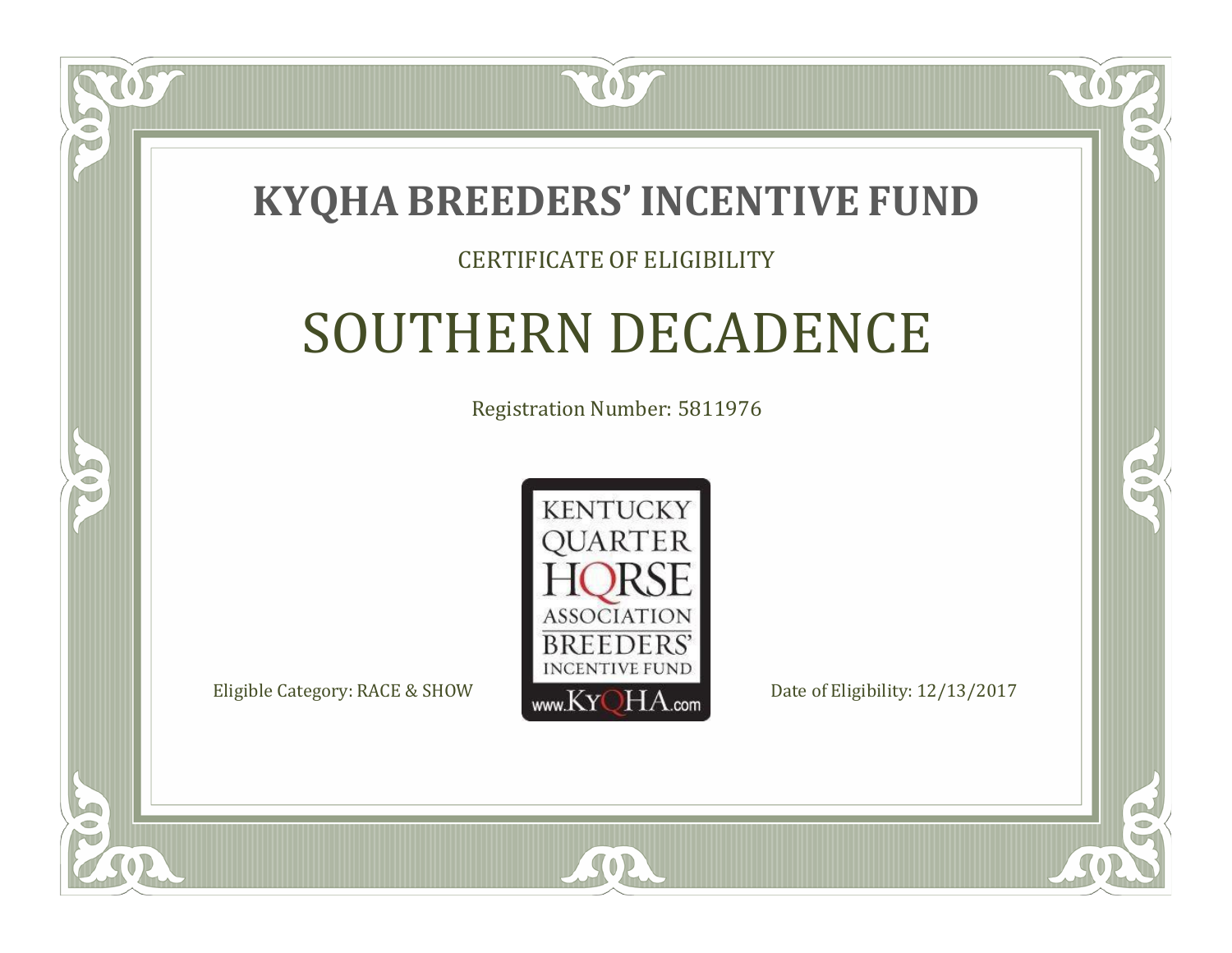# KYQHA BREEDERS' INCENTIVE FUND

CERTIFICATE OF ELIGIBILITY

## SOUTHERN DECADENCE

Registration Number: 5811976

KENTUCKY QUARTER HORSE ASSOCIATION BREEDERS' INCENTIVE FUND www.KyQHA.com

Eligible Category: RACE & SHOW

Date of Eligibility: 12/13/2017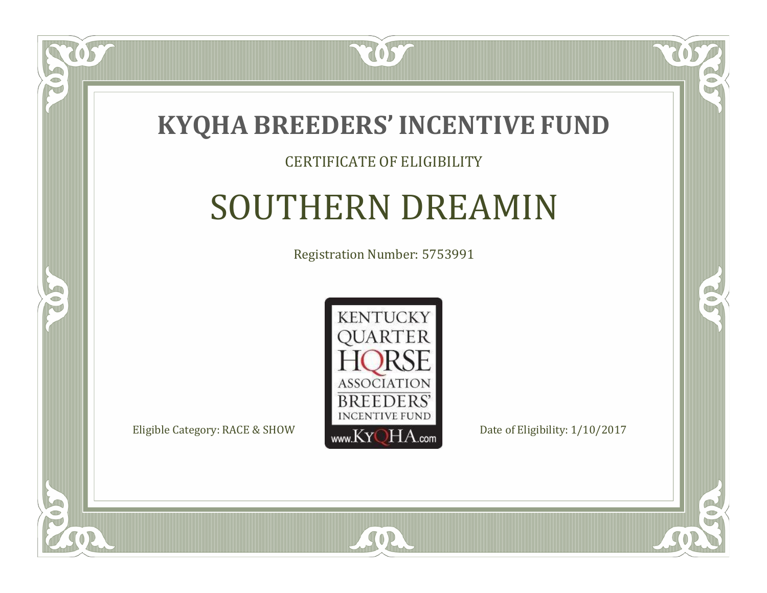# KYQHA BREEDERS' INCENTIVE FUND

CERTIFICATE OF ELIGIBILITY

## SOUTHERN DREAMIN

Registration Number: 5753991

KENTUCKY QUARTER HORSE ASSOCIATION BREEDERS' INCENTIVE FUND www.KyQHA.com

Eligible Category: RACE & SHOW

Date of Eligibility: 1/10/2017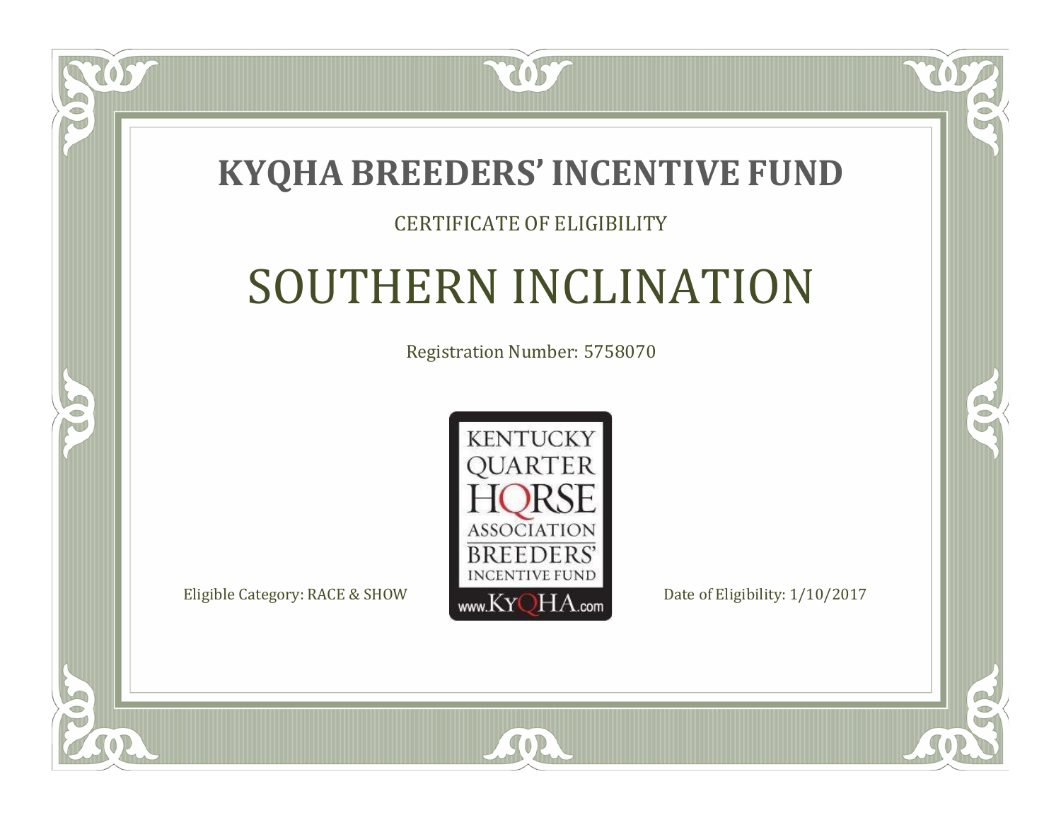# KYQHA BREEDERS' INCENTIVE FUND

CERTIFICATE OF ELIGIBILITY

## SOUTHERN INCLINATION

Registration Number: 5758070

KENTUCKY QUARTER HORSE ASSOCIATION BREEDERS' INCENTIVE FUND www.KyQHA.com

Eligible Category: RACE & SHOW

Date of Eligibility: 1/10/2017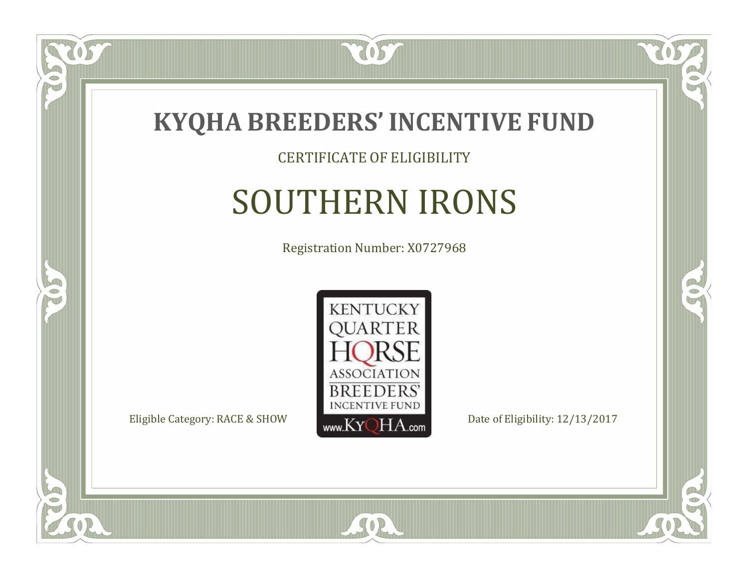# KYQHA BREEDERS' INCENTIVE FUND

CERTIFICATE OF ELIGIBILITY

## SOUTHERN IRONS

Registration Number: X0727968

KENTUCKY QUARTER HORSE ASSOCIATION BREEDERS' INCENTIVE FUND
www.KyQHA.com

Eligible Category: RACE & SHOW

Date of Eligibility: 12/13/2017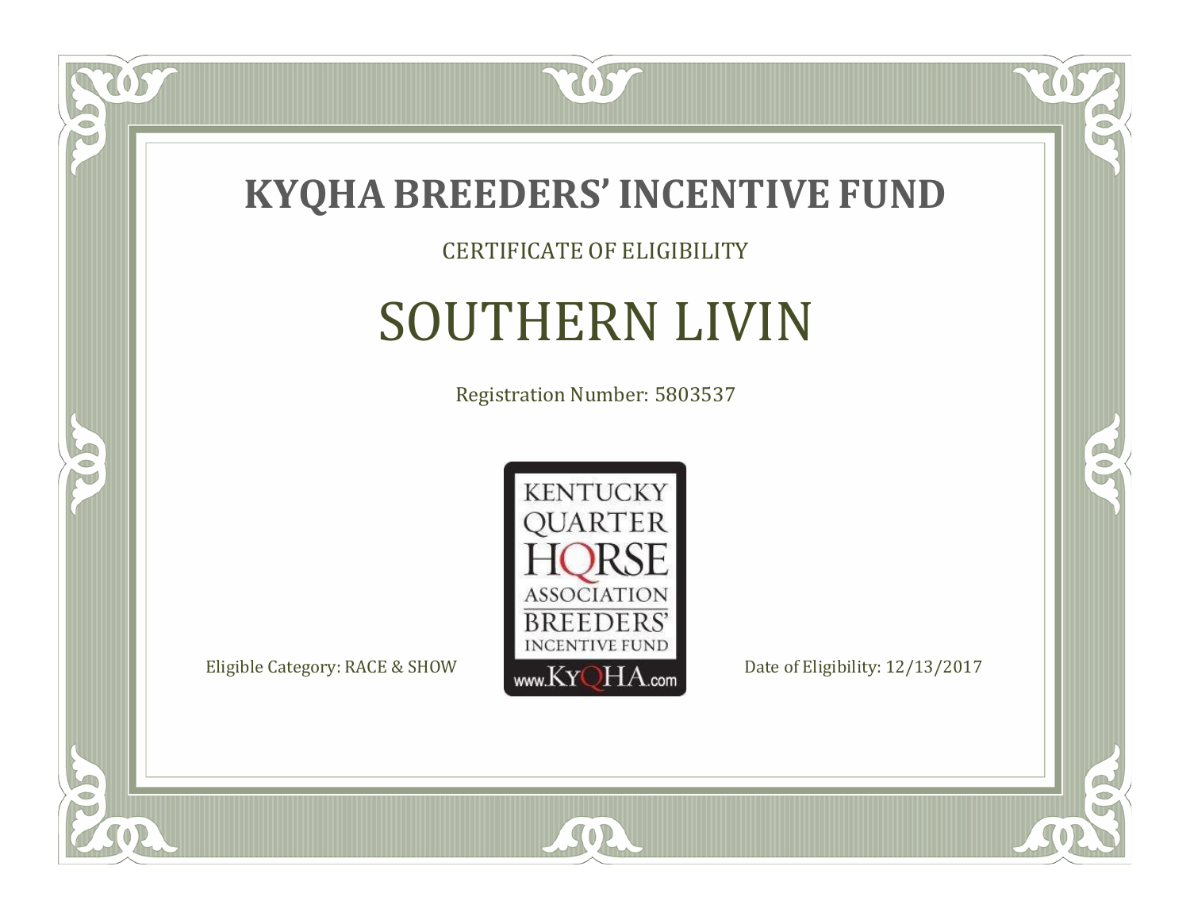# KYQHA BREEDERS' INCENTIVE FUND

CERTIFICATE OF ELIGIBILITY

## SOUTHERN LIVIN

Registration Number: 5803537

KENTUCKY QUARTER HORSE ASSOCIATION BREEDERS' INCENTIVE FUND www.KyQHA.com

Eligible Category: RACE & SHOW

Date of Eligibility: 12/13/2017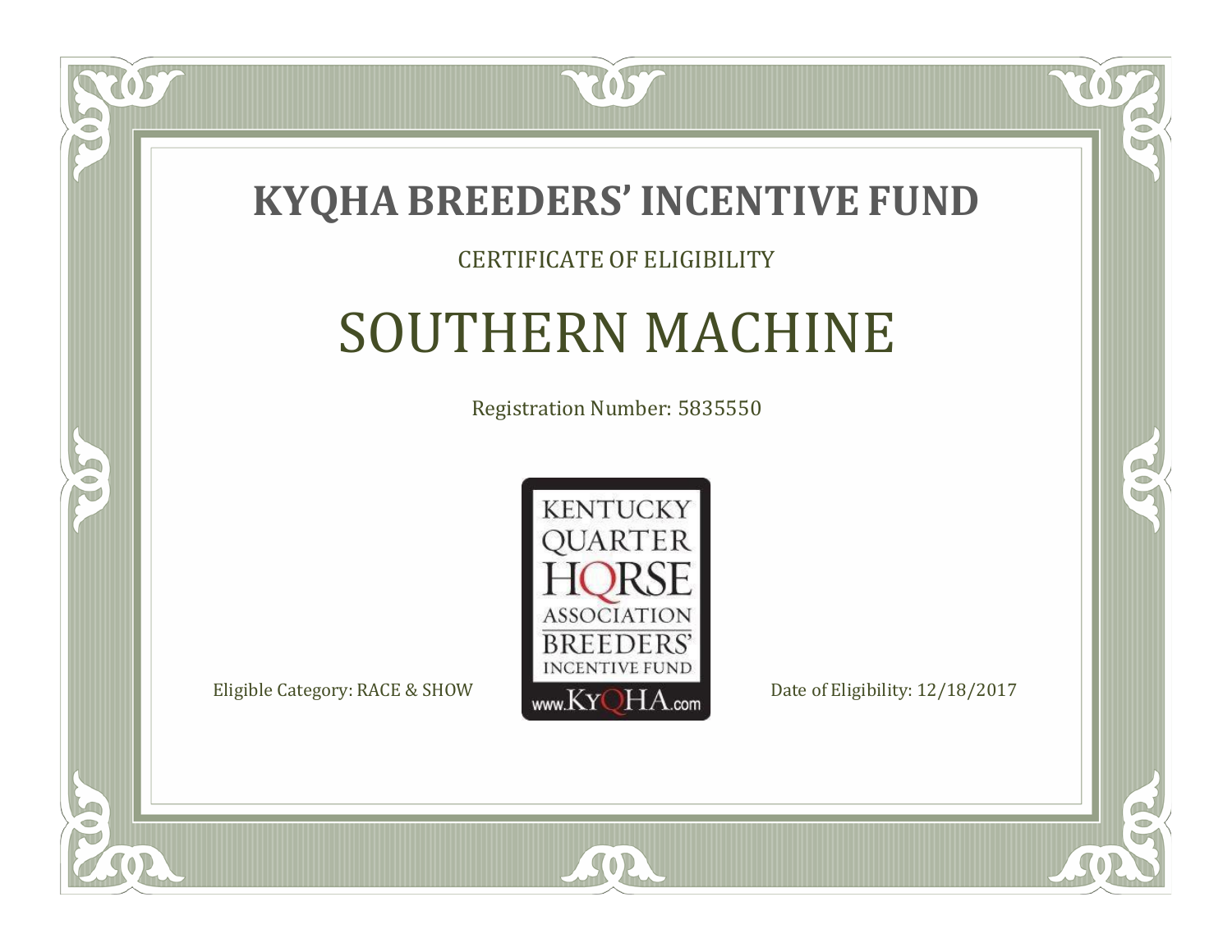# KYQHA BREEDERS' INCENTIVE FUND

CERTIFICATE OF ELIGIBILITY

## SOUTHERN MACHINE

Registration Number: 5835550

KENTUCKY QUARTER HORSE ASSOCIATION BREEDERS' INCENTIVE FUND www.KyQHA.com

Eligible Category: RACE & SHOW

Date of Eligibility: 12/18/2017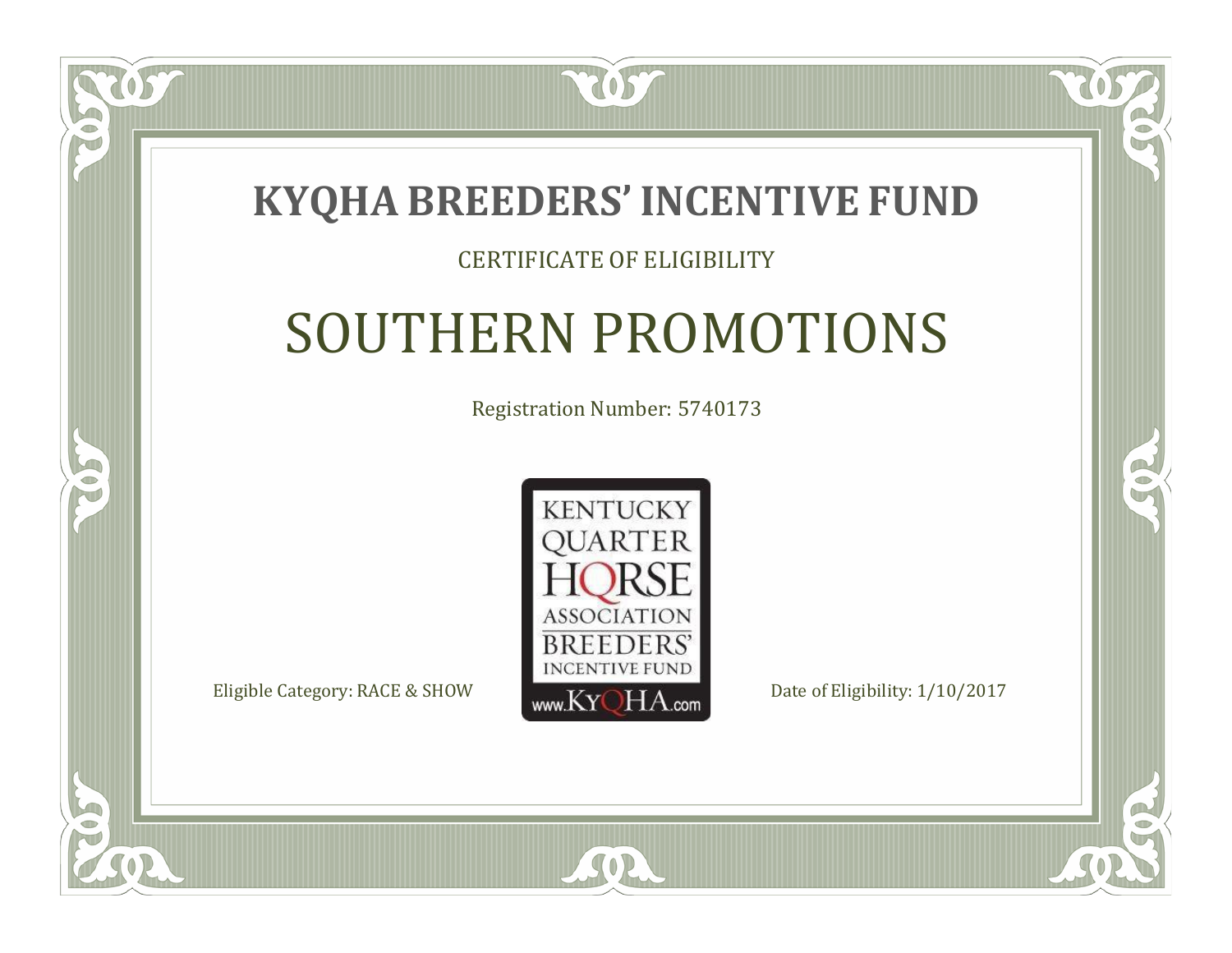# KYQHA BREEDERS' INCENTIVE FUND

CERTIFICATE OF ELIGIBILITY

## SOUTHERN PROMOTIONS

Registration Number: 5740173

KENTUCKY QUARTER HORSE ASSOCIATION BREEDERS' INCENTIVE FUND www.KyQHA.com

Eligible Category: RACE & SHOW

Date of Eligibility: 1/10/2017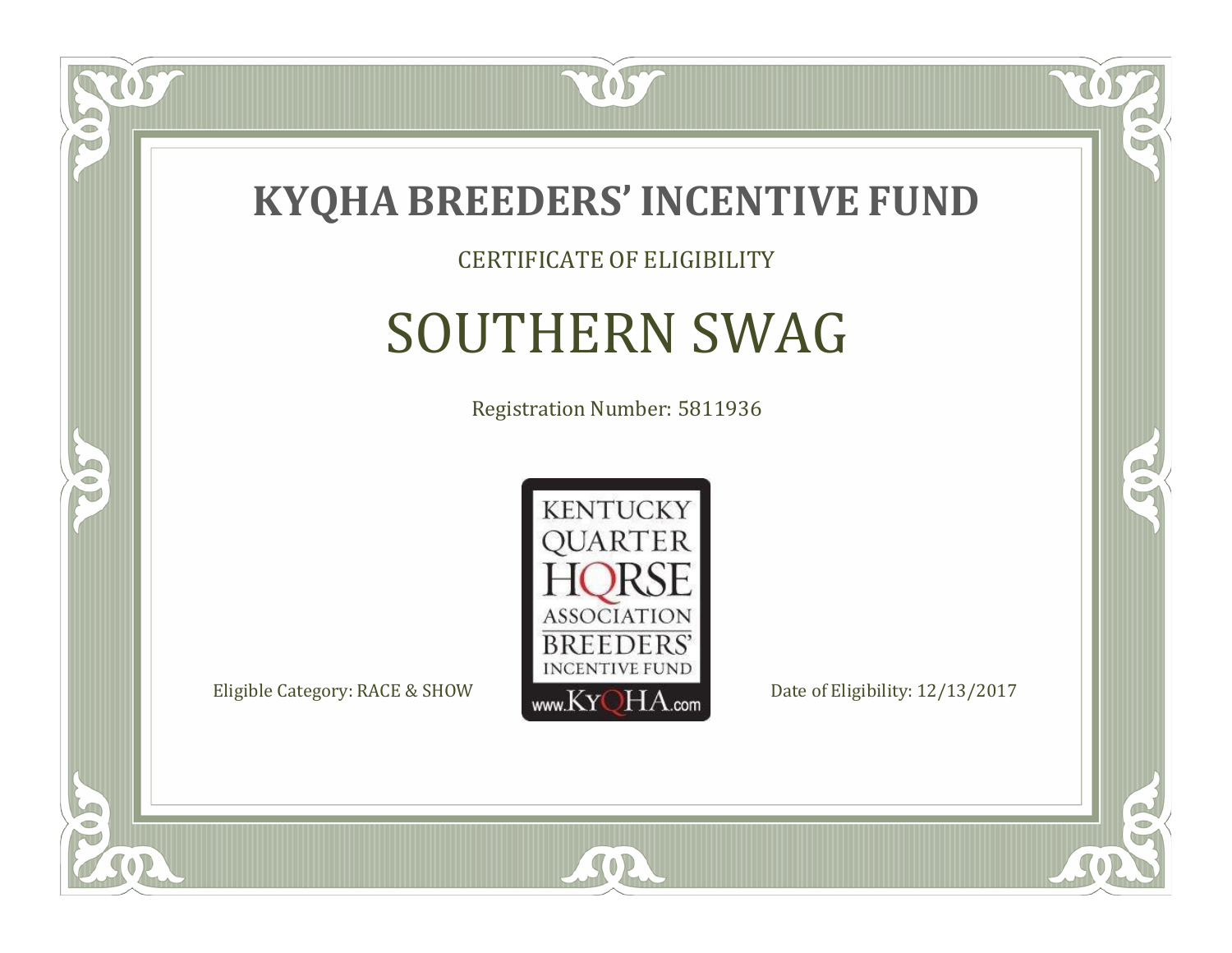# KYQHA BREEDERS' INCENTIVE FUND

CERTIFICATE OF ELIGIBILITY

## SOUTHERN SWAG

Registration Number: 5811936

KENTUCKY QUARTER HORSE ASSOCIATION BREEDERS' INCENTIVE FUND www.KyQHA.com

Eligible Category: RACE & SHOW

Date of Eligibility: 12/13/2017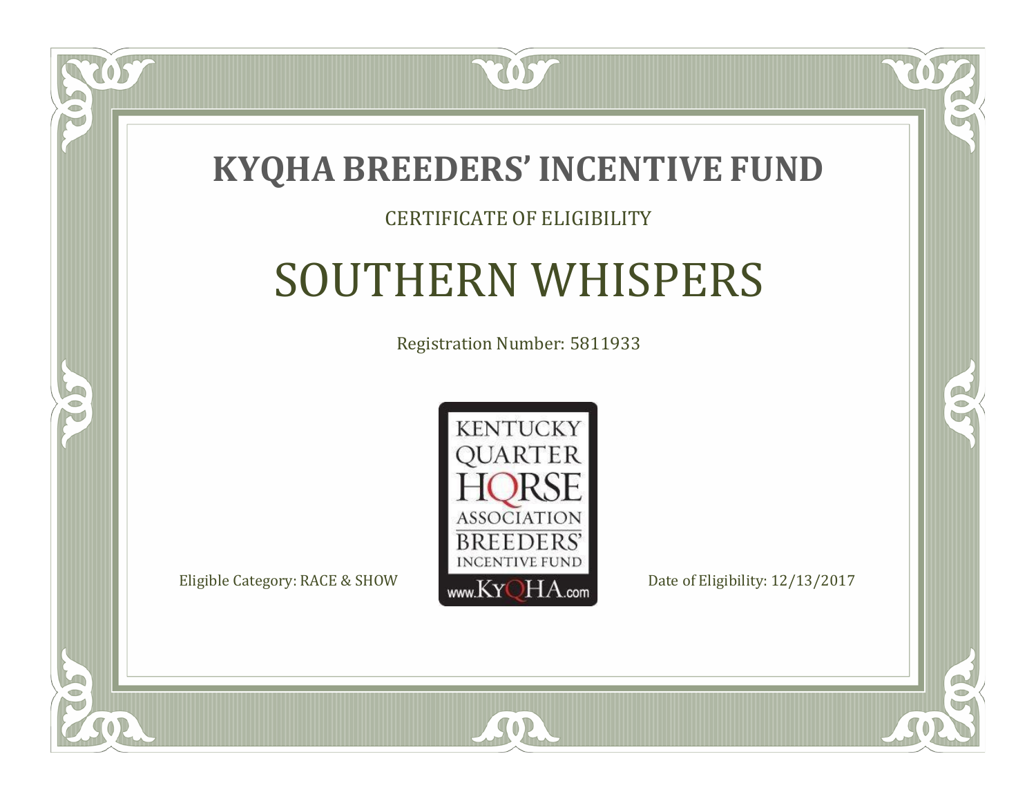# KYQHA BREEDERS' INCENTIVE FUND

CERTIFICATE OF ELIGIBILITY

## SOUTHERN WHISPERS

Registration Number: 5811933

KENTUCKY QUARTER HORSE ASSOCIATION BREEDERS' INCENTIVE FUND www.KyQHA.com

Eligible Category: RACE & SHOW

Date of Eligibility: 12/13/2017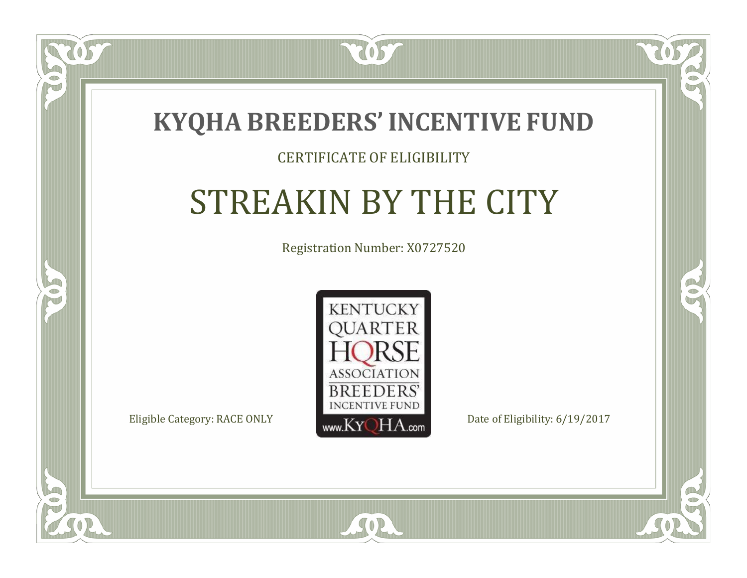# KYQHA BREEDERS' INCENTIVE FUND

CERTIFICATE OF ELIGIBILITY

## STREAKIN BY THE CITY

Registration Number: X0727520

KENTUCKY QUARTER HORSE ASSOCIATION BREEDERS' INCENTIVE FUND www.KyQHA.com

Eligible Category: RACE ONLY

Date of Eligibility: 6/19/2017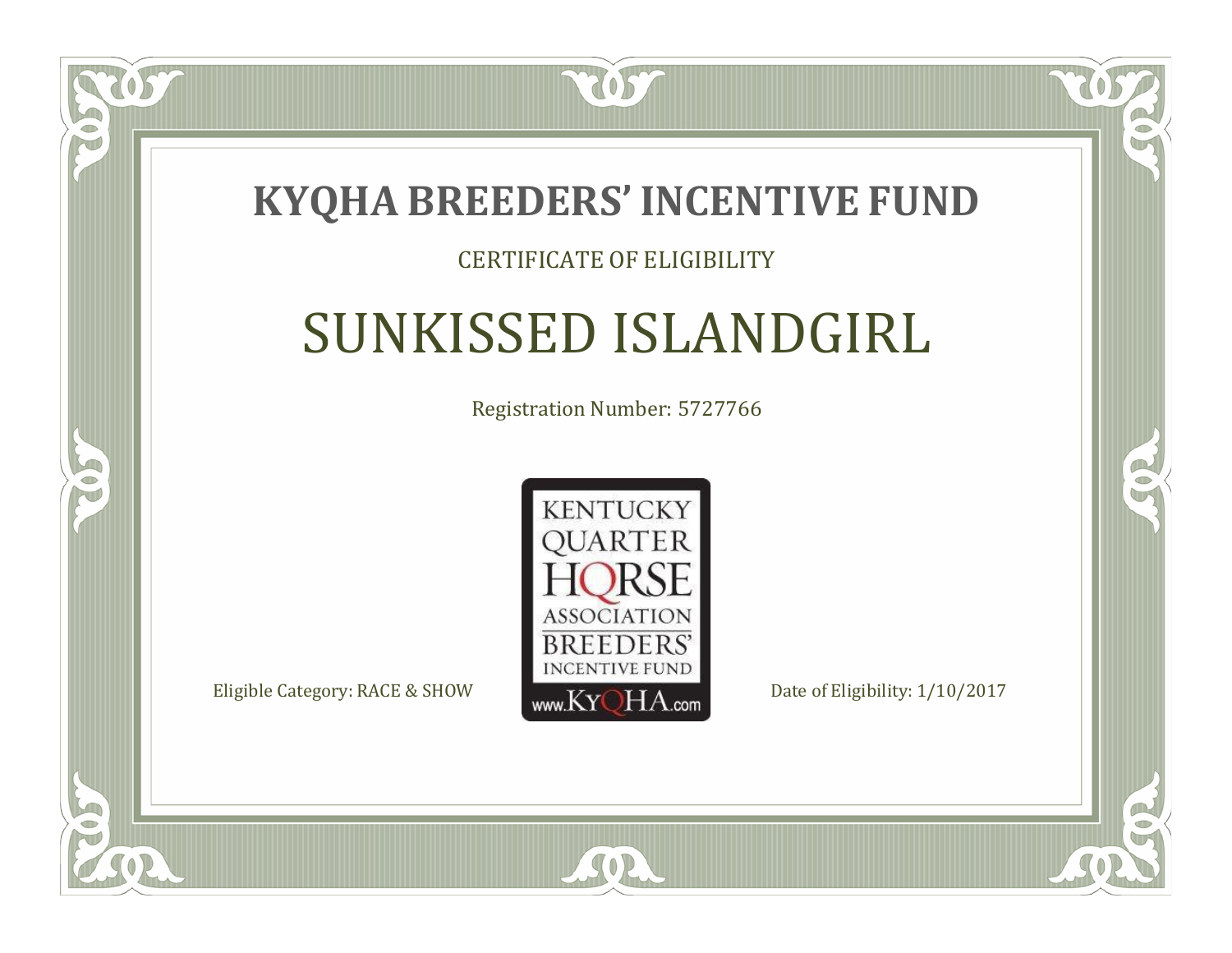# KYQHA BREEDERS' INCENTIVE FUND

CERTIFICATE OF ELIGIBILITY

## SUNKISSED ISLANDGIRL

Registration Number: 5727766

KENTUCKY QUARTER HORSE ASSOCIATION BREEDERS' INCENTIVE FUND www.KyQHA.com

Eligible Category: RACE & SHOW

Date of Eligibility: 1/10/2017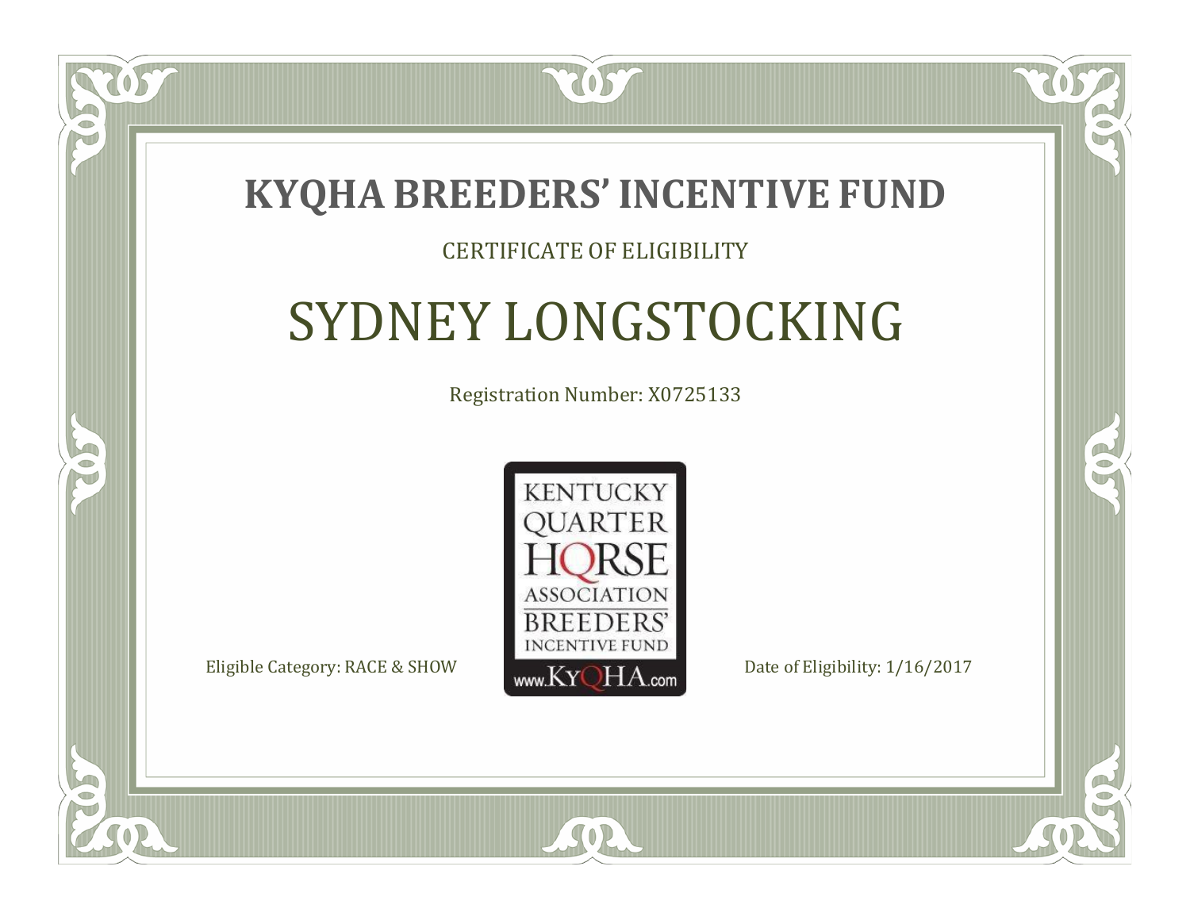# KYQHA BREEDERS' INCENTIVE FUND

CERTIFICATE OF ELIGIBILITY

## SYDNEY LONGSTOCKING

Registration Number: X0725133

KENTUCKY QUARTER HORSE ASSOCIATION BREEDERS' INCENTIVE FUND www.KyQHA.com

Eligible Category: RACE & SHOW

Date of Eligibility: 1/16/2017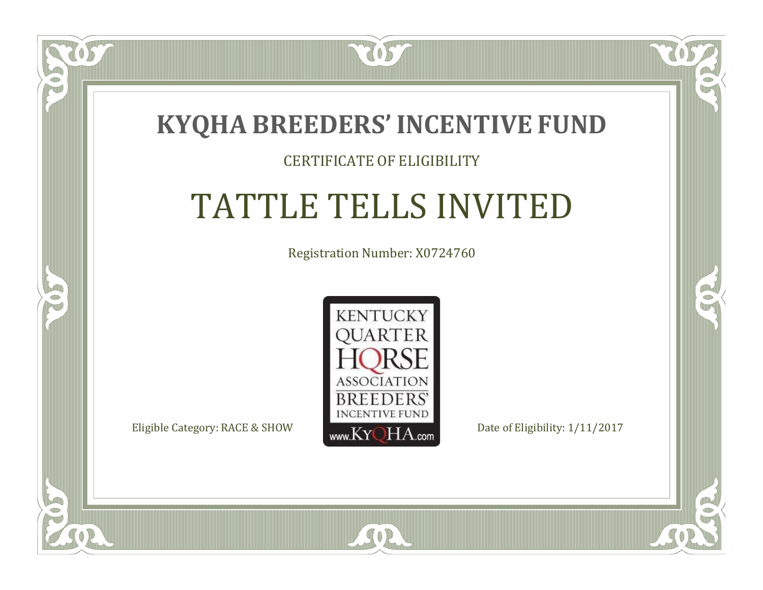# KYQHA BREEDERS' INCENTIVE FUND

CERTIFICATE OF ELIGIBILITY

## TATTLE TELLS INVITED

Registration Number: X0724760

KENTUCKY QUARTER HORSE ASSOCIATION BREEDERS' INCENTIVE FUND www.KyQHA.com

Eligible Category: RACE & SHOW

Date of Eligibility: 1/11/2017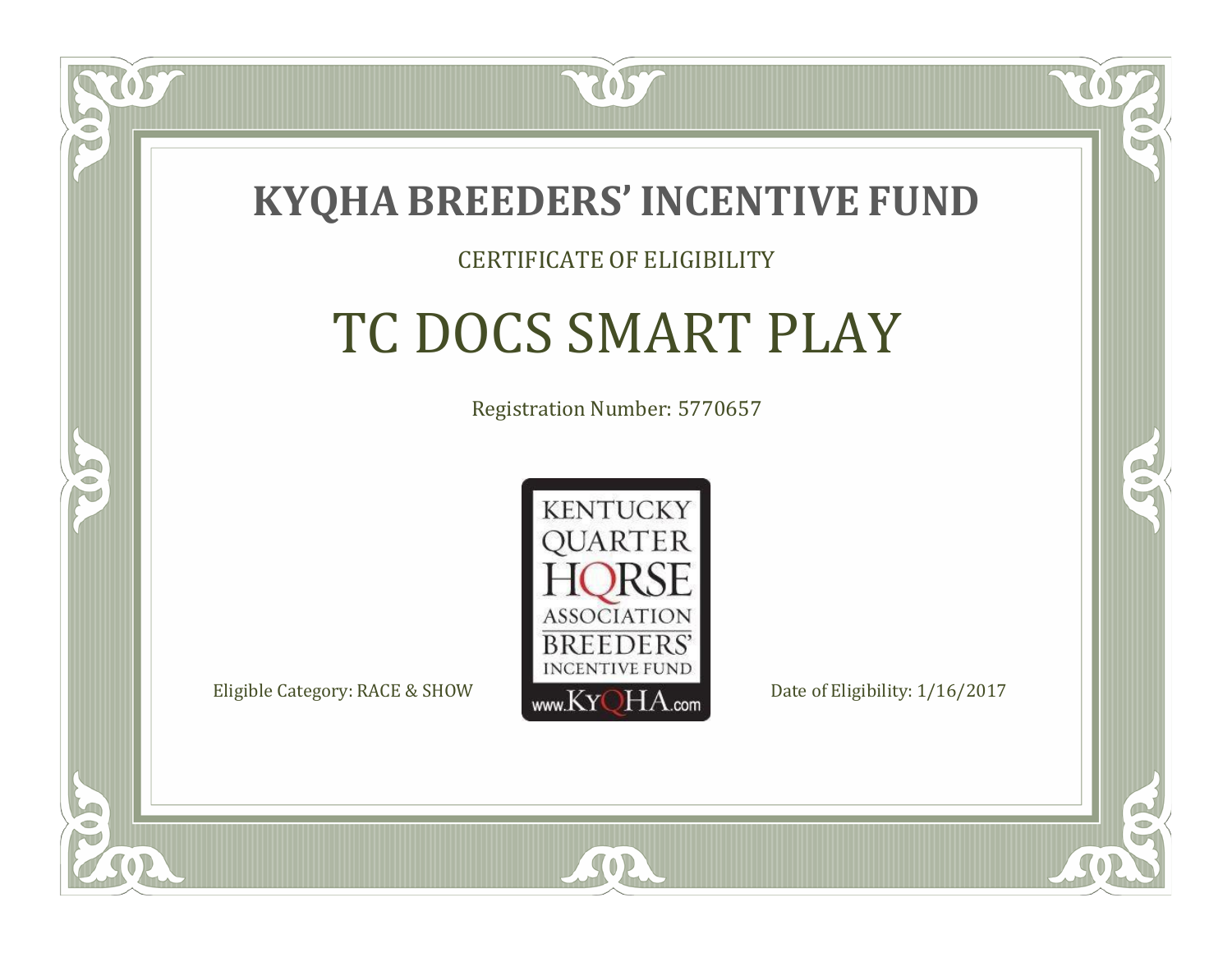# KYQHA BREEDERS' INCENTIVE FUND

CERTIFICATE OF ELIGIBILITY

## TC DOCS SMART PLAY

Registration Number: 5770657

KENTUCKY QUARTER HORSE ASSOCIATION BREEDERS' INCENTIVE FUND www.KyQHA.com

Eligible Category: RACE & SHOW

Date of Eligibility: 1/16/2017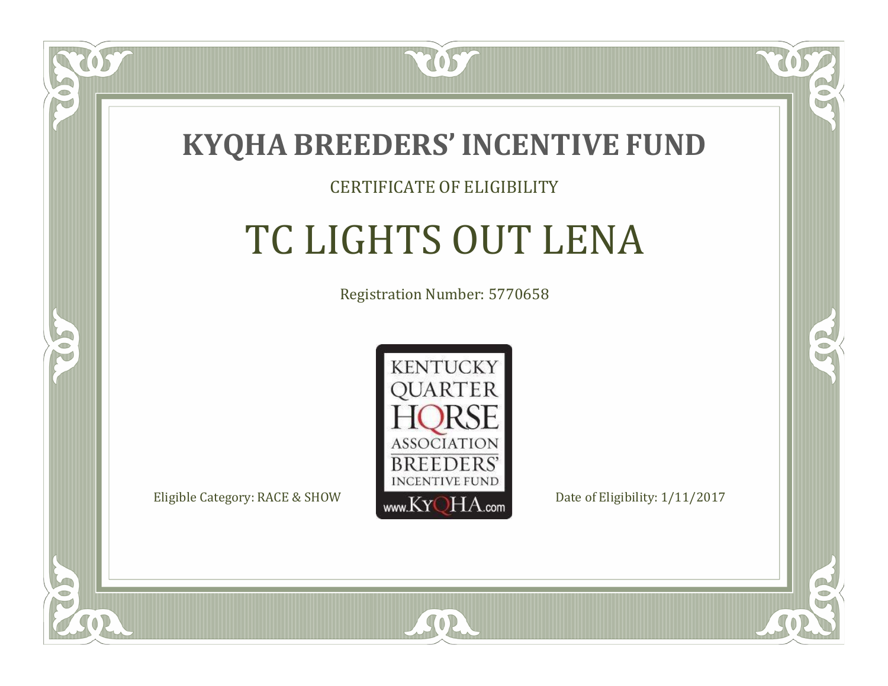# KYQHA BREEDERS' INCENTIVE FUND

CERTIFICATE OF ELIGIBILITY

## TC LIGHTS OUT LENA

Registration Number: 5770658

KENTUCKY QUARTER HORSE ASSOCIATION BREEDERS' INCENTIVE FUND www.KyQHA.com

Eligible Category: RACE & SHOW

Date of Eligibility: 1/11/2017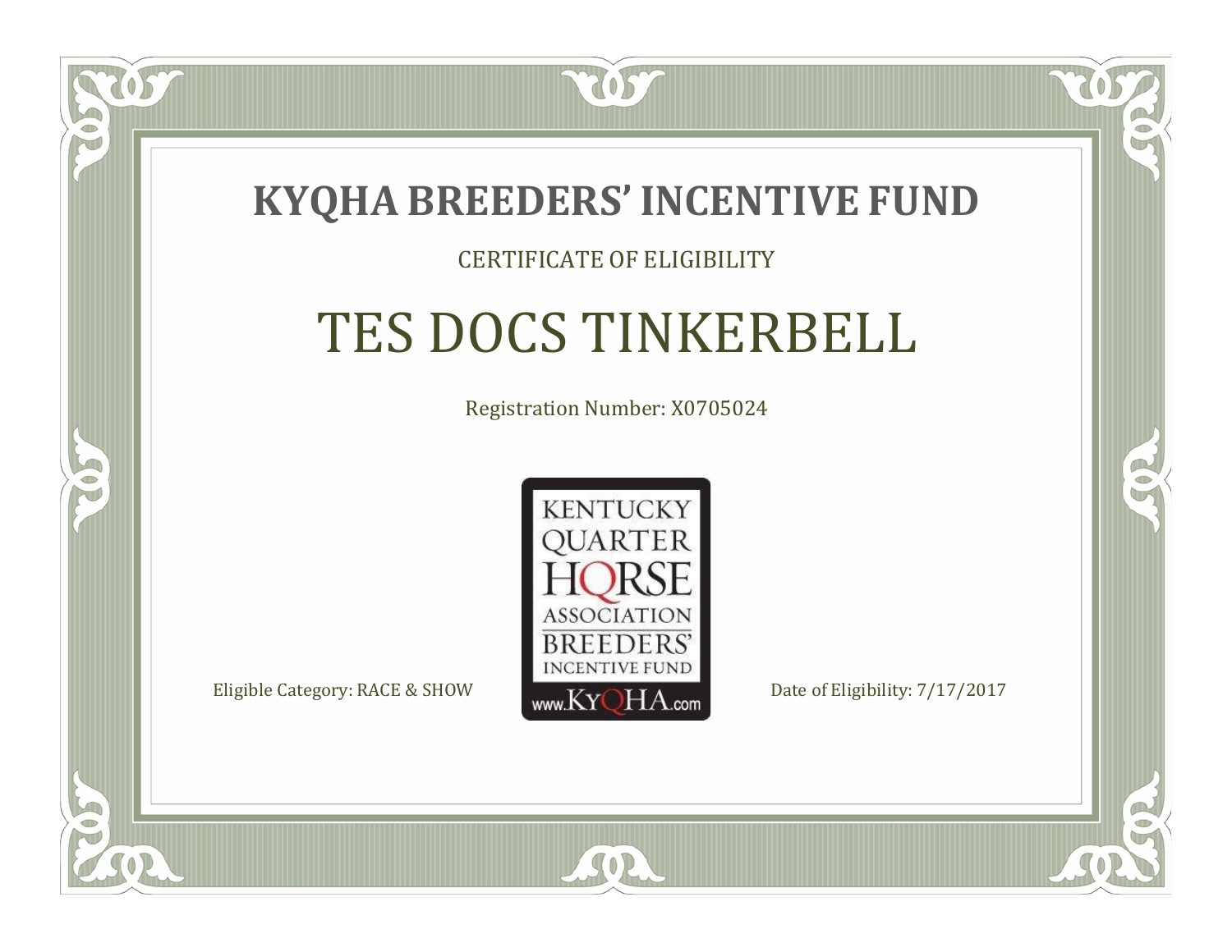# KYQHA BREEDERS' INCENTIVE FUND

CERTIFICATE OF ELIGIBILITY

## TES DOCS TINKERBELL

Registration Number: X0705024

KENTUCKY QUARTER HORSE ASSOCIATION BREEDERS' INCENTIVE FUND
www.KyQHA.com

Eligible Category: RACE & SHOW

Date of Eligibility: 7/17/2017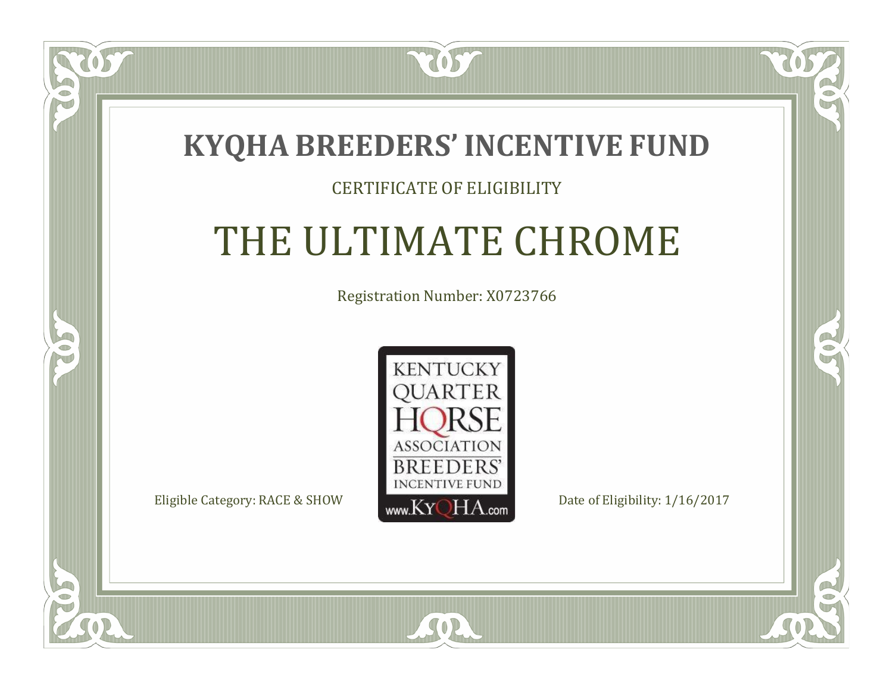# KYQHA BREEDERS' INCENTIVE FUND

CERTIFICATE OF ELIGIBILITY

## THE ULTIMATE CHROME

Registration Number: X0723766

KENTUCKY QUARTER HORSE ASSOCIATION BREEDERS' INCENTIVE FUND www.KyQHA.com

Eligible Category: RACE & SHOW

Date of Eligibility: 1/16/2017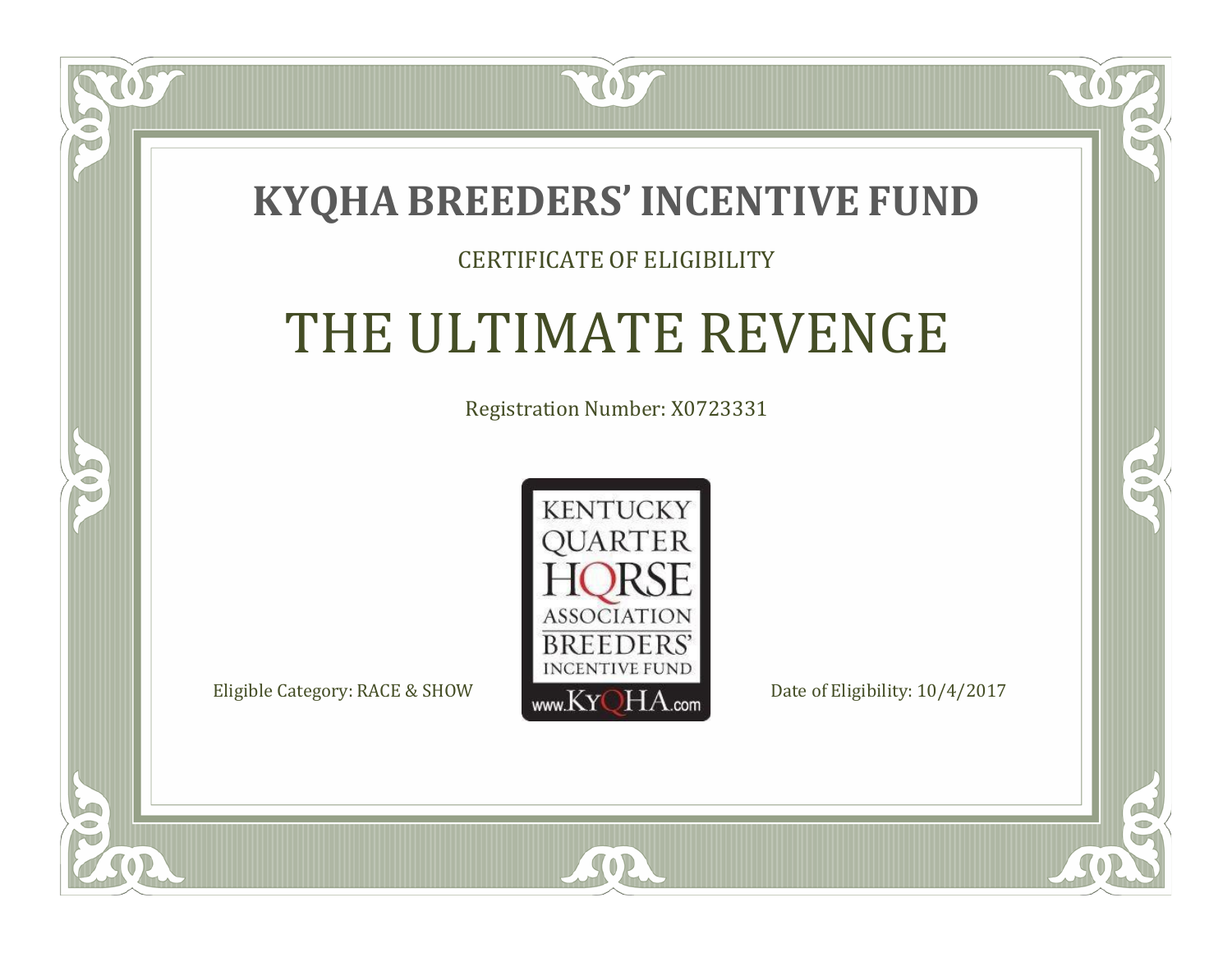# KYQHA BREEDERS' INCENTIVE FUND

CERTIFICATE OF ELIGIBILITY

## THE ULTIMATE REVENGE

Registration Number: X0723331

KENTUCKY QUARTER HORSE ASSOCIATION BREEDERS' INCENTIVE FUND www.KyQHA.com

Eligible Category: RACE & SHOW

Date of Eligibility: 10/4/2017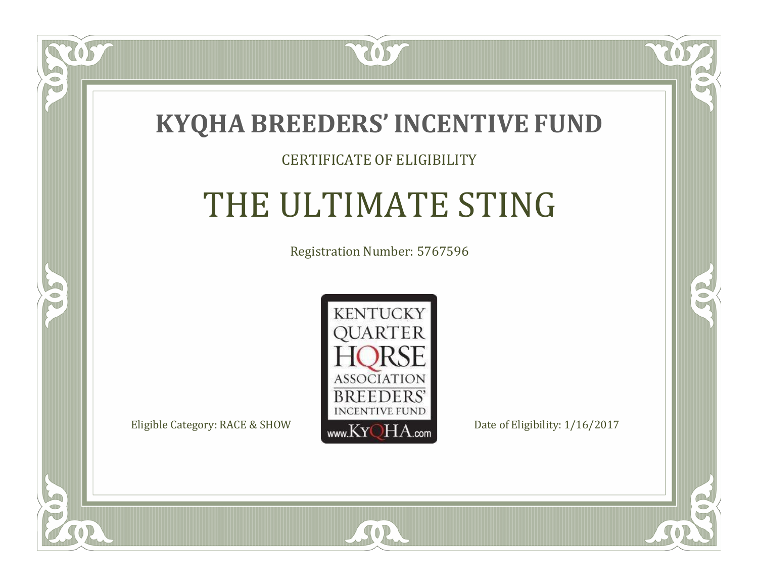# KYQHA BREEDERS' INCENTIVE FUND

CERTIFICATE OF ELIGIBILITY

## THE ULTIMATE STING

Registration Number: 5767596

KENTUCKY QUARTER HORSE ASSOCIATION BREEDERS' INCENTIVE FUND www.KyQHA.com

Eligible Category: RACE & SHOW

Date of Eligibility: 1/16/2017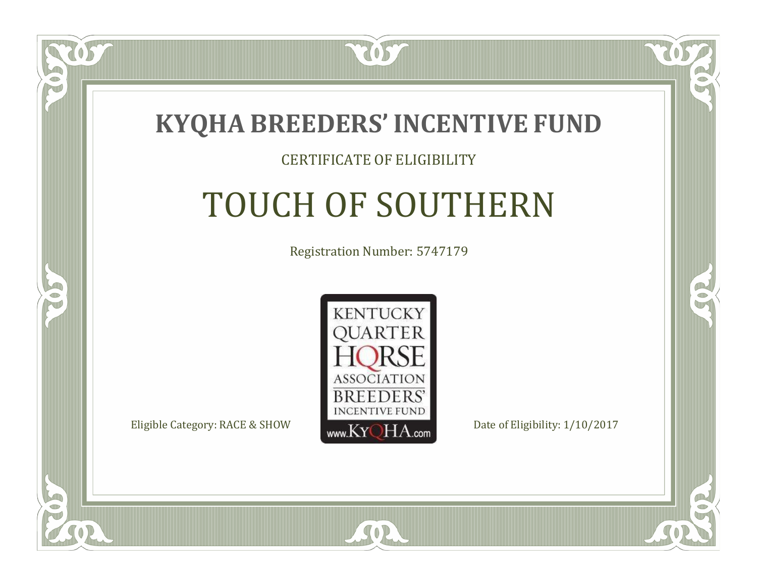# KYQHA BREEDERS' INCENTIVE FUND

CERTIFICATE OF ELIGIBILITY

## TOUCH OF SOUTHERN

Registration Number: 5747179

KENTUCKY QUARTER HORSE ASSOCIATION BREEDERS' INCENTIVE FUND
www.KyQHA.com

Eligible Category: RACE & SHOW

Date of Eligibility: 1/10/2017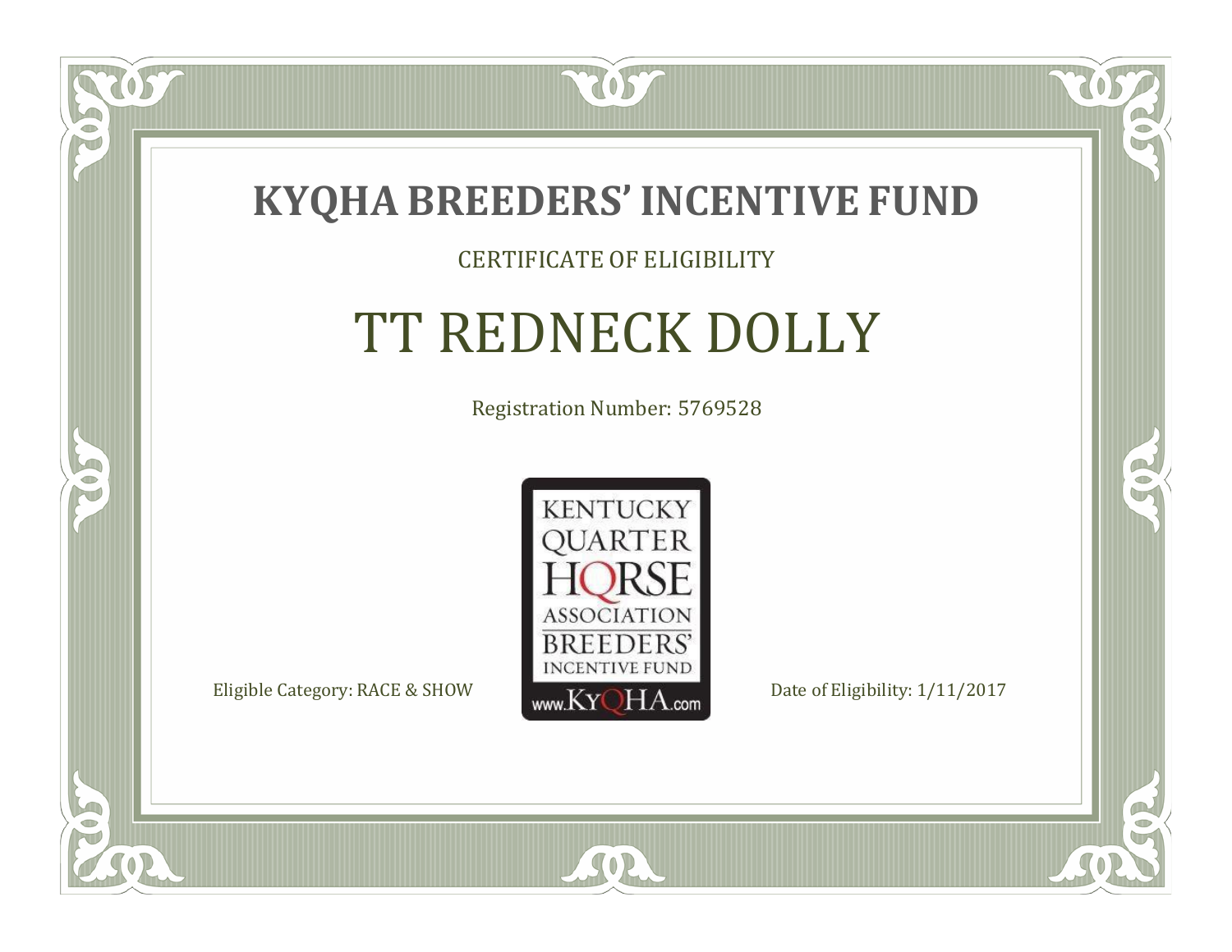# KYQHA BREEDERS' INCENTIVE FUND

CERTIFICATE OF ELIGIBILITY

## TT REDNECK DOLLY

Registration Number: 5769528

KENTUCKY QUARTER HORSE ASSOCIATION BREEDERS' INCENTIVE FUND www.KyQHA.com

Eligible Category: RACE & SHOW

Date of Eligibility: 1/11/2017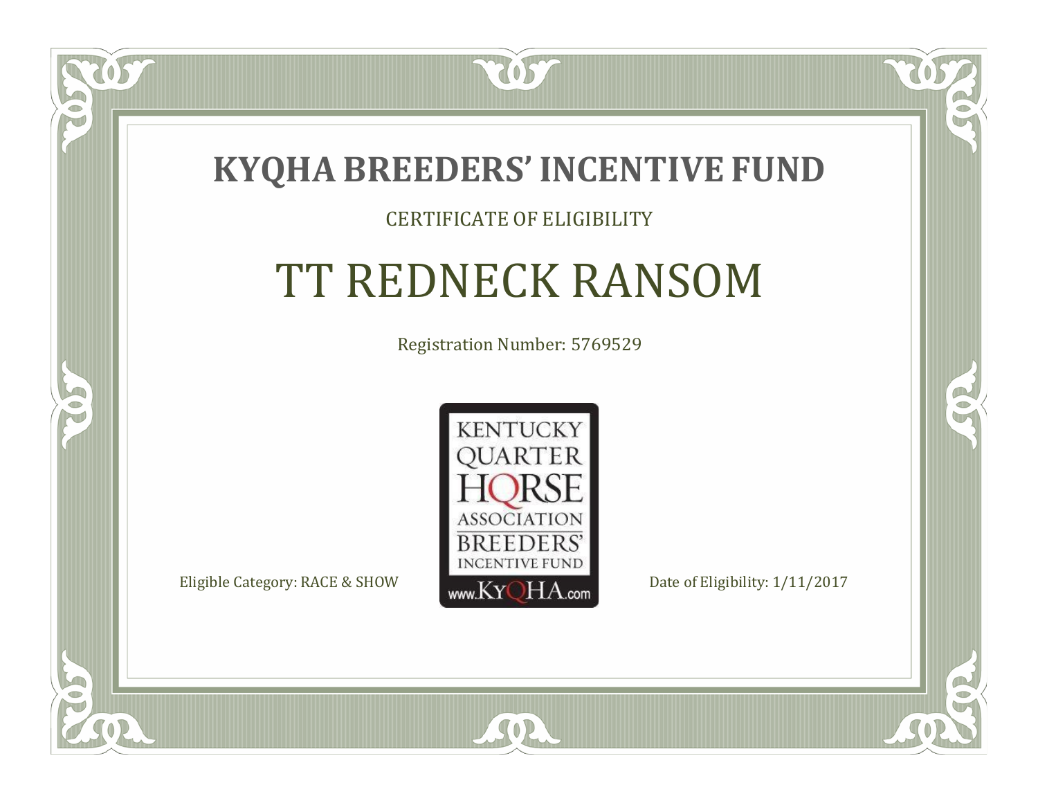# KYQHA BREEDERS' INCENTIVE FUND

CERTIFICATE OF ELIGIBILITY

## TT REDNECK RANSOM

Registration Number: 5769529

KENTUCKY QUARTER HORSE ASSOCIATION BREEDERS' INCENTIVE FUND www.KyQHA.com

Eligible Category: RACE & SHOW

Date of Eligibility: 1/11/2017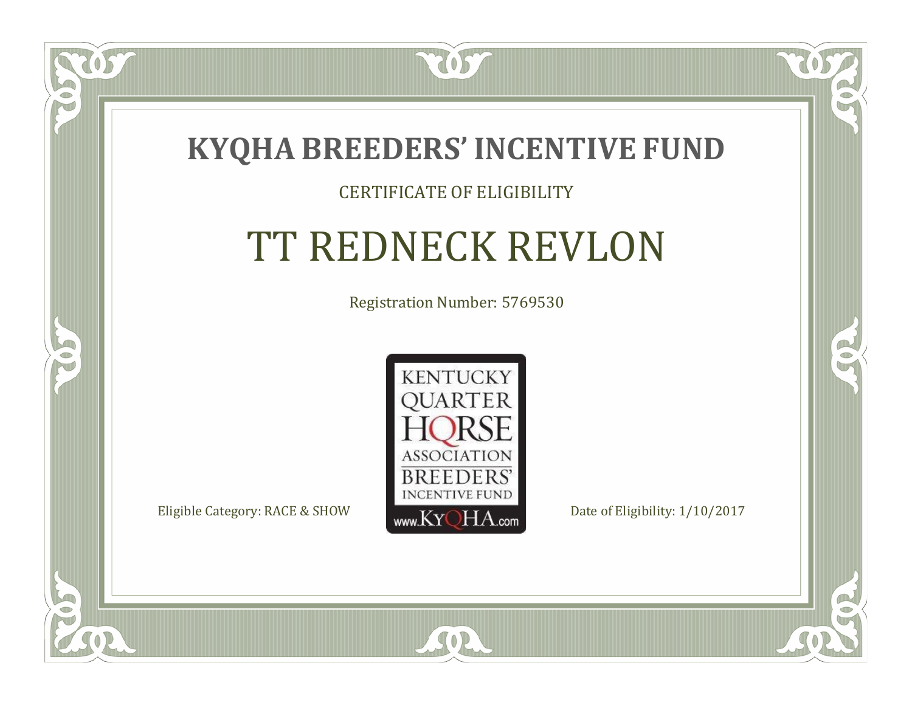# KYQHA BREEDERS' INCENTIVE FUND

CERTIFICATE OF ELIGIBILITY

## TT REDNECK REVLON

Registration Number: 5769530

KENTUCKY QUARTER HORSE ASSOCIATION BREEDERS' INCENTIVE FUND www.KyQHA.com

Eligible Category: RACE & SHOW

Date of Eligibility: 1/10/2017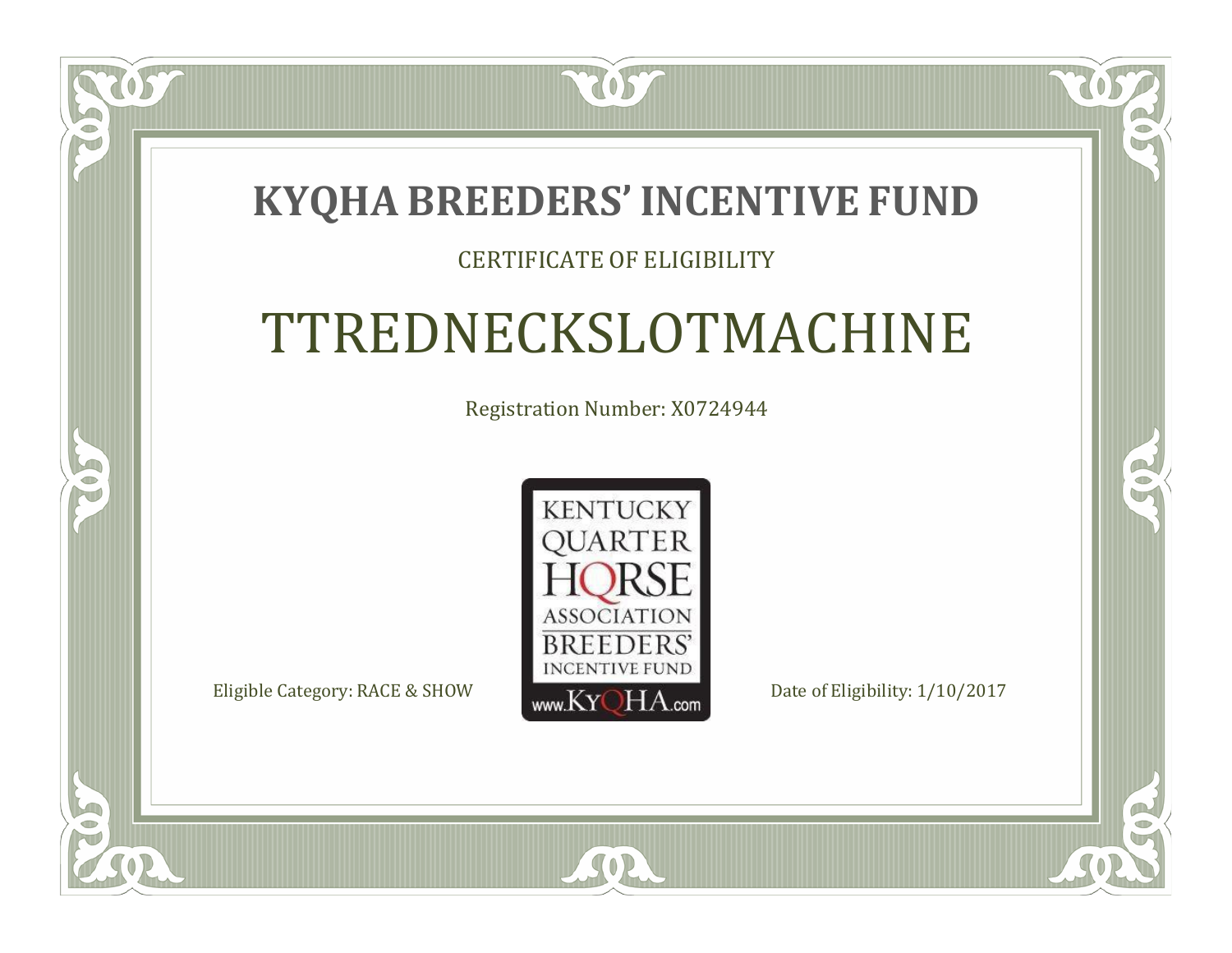# KYQHA BREEDERS' INCENTIVE FUND

CERTIFICATE OF ELIGIBILITY

## TTREDNECKSLOTMACHINE

Registration Number: X0724944

KENTUCKY QUARTER HORSE ASSOCIATION BREEDERS' INCENTIVE FUND www.KyQHA.com

Eligible Category: RACE & SHOW

Date of Eligibility: 1/10/2017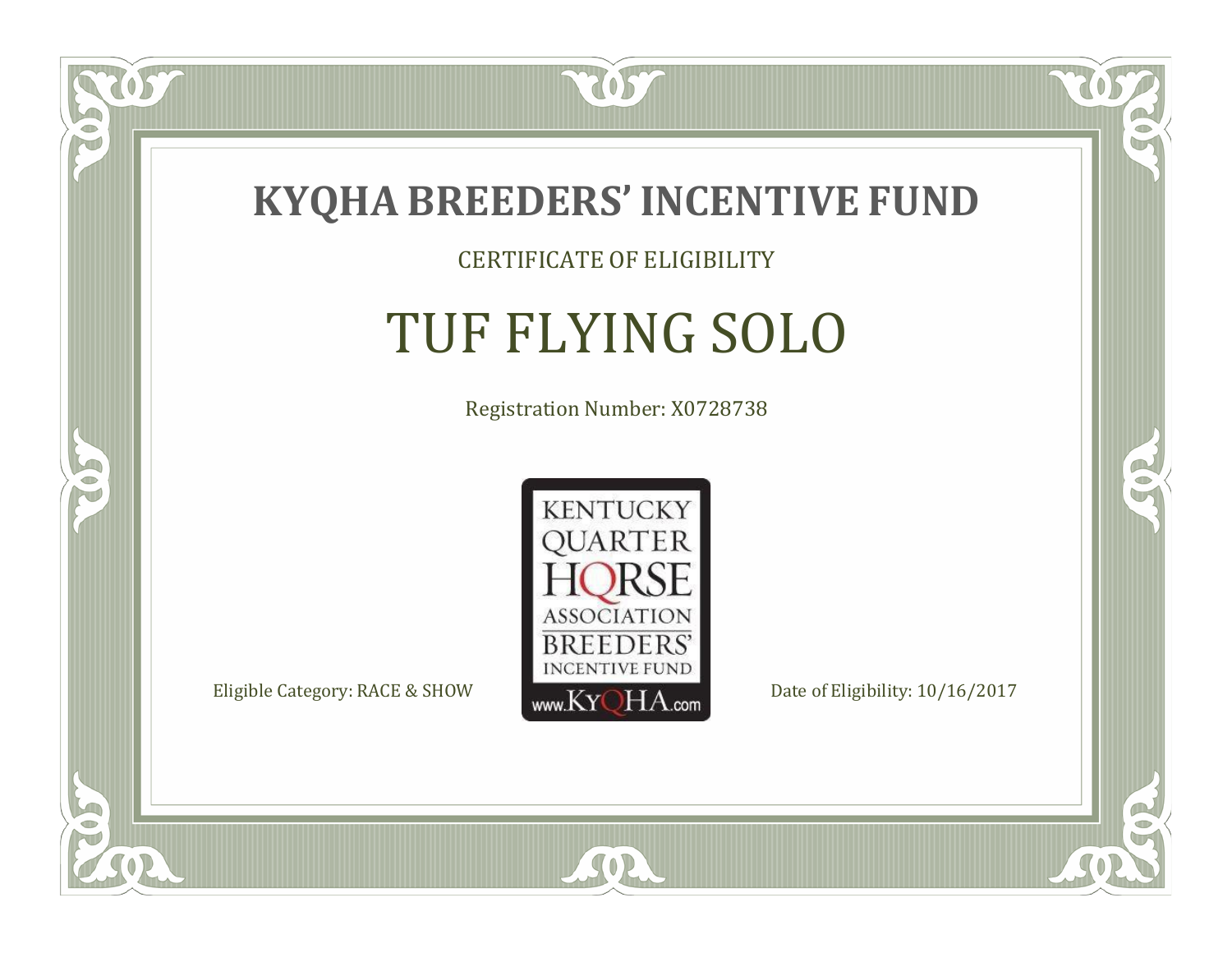# KYQHA BREEDERS' INCENTIVE FUND

CERTIFICATE OF ELIGIBILITY

## TUF FLYING SOLO

Registration Number: X0728738

KENTUCKY QUARTER HORSE ASSOCIATION BREEDERS' INCENTIVE FUND www.KyQHA.com

Eligible Category: RACE & SHOW

Date of Eligibility: 10/16/2017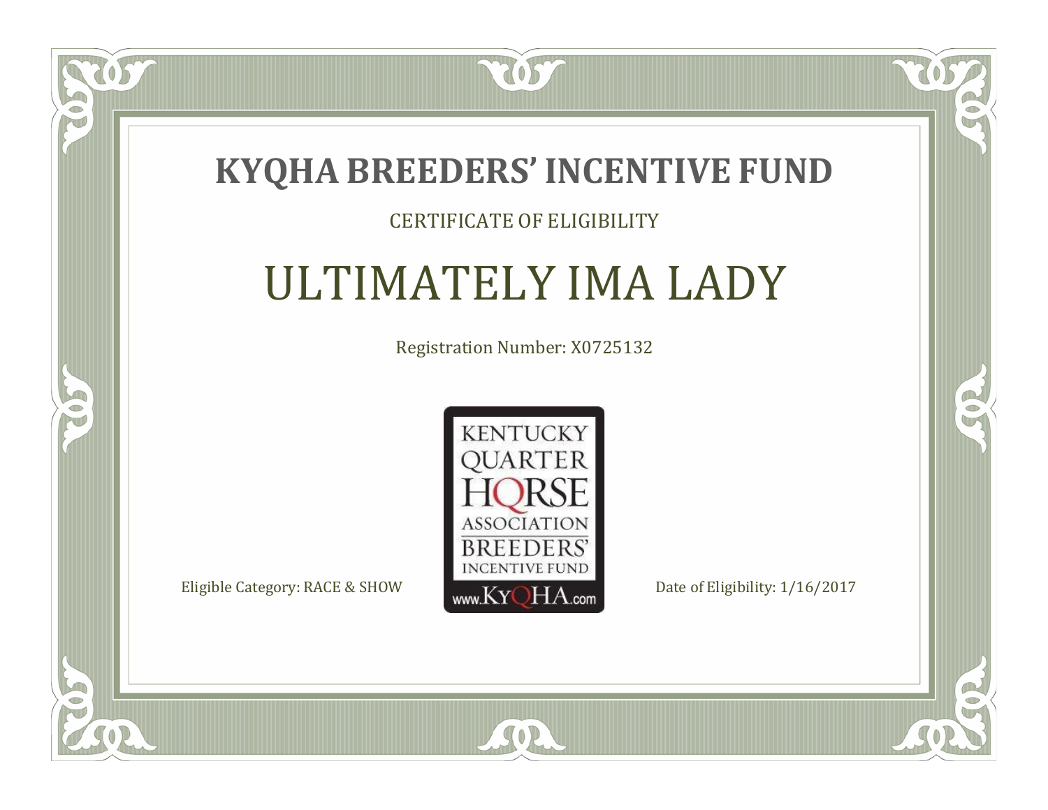# KYQHA BREEDERS' INCENTIVE FUND

CERTIFICATE OF ELIGIBILITY

## ULTIMATELY IMA LADY

Registration Number: X0725132

KENTUCKY QUARTER HORSE ASSOCIATION BREEDERS' INCENTIVE FUND
www.KyQHA.com

Eligible Category: RACE & SHOW

Date of Eligibility: 1/16/2017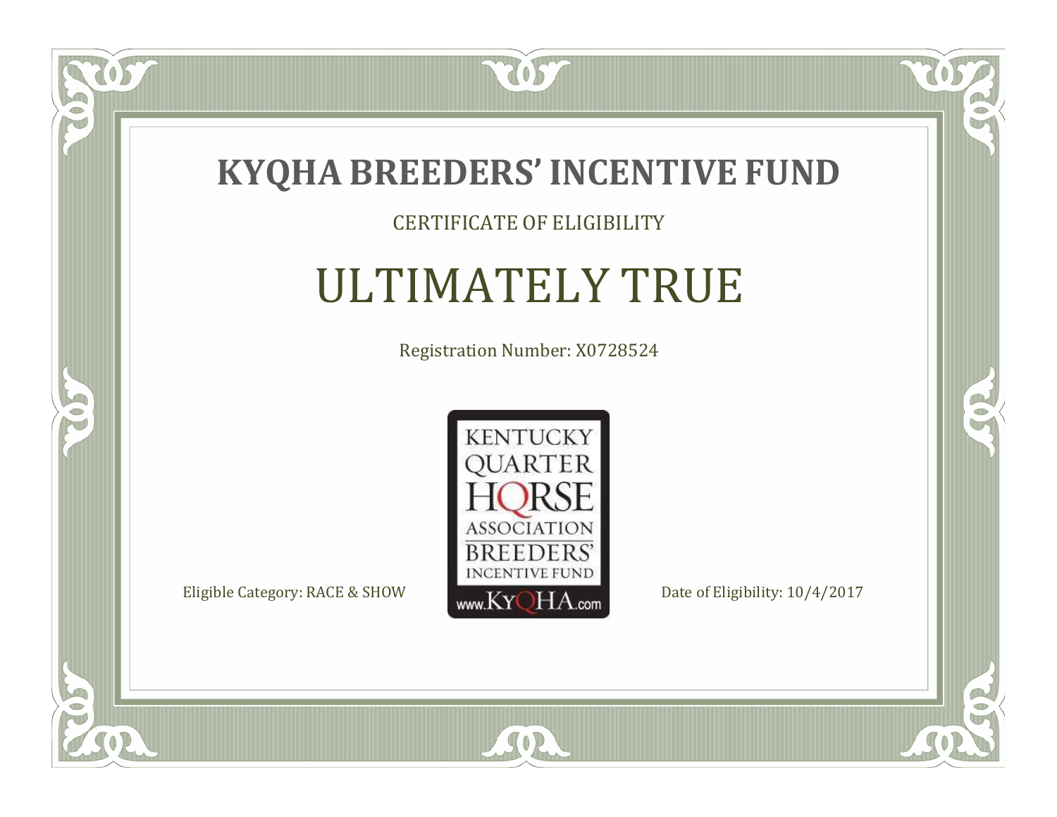# KYQHA BREEDERS' INCENTIVE FUND

CERTIFICATE OF ELIGIBILITY

## ULTIMATELY TRUE

Registration Number: X0728524

KENTUCKY QUARTER HORSE ASSOCIATION BREEDERS' INCENTIVE FUND www.KyQHA.com

Eligible Category: RACE & SHOW

Date of Eligibility: 10/4/2017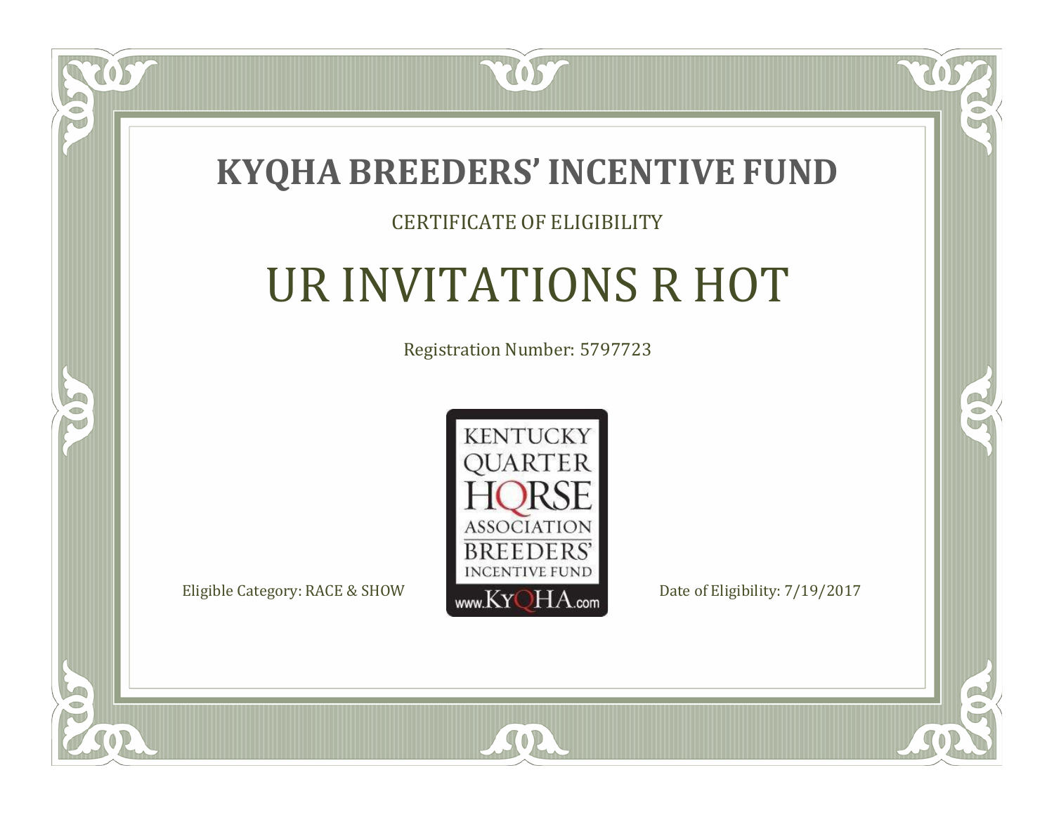# KYQHA BREEDERS' INCENTIVE FUND

CERTIFICATE OF ELIGIBILITY

## UR INVITATIONS R HOT

Registration Number: 5797723

KENTUCKY QUARTER HORSE ASSOCIATION BREEDERS' INCENTIVE FUND

www.KyQHA.com

Eligible Category: RACE & SHOW

Date of Eligibility: 7/19/2017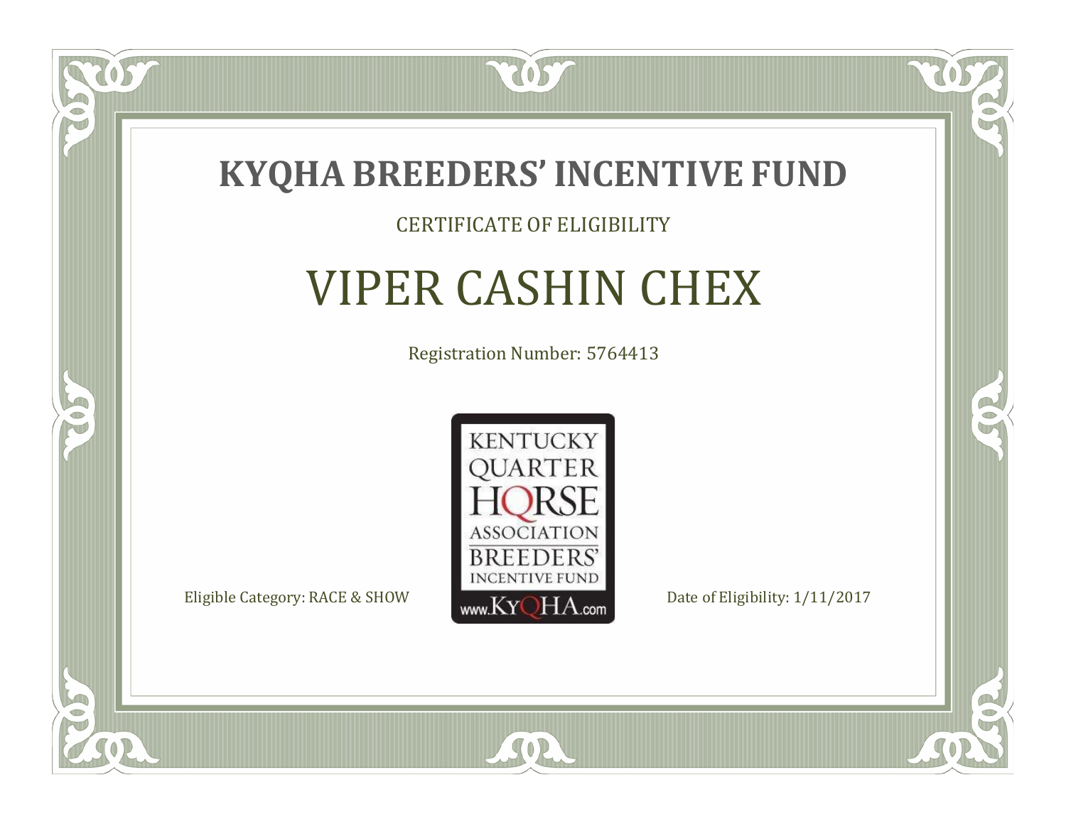# KYQHA BREEDERS' INCENTIVE FUND

CERTIFICATE OF ELIGIBILITY

## VIPER CASHIN CHEX

Registration Number: 5764413

KENTUCKY QUARTER HORSE ASSOCIATION BREEDERS' INCENTIVE FUND
www.KyQHA.com

Eligible Category: RACE & SHOW

Date of Eligibility: 1/11/2017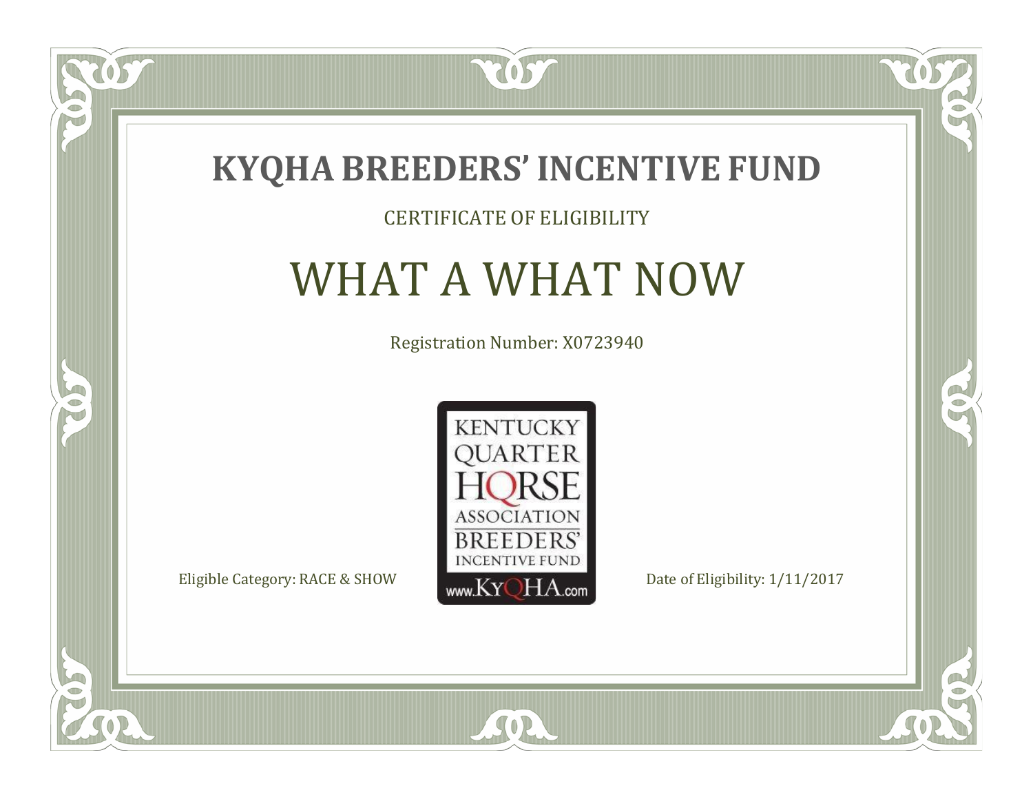# KYQHA BREEDERS' INCENTIVE FUND

CERTIFICATE OF ELIGIBILITY

## WHAT A WHAT NOW

Registration Number: X0723940

KENTUCKY QUARTER HORSE ASSOCIATION BREEDERS' INCENTIVE FUND
www.KyQHA.com

Eligible Category: RACE & SHOW

Date of Eligibility: 1/11/2017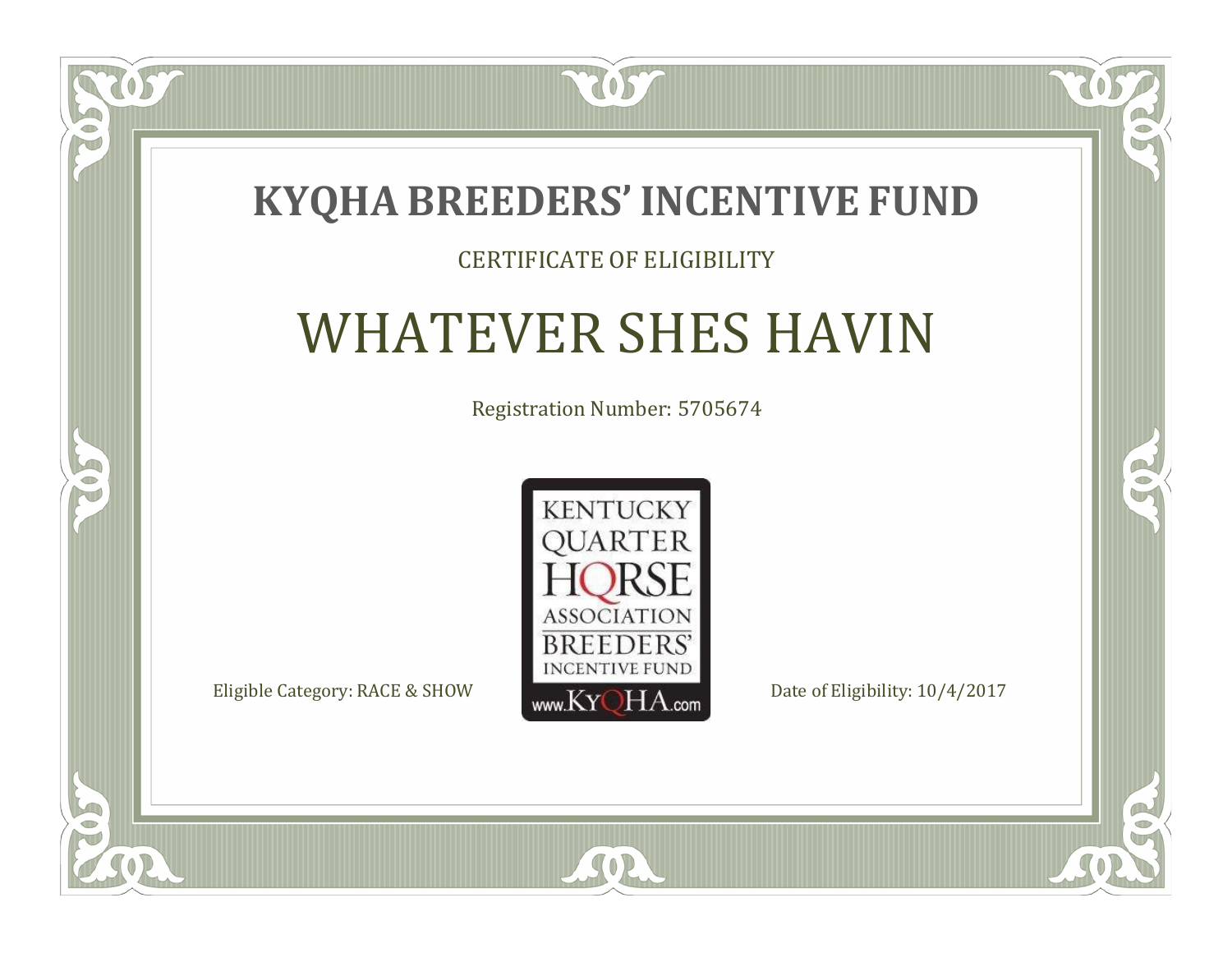# KYQHA BREEDERS' INCENTIVE FUND

CERTIFICATE OF ELIGIBILITY

## WHATEVER SHES HAVIN

Registration Number: 5705674

KENTUCKY QUARTER HORSE ASSOCIATION BREEDERS' INCENTIVE FUND www.KyQHA.com

Eligible Category: RACE & SHOW

Date of Eligibility: 10/4/2017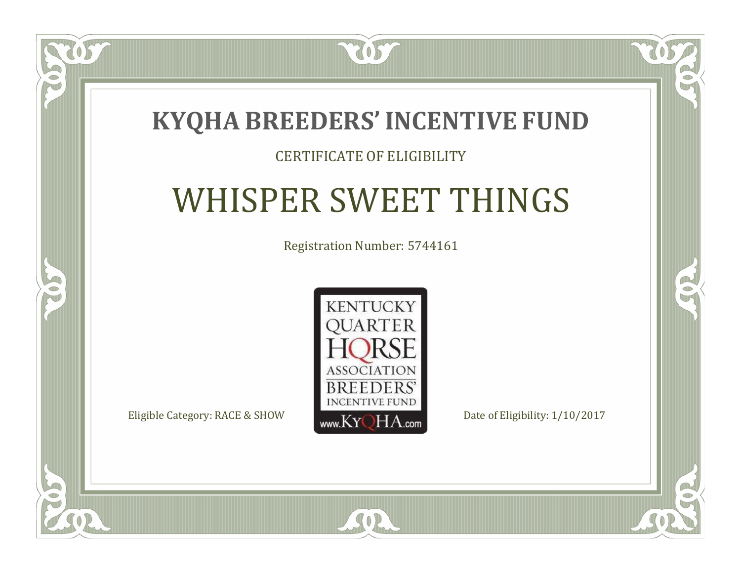# KYQHA BREEDERS' INCENTIVE FUND

CERTIFICATE OF ELIGIBILITY

## WHISPER SWEET THINGS

Registration Number: 5744161

KENTUCKY QUARTER HORSE ASSOCIATION BREEDERS' INCENTIVE FUND www.KyQHA.com

Eligible Category: RACE & SHOW

Date of Eligibility: 1/10/2017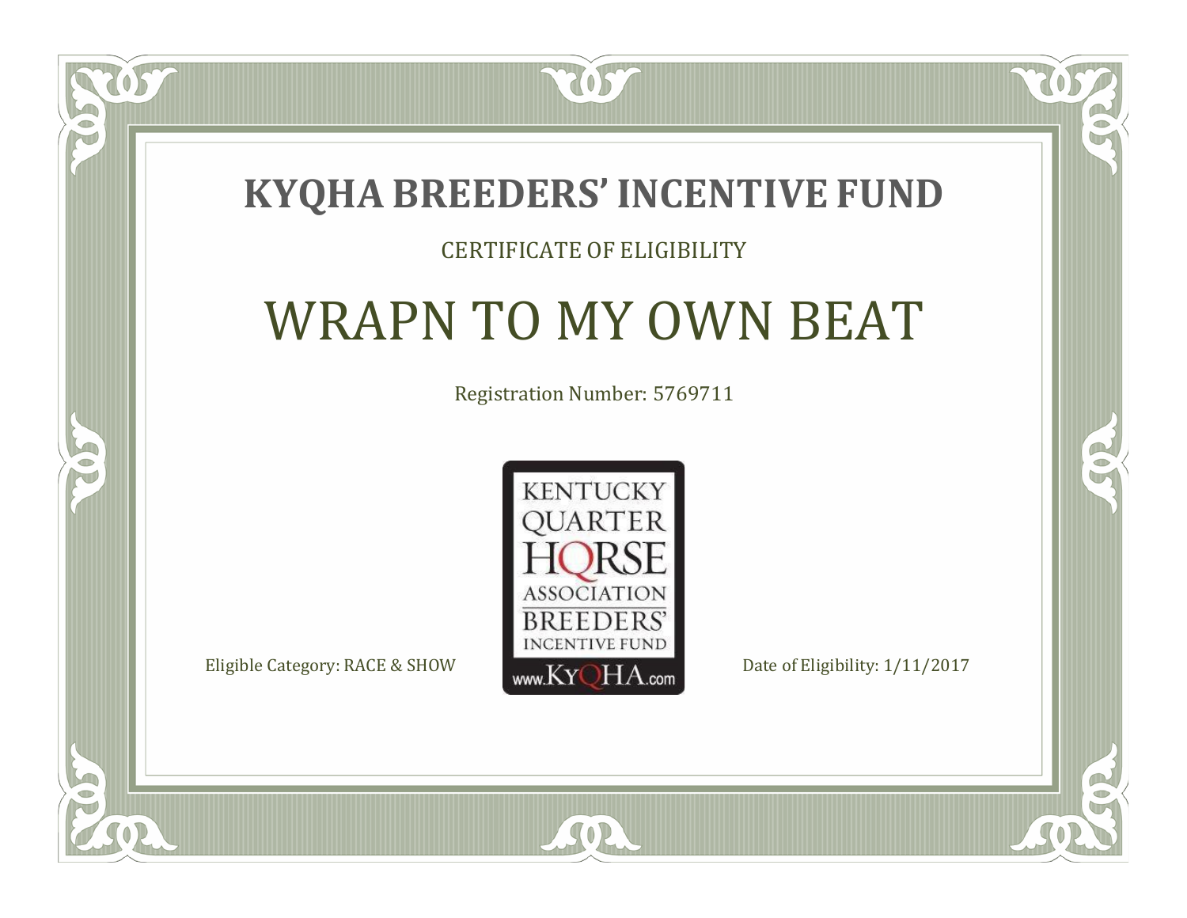# KYQHA BREEDERS' INCENTIVE FUND

CERTIFICATE OF ELIGIBILITY

## WRAPN TO MY OWN BEAT

Registration Number: 5769711

KENTUCKY QUARTER HORSE ASSOCIATION BREEDERS' INCENTIVE FUND www.KyQHA.com

Eligible Category: RACE & SHOW

Date of Eligibility: 1/11/2017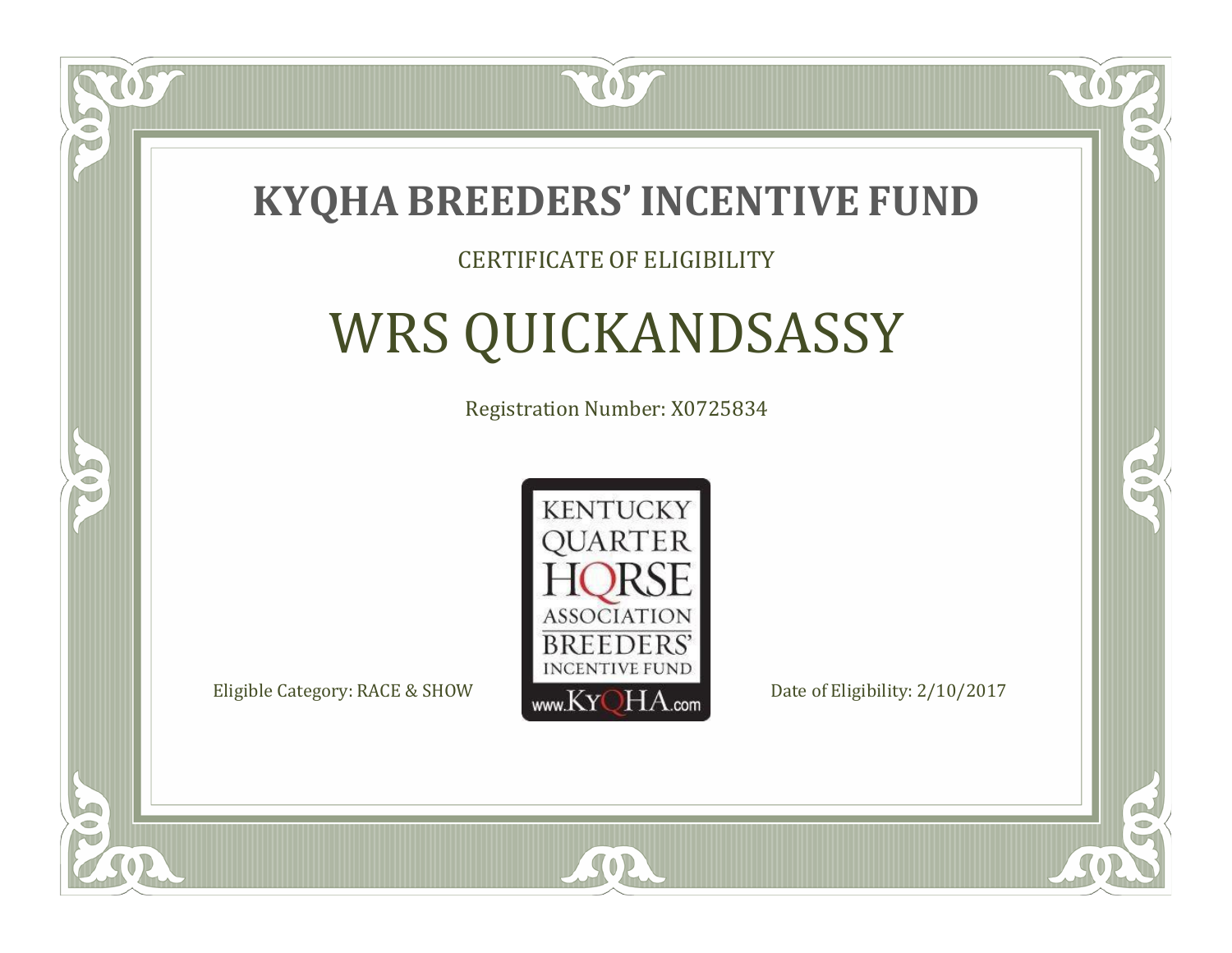# KYQHA BREEDERS' INCENTIVE FUND

CERTIFICATE OF ELIGIBILITY

## WRS QUICKANDSASSY

Registration Number: X0725834

KENTUCKY QUARTER HORSE ASSOCIATION BREEDERS' INCENTIVE FUND
www.KyQHA.com

Eligible Category: RACE & SHOW

Date of Eligibility: 2/10/2017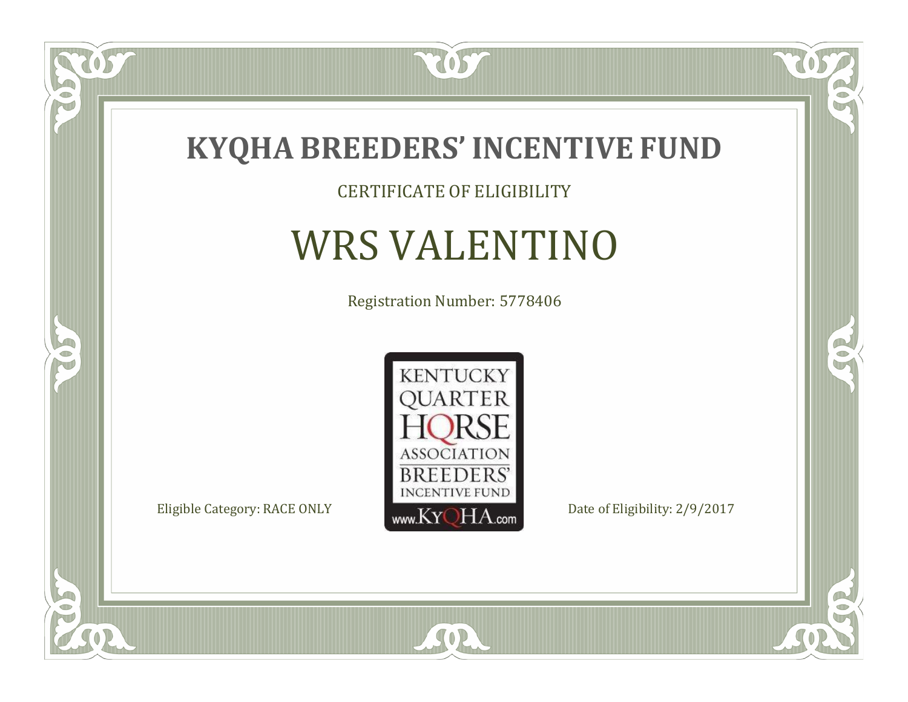# KYQHA BREEDERS' INCENTIVE FUND

CERTIFICATE OF ELIGIBILITY

## WRS VALENTINO

Registration Number: 5778406

KENTUCKY QUARTER HORSE ASSOCIATION BREEDERS' INCENTIVE FUND www.KyQHA.com

Eligible Category: RACE ONLY

Date of Eligibility: 2/9/2017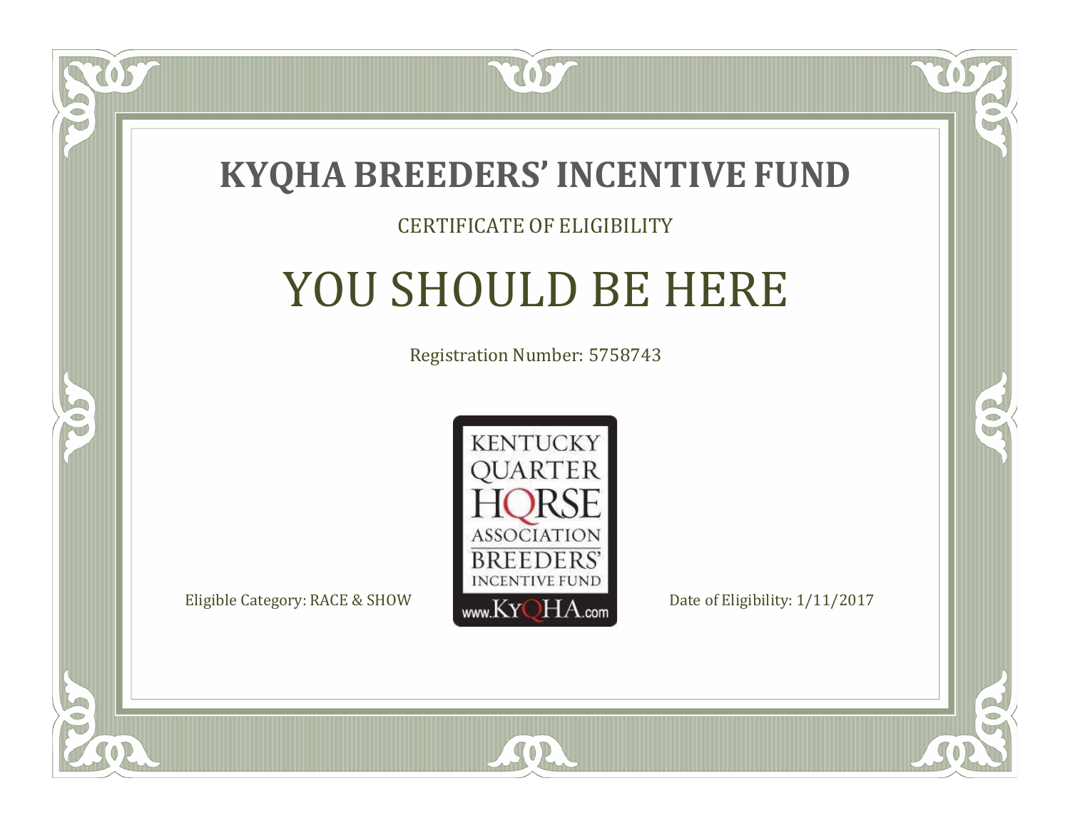# KYQHA BREEDERS' INCENTIVE FUND

CERTIFICATE OF ELIGIBILITY

## YOU SHOULD BE HERE

Registration Number: 5758743

KENTUCKY QUARTER HORSE ASSOCIATION BREEDERS' INCENTIVE FUND www.KyQHA.com

Eligible Category: RACE & SHOW

Date of Eligibility: 1/11/2017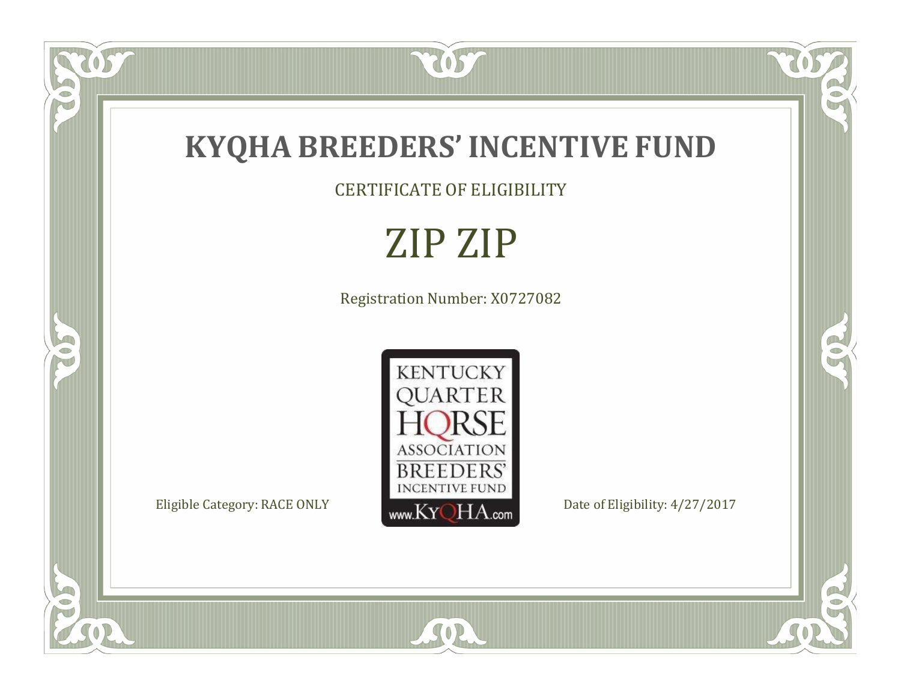# KYQHA BREEDERS' INCENTIVE FUND

CERTIFICATE OF ELIGIBILITY

## ZIP ZIP

Registration Number: X0727082

KENTUCKY QUARTER HORSE ASSOCIATION BREEDERS' INCENTIVE FUND www.KyQHA.com

Eligible Category: RACE ONLY

Date of Eligibility: 4/27/2017